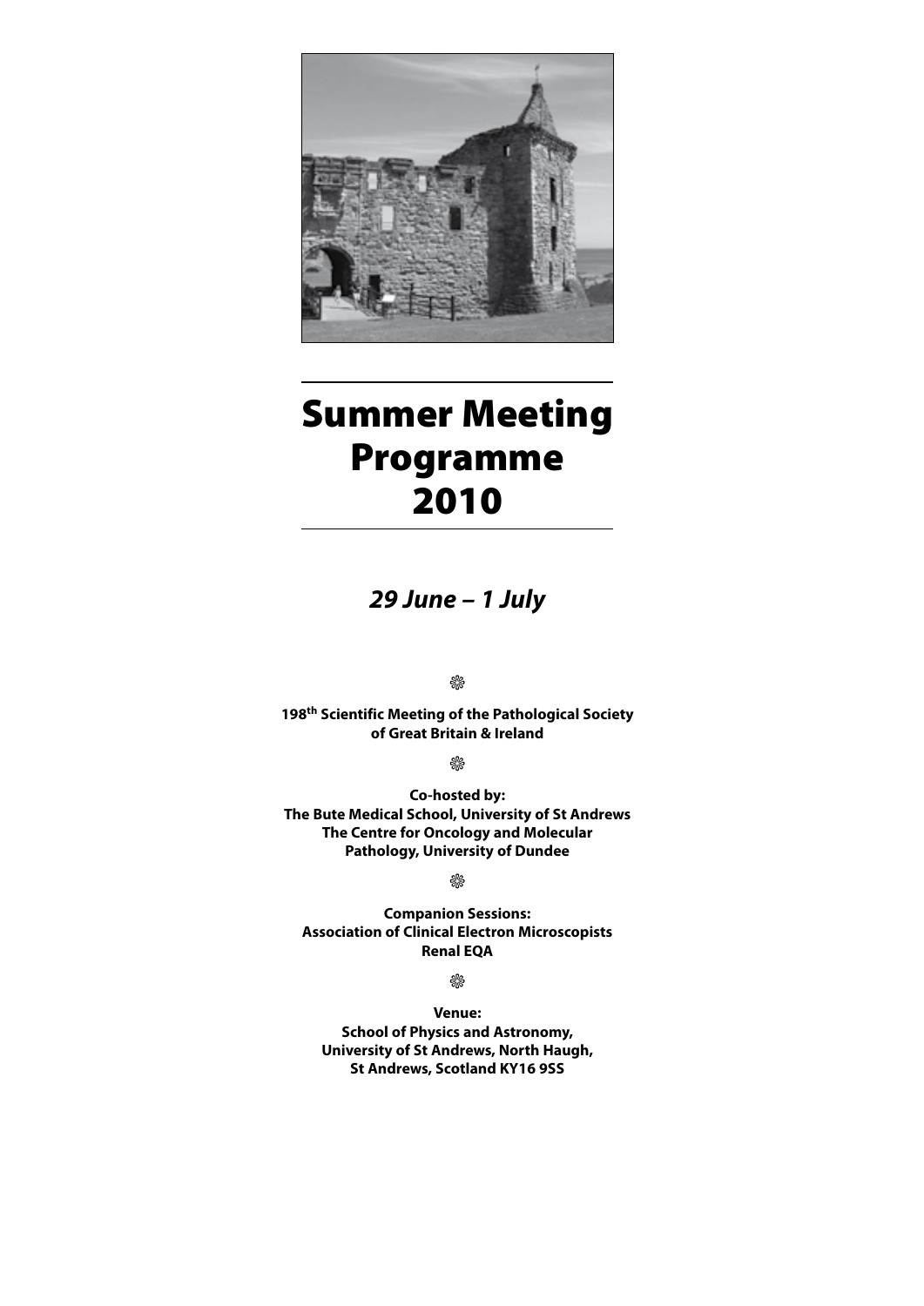# Summer Meeting Programme 2010

***29 June – 1 July***

❁

**198th Scientific Meeting of the Pathological Society of Great Britain & Ireland**

❁

**Co-hosted by:**
**The Bute Medical School, University of St Andrews**
**The Centre for Oncology and Molecular Pathology, University of Dundee**

❁

**Companion Sessions:**
**Association of Clinical Electron Microscopists**
**Renal EQA**

❁

**Venue:**
**School of Physics and Astronomy, University of St Andrews, North Haugh, St Andrews, Scotland KY16 9SS**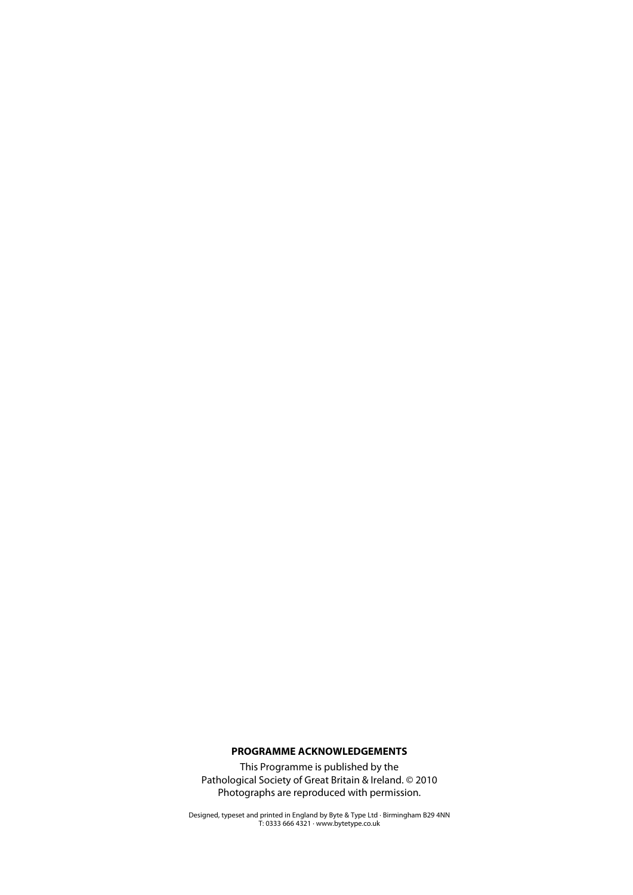**PROGRAMME ACKNOWLEDGEMENTS**

This Programme is published by the
Pathological Society of Great Britain & Ireland. © 2010
Photographs are reproduced with permission.

Designed, typeset and printed in England by Byte & Type Ltd · Birmingham B29 4NN
T: 0333 666 4321 · www.bytetype.co.uk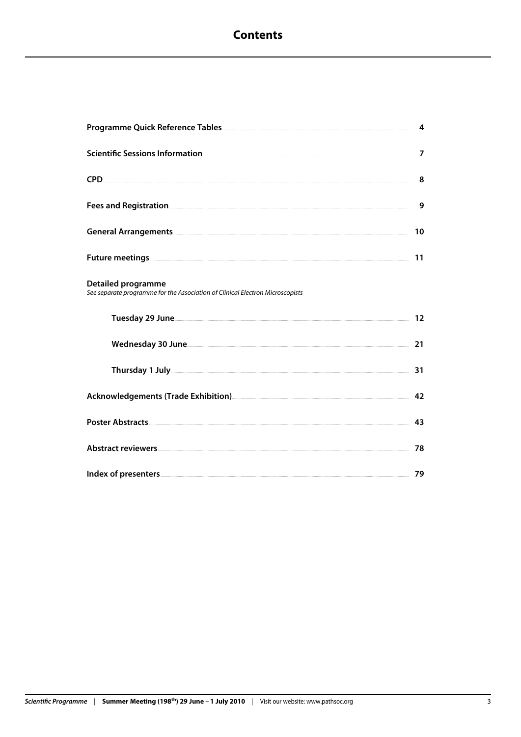# Contents

| | |
|---|---|
| **Programme Quick Reference Tables** | 4 |
| **Scientific Sessions Information** | 7 |
| **CPD** | 8 |
| **Fees and Registration** | 9 |
| **General Arrangements** | 10 |
| **Future meetings** | 11 |

**Detailed programme**
*See separate programme for the Association of Clinical Electron Microscopists*

| | |
|---|---|
| **Tuesday 29 June** | 12 |
| **Wednesday 30 June** | 21 |
| **Thursday 1 July** | 31 |

| | |
|---|---|
| **Acknowledgements (Trade Exhibition)** | 42 |
| **Poster Abstracts** | 43 |
| **Abstract reviewers** | 78 |
| **Index of presenters** | 79 |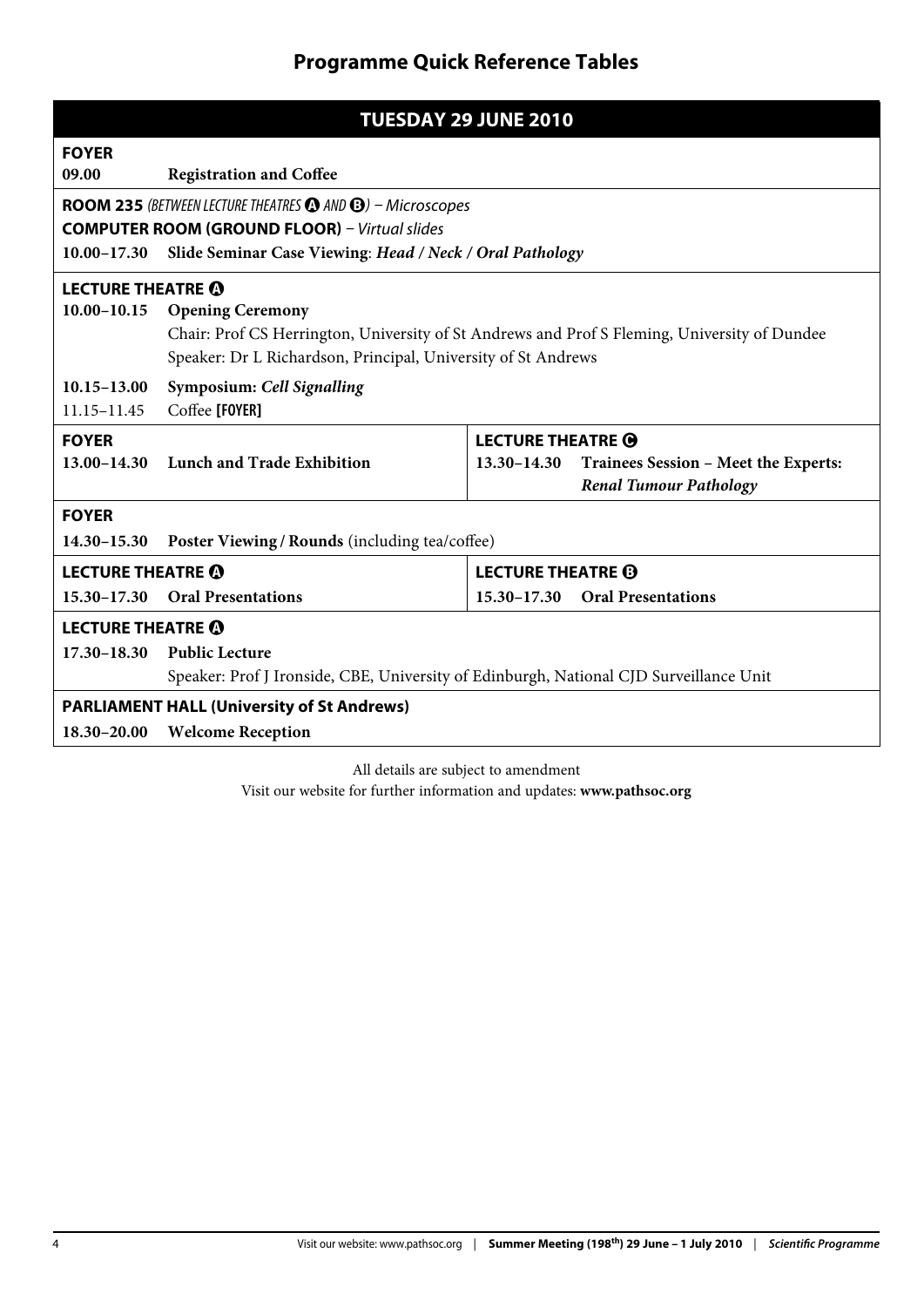# Programme Quick Reference Tables

## TUESDAY 29 JUNE 2010

**FOYER**

**09.00** **Registration and Coffee**

**ROOM 235** *(BETWEEN LECTURE THEATRES A AND B) – Microscopes*
**COMPUTER ROOM (GROUND FLOOR)** – *Virtual slides*

**10.00–17.30** **Slide Seminar Case Viewing**: ***Head / Neck / Oral Pathology***

**LECTURE THEATRE A**

**10.00–10.15** **Opening Ceremony**
Chair: Prof CS Herrington, University of St Andrews and Prof S Fleming, University of Dundee
Speaker: Dr L Richardson, Principal, University of St Andrews

**10.15–13.00** **Symposium: *Cell Signalling***
11.15–11.45 Coffee **[FOYER]**

| **FOYER** | **LECTURE THEATRE C** |
|---|---|
| **13.00–14.30** **Lunch and Trade Exhibition** | **13.30–14.30** **Trainees Session – Meet the Experts: *Renal Tumour Pathology*** |

**FOYER**

**14.30–15.30** **Poster Viewing / Rounds** (including tea/coffee)

| **LECTURE THEATRE A** | **LECTURE THEATRE B** |
|---|---|
| **15.30–17.30** **Oral Presentations** | **15.30–17.30** **Oral Presentations** |

**LECTURE THEATRE A**

**17.30–18.30** **Public Lecture**
Speaker: Prof J Ironside, CBE, University of Edinburgh, National CJD Surveillance Unit

**PARLIAMENT HALL (University of St Andrews)**

**18.30–20.00** **Welcome Reception**

All details are subject to amendment
Visit our website for further information and updates: **www.pathsoc.org**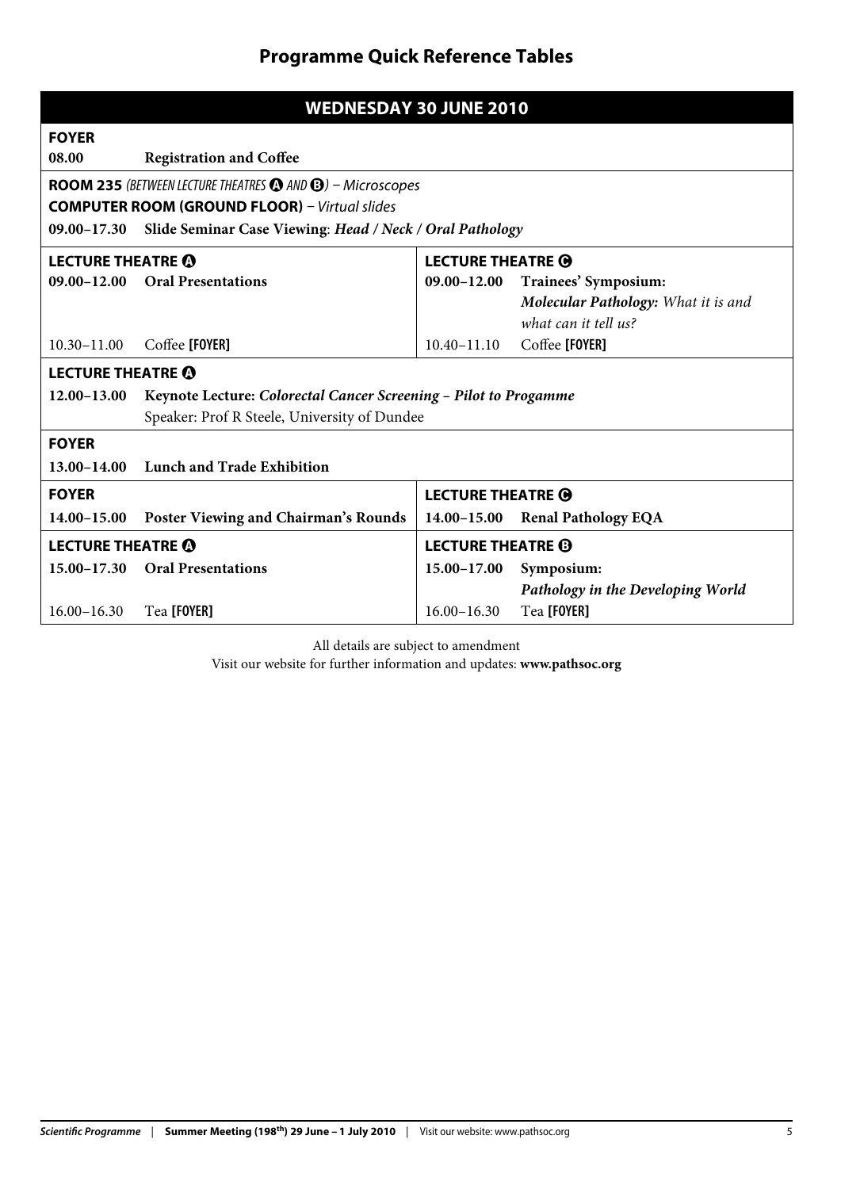# Programme Quick Reference Tables

## WEDNESDAY 30 JUNE 2010

**FOYER**

**08.00** **Registration and Coffee**

**ROOM 235** *(BETWEEN LECTURE THEATRES A AND B) – Microscopes*
**COMPUTER ROOM (GROUND FLOOR)** *– Virtual slides*

**09.00–17.30** **Slide Seminar Case Viewing**: ***Head / Neck / Oral Pathology***

| **LECTURE THEATRE A** | | **LECTURE THEATRE C** | |
|---|---|---|---|
| **09.00–12.00** | **Oral Presentations** | **09.00–12.00** | **Trainees' Symposium:** ***Molecular Pathology:*** *What it is and what can it tell us?* |
| 10.30–11.00 | Coffee **[FOYER]** | 10.40–11.10 | Coffee **[FOYER]** |

**LECTURE THEATRE A**

**12.00–13.00** **Keynote Lecture:** ***Colorectal Cancer Screening – Pilot to Progamme***
Speaker: Prof R Steele, University of Dundee

**FOYER**

**13.00–14.00** **Lunch and Trade Exhibition**

| **FOYER** | | **LECTURE THEATRE C** | |
|---|---|---|---|
| **14.00–15.00** | **Poster Viewing and Chairman's Rounds** | **14.00–15.00** | **Renal Pathology EQA** |

| **LECTURE THEATRE A** | | **LECTURE THEATRE B** | |
|---|---|---|---|
| **15.00–17.30** | **Oral Presentations** | **15.00–17.00** | **Symposium:** ***Pathology in the Developing World*** |
| 16.00–16.30 | Tea **[FOYER]** | 16.00–16.30 | Tea **[FOYER]** |

All details are subject to amendment
Visit our website for further information and updates: **www.pathsoc.org**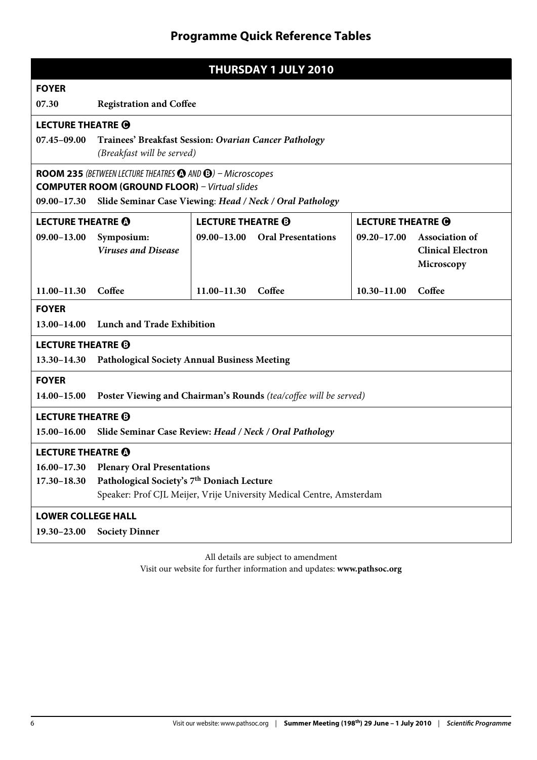## Programme Quick Reference Tables

### THURSDAY 1 JULY 2010

**FOYER**

**07.30** **Registration and Coffee**

**LECTURE THEATRE C**

**07.45–09.00** **Trainees' Breakfast Session: *Ovarian Cancer Pathology***
*(Breakfast will be served)*

**ROOM 235** *(BETWEEN LECTURE THEATRES A AND B)* – *Microscopes*
**COMPUTER ROOM (GROUND FLOOR)** – *Virtual slides*

**09.00–17.30** **Slide Seminar Case Viewing**: ***Head / Neck / Oral Pathology***

| **LECTURE THEATRE A** | | **LECTURE THEATRE B** | | **LECTURE THEATRE C** | |
|---|---|---|---|---|---|
| **09.00–13.00** | **Symposium:** ***Viruses and Disease*** | **09.00–13.00** | **Oral Presentations** | **09.20–17.00** | **Association of Clinical Electron Microscopy** |
| **11.00–11.30** | **Coffee** | **11.00–11.30** | **Coffee** | **10.30–11.00** | **Coffee** |

**FOYER**

**13.00–14.00** **Lunch and Trade Exhibition**

**LECTURE THEATRE B**

**13.30–14.30** **Pathological Society Annual Business Meeting**

**FOYER**

**14.00–15.00** **Poster Viewing and Chairman's Rounds** *(tea/coffee will be served)*

**LECTURE THEATRE B**

**15.00–16.00** **Slide Seminar Case Review: *Head / Neck / Oral Pathology***

**LECTURE THEATRE A**

**16.00–17.30** **Plenary Oral Presentations**

**17.30–18.30** **Pathological Society's 7th Doniach Lecture**
Speaker: Prof CJL Meijer, Vrije University Medical Centre, Amsterdam

**LOWER COLLEGE HALL**

**19.30–23.00** **Society Dinner**

All details are subject to amendment
Visit our website for further information and updates: **www.pathsoc.org**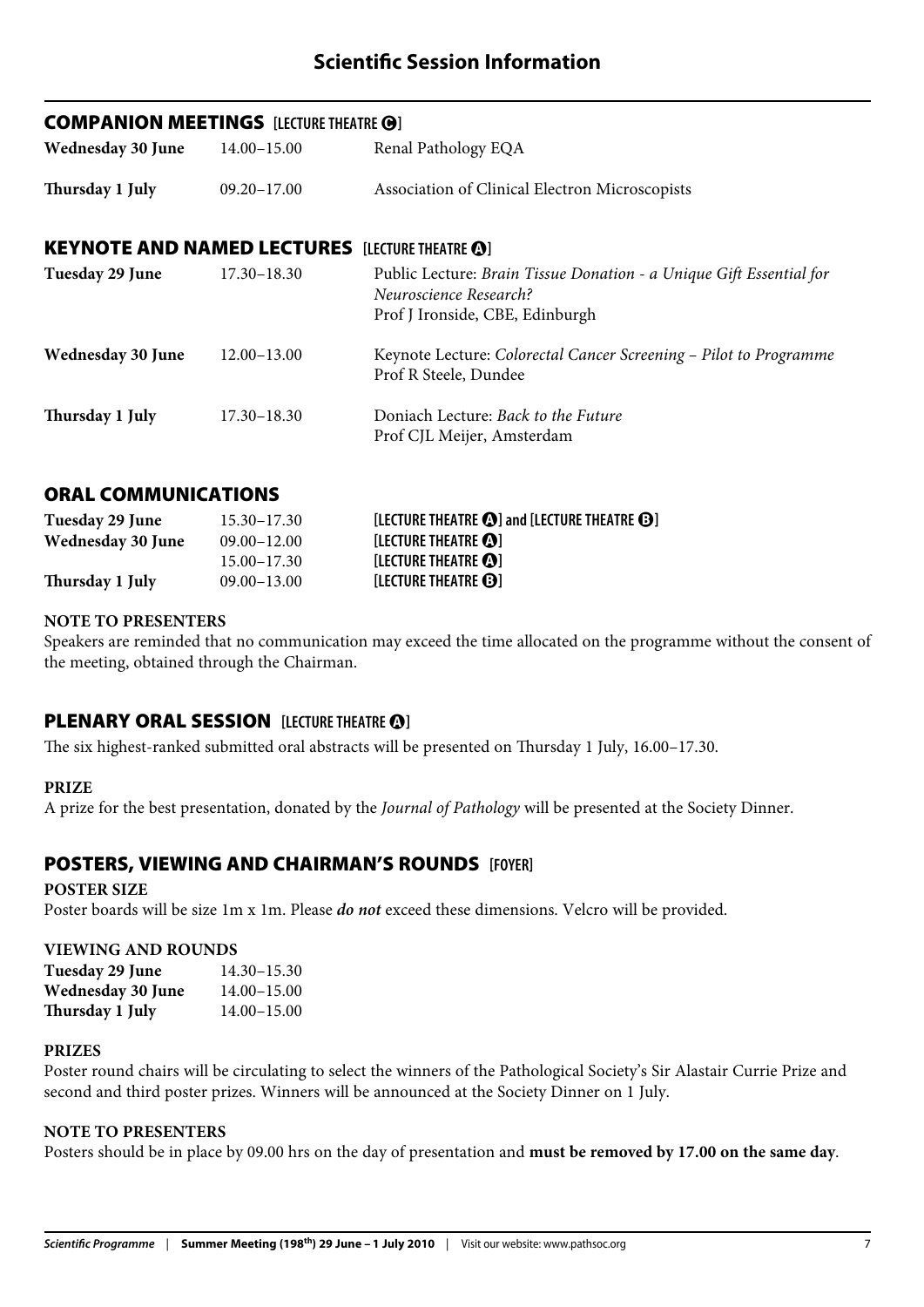# Scientific Session Information

## COMPANION MEETINGS [LECTURE THEATRE C]

| | | |
|---|---|---|
| **Wednesday 30 June** | 14.00–15.00 | Renal Pathology EQA |
| **Thursday 1 July** | 09.20–17.00 | Association of Clinical Electron Microscopists |

## KEYNOTE AND NAMED LECTURES [LECTURE THEATRE A]

| | | |
|---|---|---|
| **Tuesday 29 June** | 17.30–18.30 | Public Lecture: *Brain Tissue Donation - a Unique Gift Essential for Neuroscience Research?* Prof J Ironside, CBE, Edinburgh |
| **Wednesday 30 June** | 12.00–13.00 | Keynote Lecture: *Colorectal Cancer Screening – Pilot to Programme* Prof R Steele, Dundee |
| **Thursday 1 July** | 17.30–18.30 | Doniach Lecture: *Back to the Future* Prof CJL Meijer, Amsterdam |

## ORAL COMMUNICATIONS

| | | |
|---|---|---|
| **Tuesday 29 June** | 15.30–17.30 | **[LECTURE THEATRE A] and [LECTURE THEATRE B]** |
| **Wednesday 30 June** | 09.00–12.00 | **[LECTURE THEATRE A]** |
| | 15.00–17.30 | **[LECTURE THEATRE A]** |
| **Thursday 1 July** | 09.00–13.00 | **[LECTURE THEATRE B]** |

**NOTE TO PRESENTERS**

Speakers are reminded that no communication may exceed the time allocated on the programme without the consent of the meeting, obtained through the Chairman.

## PLENARY ORAL SESSION [LECTURE THEATRE A]

The six highest-ranked submitted oral abstracts will be presented on Thursday 1 July, 16.00–17.30.

**PRIZE**

A prize for the best presentation, donated by the *Journal of Pathology* will be presented at the Society Dinner.

## POSTERS, VIEWING AND CHAIRMAN'S ROUNDS [FOYER]

**POSTER SIZE**

Poster boards will be size 1m x 1m. Please ***do not*** exceed these dimensions. Velcro will be provided.

**VIEWING AND ROUNDS**

| | |
|---|---|
| **Tuesday 29 June** | 14.30–15.30 |
| **Wednesday 30 June** | 14.00–15.00 |
| **Thursday 1 July** | 14.00–15.00 |

**PRIZES**

Poster round chairs will be circulating to select the winners of the Pathological Society's Sir Alastair Currie Prize and second and third poster prizes. Winners will be announced at the Society Dinner on 1 July.

**NOTE TO PRESENTERS**

Posters should be in place by 09.00 hrs on the day of presentation and **must be removed by 17.00 on the same day**.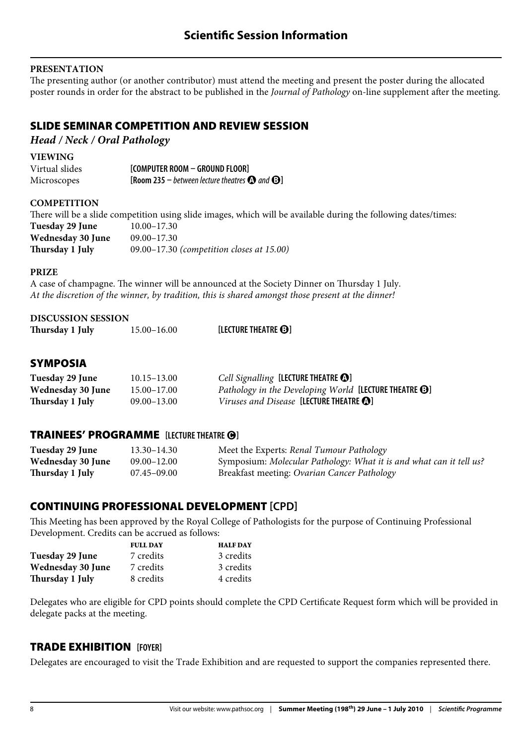# Scientific Session Information

**PRESENTATION**

The presenting author (or another contributor) must attend the meeting and present the poster during the allocated poster rounds in order for the abstract to be published in the *Journal of Pathology* on-line supplement after the meeting.

## SLIDE SEMINAR COMPETITION AND REVIEW SESSION

### *Head / Neck / Oral Pathology*

**VIEWING**

| | |
|---|---|
| Virtual slides | **[COMPUTER ROOM – GROUND FLOOR]** |
| Microscopes | **[Room 235 –** *between lecture theatres* **A** *and* **B]** |

**COMPETITION**

There will be a slide competition using slide images, which will be available during the following dates/times:

| | |
|---|---|
| **Tuesday 29 June** | 10.00–17.30 |
| **Wednesday 30 June** | 09.00–17.30 |
| **Thursday 1 July** | 09.00–17.30 *(competition closes at 15.00)* |

**PRIZE**

A case of champagne. The winner will be announced at the Society Dinner on Thursday 1 July.
*At the discretion of the winner, by tradition, this is shared amongst those present at the dinner!*

**DISCUSSION SESSION**

| | | |
|---|---|---|
| **Thursday 1 July** | 15.00–16.00 | **[LECTURE THEATRE B]** |

## SYMPOSIA

| | | |
|---|---|---|
| **Tuesday 29 June** | 10.15–13.00 | *Cell Signalling* **[LECTURE THEATRE A]** |
| **Wednesday 30 June** | 15.00–17.00 | *Pathology in the Developing World* **[LECTURE THEATRE B]** |
| **Thursday 1 July** | 09.00–13.00 | *Viruses and Disease* **[LECTURE THEATRE A]** |

## TRAINEES' PROGRAMME [LECTURE THEATRE C]

| | | |
|---|---|---|
| **Tuesday 29 June** | 13.30–14.30 | Meet the Experts: *Renal Tumour Pathology* |
| **Wednesday 30 June** | 09.00–12.00 | Symposium: *Molecular Pathology: What it is and what can it tell us?* |
| **Thursday 1 July** | 07.45–09.00 | Breakfast meeting: *Ovarian Cancer Pathology* |

## CONTINUING PROFESSIONAL DEVELOPMENT [CPD]

This Meeting has been approved by the Royal College of Pathologists for the purpose of Continuing Professional Development. Credits can be accrued as follows:

| | FULL DAY | HALF DAY |
|---|---|---|
| **Tuesday 29 June** | 7 credits | 3 credits |
| **Wednesday 30 June** | 7 credits | 3 credits |
| **Thursday 1 July** | 8 credits | 4 credits |

Delegates who are eligible for CPD points should complete the CPD Certificate Request form which will be provided in delegate packs at the meeting.

## TRADE EXHIBITION [FOYER]

Delegates are encouraged to visit the Trade Exhibition and are requested to support the companies represented there.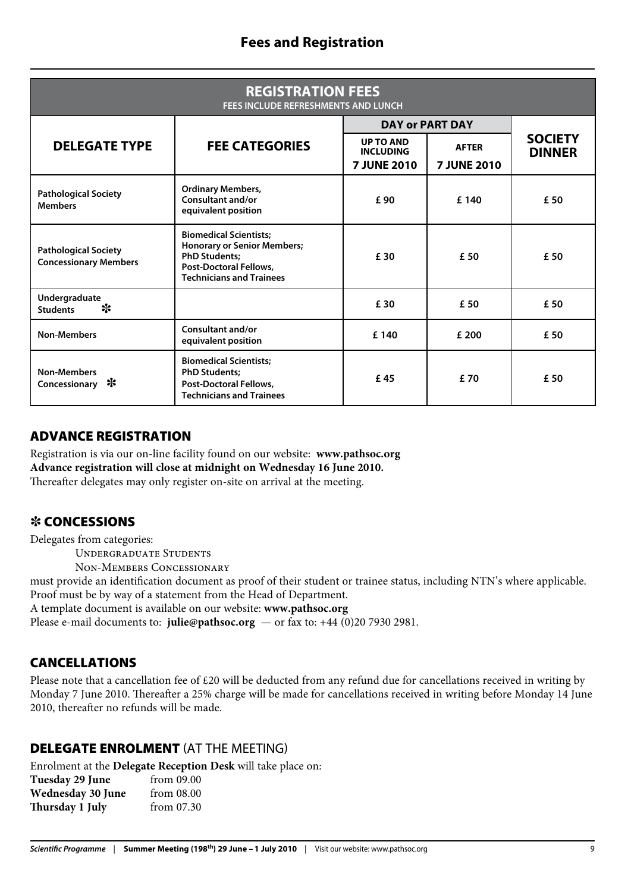## Fees and Registration

| REGISTRATION FEES<br>FEES INCLUDE REFRESHMENTS AND LUNCH | | | | |
|---|---|---|---|---|
| | | DAY or PART DAY | | |
| DELEGATE TYPE | FEE CATEGORIES | UP TO AND INCLUDING 7 JUNE 2010 | AFTER 7 JUNE 2010 | SOCIETY DINNER |
| **Pathological Society Members** | **Ordinary Members, Consultant and/or equivalent position** | £ 90 | £ 140 | £ 50 |
| **Pathological Society Concessionary Members** | **Biomedical Scientists; Honorary or Senior Members; PhD Students; Post-Doctoral Fellows, Technicians and Trainees** | £ 30 | £ 50 | £ 50 |
| **Undergraduate Students** ✻ | | £ 30 | £ 50 | £ 50 |
| **Non-Members** | **Consultant and/or equivalent position** | £ 140 | £ 200 | £ 50 |
| **Non-Members Concessionary** ✻ | **Biomedical Scientists; PhD Students; Post-Doctoral Fellows, Technicians and Trainees** | £ 45 | £ 70 | £ 50 |

### ADVANCE REGISTRATION

Registration is via our on-line facility found on our website: **www.pathsoc.org**
**Advance registration will close at midnight on Wednesday 16 June 2010.**
Thereafter delegates may only register on-site on arrival at the meeting.

### ✻ CONCESSIONS

Delegates from categories:

Undergraduate Students
Non-Members Concessionary

must provide an identification document as proof of their student or trainee status, including NTN's where applicable. Proof must be by way of a statement from the Head of Department.
A template document is available on our website: **www.pathsoc.org**
Please e-mail documents to: **julie@pathsoc.org** — or fax to: +44 (0)20 7930 2981.

### CANCELLATIONS

Please note that a cancellation fee of £20 will be deducted from any refund due for cancellations received in writing by Monday 7 June 2010. Thereafter a 25% charge will be made for cancellations received in writing before Monday 14 June 2010, thereafter no refunds will be made.

### DELEGATE ENROLMENT (AT THE MEETING)

Enrolment at the **Delegate Reception Desk** will take place on:

| | |
|---|---|
| **Tuesday 29 June** | from 09.00 |
| **Wednesday 30 June** | from 08.00 |
| **Thursday 1 July** | from 07.30 |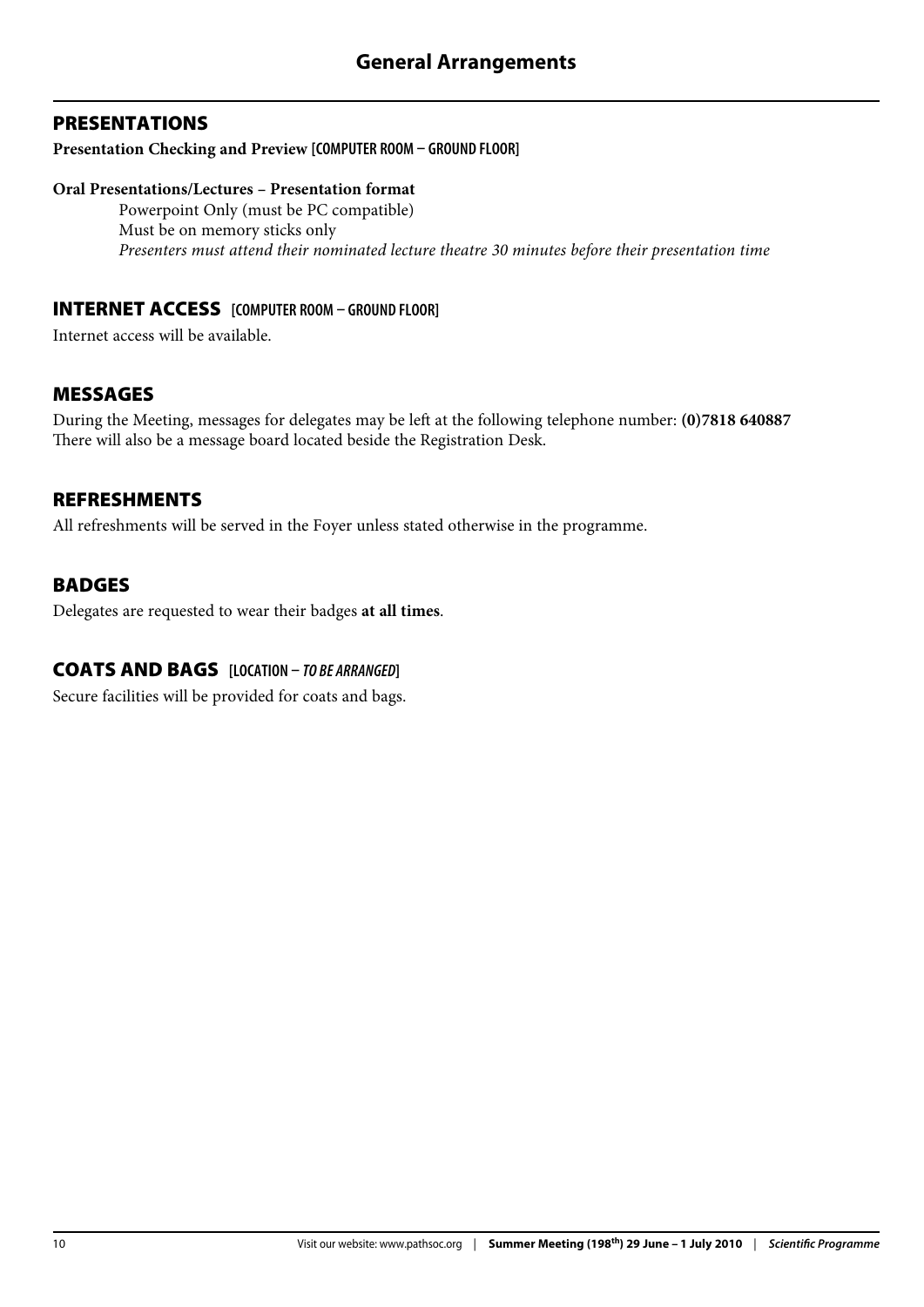# General Arrangements

## PRESENTATIONS

**Presentation Checking and Preview [COMPUTER ROOM – GROUND FLOOR]**

**Oral Presentations/Lectures – Presentation format**

Powerpoint Only (must be PC compatible)
Must be on memory sticks only
*Presenters must attend their nominated lecture theatre 30 minutes before their presentation time*

## INTERNET ACCESS [COMPUTER ROOM – GROUND FLOOR]

Internet access will be available.

## MESSAGES

During the Meeting, messages for delegates may be left at the following telephone number: **(0)7818 640887**
There will also be a message board located beside the Registration Desk.

## REFRESHMENTS

All refreshments will be served in the Foyer unless stated otherwise in the programme.

## BADGES

Delegates are requested to wear their badges **at all times**.

## COATS AND BAGS [LOCATION – *TO BE ARRANGED*]

Secure facilities will be provided for coats and bags.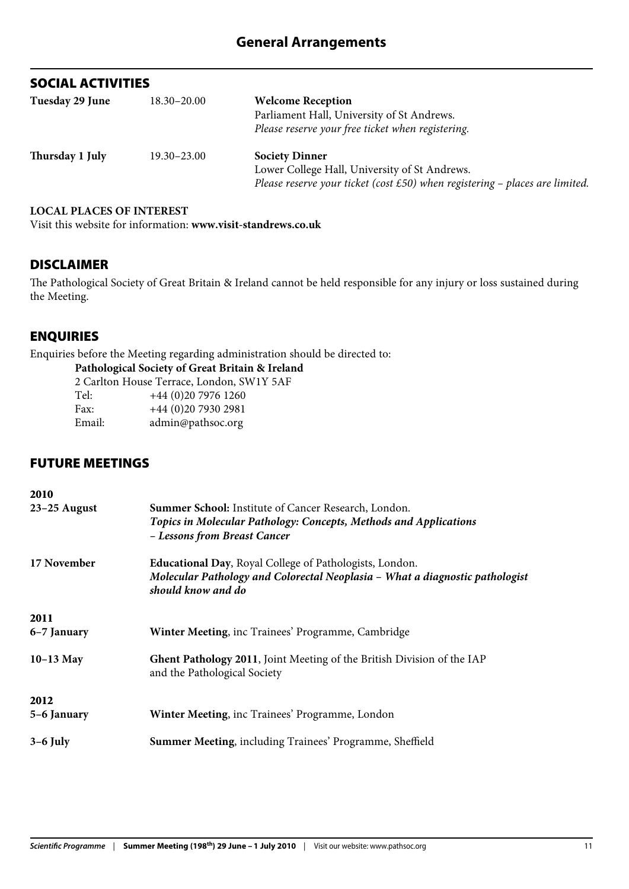# General Arrangements

## SOCIAL ACTIVITIES

| | | |
|---|---|---|
| **Tuesday 29 June** | 18.30–20.00 | **Welcome Reception**<br>Parliament Hall, University of St Andrews.<br>*Please reserve your free ticket when registering.* |
| **Thursday 1 July** | 19.30–23.00 | **Society Dinner**<br>Lower College Hall, University of St Andrews.<br>*Please reserve your ticket (cost £50) when registering – places are limited.* |

**LOCAL PLACES OF INTEREST**

Visit this website for information: **www.visit-standrews.co.uk**

## DISCLAIMER

The Pathological Society of Great Britain & Ireland cannot be held responsible for any injury or loss sustained during the Meeting.

## ENQUIRIES

Enquiries before the Meeting regarding administration should be directed to:

**Pathological Society of Great Britain & Ireland**
2 Carlton House Terrace, London, SW1Y 5AF
Tel: +44 (0)20 7976 1260
Fax: +44 (0)20 7930 2981
Email: admin@pathsoc.org

## FUTURE MEETINGS

**2010**

**23–25 August** — **Summer School:** Institute of Cancer Research, London.
***Topics in Molecular Pathology: Concepts, Methods and Applications – Lessons from Breast Cancer***

**17 November** — **Educational Day**, Royal College of Pathologists, London.
***Molecular Pathology and Colorectal Neoplasia – What a diagnostic pathologist should know and do***

**2011**

**6–7 January** — **Winter Meeting**, inc Trainees' Programme, Cambridge

**10–13 May** — **Ghent Pathology 2011**, Joint Meeting of the British Division of the IAP and the Pathological Society

**2012**

**5–6 January** — **Winter Meeting**, inc Trainees' Programme, London

**3–6 July** — **Summer Meeting**, including Trainees' Programme, Sheffield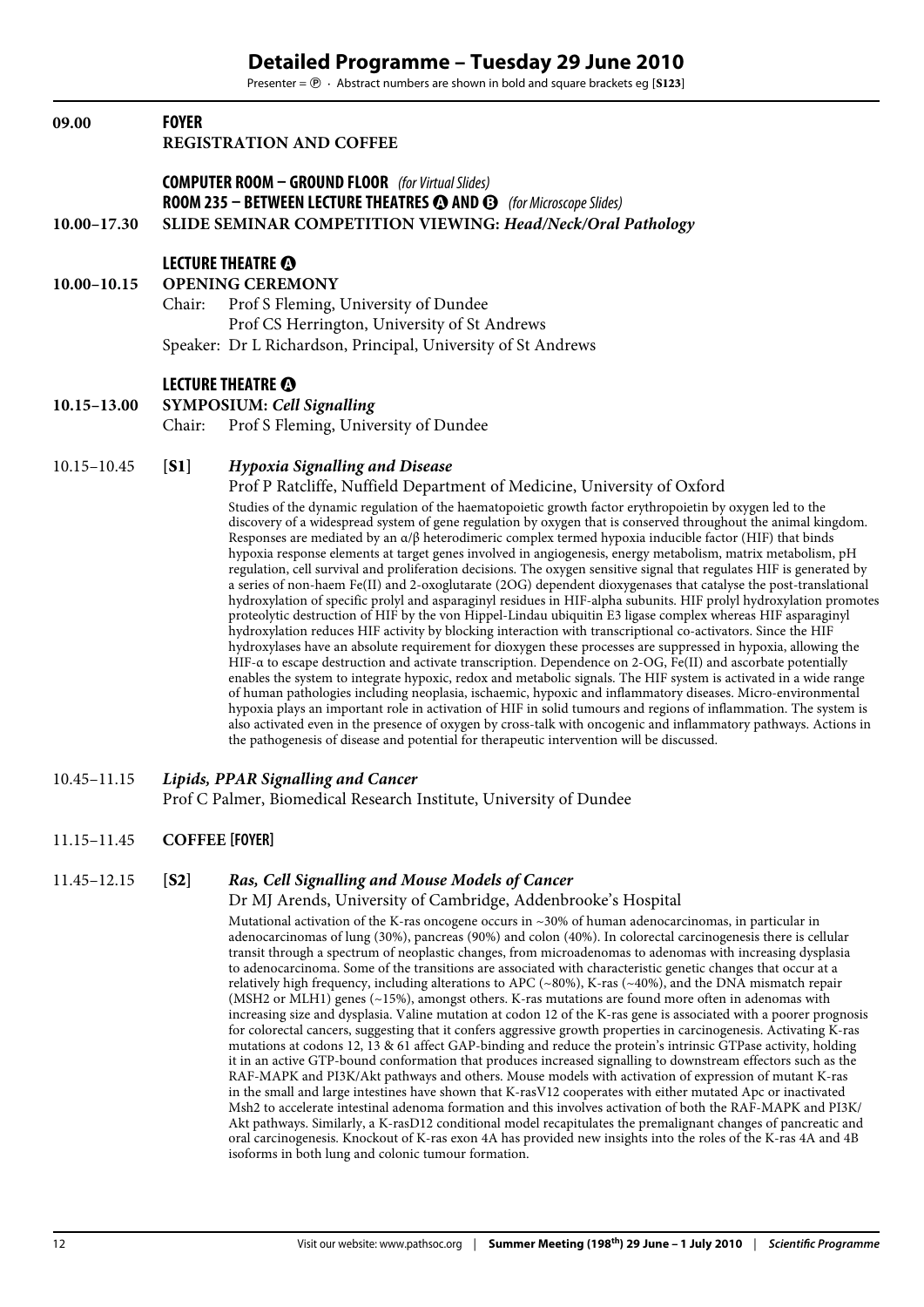# Detailed Programme – Tuesday 29 June 2010

Presenter = ⓟ · Abstract numbers are shown in bold and square brackets eg [**S123**]

**09.00** **FOYER**
**REGISTRATION AND COFFEE**

**COMPUTER ROOM – GROUND FLOOR** *(for Virtual Slides)*
**ROOM 235 – BETWEEN LECTURE THEATRES Ⓐ AND Ⓑ** *(for Microscope Slides)*

**10.00–17.30** **SLIDE SEMINAR COMPETITION VIEWING: *Head/Neck/Oral Pathology***

**LECTURE THEATRE Ⓐ**

**10.00–10.15** **OPENING CEREMONY**
Chair: Prof S Fleming, University of Dundee
Prof CS Herrington, University of St Andrews
Speaker: Dr L Richardson, Principal, University of St Andrews

**LECTURE THEATRE Ⓐ**

**10.15–13.00** **SYMPOSIUM: *Cell Signalling***
Chair: Prof S Fleming, University of Dundee

10.15–10.45 [**S1**] ***Hypoxia Signalling and Disease***
Prof P Ratcliffe, Nuffield Department of Medicine, University of Oxford

Studies of the dynamic regulation of the haematopoietic growth factor erythropoietin by oxygen led to the discovery of a widespread system of gene regulation by oxygen that is conserved throughout the animal kingdom. Responses are mediated by an $\alpha/\beta$ heterodimeric complex termed hypoxia inducible factor (HIF) that binds hypoxia response elements at target genes involved in angiogenesis, energy metabolism, matrix metabolism, pH regulation, cell survival and proliferation decisions. The oxygen sensitive signal that regulates HIF is generated by a series of non-haem Fe(II) and 2-oxoglutarate (2OG) dependent dioxygenases that catalyse the post-translational hydroxylation of specific prolyl and asparaginyl residues in HIF-alpha subunits. HIF prolyl hydroxylation promotes proteolytic destruction of HIF by the von Hippel-Lindau ubiquitin E3 ligase complex whereas HIF asparaginyl hydroxylation reduces HIF activity by blocking interaction with transcriptional co-activators. Since the HIF hydroxylases have an absolute requirement for dioxygen these processes are suppressed in hypoxia, allowing the HIF-α to escape destruction and activate transcription. Dependence on 2-OG, Fe(II) and ascorbate potentially enables the system to integrate hypoxic, redox and metabolic signals. The HIF system is activated in a wide range of human pathologies including neoplasia, ischaemic, hypoxic and inflammatory diseases. Micro-environmental hypoxia plays an important role in activation of HIF in solid tumours and regions of inflammation. The system is also activated even in the presence of oxygen by cross-talk with oncogenic and inflammatory pathways. Actions in the pathogenesis of disease and potential for therapeutic intervention will be discussed.

10.45–11.15 ***Lipids, PPAR Signalling and Cancer***
Prof C Palmer, Biomedical Research Institute, University of Dundee

11.15–11.45 **COFFEE [FOYER]**

11.45–12.15 [**S2**] ***Ras, Cell Signalling and Mouse Models of Cancer***
Dr MJ Arends, University of Cambridge, Addenbrooke's Hospital

Mutational activation of the K-ras oncogene occurs in ~30% of human adenocarcinomas, in particular in adenocarcinomas of lung (30%), pancreas (90%) and colon (40%). In colorectal carcinogenesis there is cellular transit through a spectrum of neoplastic changes, from microadenomas to adenomas with increasing dysplasia to adenocarcinoma. Some of the transitions are associated with characteristic genetic changes that occur at a relatively high frequency, including alterations to APC (~80%), K-ras (~40%), and the DNA mismatch repair (MSH2 or MLH1) genes (~15%), amongst others. K-ras mutations are found more often in adenomas with increasing size and dysplasia. Valine mutation at codon 12 of the K-ras gene is associated with a poorer prognosis for colorectal cancers, suggesting that it confers aggressive growth properties in carcinogenesis. Activating K-ras mutations at codons 12, 13 & 61 affect GAP-binding and reduce the protein's intrinsic GTPase activity, holding it in an active GTP-bound conformation that produces increased signalling to downstream effectors such as the RAF-MAPK and PI3K/Akt pathways and others. Mouse models with activation of expression of mutant K-ras in the small and large intestines have shown that K-rasV12 cooperates with either mutated Apc or inactivated Msh2 to accelerate intestinal adenoma formation and this involves activation of both the RAF-MAPK and PI3K/Akt pathways. Similarly, a K-rasD12 conditional model recapitulates the premalignant changes of pancreatic and oral carcinogenesis. Knockout of K-ras exon 4A has provided new insights into the roles of the K-ras 4A and 4B isoforms in both lung and colonic tumour formation.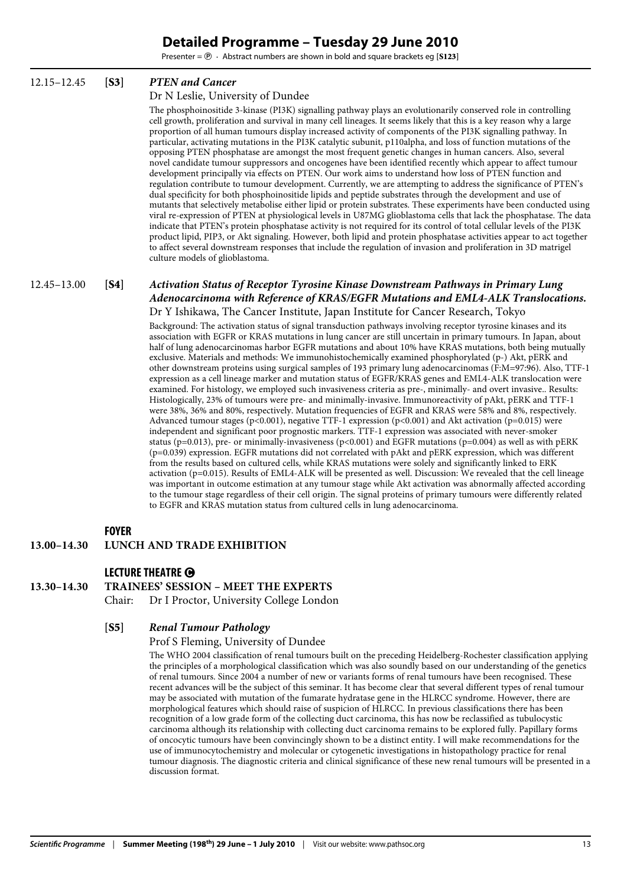# Detailed Programme – Tuesday 29 June 2010

Presenter = ⓟ · Abstract numbers are shown in bold and square brackets eg [**S123**]

12.15–12.45 **[S3]** ***PTEN and Cancer***

Dr N Leslie, University of Dundee

The phosphoinositide 3-kinase (PI3K) signalling pathway plays an evolutionarily conserved role in controlling cell growth, proliferation and survival in many cell lineages. It seems likely that this is a key reason why a large proportion of all human tumours display increased activity of components of the PI3K signalling pathway. In particular, activating mutations in the PI3K catalytic subunit, p110alpha, and loss of function mutations of the opposing PTEN phosphatase are amongst the most frequent genetic changes in human cancers. Also, several novel candidate tumour suppressors and oncogenes have been identified recently which appear to affect tumour development principally via effects on PTEN. Our work aims to understand how loss of PTEN function and regulation contribute to tumour development. Currently, we are attempting to address the significance of PTEN's dual specificity for both phosphoinositide lipids and peptide substrates through the development and use of mutants that selectively metabolise either lipid or protein substrates. These experiments have been conducted using viral re-expression of PTEN at physiological levels in U87MG glioblastoma cells that lack the phosphatase. The data indicate that PTEN's protein phosphatase activity is not required for its control of total cellular levels of the PI3K product lipid, PIP3, or Akt signaling. However, both lipid and protein phosphatase activities appear to act together to affect several downstream responses that include the regulation of invasion and proliferation in 3D matrigel culture models of glioblastoma.

12.45–13.00 **[S4]** ***Activation Status of Receptor Tyrosine Kinase Downstream Pathways in Primary Lung Adenocarcinoma with Reference of KRAS/EGFR Mutations and EML4-ALK Translocations.***

Dr Y Ishikawa, The Cancer Institute, Japan Institute for Cancer Research, Tokyo

Background: The activation status of signal transduction pathways involving receptor tyrosine kinases and its association with EGFR or KRAS mutations in lung cancer are still uncertain in primary tumours. In Japan, about half of lung adenocarcinomas harbor EGFR mutations and about 10% have KRAS mutations, both being mutually exclusive. Materials and methods: We immunohistochemically examined phosphorylated (p-) Akt, pERK and other downstream proteins using surgical samples of 193 primary lung adenocarcinomas (F:M=97:96). Also, TTF-1 expression as a cell lineage marker and mutation status of EGFR/KRAS genes and EML4-ALK translocation were examined. For histology, we employed such invasiveness criteria as pre-, minimally- and overt invasive.. Results: Histologically, 23% of tumours were pre- and minimally-invasive. Immunoreactivity of pAkt, pERK and TTF-1 were 38%, 36% and 80%, respectively. Mutation frequencies of EGFR and KRAS were 58% and 8%, respectively. Advanced tumour stages ($p<0.001$), negative TTF-1 expression ($p<0.001$) and Akt activation ($p=0.015$) were independent and significant poor prognostic markers. TTF-1 expression was associated with never-smoker status ($p=0.013$), pre- or minimally-invasiveness ($p<0.001$) and EGFR mutations ($p=0.004$) as well as with pERK ($p=0.039$) expression. EGFR mutations did not correlated with pAkt and pERK expression, which was different from the results based on cultured cells, while KRAS mutations were solely and significantly linked to ERK activation ($p=0.015$). Results of EML4-ALK will be presented as well. Discussion: We revealed that the cell lineage was important in outcome estimation at any tumour stage while Akt activation was abnormally affected according to the tumour stage regardless of their cell origin. The signal proteins of primary tumours were differently related to EGFR and KRAS mutation status from cultured cells in lung adenocarcinoma.

## FOYER

**13.00–14.30 LUNCH AND TRADE EXHIBITION**

## LECTURE THEATRE Ⓒ

**13.30–14.30 TRAINEES' SESSION – MEET THE EXPERTS**

Chair: Dr I Proctor, University College London

**[S5]** ***Renal Tumour Pathology***

Prof S Fleming, University of Dundee

The WHO 2004 classification of renal tumours built on the preceding Heidelberg-Rochester classification applying the principles of a morphological classification which was also soundly based on our understanding of the genetics of renal tumours. Since 2004 a number of new or variants forms of renal tumours have been recognised. These recent advances will be the subject of this seminar. It has become clear that several different types of renal tumour may be associated with mutation of the fumarate hydratase gene in the HLRCC syndrome. However, there are morphological features which should raise of suspicion of HLRCC. In previous classifications there has been recognition of a low grade form of the collecting duct carcinoma, this has now be reclassified as tubulocystic carcinoma although its relationship with collecting duct carcinoma remains to be explored fully. Papillary forms of oncocytic tumours have been convincingly shown to be a distinct entity. I will make recommendations for the use of immunocytochemistry and molecular or cytogenetic investigations in histopathology practice for renal tumour diagnosis. The diagnostic criteria and clinical significance of these new renal tumours will be presented in a discussion format.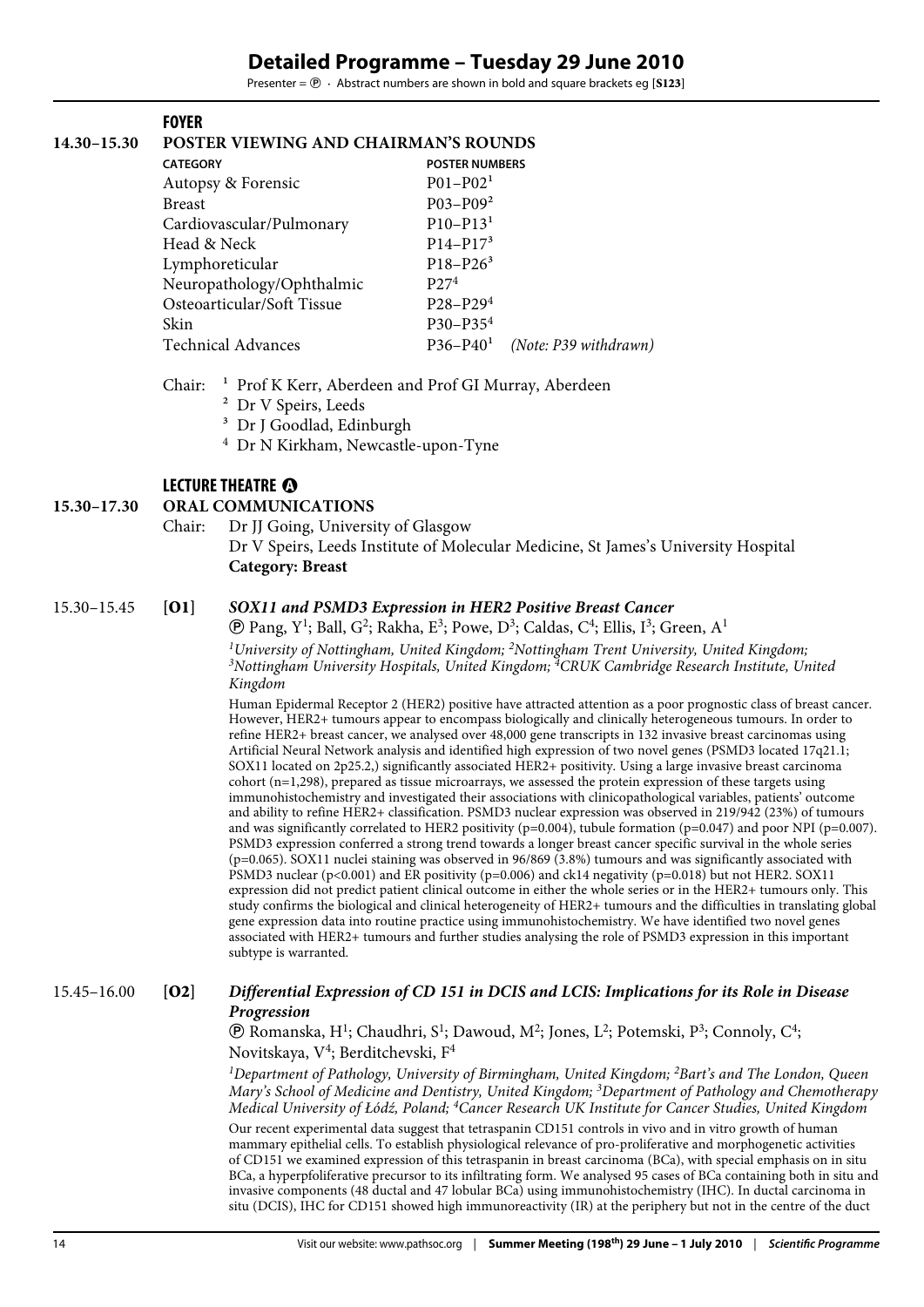# Detailed Programme – Tuesday 29 June 2010

Presenter = ℗ · Abstract numbers are shown in bold and square brackets eg [**S123**]

## FOYER

### 14.30–15.30 POSTER VIEWING AND CHAIRMAN'S ROUNDS

| CATEGORY | POSTER NUMBERS |
|---|---|
| Autopsy & Forensic | P01–P02[1] |
| Breast | P03–P09[2] |
| Cardiovascular/Pulmonary | P10–P13[1] |
| Head & Neck | P14–P17[3] |
| Lymphoreticular | P18–P26[3] |
| Neuropathology/Ophthalmic | P27[4] |
| Osteoarticular/Soft Tissue | P28–P29[4] |
| Skin | P30–P35[4] |
| Technical Advances | P36–P40[1] *(Note: P39 withdrawn)* |

Chair:
[1] Prof K Kerr, Aberdeen and Prof GI Murray, Aberdeen
[2] Dr V Speirs, Leeds
[3] Dr J Goodlad, Edinburgh
[4] Dr N Kirkham, Newcastle-upon-Tyne

## LECTURE THEATRE A

### 15.30–17.30 ORAL COMMUNICATIONS

Chair: Dr JJ Going, University of Glasgow
Dr V Speirs, Leeds Institute of Molecular Medicine, St James's University Hospital
**Category: Breast**

15.30–15.45 [**O1**] ***SOX11 and PSMD3 Expression in HER2 Positive Breast Cancer***

℗ Pang, Y[1]; Ball, G[2]; Rakha, E[3]; Powe, D[3]; Caldas, C[4]; Ellis, I[3]; Green, A[1]

*[1]University of Nottingham, United Kingdom; [2]Nottingham Trent University, United Kingdom; [3]Nottingham University Hospitals, United Kingdom; [4]CRUK Cambridge Research Institute, United Kingdom*

Human Epidermal Receptor 2 (HER2) positive have attracted attention as a poor prognostic class of breast cancer. However, HER2+ tumours appear to encompass biologically and clinically heterogeneous tumours. In order to refine HER2+ breast cancer, we analysed over 48,000 gene transcripts in 132 invasive breast carcinomas using Artificial Neural Network analysis and identified high expression of two novel genes (PSMD3 located 17q21.1; SOX11 located on 2p25.2,) significantly associated HER2+ positivity. Using a large invasive breast carcinoma cohort (n=1,298), prepared as tissue microarrays, we assessed the protein expression of these targets using immunohistochemistry and investigated their associations with clinicopathological variables, patients' outcome and ability to refine HER2+ classification. PSMD3 nuclear expression was observed in 219/942 (23%) of tumours and was significantly correlated to HER2 positivity (p=0.004), tubule formation (p=0.047) and poor NPI (p=0.007). PSMD3 expression conferred a strong trend towards a longer breast cancer specific survival in the whole series (p=0.065). SOX11 nuclei staining was observed in 96/869 (3.8%) tumours and was significantly associated with PSMD3 nuclear (p<0.001) and ER positivity (p=0.006) and ck14 negativity (p=0.018) but not HER2. SOX11 expression did not predict patient clinical outcome in either the whole series or in the HER2+ tumours only. This study confirms the biological and clinical heterogeneity of HER2+ tumours and the difficulties in translating global gene expression data into routine practice using immunohistochemistry. We have identified two novel genes associated with HER2+ tumours and further studies analysing the role of PSMD3 expression in this important subtype is warranted.

15.45–16.00 [**O2**] ***Differential Expression of CD 151 in DCIS and LCIS: Implications for its Role in Disease Progression***

℗ Romanska, H[1]; Chaudhri, S[1]; Dawoud, M[2]; Jones, L[2]; Potemski, P[3]; Connoly, C[4]; Novitskaya, V[4]; Berditchevski, F[4]

*[1]Department of Pathology, University of Birmingham, United Kingdom; [2]Bart's and The London, Queen Mary's School of Medicine and Dentistry, United Kingdom; [3]Department of Pathology and Chemotherapy Medical University of Łódź, Poland; [4]Cancer Research UK Institute for Cancer Studies, United Kingdom*

Our recent experimental data suggest that tetraspanin CD151 controls in vivo and in vitro growth of human mammary epithelial cells. To establish physiological relevance of pro-proliferative and morphogenetic activities of CD151 we examined expression of this tetraspanin in breast carcinoma (BCa), with special emphasis on in situ BCa, a hyperpfoliferative precursor to its infiltrating form. We analysed 95 cases of BCa containing both in situ and invasive components (48 ductal and 47 lobular BCa) using immunohistochemistry (IHC). In ductal carcinoma in situ (DCIS), IHC for CD151 showed high immunoreactivity (IR) at the periphery but not in the centre of the duct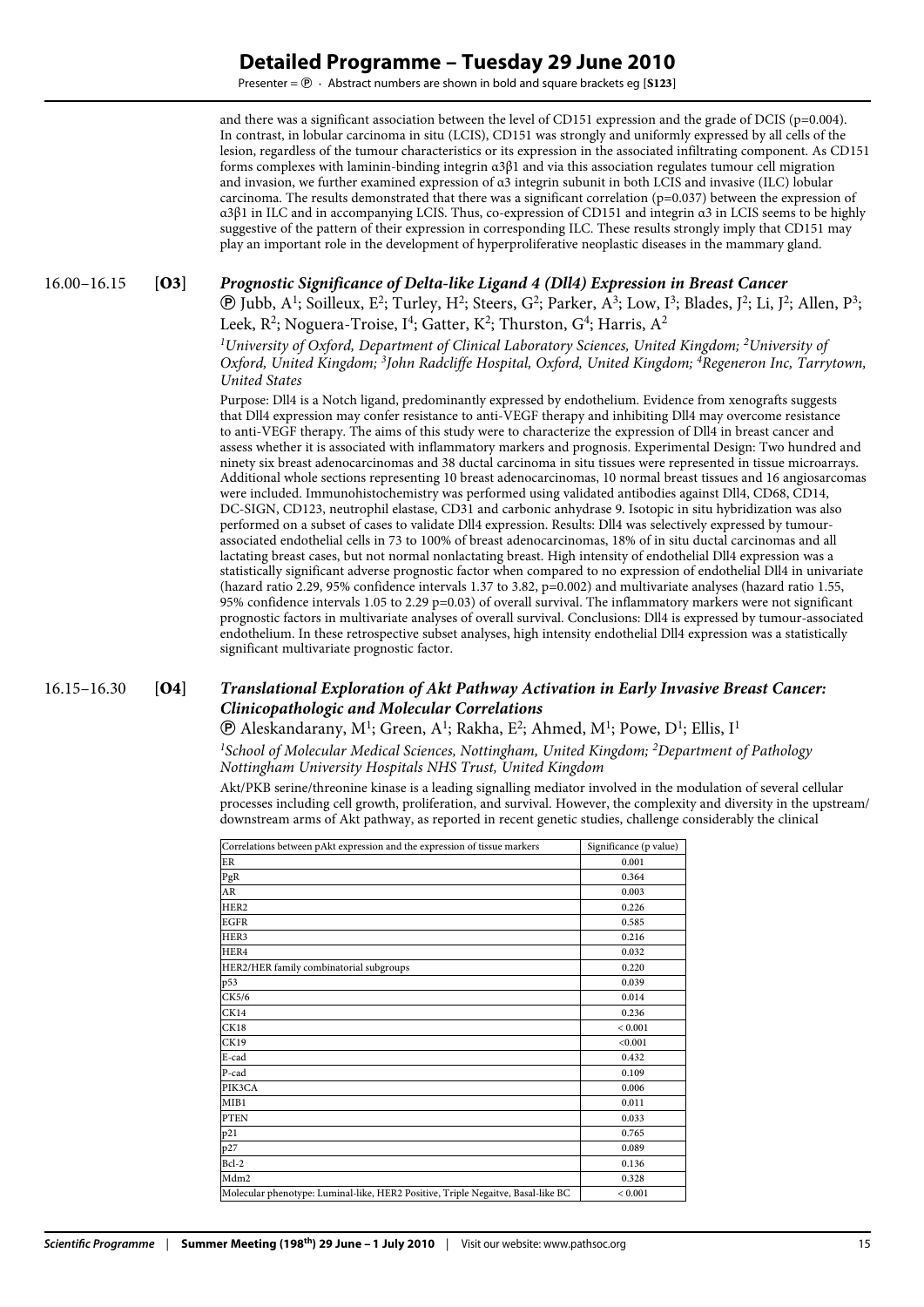and there was a significant association between the level of CD151 expression and the grade of DCIS (p=0.004). In contrast, in lobular carcinoma in situ (LCIS), CD151 was strongly and uniformly expressed by all cells of the lesion, regardless of the tumour characteristics or its expression in the associated infiltrating component. As CD151 forms complexes with laminin-binding integrin α3β1 and via this association regulates tumour cell migration and invasion, we further examined expression of α3 integrin subunit in both LCIS and invasive (ILC) lobular carcinoma. The results demonstrated that there was a significant correlation (p=0.037) between the expression of α3β1 in ILC and in accompanying LCIS. Thus, co-expression of CD151 and integrin α3 in LCIS seems to be highly suggestive of the pattern of their expression in corresponding ILC. These results strongly imply that CD151 may play an important role in the development of hyperproliferative neoplastic diseases in the mammary gland.

### 16.00–16.15 [O3] *Prognostic Significance of Delta-like Ligand 4 (Dll4) Expression in Breast Cancer*

Ⓟ Jubb, A[1]; Soilleux, E[2]; Turley, H[2]; Steers, G[2]; Parker, A[3]; Low, I[3]; Blades, J[2]; Li, J[2]; Allen, P[3]; Leek, R[2]; Noguera-Troise, I[4]; Gatter, K[2]; Thurston, G[4]; Harris, A[2]

*[1]University of Oxford, Department of Clinical Laboratory Sciences, United Kingdom; [2]University of Oxford, United Kingdom; [3]John Radcliffe Hospital, Oxford, United Kingdom; [4]Regeneron Inc, Tarrytown, United States*

Purpose: Dll4 is a Notch ligand, predominantly expressed by endothelium. Evidence from xenografts suggests that Dll4 expression may confer resistance to anti-VEGF therapy and inhibiting Dll4 may overcome resistance to anti-VEGF therapy. The aims of this study were to characterize the expression of Dll4 in breast cancer and assess whether it is associated with inflammatory markers and prognosis. Experimental Design: Two hundred and ninety six breast adenocarcinomas and 38 ductal carcinoma in situ tissues were represented in tissue microarrays. Additional whole sections representing 10 breast adenocarcinomas, 10 normal breast tissues and 16 angiosarcomas were included. Immunohistochemistry was performed using validated antibodies against Dll4, CD68, CD14, DC-SIGN, CD123, neutrophil elastase, CD31 and carbonic anhydrase 9. Isotopic in situ hybridization was also performed on a subset of cases to validate Dll4 expression. Results: Dll4 was selectively expressed by tumour-associated endothelial cells in 73 to 100% of breast adenocarcinomas, 18% of in situ ductal carcinomas and all lactating breast cases, but not normal nonlactating breast. High intensity of endothelial Dll4 expression was a statistically significant adverse prognostic factor when compared to no expression of endothelial Dll4 in univariate (hazard ratio 2.29, 95% confidence intervals 1.37 to 3.82, p=0.002) and multivariate analyses (hazard ratio 1.55, 95% confidence intervals 1.05 to 2.29 p=0.03) of overall survival. The inflammatory markers were not significant prognostic factors in multivariate analyses of overall survival. Conclusions: Dll4 is expressed by tumour-associated endothelium. In these retrospective subset analyses, high intensity endothelial Dll4 expression was a statistically significant multivariate prognostic factor.

### 16.15–16.30 [O4] *Translational Exploration of Akt Pathway Activation in Early Invasive Breast Cancer: Clinicopathologic and Molecular Correlations*

Ⓟ Aleskandarany, M[1]; Green, A[1]; Rakha, E[2]; Ahmed, M[1]; Powe, D[1]; Ellis, I[1]

*[1]School of Molecular Medical Sciences, Nottingham, United Kingdom; [2]Department of Pathology Nottingham University Hospitals NHS Trust, United Kingdom*

Akt/PKB serine/threonine kinase is a leading signalling mediator involved in the modulation of several cellular processes including cell growth, proliferation, and survival. However, the complexity and diversity in the upstream/downstream arms of Akt pathway, as reported in recent genetic studies, challenge considerably the clinical

| Correlations between pAkt expression and the expression of tissue markers | Significance (p value) |
|---|---|
| ER | 0.001 |
| PgR | 0.364 |
| AR | 0.003 |
| HER2 | 0.226 |
| EGFR | 0.585 |
| HER3 | 0.216 |
| HER4 | 0.032 |
| HER2/HER family combinatorial subgroups | 0.220 |
| p53 | 0.039 |
| CK5/6 | 0.014 |
| CK14 | 0.236 |
| CK18 | < 0.001 |
| CK19 | <0.001 |
| E-cad | 0.432 |
| P-cad | 0.109 |
| PIK3CA | 0.006 |
| MIB1 | 0.011 |
| PTEN | 0.033 |
| p21 | 0.765 |
| p27 | 0.089 |
| Bcl-2 | 0.136 |
| Mdm2 | 0.328 |
| Molecular phenotype: Luminal-like, HER2 Positive, Triple Negaitve, Basal-like BC | < 0.001 |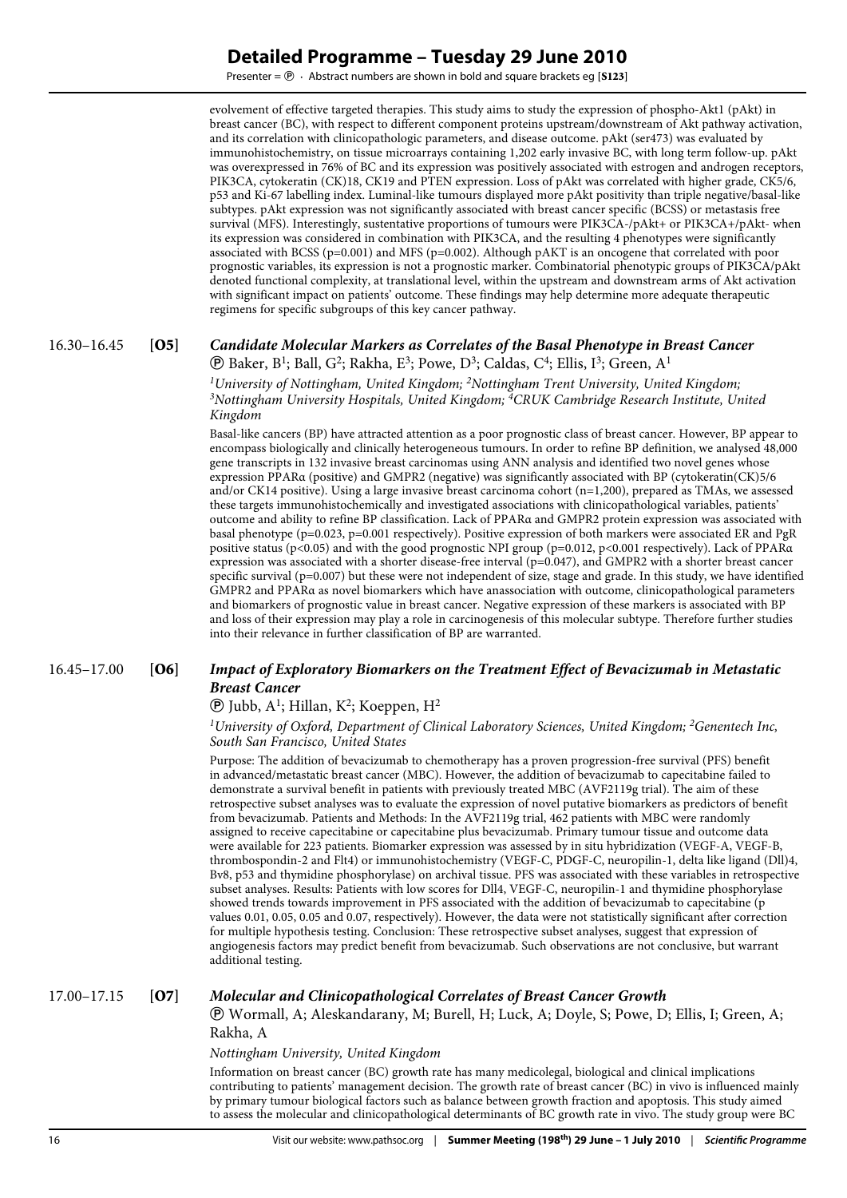evolvement of effective targeted therapies. This study aims to study the expression of phospho-Akt1 (pAkt) in breast cancer (BC), with respect to different component proteins upstream/downstream of Akt pathway activation, and its correlation with clinicopathologic parameters, and disease outcome. pAkt (ser473) was evaluated by immunohistochemistry, on tissue microarrays containing 1,202 early invasive BC, with long term follow-up. pAkt was overexpressed in 76% of BC and its expression was positively associated with estrogen and androgen receptors, PIK3CA, cytokeratin (CK)18, CK19 and PTEN expression. Loss of pAkt was correlated with higher grade, CK5/6, p53 and Ki-67 labelling index. Luminal-like tumours displayed more pAkt positivity than triple negative/basal-like subtypes. pAkt expression was not significantly associated with breast cancer specific (BCSS) or metastasis free survival (MFS). Interestingly, sustentative proportions of tumours were PIK3CA-/pAkt+ or PIK3CA+/pAkt- when its expression was considered in combination with PIK3CA, and the resulting 4 phenotypes were significantly associated with BCSS ($p=0.001$) and MFS ($p=0.002$). Although pAKT is an oncogene that correlated with poor prognostic variables, its expression is not a prognostic marker. Combinatorial phenotypic groups of PIK3CA/pAkt denoted functional complexity, at translational level, within the upstream and downstream arms of Akt activation with significant impact on patients' outcome. These findings may help determine more adequate therapeutic regimens for specific subgroups of this key cancer pathway.

16.30–16.45 **[O5]** ***Candidate Molecular Markers as Correlates of the Basal Phenotype in Breast Cancer***

Ⓟ Baker, B[1]; Ball, G[2]; Rakha, E[3]; Powe, D[3]; Caldas, C[4]; Ellis, I[3]; Green, A[1]

*[1]University of Nottingham, United Kingdom; [2]Nottingham Trent University, United Kingdom; [3]Nottingham University Hospitals, United Kingdom; [4]CRUK Cambridge Research Institute, United Kingdom*

Basal-like cancers (BP) have attracted attention as a poor prognostic class of breast cancer. However, BP appear to encompass biologically and clinically heterogeneous tumours. In order to refine BP definition, we analysed 48,000 gene transcripts in 132 invasive breast carcinomas using ANN analysis and identified two novel genes whose expression PPARα (positive) and GMPR2 (negative) was significantly associated with BP (cytokeratin(CK)5/6 and/or CK14 positive). Using a large invasive breast carcinoma cohort (n=1,200), prepared as TMAs, we assessed these targets immunohistochemically and investigated associations with clinicopathological variables, patients' outcome and ability to refine BP classification. Lack of PPARα and GMPR2 protein expression was associated with basal phenotype ($p=0.023$, $p=0.001$ respectively). Positive expression of both markers were associated ER and PgR positive status ($p<0.05$) and with the good prognostic NPI group ($p=0.012$, $p<0.001$ respectively). Lack of PPARα expression was associated with a shorter disease-free interval ($p=0.047$), and GMPR2 with a shorter breast cancer specific survival ($p=0.007$) but these were not independent of size, stage and grade. In this study, we have identified GMPR2 and PPARα as novel biomarkers which have anassociation with outcome, clinicopathological parameters and biomarkers of prognostic value in breast cancer. Negative expression of these markers is associated with BP and loss of their expression may play a role in carcinogenesis of this molecular subtype. Therefore further studies into their relevance in further classification of BP are warranted.

16.45–17.00 **[O6]** ***Impact of Exploratory Biomarkers on the Treatment Effect of Bevacizumab in Metastatic Breast Cancer***

Ⓟ Jubb, A[1]; Hillan, K[2]; Koeppen, H[2]

*[1]University of Oxford, Department of Clinical Laboratory Sciences, United Kingdom; [2]Genentech Inc, South San Francisco, United States*

Purpose: The addition of bevacizumab to chemotherapy has a proven progression-free survival (PFS) benefit in advanced/metastatic breast cancer (MBC). However, the addition of bevacizumab to capecitabine failed to demonstrate a survival benefit in patients with previously treated MBC (AVF2119g trial). The aim of these retrospective subset analyses was to evaluate the expression of novel putative biomarkers as predictors of benefit from bevacizumab. Patients and Methods: In the AVF2119g trial, 462 patients with MBC were randomly assigned to receive capecitabine or capecitabine plus bevacizumab. Primary tumour tissue and outcome data were available for 223 patients. Biomarker expression was assessed by in situ hybridization (VEGF-A, VEGF-B, thrombospondin-2 and Flt4) or immunohistochemistry (VEGF-C, PDGF-C, neuropilin-1, delta like ligand (Dll)4, Bv8, p53 and thymidine phosphorylase) on archival tissue. PFS was associated with these variables in retrospective subset analyses. Results: Patients with low scores for Dll4, VEGF-C, neuropilin-1 and thymidine phosphorylase showed trends towards improvement in PFS associated with the addition of bevacizumab to capecitabine (p values 0.01, 0.05, 0.05 and 0.07, respectively). However, the data were not statistically significant after correction for multiple hypothesis testing. Conclusion: These retrospective subset analyses, suggest that expression of angiogenesis factors may predict benefit from bevacizumab. Such observations are not conclusive, but warrant additional testing.

17.00–17.15 **[O7]** ***Molecular and Clinicopathological Correlates of Breast Cancer Growth***

Ⓟ Wormall, A; Aleskandarany, M; Burell, H; Luck, A; Doyle, S; Powe, D; Ellis, I; Green, A; Rakha, A

*Nottingham University, United Kingdom*

Information on breast cancer (BC) growth rate has many medicolegal, biological and clinical implications contributing to patients' management decision. The growth rate of breast cancer (BC) in vivo is influenced mainly by primary tumour biological factors such as balance between growth fraction and apoptosis. This study aimed to assess the molecular and clinicopathological determinants of BC growth rate in vivo. The study group were BC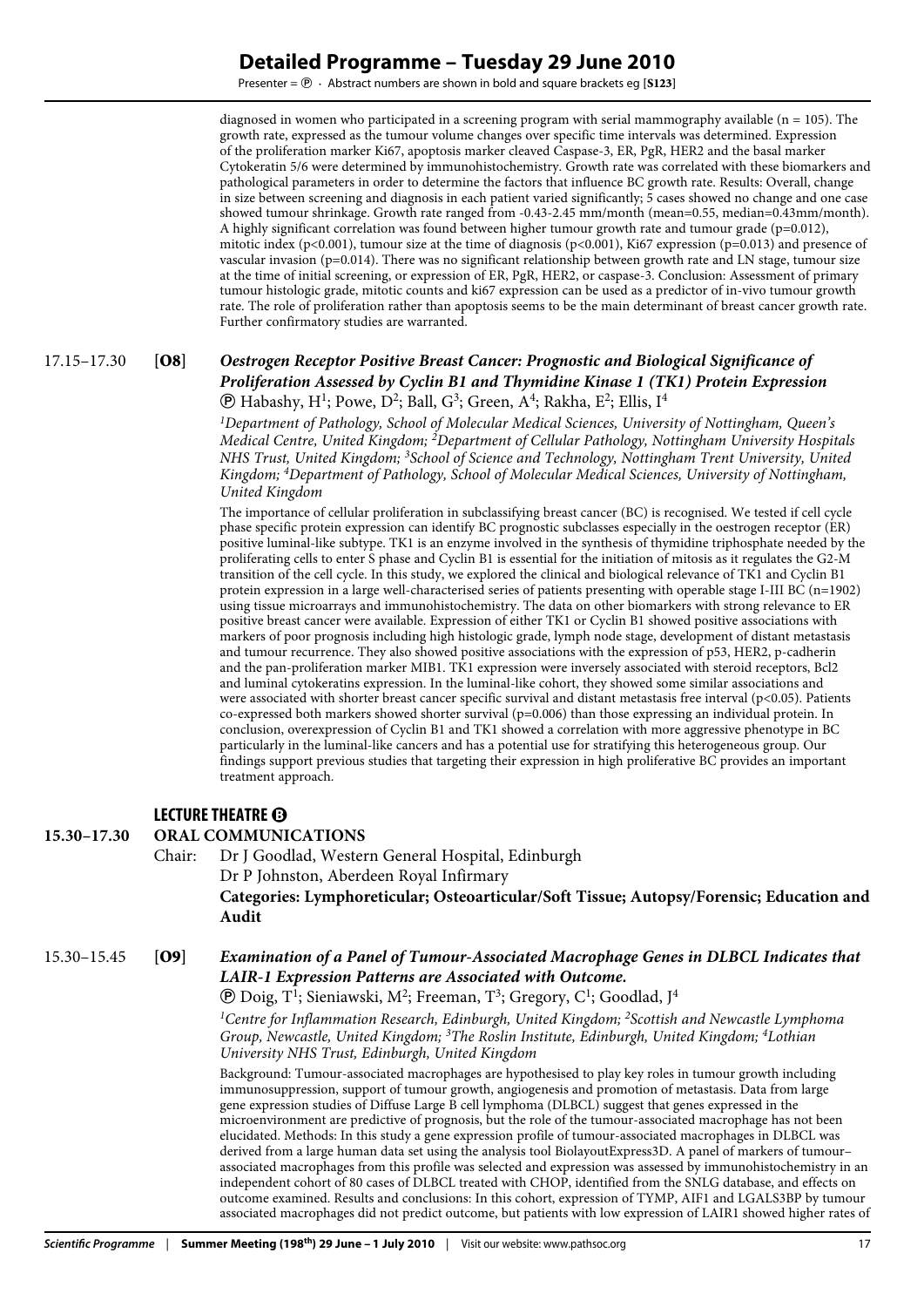diagnosed in women who participated in a screening program with serial mammography available (n = 105). The growth rate, expressed as the tumour volume changes over specific time intervals was determined. Expression of the proliferation marker Ki67, apoptosis marker cleaved Caspase-3, ER, PgR, HER2 and the basal marker Cytokeratin 5/6 were determined by immunohistochemistry. Growth rate was correlated with these biomarkers and pathological parameters in order to determine the factors that influence BC growth rate. Results: Overall, change in size between screening and diagnosis in each patient varied significantly; 5 cases showed no change and one case showed tumour shrinkage. Growth rate ranged from -0.43-2.45 mm/month (mean=0.55, median=0.43mm/month). A highly significant correlation was found between higher tumour growth rate and tumour grade (p=0.012), mitotic index (p<0.001), tumour size at the time of diagnosis (p<0.001), Ki67 expression (p=0.013) and presence of vascular invasion (p=0.014). There was no significant relationship between growth rate and LN stage, tumour size at the time of initial screening, or expression of ER, PgR, HER2, or caspase-3. Conclusion: Assessment of primary tumour histologic grade, mitotic counts and ki67 expression can be used as a predictor of in-vivo tumour growth rate. The role of proliferation rather than apoptosis seems to be the main determinant of breast cancer growth rate. Further confirmatory studies are warranted.

17.15–17.30 **[O8]** ***Oestrogen Receptor Positive Breast Cancer: Prognostic and Biological Significance of Proliferation Assessed by Cyclin B1 and Thymidine Kinase 1 (TK1) Protein Expression***

Ⓟ Habashy, H[1]; Powe, D[2]; Ball, G[3]; Green, A[4]; Rakha, E[2]; Ellis, I[4]

*[1]Department of Pathology, School of Molecular Medical Sciences, University of Nottingham, Queen's Medical Centre, United Kingdom; [2]Department of Cellular Pathology, Nottingham University Hospitals NHS Trust, United Kingdom; [3]School of Science and Technology, Nottingham Trent University, United Kingdom; [4]Department of Pathology, School of Molecular Medical Sciences, University of Nottingham, United Kingdom*

The importance of cellular proliferation in subclassifying breast cancer (BC) is recognised. We tested if cell cycle phase specific protein expression can identify BC prognostic subclasses especially in the oestrogen receptor (ER) positive luminal-like subtype. TK1 is an enzyme involved in the synthesis of thymidine triphosphate needed by the proliferating cells to enter S phase and Cyclin B1 is essential for the initiation of mitosis as it regulates the G2-M transition of the cell cycle. In this study, we explored the clinical and biological relevance of TK1 and Cyclin B1 protein expression in a large well-characterised series of patients presenting with operable stage I-III BC (n=1902) using tissue microarrays and immunohistochemistry. The data on other biomarkers with strong relevance to ER positive breast cancer were available. Expression of either TK1 or Cyclin B1 showed positive associations with markers of poor prognosis including high histologic grade, lymph node stage, development of distant metastasis and tumour recurrence. They also showed positive associations with the expression of p53, HER2, p-cadherin and the pan-proliferation marker MIB1. TK1 expression were inversely associated with steroid receptors, Bcl2 and luminal cytokeratins expression. In the luminal-like cohort, they showed some similar associations and were associated with shorter breast cancer specific survival and distant metastasis free interval (p<0.05). Patients co-expressed both markers showed shorter survival (p=0.006) than those expressing an individual protein. In conclusion, overexpression of Cyclin B1 and TK1 showed a correlation with more aggressive phenotype in BC particularly in the luminal-like cancers and has a potential use for stratifying this heterogeneous group. Our findings support previous studies that targeting their expression in high proliferative BC provides an important treatment approach.

## LECTURE THEATRE B

### 15.30–17.30 ORAL COMMUNICATIONS

Chair: Dr J Goodlad, Western General Hospital, Edinburgh
Dr P Johnston, Aberdeen Royal Infirmary
**Categories: Lymphoreticular; Osteoarticular/Soft Tissue; Autopsy/Forensic; Education and Audit**

15.30–15.45 **[O9]** ***Examination of a Panel of Tumour-Associated Macrophage Genes in DLBCL Indicates that LAIR-1 Expression Patterns are Associated with Outcome.***

Ⓟ Doig, T[1]; Sieniawski, M[2]; Freeman, T[3]; Gregory, C[1]; Goodlad, J[4]

*[1]Centre for Inflammation Research, Edinburgh, United Kingdom; [2]Scottish and Newcastle Lymphoma Group, Newcastle, United Kingdom; [3]The Roslin Institute, Edinburgh, United Kingdom; [4]Lothian University NHS Trust, Edinburgh, United Kingdom*

Background: Tumour-associated macrophages are hypothesised to play key roles in tumour growth including immunosuppression, support of tumour growth, angiogenesis and promotion of metastasis. Data from large gene expression studies of Diffuse Large B cell lymphoma (DLBCL) suggest that genes expressed in the microenvironment are predictive of prognosis, but the role of the tumour-associated macrophage has not been elucidated. Methods: In this study a gene expression profile of tumour-associated macrophages in DLBCL was derived from a large human data set using the analysis tool BiolayoutExpress3D. A panel of markers of tumour–associated macrophages from this profile was selected and expression was assessed by immunohistochemistry in an independent cohort of 80 cases of DLBCL treated with CHOP, identified from the SNLG database, and effects on outcome examined. Results and conclusions: In this cohort, expression of TYMP, AIF1 and LGALS3BP by tumour associated macrophages did not predict outcome, but patients with low expression of LAIR1 showed higher rates of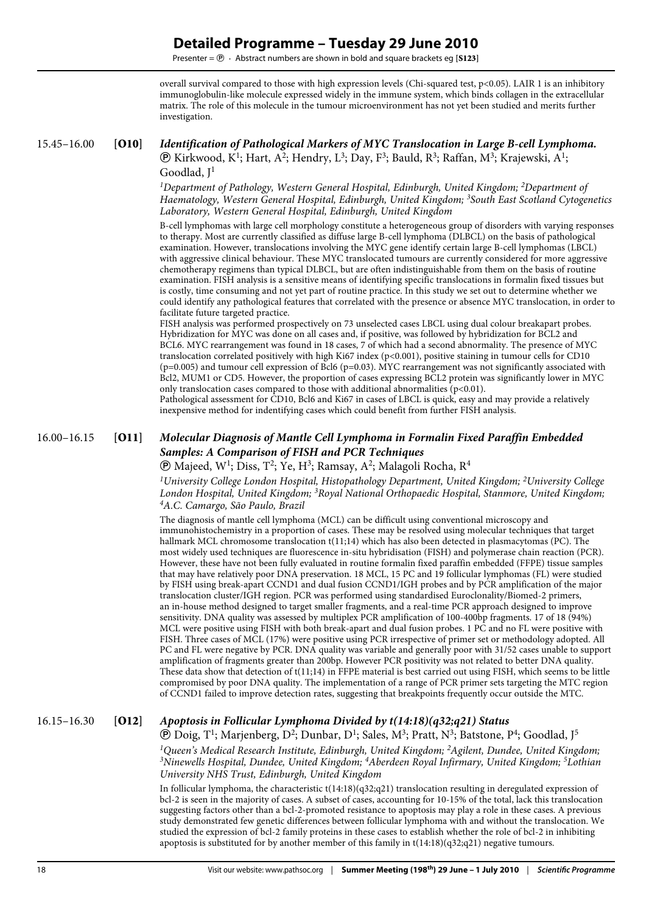overall survival compared to those with high expression levels (Chi-squared test, $p<0.05$). LAIR 1 is an inhibitory immunoglobulin-like molecule expressed widely in the immune system, which binds collagen in the extracellular matrix. The role of this molecule in the tumour microenvironment has not yet been studied and merits further investigation.

### 15.45–16.00 [**O10**] *Identification of Pathological Markers of MYC Translocation in Large B-cell Lymphoma.*

Ⓟ Kirkwood, K[1]; Hart, A[2]; Hendry, L[3]; Day, F[3]; Bauld, R[3]; Raffan, M[3]; Krajewski, A[1]; Goodlad, J[1]

*[1]Department of Pathology, Western General Hospital, Edinburgh, United Kingdom; [2]Department of Haematology, Western General Hospital, Edinburgh, United Kingdom; [3]South East Scotland Cytogenetics Laboratory, Western General Hospital, Edinburgh, United Kingdom*

B-cell lymphomas with large cell morphology constitute a heterogeneous group of disorders with varying responses to therapy. Most are currently classified as diffuse large B-cell lymphoma (DLBCL) on the basis of pathological examination. However, translocations involving the MYC gene identify certain large B-cell lymphomas (LBCL) with aggressive clinical behaviour. These MYC translocated tumours are currently considered for more aggressive chemotherapy regimens than typical DLBCL, but are often indistinguishable from them on the basis of routine examination. FISH analysis is a sensitive means of identifying specific translocations in formalin fixed tissues but is costly, time consuming and not yet part of routine practice. In this study we set out to determine whether we could identify any pathological features that correlated with the presence or absence MYC translocation, in order to facilitate future targeted practice.

FISH analysis was performed prospectively on 73 unselected cases LBCL using dual colour breakapart probes. Hybridization for MYC was done on all cases and, if positive, was followed by hybridization for BCL2 and BCL6. MYC rearrangement was found in 18 cases, 7 of which had a second abnormality. The presence of MYC translocation correlated positively with high Ki67 index ($p<0.001$), positive staining in tumour cells for CD10 ($p=0.005$) and tumour cell expression of Bcl6 ($p=0.03$). MYC rearrangement was not significantly associated with Bcl2, MUM1 or CD5. However, the proportion of cases expressing BCL2 protein was significantly lower in MYC only translocation cases compared to those with additional abnormalities ($p<0.01$).

Pathological assessment for CD10, Bcl6 and Ki67 in cases of LBCL is quick, easy and may provide a relatively inexpensive method for indentifying cases which could benefit from further FISH analysis.

### 16.00–16.15 [**O11**] *Molecular Diagnosis of Mantle Cell Lymphoma in Formalin Fixed Paraffin Embedded Samples: A Comparison of FISH and PCR Techniques*

Ⓟ Majeed, W[1]; Diss, T[2]; Ye, H[3]; Ramsay, A[2]; Malagoli Rocha, R[4]

*[1]University College London Hospital, Histopathology Department, United Kingdom; [2]University College London Hospital, United Kingdom; [3]Royal National Orthopaedic Hospital, Stanmore, United Kingdom; [4]A.C. Camargo, São Paulo, Brazil*

The diagnosis of mantle cell lymphoma (MCL) can be difficult using conventional microscopy and immunohistochemistry in a proportion of cases. These may be resolved using molecular techniques that target hallmark MCL chromosome translocation t(11;14) which has also been detected in plasmacytomas (PC). The most widely used techniques are fluorescence in-situ hybridisation (FISH) and polymerase chain reaction (PCR). However, these have not been fully evaluated in routine formalin fixed paraffin embedded (FFPE) tissue samples that may have relatively poor DNA preservation. 18 MCL, 15 PC and 19 follicular lymphomas (FL) were studied by FISH using break-apart CCND1 and dual fusion CCND1/IGH probes and by PCR amplification of the major translocation cluster/IGH region. PCR was performed using standardised Euroclonality/Biomed-2 primers, an in-house method designed to target smaller fragments, and a real-time PCR approach designed to improve sensitivity. DNA quality was assessed by multiplex PCR amplification of 100-400bp fragments. 17 of 18 (94%) MCL were positive using FISH with both break-apart and dual fusion probes. 1 PC and no FL were positive with FISH. Three cases of MCL (17%) were positive using PCR irrespective of primer set or methodology adopted. All PC and FL were negative by PCR. DNA quality was variable and generally poor with 31/52 cases unable to support amplification of fragments greater than 200bp. However PCR positivity was not related to better DNA quality. These data show that detection of t(11;14) in FFPE material is best carried out using FISH, which seems to be little compromised by poor DNA quality. The implementation of a range of PCR primer sets targeting the MTC region of CCND1 failed to improve detection rates, suggesting that breakpoints frequently occur outside the MTC.

### 16.15–16.30 [**O12**] *Apoptosis in Follicular Lymphoma Divided by t(14:18)(q32;q21) Status*

Ⓟ Doig, T[1]; Marjenberg, D[2]; Dunbar, D[1]; Sales, M[3]; Pratt, N[3]; Batstone, P[4]; Goodlad, J[5]

*[1]Queen's Medical Research Institute, Edinburgh, United Kingdom; [2]Agilent, Dundee, United Kingdom; [3]Ninewells Hospital, Dundee, United Kingdom; [4]Aberdeen Royal Infirmary, United Kingdom; [5]Lothian University NHS Trust, Edinburgh, United Kingdom*

In follicular lymphoma, the characteristic t(14:18)(q32;q21) translocation resulting in deregulated expression of bcl-2 is seen in the majority of cases. A subset of cases, accounting for 10-15% of the total, lack this translocation suggesting factors other than a bcl-2-promoted resistance to apoptosis may play a role in these cases. A previous study demonstrated few genetic differences between follicular lymphoma with and without the translocation. We studied the expression of bcl-2 family proteins in these cases to establish whether the role of bcl-2 in inhibiting apoptosis is substituted for by another member of this family in t(14:18)(q32;q21) negative tumours.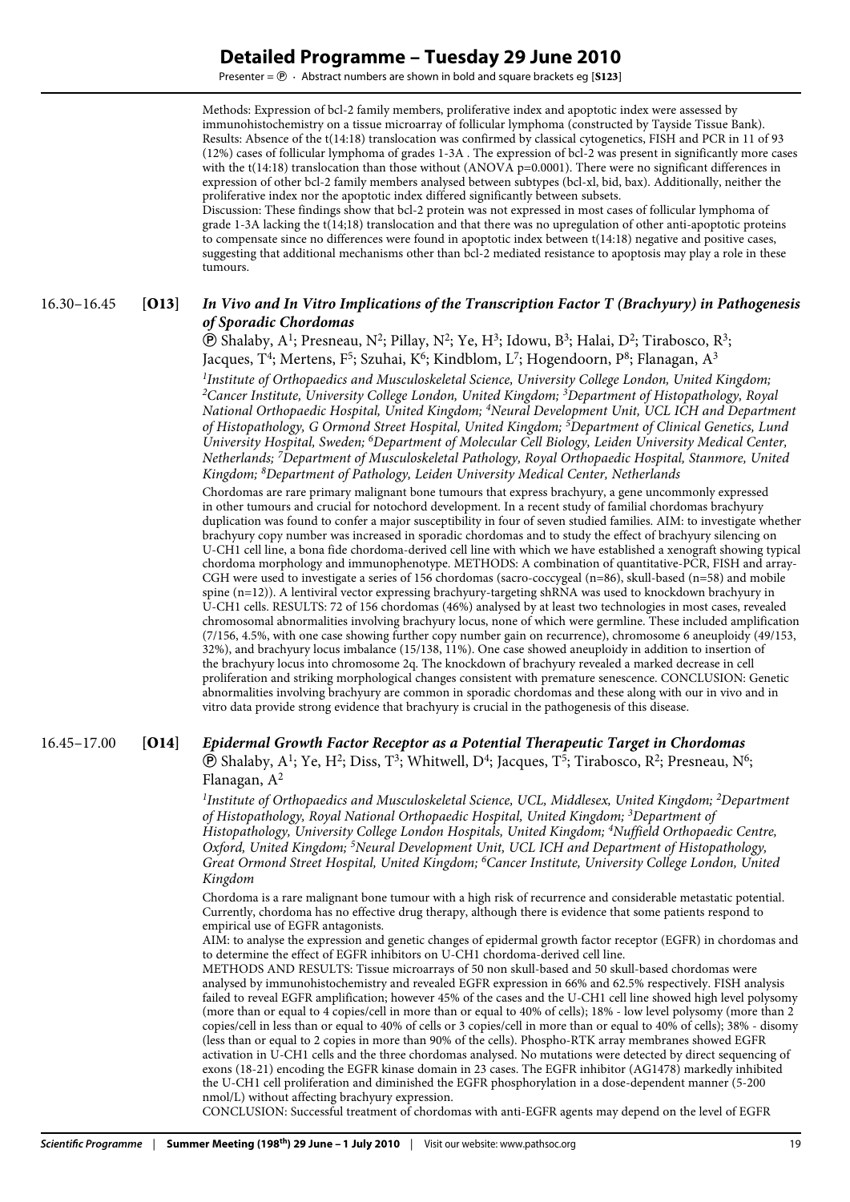Methods: Expression of bcl-2 family members, proliferative index and apoptotic index were assessed by immunohistochemistry on a tissue microarray of follicular lymphoma (constructed by Tayside Tissue Bank).
Results: Absence of the t(14:18) translocation was confirmed by classical cytogenetics, FISH and PCR in 11 of 93 (12%) cases of follicular lymphoma of grades 1-3A . The expression of bcl-2 was present in significantly more cases with the t(14:18) translocation than those without (ANOVA p=0.0001). There were no significant differences in expression of other bcl-2 family members analysed between subtypes (bcl-xl, bid, bax). Additionally, neither the proliferative index nor the apoptotic index differed significantly between subsets.
Discussion: These findings show that bcl-2 protein was not expressed in most cases of follicular lymphoma of grade 1-3A lacking the t(14;18) translocation and that there was no upregulation of other anti-apoptotic proteins to compensate since no differences were found in apoptotic index between t(14:18) negative and positive cases, suggesting that additional mechanisms other than bcl-2 mediated resistance to apoptosis may play a role in these tumours.

## 16.30–16.45 [**O13**] *In Vivo and In Vitro Implications of the Transcription Factor T (Brachyury) in Pathogenesis of Sporadic Chordomas*

Ⓟ Shalaby, A[1]; Presneau, N[2]; Pillay, N[2]; Ye, H[3]; Idowu, B[3]; Halai, D[2]; Tirabosco, R[3]; Jacques, T[4]; Mertens, F[5]; Szuhai, K[6]; Kindblom, L[7]; Hogendoorn, P[8]; Flanagan, A[3]

*[1]Institute of Orthopaedics and Musculoskeletal Science, University College London, United Kingdom; [2]Cancer Institute, University College London, United Kingdom; [3]Department of Histopathology, Royal National Orthopaedic Hospital, United Kingdom; [4]Neural Development Unit, UCL ICH and Department of Histopathology, G Ormond Street Hospital, United Kingdom; [5]Department of Clinical Genetics, Lund University Hospital, Sweden; [6]Department of Molecular Cell Biology, Leiden University Medical Center, Netherlands; [7]Department of Musculoskeletal Pathology, Royal Orthopaedic Hospital, Stanmore, United Kingdom; [8]Department of Pathology, Leiden University Medical Center, Netherlands*

Chordomas are rare primary malignant bone tumours that express brachyury, a gene uncommonly expressed in other tumours and crucial for notochord development. In a recent study of familial chordomas brachyury duplication was found to confer a major susceptibility in four of seven studied families. AIM: to investigate whether brachyury copy number was increased in sporadic chordomas and to study the effect of brachyury silencing on U-CH1 cell line, a bona fide chordoma-derived cell line with which we have established a xenograft showing typical chordoma morphology and immunophenotype. METHODS: A combination of quantitative-PCR, FISH and array-CGH were used to investigate a series of 156 chordomas (sacro-coccygeal (n=86), skull-based (n=58) and mobile spine (n=12)). A lentiviral vector expressing brachyury-targeting shRNA was used to knockdown brachyury in U-CH1 cells. RESULTS: 72 of 156 chordomas (46%) analysed by at least two technologies in most cases, revealed chromosomal abnormalities involving brachyury locus, none of which were germline. These included amplification (7/156, 4.5%, with one case showing further copy number gain on recurrence), chromosome 6 aneuploidy (49/153, 32%), and brachyury locus imbalance (15/138, 11%). One case showed aneuploidy in addition to insertion of the brachyury locus into chromosome 2q. The knockdown of brachyury revealed a marked decrease in cell proliferation and striking morphological changes consistent with premature senescence. CONCLUSION: Genetic abnormalities involving brachyury are common in sporadic chordomas and these along with our in vivo and in vitro data provide strong evidence that brachyury is crucial in the pathogenesis of this disease.

## 16.45–17.00 [**O14**] *Epidermal Growth Factor Receptor as a Potential Therapeutic Target in Chordomas*

Ⓟ Shalaby, A[1]; Ye, H[2]; Diss, T[3]; Whitwell, D[4]; Jacques, T[5]; Tirabosco, R[2]; Presneau, N[6]; Flanagan, A[2]

*[1]Institute of Orthopaedics and Musculoskeletal Science, UCL, Middlesex, United Kingdom; [2]Department of Histopathology, Royal National Orthopaedic Hospital, United Kingdom; [3]Department of Histopathology, University College London Hospitals, United Kingdom; [4]Nuffield Orthopaedic Centre, Oxford, United Kingdom; [5]Neural Development Unit, UCL ICH and Department of Histopathology, Great Ormond Street Hospital, United Kingdom; [6]Cancer Institute, University College London, United Kingdom*

Chordoma is a rare malignant bone tumour with a high risk of recurrence and considerable metastatic potential. Currently, chordoma has no effective drug therapy, although there is evidence that some patients respond to empirical use of EGFR antagonists.

AIM: to analyse the expression and genetic changes of epidermal growth factor receptor (EGFR) in chordomas and to determine the effect of EGFR inhibitors on U-CH1 chordoma-derived cell line.

METHODS AND RESULTS: Tissue microarrays of 50 non skull-based and 50 skull-based chordomas were analysed by immunohistochemistry and revealed EGFR expression in 66% and 62.5% respectively. FISH analysis failed to reveal EGFR amplification; however 45% of the cases and the U-CH1 cell line showed high level polysomy (more than or equal to 4 copies/cell in more than or equal to 40% of cells); 18% - low level polysomy (more than 2 copies/cell in less than or equal to 40% of cells or 3 copies/cell in more than or equal to 40% of cells); 38% - disomy (less than or equal to 2 copies in more than 90% of the cells). Phospho-RTK array membranes showed EGFR activation in U-CH1 cells and the three chordomas analysed. No mutations were detected by direct sequencing of exons (18-21) encoding the EGFR kinase domain in 23 cases. The EGFR inhibitor (AG1478) markedly inhibited the U-CH1 cell proliferation and diminished the EGFR phosphorylation in a dose-dependent manner (5-200 nmol/L) without affecting brachyury expression.

CONCLUSION: Successful treatment of chordomas with anti-EGFR agents may depend on the level of EGFR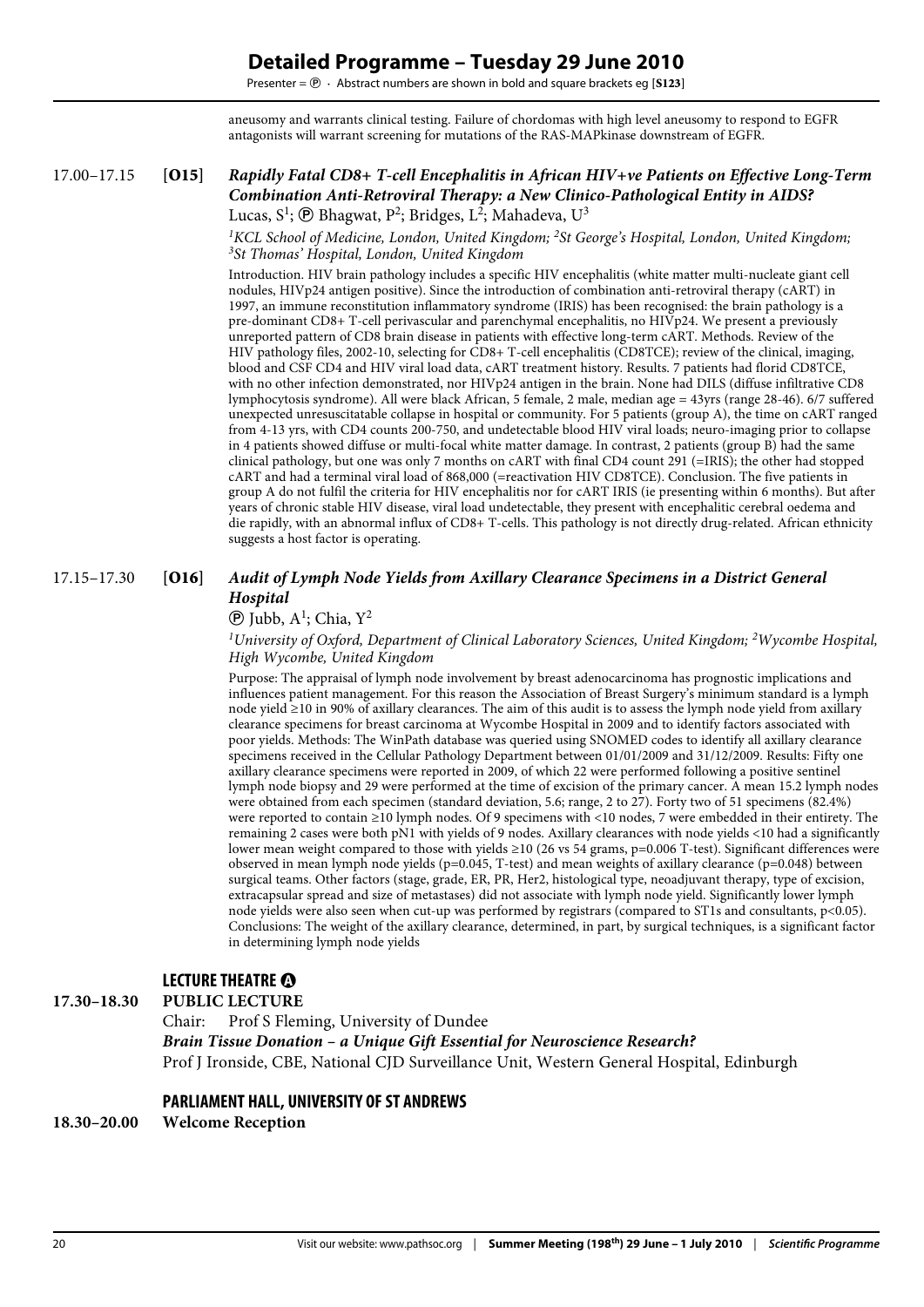aneusomy and warrants clinical testing. Failure of chordomas with high level aneusomy to respond to EGFR antagonists will warrant screening for mutations of the RAS-MAPkinase downstream of EGFR.

17.00–17.15 **[O15]** ***Rapidly Fatal CD8+ T-cell Encephalitis in African HIV+ve Patients on Effective Long-Term Combination Anti-Retroviral Therapy: a New Clinico-Pathological Entity in AIDS?***

Lucas, S[1]; ⓟ Bhagwat, P[2]; Bridges, L[2]; Mahadeva, U[3]

*[1]KCL School of Medicine, London, United Kingdom; [2]St George's Hospital, London, United Kingdom; [3]St Thomas' Hospital, London, United Kingdom*

Introduction. HIV brain pathology includes a specific HIV encephalitis (white matter multi-nucleate giant cell nodules, HIVp24 antigen positive). Since the introduction of combination anti-retroviral therapy (cART) in 1997, an immune reconstitution inflammatory syndrome (IRIS) has been recognised: the brain pathology is a pre-dominant CD8+ T-cell perivascular and parenchymal encephalitis, no HIVp24. We present a previously unreported pattern of CD8 brain disease in patients with effective long-term cART. Methods. Review of the HIV pathology files, 2002-10, selecting for CD8+ T-cell encephalitis (CD8TCE); review of the clinical, imaging, blood and CSF CD4 and HIV viral load data, cART treatment history. Results. 7 patients had florid CD8TCE, with no other infection demonstrated, nor HIVp24 antigen in the brain. None had DILS (diffuse infiltrative CD8 lymphocytosis syndrome). All were black African, 5 female, 2 male, median age = 43yrs (range 28-46). 6/7 suffered unexpected unresuscitatable collapse in hospital or community. For 5 patients (group A), the time on cART ranged from 4-13 yrs, with CD4 counts 200-750, and undetectable blood HIV viral loads; neuro-imaging prior to collapse in 4 patients showed diffuse or multi-focal white matter damage. In contrast, 2 patients (group B) had the same clinical pathology, but one was only 7 months on cART with final CD4 count 291 (=IRIS); the other had stopped cART and had a terminal viral load of 868,000 (=reactivation HIV CD8TCE). Conclusion. The five patients in group A do not fulfil the criteria for HIV encephalitis nor for cART IRIS (ie presenting within 6 months). But after years of chronic stable HIV disease, viral load undetectable, they present with encephalitic cerebral oedema and die rapidly, with an abnormal influx of CD8+ T-cells. This pathology is not directly drug-related. African ethnicity suggests a host factor is operating.

17.15–17.30 **[O16]** ***Audit of Lymph Node Yields from Axillary Clearance Specimens in a District General Hospital***

ⓟ Jubb, A[1]; Chia, Y[2]

*[1]University of Oxford, Department of Clinical Laboratory Sciences, United Kingdom; [2]Wycombe Hospital, High Wycombe, United Kingdom*

Purpose: The appraisal of lymph node involvement by breast adenocarcinoma has prognostic implications and influences patient management. For this reason the Association of Breast Surgery's minimum standard is a lymph node yield ≥10 in 90% of axillary clearances. The aim of this audit is to assess the lymph node yield from axillary clearance specimens for breast carcinoma at Wycombe Hospital in 2009 and to identify factors associated with poor yields. Methods: The WinPath database was queried using SNOMED codes to identify all axillary clearance specimens received in the Cellular Pathology Department between 01/01/2009 and 31/12/2009. Results: Fifty one axillary clearance specimens were reported in 2009, of which 22 were performed following a positive sentinel lymph node biopsy and 29 were performed at the time of excision of the primary cancer. A mean 15.2 lymph nodes were obtained from each specimen (standard deviation, 5.6; range, 2 to 27). Forty two of 51 specimens (82.4%) were reported to contain ≥10 lymph nodes. Of 9 specimens with <10 nodes, 7 were embedded in their entirety. The remaining 2 cases were both pN1 with yields of 9 nodes. Axillary clearances with node yields <10 had a significantly lower mean weight compared to those with yields ≥10 (26 vs 54 grams, $p=0.006$ T-test). Significant differences were observed in mean lymph node yields ($p=0.045$, T-test) and mean weights of axillary clearance ($p=0.048$) between surgical teams. Other factors (stage, grade, ER, PR, Her2, histological type, neoadjuvant therapy, type of excision, extracapsular spread and size of metastases) did not associate with lymph node yield. Significantly lower lymph node yields were also seen when cut-up was performed by registrars (compared to ST1s and consultants, $p<0.05$). Conclusions: The weight of the axillary clearance, determined, in part, by surgical techniques, is a significant factor in determining lymph node yields

## LECTURE THEATRE A

**17.30–18.30 PUBLIC LECTURE**

Chair: Prof S Fleming, University of Dundee

***Brain Tissue Donation – a Unique Gift Essential for Neuroscience Research?***

Prof J Ironside, CBE, National CJD Surveillance Unit, Western General Hospital, Edinburgh

## PARLIAMENT HALL, UNIVERSITY OF ST ANDREWS

**18.30–20.00 Welcome Reception**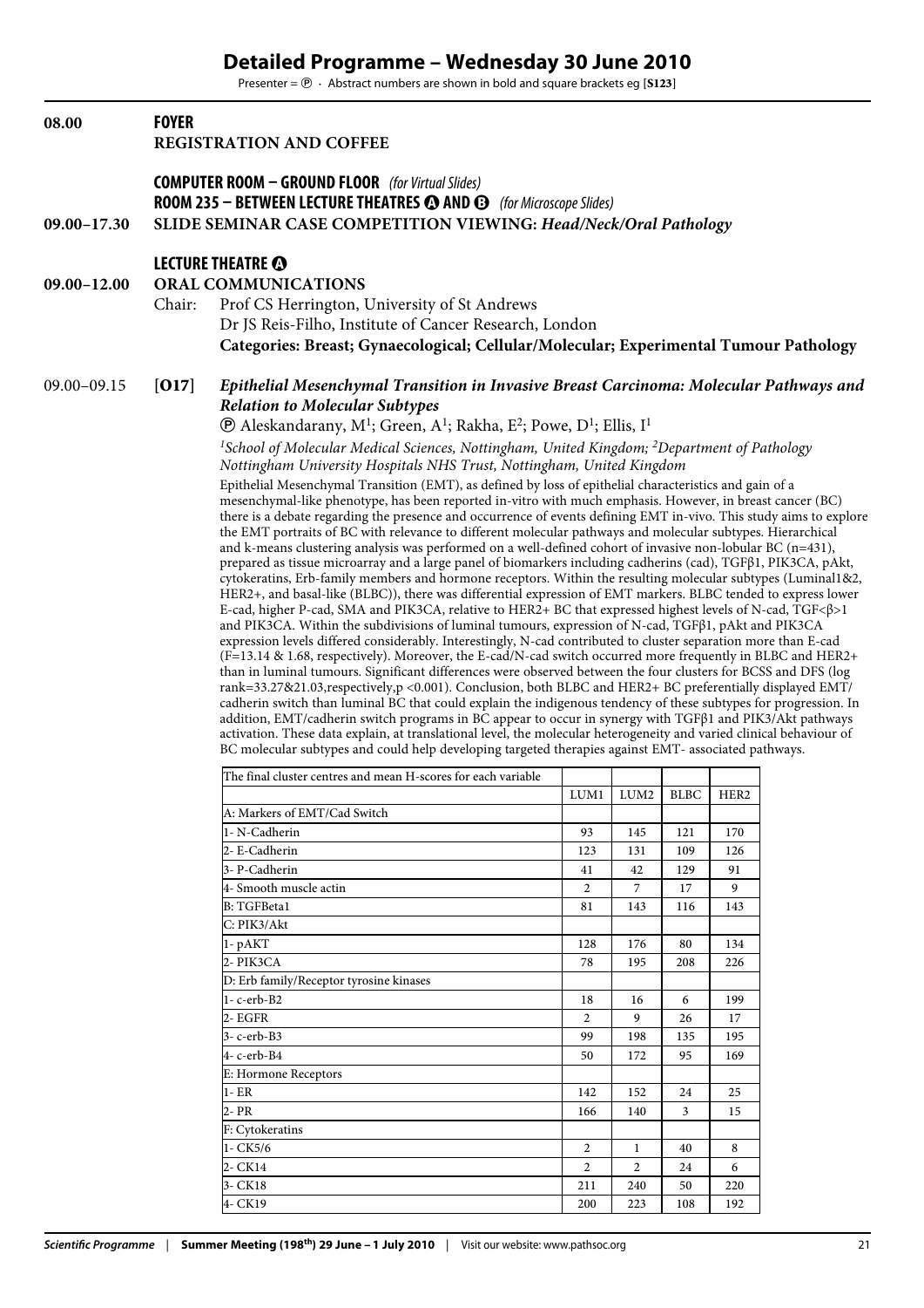# Detailed Programme – Wednesday 30 June 2010

Presenter = Ⓟ · Abstract numbers are shown in bold and square brackets eg [**S123**]

**08.00** **FOYER**
**REGISTRATION AND COFFEE**

**COMPUTER ROOM – GROUND FLOOR** *(for Virtual Slides)*
**ROOM 235 – BETWEEN LECTURE THEATRES Ⓐ AND Ⓑ** *(for Microscope Slides)*

**09.00–17.30** **SLIDE SEMINAR CASE COMPETITION VIEWING: *Head/Neck/Oral Pathology***

**LECTURE THEATRE Ⓐ**

**09.00–12.00** **ORAL COMMUNICATIONS**

Chair: Prof CS Herrington, University of St Andrews
Dr JS Reis-Filho, Institute of Cancer Research, London

**Categories: Breast; Gynaecological; Cellular/Molecular; Experimental Tumour Pathology**

09.00–09.15 [**O17**] ***Epithelial Mesenchymal Transition in Invasive Breast Carcinoma: Molecular Pathways and Relation to Molecular Subtypes***

Ⓟ Aleskandarany, M[1]; Green, A[1]; Rakha, E[2]; Powe, D[1]; Ellis, I[1]

*[1]School of Molecular Medical Sciences, Nottingham, United Kingdom; [2]Department of Pathology Nottingham University Hospitals NHS Trust, Nottingham, United Kingdom*

Epithelial Mesenchymal Transition (EMT), as defined by loss of epithelial characteristics and gain of a mesenchymal-like phenotype, has been reported in-vitro with much emphasis. However, in breast cancer (BC) there is a debate regarding the presence and occurrence of events defining EMT in-vivo. This study aims to explore the EMT portraits of BC with relevance to different molecular pathways and molecular subtypes. Hierarchical and k-means clustering analysis was performed on a well-defined cohort of invasive non-lobular BC (n=431), prepared as tissue microarray and a large panel of biomarkers including cadherins (cad), TGFβ1, PIK3CA, pAkt, cytokeratins, Erb-family members and hormone receptors. Within the resulting molecular subtypes (Luminal1&2, HER2+, and basal-like (BLBC)), there was differential expression of EMT markers. BLBC tended to express lower E-cad, higher P-cad, SMA and PIK3CA, relative to HER2+ BC that expressed highest levels of N-cad, TGF<β>1 and PIK3CA. Within the subdivisions of luminal tumours, expression of N-cad, TGFβ1, pAkt and PIK3CA expression levels differed considerably. Interestingly, N-cad contributed to cluster separation more than E-cad (F=13.14 & 1.68, respectively). Moreover, the E-cad/N-cad switch occurred more frequently in BLBC and HER2+ than in luminal tumours. Significant differences were observed between the four clusters for BCSS and DFS (log rank=33.27&21.03,respectively,p <0.001). Conclusion, both BLBC and HER2+ BC preferentially displayed EMT/cadherin switch than luminal BC that could explain the indigenous tendency of these subtypes for progression. In addition, EMT/cadherin switch programs in BC appear to occur in synergy with TGFβ1 and PIK3/Akt pathways activation. These data explain, at translational level, the molecular heterogeneity and varied clinical behaviour of BC molecular subtypes and could help developing targeted therapies against EMT- associated pathways.

| The final cluster centres and mean H-scores for each variable | | | | |
|---|---|---|---|---|
| | LUM1 | LUM2 | BLBC | HER2 |
| A: Markers of EMT/Cad Switch | | | | |
| 1- N-Cadherin | 93 | 145 | 121 | 170 |
| 2- E-Cadherin | 123 | 131 | 109 | 126 |
| 3- P-Cadherin | 41 | 42 | 129 | 91 |
| 4- Smooth muscle actin | 2 | 7 | 17 | 9 |
| B: TGFBeta1 | 81 | 143 | 116 | 143 |
| C: PIK3/Akt | | | | |
| 1- pAKT | 128 | 176 | 80 | 134 |
| 2- PIK3CA | 78 | 195 | 208 | 226 |
| D: Erb family/Receptor tyrosine kinases | | | | |
| 1- c-erb-B2 | 18 | 16 | 6 | 199 |
| 2- EGFR | 2 | 9 | 26 | 17 |
| 3- c-erb-B3 | 99 | 198 | 135 | 195 |
| 4- c-erb-B4 | 50 | 172 | 95 | 169 |
| E: Hormone Receptors | | | | |
| 1- ER | 142 | 152 | 24 | 25 |
| 2- PR | 166 | 140 | 3 | 15 |
| F: Cytokeratins | | | | |
| 1- CK5/6 | 2 | 1 | 40 | 8 |
| 2- CK14 | 2 | 2 | 24 | 6 |
| 3- CK18 | 211 | 240 | 50 | 220 |
| 4- CK19 | 200 | 223 | 108 | 192 |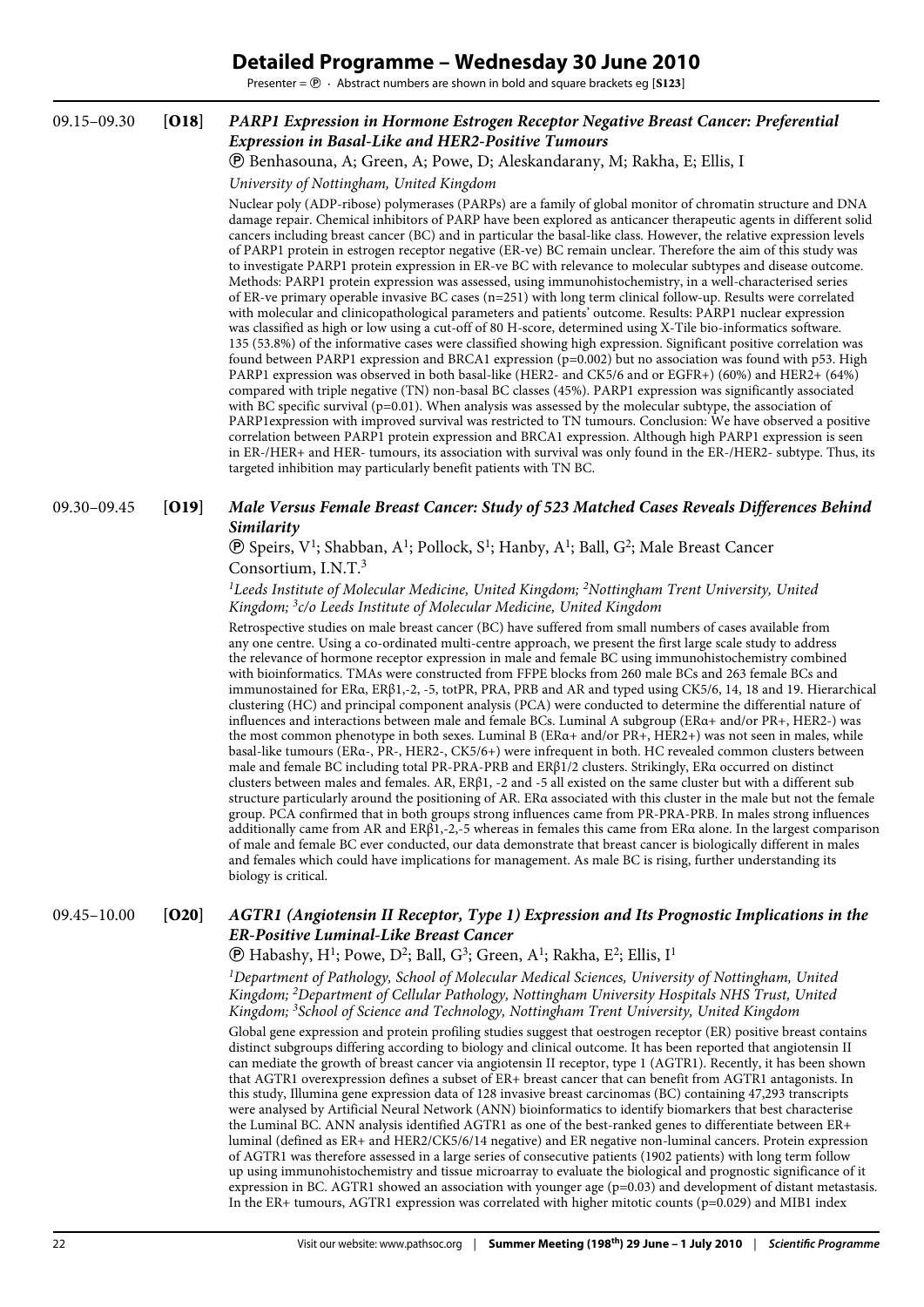# Detailed Programme – Wednesday 30 June 2010

Presenter = Ⓟ · Abstract numbers are shown in bold and square brackets eg [**S123**]

09.15–09.30 [**O18**] ***PARP1 Expression in Hormone Estrogen Receptor Negative Breast Cancer: Preferential Expression in Basal-Like and HER2-Positive Tumours***

Ⓟ Benhasouna, A; Green, A; Powe, D; Aleskandarany, M; Rakha, E; Ellis, I

*University of Nottingham, United Kingdom*

Nuclear poly (ADP-ribose) polymerases (PARPs) are a family of global monitor of chromatin structure and DNA damage repair. Chemical inhibitors of PARP have been explored as anticancer therapeutic agents in different solid cancers including breast cancer (BC) and in particular the basal-like class. However, the relative expression levels of PARP1 protein in estrogen receptor negative (ER-ve) BC remain unclear. Therefore the aim of this study was to investigate PARP1 protein expression in ER-ve BC with relevance to molecular subtypes and disease outcome. Methods: PARP1 protein expression was assessed, using immunohistochemistry, in a well-characterised series of ER-ve primary operable invasive BC cases (n=251) with long term clinical follow-up. Results were correlated with molecular and clinicopathological parameters and patients' outcome. Results: PARP1 nuclear expression was classified as high or low using a cut-off of 80 H-score, determined using X-Tile bio-informatics software. 135 (53.8%) of the informative cases were classified showing high expression. Significant positive correlation was found between PARP1 expression and BRCA1 expression ($p=0.002$) but no association was found with p53. High PARP1 expression was observed in both basal-like (HER2- and CK5/6 and or EGFR+) (60%) and HER2+ (64%) compared with triple negative (TN) non-basal BC classes (45%). PARP1 expression was significantly associated with BC specific survival ($p=0.01$). When analysis was assessed by the molecular subtype, the association of PARP1expression with improved survival was restricted to TN tumours. Conclusion: We have observed a positive correlation between PARP1 protein expression and BRCA1 expression. Although high PARP1 expression is seen in ER-/HER+ and HER- tumours, its association with survival was only found in the ER-/HER2- subtype. Thus, its targeted inhibition may particularly benefit patients with TN BC.

09.30–09.45 [**O19**] ***Male Versus Female Breast Cancer: Study of 523 Matched Cases Reveals Differences Behind Similarity***

Ⓟ Speirs, V[1]; Shabban, A[1]; Pollock, S[1]; Hanby, A[1]; Ball, G[2]; Male Breast Cancer Consortium, I.N.T.[3]

*[1]Leeds Institute of Molecular Medicine, United Kingdom; [2]Nottingham Trent University, United Kingdom; [3]c/o Leeds Institute of Molecular Medicine, United Kingdom*

Retrospective studies on male breast cancer (BC) have suffered from small numbers of cases available from any one centre. Using a co-ordinated multi-centre approach, we present the first large scale study to address the relevance of hormone receptor expression in male and female BC using immunohistochemistry combined with bioinformatics. TMAs were constructed from FFPE blocks from 260 male BCs and 263 female BCs and immunostained for ERα, ERβ1,-2, -5, totPR, PRA, PRB and AR and typed using CK5/6, 14, 18 and 19. Hierarchical clustering (HC) and principal component analysis (PCA) were conducted to determine the differential nature of influences and interactions between male and female BCs. Luminal A subgroup (ERα+ and/or PR+, HER2-) was the most common phenotype in both sexes. Luminal B (ERα+ and/or PR+, HER2+) was not seen in males, while basal-like tumours (ERα-, PR-, HER2-, CK5/6+) were infrequent in both. HC revealed common clusters between male and female BC including total PR-PRA-PRB and ERβ1/2 clusters. Strikingly, ERα occurred on distinct clusters between males and females. AR, ERβ1, -2 and -5 all existed on the same cluster but with a different sub structure particularly around the positioning of AR. ERα associated with this cluster in the male but not the female group. PCA confirmed that in both groups strong influences came from PR-PRA-PRB. In males strong influences additionally came from AR and ERβ1,-2,-5 whereas in females this came from ERα alone. In the largest comparison of male and female BC ever conducted, our data demonstrate that breast cancer is biologically different in males and females which could have implications for management. As male BC is rising, further understanding its biology is critical.

09.45–10.00 [**O20**] ***AGTR1 (Angiotensin II Receptor, Type 1) Expression and Its Prognostic Implications in the ER-Positive Luminal-Like Breast Cancer***

Ⓟ Habashy, H[1]; Powe, D[2]; Ball, G[3]; Green, A[1]; Rakha, E[2]; Ellis, I[1]

*[1]Department of Pathology, School of Molecular Medical Sciences, University of Nottingham, United Kingdom; [2]Department of Cellular Pathology, Nottingham University Hospitals NHS Trust, United Kingdom; [3]School of Science and Technology, Nottingham Trent University, United Kingdom*

Global gene expression and protein profiling studies suggest that oestrogen receptor (ER) positive breast contains distinct subgroups differing according to biology and clinical outcome. It has been reported that angiotensin II can mediate the growth of breast cancer via angiotensin II receptor, type 1 (AGTR1). Recently, it has been shown that AGTR1 overexpression defines a subset of ER+ breast cancer that can benefit from AGTR1 antagonists. In this study, Illumina gene expression data of 128 invasive breast carcinomas (BC) containing 47,293 transcripts were analysed by Artificial Neural Network (ANN) bioinformatics to identify biomarkers that best characterise the Luminal BC. ANN analysis identified AGTR1 as one of the best-ranked genes to differentiate between ER+ luminal (defined as ER+ and HER2/CK5/6/14 negative) and ER negative non-luminal cancers. Protein expression of AGTR1 was therefore assessed in a large series of consecutive patients (1902 patients) with long term follow up using immunohistochemistry and tissue microarray to evaluate the biological and prognostic significance of it expression in BC. AGTR1 showed an association with younger age ($p=0.03$) and development of distant metastasis. In the ER+ tumours, AGTR1 expression was correlated with higher mitotic counts ($p=0.029$) and MIB1 index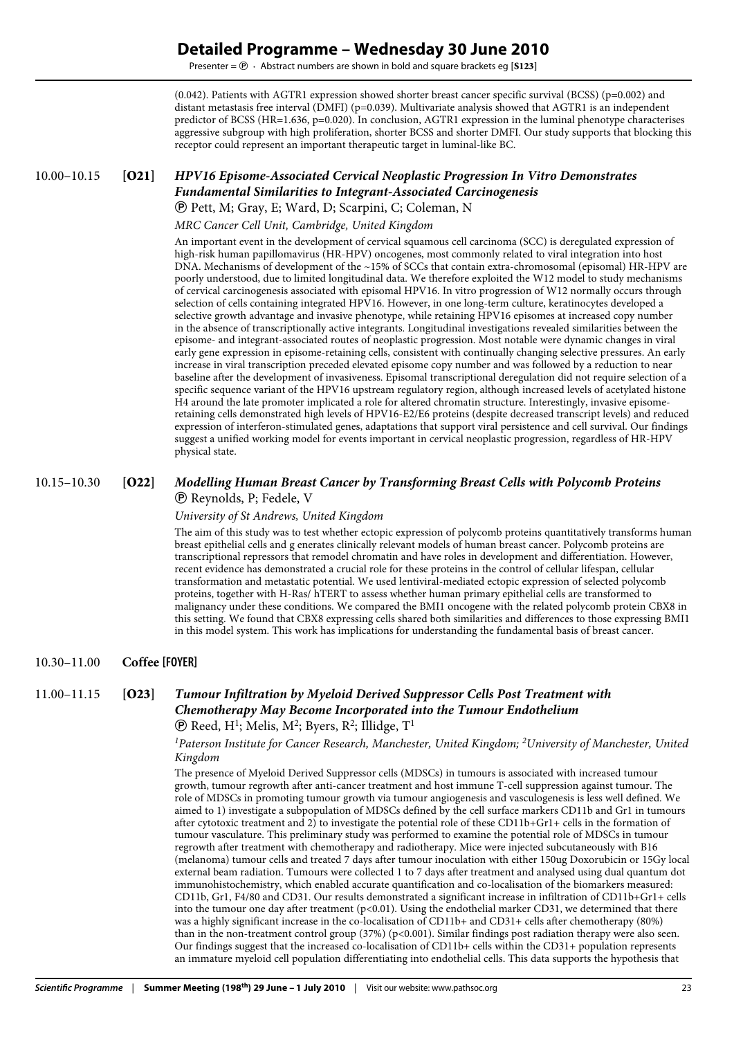(0.042). Patients with AGTR1 expression showed shorter breast cancer specific survival (BCSS) (p=0.002) and distant metastasis free interval (DMFI) (p=0.039). Multivariate analysis showed that AGTR1 is an independent predictor of BCSS (HR=1.636, p=0.020). In conclusion, AGTR1 expression in the luminal phenotype characterises aggressive subgroup with high proliferation, shorter BCSS and shorter DMFI. Our study supports that blocking this receptor could represent an important therapeutic target in luminal-like BC.

10.00–10.15 **[O21]** ***HPV16 Episome-Associated Cervical Neoplastic Progression In Vitro Demonstrates Fundamental Similarities to Integrant-Associated Carcinogenesis***

Ⓟ Pett, M; Gray, E; Ward, D; Scarpini, C; Coleman, N

*MRC Cancer Cell Unit, Cambridge, United Kingdom*

An important event in the development of cervical squamous cell carcinoma (SCC) is deregulated expression of high-risk human papillomavirus (HR-HPV) oncogenes, most commonly related to viral integration into host DNA. Mechanisms of development of the ~15% of SCCs that contain extra-chromosomal (episomal) HR-HPV are poorly understood, due to limited longitudinal data. We therefore exploited the W12 model to study mechanisms of cervical carcinogenesis associated with episomal HPV16. In vitro progression of W12 normally occurs through selection of cells containing integrated HPV16. However, in one long-term culture, keratinocytes developed a selective growth advantage and invasive phenotype, while retaining HPV16 episomes at increased copy number in the absence of transcriptionally active integrants. Longitudinal investigations revealed similarities between the episome- and integrant-associated routes of neoplastic progression. Most notable were dynamic changes in viral early gene expression in episome-retaining cells, consistent with continually changing selective pressures. An early increase in viral transcription preceded elevated episome copy number and was followed by a reduction to near baseline after the development of invasiveness. Episomal transcriptional deregulation did not require selection of a specific sequence variant of the HPV16 upstream regulatory region, although increased levels of acetylated histone H4 around the late promoter implicated a role for altered chromatin structure. Interestingly, invasive episome-retaining cells demonstrated high levels of HPV16-E2/E6 proteins (despite decreased transcript levels) and reduced expression of interferon-stimulated genes, adaptations that support viral persistence and cell survival. Our findings suggest a unified working model for events important in cervical neoplastic progression, regardless of HR-HPV physical state.

10.15–10.30 **[O22]** ***Modelling Human Breast Cancer by Transforming Breast Cells with Polycomb Proteins***

Ⓟ Reynolds, P; Fedele, V

*University of St Andrews, United Kingdom*

The aim of this study was to test whether ectopic expression of polycomb proteins quantitatively transforms human breast epithelial cells and g enerates clinically relevant models of human breast cancer. Polycomb proteins are transcriptional repressors that remodel chromatin and have roles in development and differentiation. However, recent evidence has demonstrated a crucial role for these proteins in the control of cellular lifespan, cellular transformation and metastatic potential. We used lentiviral-mediated ectopic expression of selected polycomb proteins, together with H-Ras/ hTERT to assess whether human primary epithelial cells are transformed to malignancy under these conditions. We compared the BMI1 oncogene with the related polycomb protein CBX8 in this setting. We found that CBX8 expressing cells shared both similarities and differences to those expressing BMI1 in this model system. This work has implications for understanding the fundamental basis of breast cancer.

10.30–11.00 **Coffee [FOYER]**

11.00–11.15 **[O23]** ***Tumour Infiltration by Myeloid Derived Suppressor Cells Post Treatment with Chemotherapy May Become Incorporated into the Tumour Endothelium***

Ⓟ Reed, H[1]; Melis, M[2]; Byers, R[2]; Illidge, T[1]

*[1]Paterson Institute for Cancer Research, Manchester, United Kingdom; [2]University of Manchester, United Kingdom*

The presence of Myeloid Derived Suppressor cells (MDSCs) in tumours is associated with increased tumour growth, tumour regrowth after anti-cancer treatment and host immune T-cell suppression against tumour. The role of MDSCs in promoting tumour growth via tumour angiogenesis and vasculogenesis is less well defined. We aimed to 1) investigate a subpopulation of MDSCs defined by the cell surface markers CD11b and Gr1 in tumours after cytotoxic treatment and 2) to investigate the potential role of these CD11b+Gr1+ cells in the formation of tumour vasculature. This preliminary study was performed to examine the potential role of MDSCs in tumour regrowth after treatment with chemotherapy and radiotherapy. Mice were injected subcutaneously with B16 (melanoma) tumour cells and treated 7 days after tumour inoculation with either 150ug Doxorubicin or 15Gy local external beam radiation. Tumours were collected 1 to 7 days after treatment and analysed using dual quantum dot immunohistochemistry, which enabled accurate quantification and co-localisation of the biomarkers measured: CD11b, Gr1, F4/80 and CD31. Our results demonstrated a significant increase in infiltration of CD11b+Gr1+ cells into the tumour one day after treatment ($p<0.01$). Using the endothelial marker CD31, we determined that there was a highly significant increase in the co-localisation of CD11b+ and CD31+ cells after chemotherapy (80%) than in the non-treatment control group (37%) ($p<0.001$). Similar findings post radiation therapy were also seen. Our findings suggest that the increased co-localisation of CD11b+ cells within the CD31+ population represents an immature myeloid cell population differentiating into endothelial cells. This data supports the hypothesis that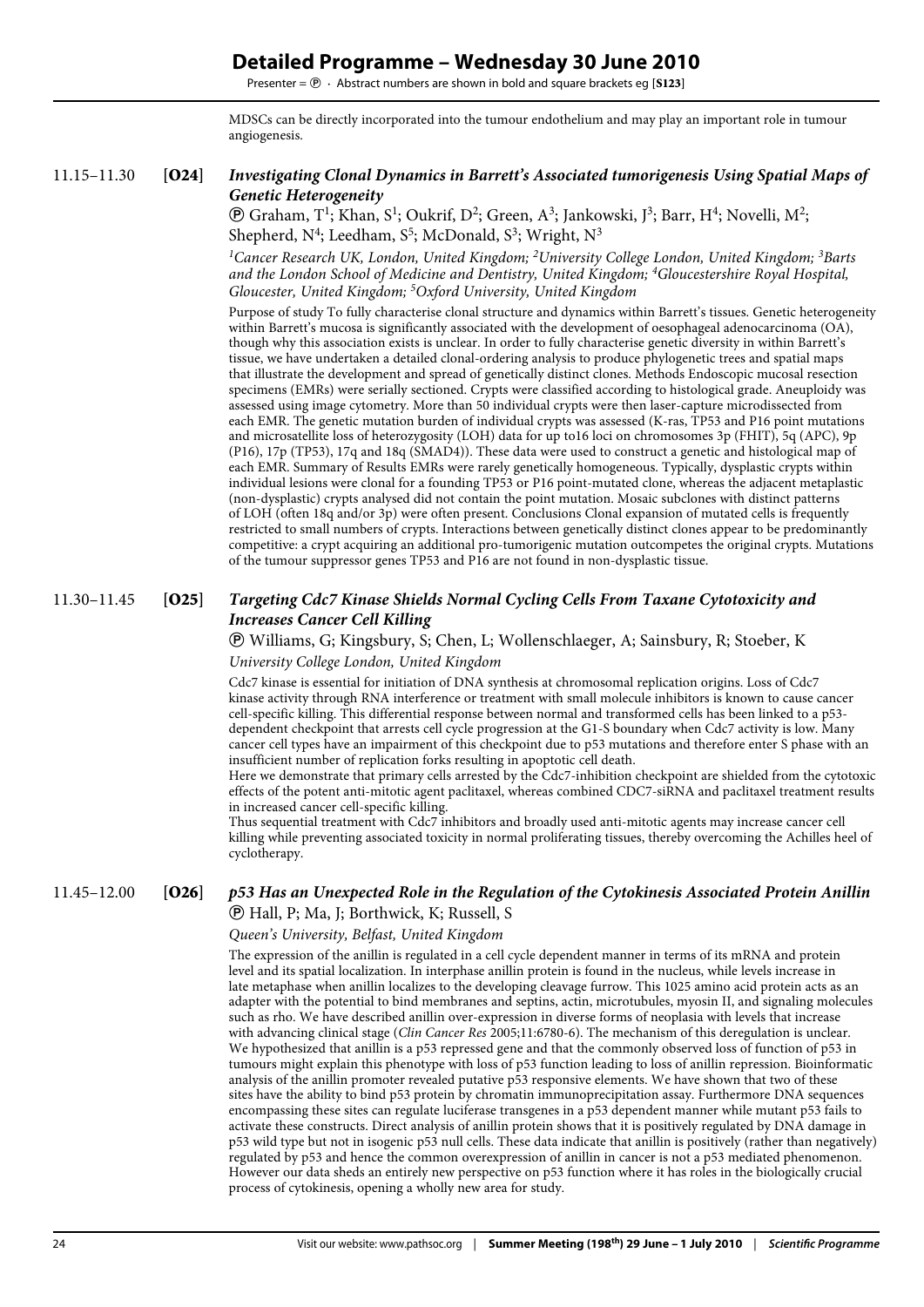MDSCs can be directly incorporated into the tumour endothelium and may play an important role in tumour angiogenesis.

11.15–11.30 **[O24]** ***Investigating Clonal Dynamics in Barrett's Associated tumorigenesis Using Spatial Maps of Genetic Heterogeneity***

Ⓟ Graham, T[1]; Khan, S[1]; Oukrif, D[2]; Green, A[3]; Jankowski, J[3]; Barr, H[4]; Novelli, M[2]; Shepherd, N[4]; Leedham, S[5]; McDonald, S[3]; Wright, N[3]

*[1]Cancer Research UK, London, United Kingdom; [2]University College London, United Kingdom; [3]Barts and the London School of Medicine and Dentistry, United Kingdom; [4]Gloucestershire Royal Hospital, Gloucester, United Kingdom; [5]Oxford University, United Kingdom*

Purpose of study To fully characterise clonal structure and dynamics within Barrett's tissues. Genetic heterogeneity within Barrett's mucosa is significantly associated with the development of oesophageal adenocarcinoma (OA), though why this association exists is unclear. In order to fully characterise genetic diversity in within Barrett's tissue, we have undertaken a detailed clonal-ordering analysis to produce phylogenetic trees and spatial maps that illustrate the development and spread of genetically distinct clones. Methods Endoscopic mucosal resection specimens (EMRs) were serially sectioned. Crypts were classified according to histological grade. Aneuploidy was assessed using image cytometry. More than 50 individual crypts were then laser-capture microdissected from each EMR. The genetic mutation burden of individual crypts was assessed (K-ras, TP53 and P16 point mutations and microsatellite loss of heterozygosity (LOH) data for up to16 loci on chromosomes 3p (FHIT), 5q (APC), 9p (P16), 17p (TP53), 17q and 18q (SMAD4)). These data were used to construct a genetic and histological map of each EMR. Summary of Results EMRs were rarely genetically homogeneous. Typically, dysplastic crypts within individual lesions were clonal for a founding TP53 or P16 point-mutated clone, whereas the adjacent metaplastic (non-dysplastic) crypts analysed did not contain the point mutation. Mosaic subclones with distinct patterns of LOH (often 18q and/or 3p) were often present. Conclusions Clonal expansion of mutated cells is frequently restricted to small numbers of crypts. Interactions between genetically distinct clones appear to be predominantly competitive: a crypt acquiring an additional pro-tumorigenic mutation outcompetes the original crypts. Mutations of the tumour suppressor genes TP53 and P16 are not found in non-dysplastic tissue.

11.30–11.45 **[O25]** ***Targeting Cdc7 Kinase Shields Normal Cycling Cells From Taxane Cytotoxicity and Increases Cancer Cell Killing***

Ⓟ Williams, G; Kingsbury, S; Chen, L; Wollenschlaeger, A; Sainsbury, R; Stoeber, K

*University College London, United Kingdom*

Cdc7 kinase is essential for initiation of DNA synthesis at chromosomal replication origins. Loss of Cdc7 kinase activity through RNA interference or treatment with small molecule inhibitors is known to cause cancer cell-specific killing. This differential response between normal and transformed cells has been linked to a p53-dependent checkpoint that arrests cell cycle progression at the G1-S boundary when Cdc7 activity is low. Many cancer cell types have an impairment of this checkpoint due to p53 mutations and therefore enter S phase with an insufficient number of replication forks resulting in apoptotic cell death.

Here we demonstrate that primary cells arrested by the Cdc7-inhibition checkpoint are shielded from the cytotoxic effects of the potent anti-mitotic agent paclitaxel, whereas combined CDC7-siRNA and paclitaxel treatment results in increased cancer cell-specific killing.

Thus sequential treatment with Cdc7 inhibitors and broadly used anti-mitotic agents may increase cancer cell killing while preventing associated toxicity in normal proliferating tissues, thereby overcoming the Achilles heel of cyclotherapy.

11.45–12.00 **[O26]** ***p53 Has an Unexpected Role in the Regulation of the Cytokinesis Associated Protein Anillin***

Ⓟ Hall, P; Ma, J; Borthwick, K; Russell, S

*Queen's University, Belfast, United Kingdom*

The expression of the anillin is regulated in a cell cycle dependent manner in terms of its mRNA and protein level and its spatial localization. In interphase anillin protein is found in the nucleus, while levels increase in late metaphase when anillin localizes to the developing cleavage furrow. This 1025 amino acid protein acts as an adapter with the potential to bind membranes and septins, actin, microtubules, myosin II, and signaling molecules such as rho. We have described anillin over-expression in diverse forms of neoplasia with levels that increase with advancing clinical stage (*Clin Cancer Res* 2005;11:6780-6). The mechanism of this deregulation is unclear. We hypothesized that anillin is a p53 repressed gene and that the commonly observed loss of function of p53 in tumours might explain this phenotype with loss of p53 function leading to loss of anillin repression. Bioinformatic analysis of the anillin promoter revealed putative p53 responsive elements. We have shown that two of these sites have the ability to bind p53 protein by chromatin immunoprecipitation assay. Furthermore DNA sequences encompassing these sites can regulate luciferase transgenes in a p53 dependent manner while mutant p53 fails to activate these constructs. Direct analysis of anillin protein shows that it is positively regulated by DNA damage in p53 wild type but not in isogenic p53 null cells. These data indicate that anillin is positively (rather than negatively) regulated by p53 and hence the common overexpression of anillin in cancer is not a p53 mediated phenomenon. However our data sheds an entirely new perspective on p53 function where it has roles in the biologically crucial process of cytokinesis, opening a wholly new area for study.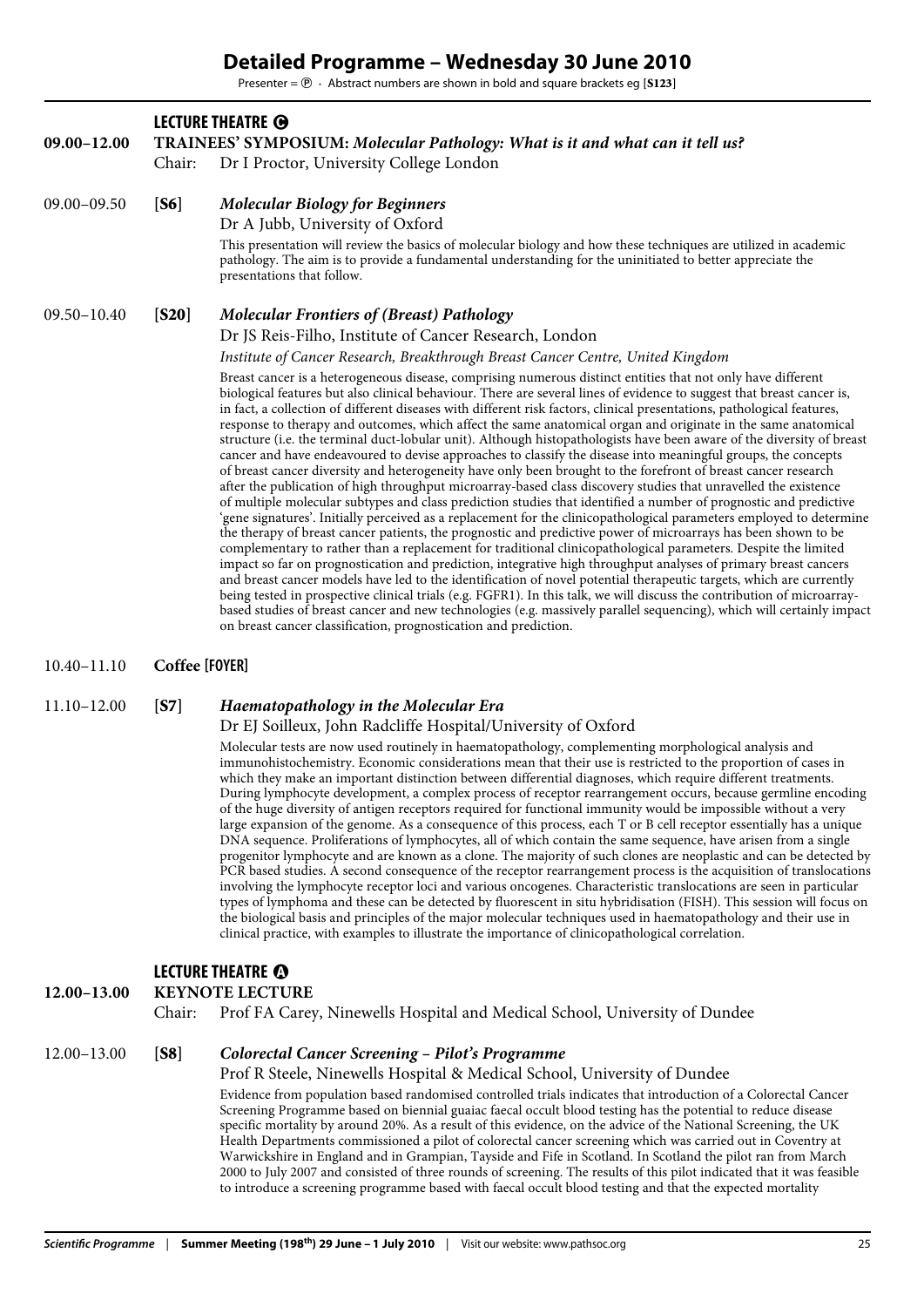# Detailed Programme – Wednesday 30 June 2010

Presenter = Ⓟ · Abstract numbers are shown in bold and square brackets eg [**S123**]

## LECTURE THEATRE Ⓒ

**09.00–12.00** **TRAINEES' SYMPOSIUM:** ***Molecular Pathology: What is it and what can it tell us?***

Chair: Dr I Proctor, University College London

09.00–09.50 [**S6**] ***Molecular Biology for Beginners***

Dr A Jubb, University of Oxford

This presentation will review the basics of molecular biology and how these techniques are utilized in academic pathology. The aim is to provide a fundamental understanding for the uninitiated to better appreciate the presentations that follow.

09.50–10.40 [**S20**] ***Molecular Frontiers of (Breast) Pathology***

Dr JS Reis-Filho, Institute of Cancer Research, London

*Institute of Cancer Research, Breakthrough Breast Cancer Centre, United Kingdom*

Breast cancer is a heterogeneous disease, comprising numerous distinct entities that not only have different biological features but also clinical behaviour. There are several lines of evidence to suggest that breast cancer is, in fact, a collection of different diseases with different risk factors, clinical presentations, pathological features, response to therapy and outcomes, which affect the same anatomical organ and originate in the same anatomical structure (i.e. the terminal duct-lobular unit). Although histopathologists have been aware of the diversity of breast cancer and have endeavoured to devise approaches to classify the disease into meaningful groups, the concepts of breast cancer diversity and heterogeneity have only been brought to the forefront of breast cancer research after the publication of high throughput microarray-based class discovery studies that unravelled the existence of multiple molecular subtypes and class prediction studies that identified a number of prognostic and predictive 'gene signatures'. Initially perceived as a replacement for the clinicopathological parameters employed to determine the therapy of breast cancer patients, the prognostic and predictive power of microarrays has been shown to be complementary to rather than a replacement for traditional clinicopathological parameters. Despite the limited impact so far on prognostication and prediction, integrative high throughput analyses of primary breast cancers and breast cancer models have led to the identification of novel potential therapeutic targets, which are currently being tested in prospective clinical trials (e.g. FGFR1). In this talk, we will discuss the contribution of microarray-based studies of breast cancer and new technologies (e.g. massively parallel sequencing), which will certainly impact on breast cancer classification, prognostication and prediction.

10.40–11.10 **Coffee [FOYER]**

11.10–12.00 [**S7**] ***Haematopathology in the Molecular Era***

Dr EJ Soilleux, John Radcliffe Hospital/University of Oxford

Molecular tests are now used routinely in haematopathology, complementing morphological analysis and immunohistochemistry. Economic considerations mean that their use is restricted to the proportion of cases in which they make an important distinction between differential diagnoses, which require different treatments. During lymphocyte development, a complex process of receptor rearrangement occurs, because germline encoding of the huge diversity of antigen receptors required for functional immunity would be impossible without a very large expansion of the genome. As a consequence of this process, each T or B cell receptor essentially has a unique DNA sequence. Proliferations of lymphocytes, all of which contain the same sequence, have arisen from a single progenitor lymphocyte and are known as a clone. The majority of such clones are neoplastic and can be detected by PCR based studies. A second consequence of the receptor rearrangement process is the acquisition of translocations involving the lymphocyte receptor loci and various oncogenes. Characteristic translocations are seen in particular types of lymphoma and these can be detected by fluorescent in situ hybridisation (FISH). This session will focus on the biological basis and principles of the major molecular techniques used in haematopathology and their use in clinical practice, with examples to illustrate the importance of clinicopathological correlation.

## LECTURE THEATRE Ⓐ

**12.00–13.00** **KEYNOTE LECTURE**

Chair: Prof FA Carey, Ninewells Hospital and Medical School, University of Dundee

12.00–13.00 [**S8**] ***Colorectal Cancer Screening – Pilot's Programme***

Prof R Steele, Ninewells Hospital & Medical School, University of Dundee

Evidence from population based randomised controlled trials indicates that introduction of a Colorectal Cancer Screening Programme based on biennial guaiac faecal occult blood testing has the potential to reduce disease specific mortality by around 20%. As a result of this evidence, on the advice of the National Screening, the UK Health Departments commissioned a pilot of colorectal cancer screening which was carried out in Coventry at Warwickshire in England and in Grampian, Tayside and Fife in Scotland. In Scotland the pilot ran from March 2000 to July 2007 and consisted of three rounds of screening. The results of this pilot indicated that it was feasible to introduce a screening programme based with faecal occult blood testing and that the expected mortality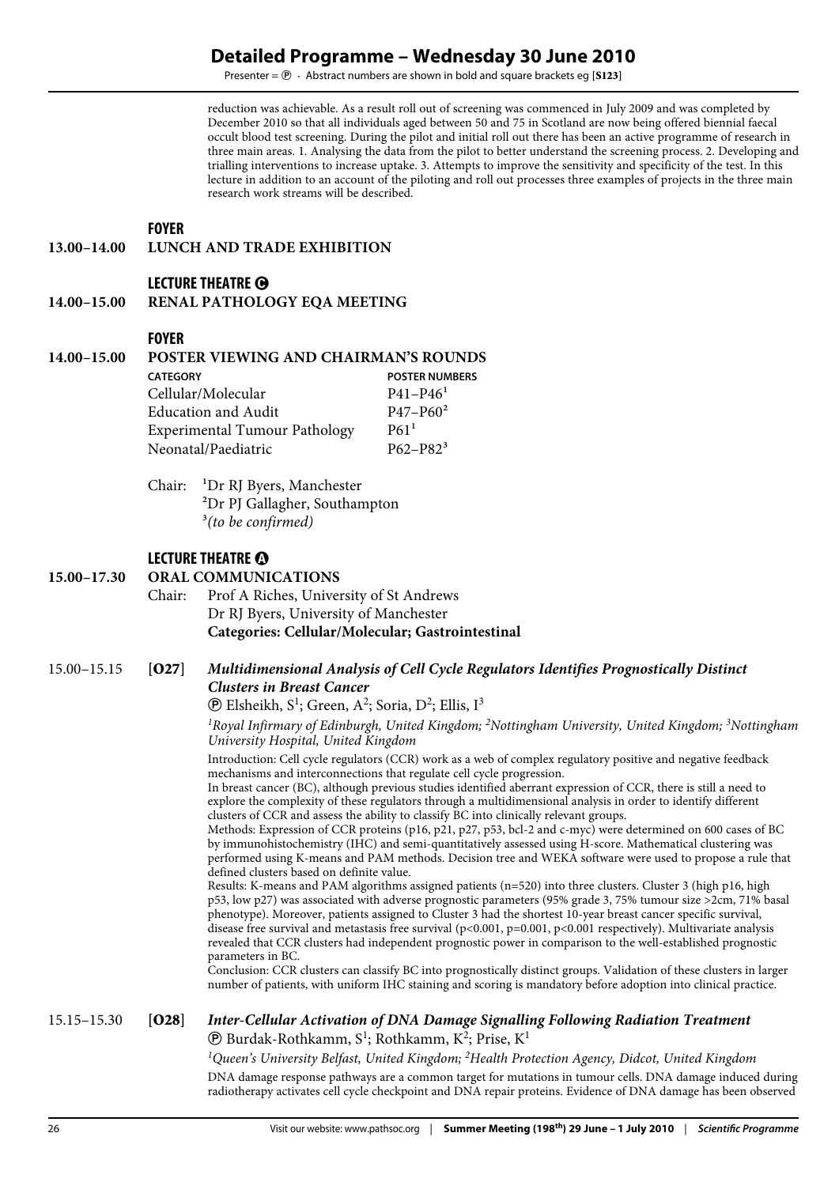reduction was achievable. As a result roll out of screening was commenced in July 2009 and was completed by December 2010 so that all individuals aged between 50 and 75 in Scotland are now being offered biennial faecal occult blood test screening. During the pilot and initial roll out there has been an active programme of research in three main areas. 1. Analysing the data from the pilot to better understand the screening process. 2. Developing and trialling interventions to increase uptake. 3. Attempts to improve the sensitivity and specificity of the test. In this lecture in addition to an account of the piloting and roll out processes three examples of projects in the three main research work streams will be described.

**FOYER**

**13.00–14.00 LUNCH AND TRADE EXHIBITION**

**LECTURE THEATRE C**

**14.00–15.00 RENAL PATHOLOGY EQA MEETING**

**FOYER**

**14.00–15.00 POSTER VIEWING AND CHAIRMAN'S ROUNDS**

| CATEGORY | POSTER NUMBERS |
|---|---|
| Cellular/Molecular | P41–P46[1] |
| Education and Audit | P47–P60[2] |
| Experimental Tumour Pathology | P61[1] |
| Neonatal/Paediatric | P62–P82[3] |

Chair: [1]Dr RJ Byers, Manchester
[2]Dr PJ Gallagher, Southampton
[3]*(to be confirmed)*

**LECTURE THEATRE A**

**15.00–17.30 ORAL COMMUNICATIONS**

Chair: Prof A Riches, University of St Andrews
Dr RJ Byers, University of Manchester
**Categories: Cellular/Molecular; Gastrointestinal**

15.00–15.15 **[O27]** ***Multidimensional Analysis of Cell Cycle Regulators Identifies Prognostically Distinct Clusters in Breast Cancer***

Ⓟ Elsheikh, S[1]; Green, A[2]; Soria, D[2]; Ellis, I[3]

*[1]Royal Infirmary of Edinburgh, United Kingdom; [2]Nottingham University, United Kingdom; [3]Nottingham University Hospital, United Kingdom*

Introduction: Cell cycle regulators (CCR) work as a web of complex regulatory positive and negative feedback mechanisms and interconnections that regulate cell cycle progression.

In breast cancer (BC), although previous studies identified aberrant expression of CCR, there is still a need to explore the complexity of these regulators through a multidimensional analysis in order to identify different clusters of CCR and assess the ability to classify BC into clinically relevant groups.

Methods: Expression of CCR proteins (p16, p21, p27, p53, bcl-2 and c-myc) were determined on 600 cases of BC by immunohistochemistry (IHC) and semi-quantitatively assessed using H-score. Mathematical clustering was performed using K-means and PAM methods. Decision tree and WEKA software were used to propose a rule that defined clusters based on definite value.

Results: K-means and PAM algorithms assigned patients (n=520) into three clusters. Cluster 3 (high p16, high p53, low p27) was associated with adverse prognostic parameters (95% grade 3, 75% tumour size >2cm, 71% basal phenotype). Moreover, patients assigned to Cluster 3 had the shortest 10-year breast cancer specific survival, disease free survival and metastasis free survival ($p<0.001$, $p=0.001$, $p<0.001$ respectively). Multivariate analysis revealed that CCR clusters had independent prognostic power in comparison to the well-established prognostic parameters in BC.

Conclusion: CCR clusters can classify BC into prognostically distinct groups. Validation of these clusters in larger number of patients, with uniform IHC staining and scoring is mandatory before adoption into clinical practice.

15.15–15.30 **[O28]** ***Inter-Cellular Activation of DNA Damage Signalling Following Radiation Treatment***

Ⓟ Burdak-Rothkamm, S[1]; Rothkamm, K[2]; Prise, K[1]

*[1]Queen's University Belfast, United Kingdom; [2]Health Protection Agency, Didcot, United Kingdom*

DNA damage response pathways are a common target for mutations in tumour cells. DNA damage induced during radiotherapy activates cell cycle checkpoint and DNA repair proteins. Evidence of DNA damage has been observed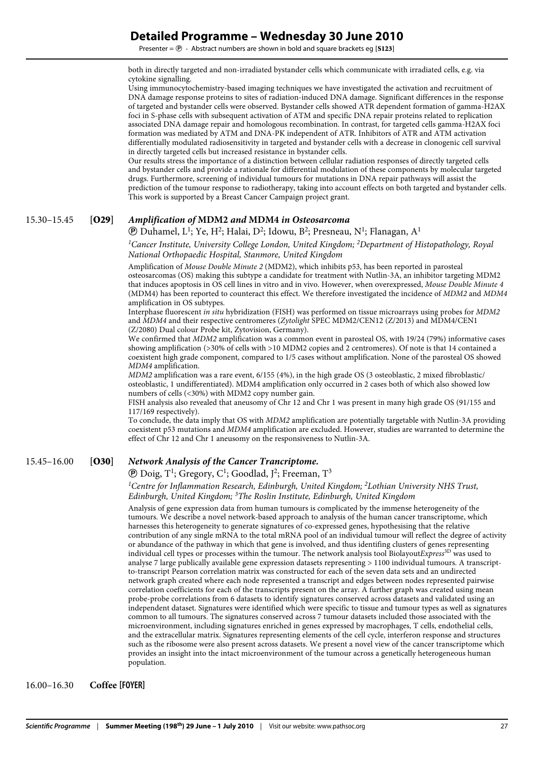both in directly targeted and non-irradiated bystander cells which communicate with irradiated cells, e.g. via cytokine signalling.

Using immunocytochemistry-based imaging techniques we have investigated the activation and recruitment of DNA damage response proteins to sites of radiation-induced DNA damage. Significant differences in the response of targeted and bystander cells were observed. Bystander cells showed ATR dependent formation of gamma-H2AX foci in S-phase cells with subsequent activation of ATM and specific DNA repair proteins related to replication associated DNA damage repair and homologous recombination. In contrast, for targeted cells gamma-H2AX foci formation was mediated by ATM and DNA-PK independent of ATR. Inhibitors of ATR and ATM activation differentially modulated radiosensitivity in targeted and bystander cells with a decrease in clonogenic cell survival in directly targeted cells but increased resistance in bystander cells.

Our results stress the importance of a distinction between cellular radiation responses of directly targeted cells and bystander cells and provide a rationale for differential modulation of these components by molecular targeted drugs. Furthermore, screening of individual tumours for mutations in DNA repair pathways will assist the prediction of the tumour response to radiotherapy, taking into account effects on both targeted and bystander cells. This work is supported by a Breast Cancer Campaign project grant.

## 15.30–15.45 [O29] *Amplification of* MDM2 *and* MDM4 *in Osteosarcoma*

Ⓟ Duhamel, L[1]; Ye, H[2]; Halai, D[2]; Idowu, B[2]; Presneau, N[1]; Flanagan, A[1]

[1]*Cancer Institute, University College London, United Kingdom;* [2]*Department of Histopathology, Royal National Orthopaedic Hospital, Stanmore, United Kingdom*

Amplification of *Mouse Double Minute 2* (MDM2), which inhibits p53, has been reported in parosteal osteosarcomas (OS) making this subtype a candidate for treatment with Nutlin-3A, an inhibitor targeting MDM2 that induces apoptosis in OS cell lines in vitro and in vivo. However, when overexpressed, *Mouse Double Minute 4* (MDM4) has been reported to counteract this effect. We therefore investigated the incidence of *MDM2* and *MDM4* amplification in OS subtypes.

Interphase fluorescent *in situ* hybridization (FISH) was performed on tissue microarrays using probes for *MDM2* and *MDM4* and their respective centromeres (*Zytolight* SPEC MDM2/CEN12 (Z/2013) and MDM4/CEN1 (Z/2080) Dual colour Probe kit, Zytovision, Germany).

We confirmed that *MDM2* amplification was a common event in parosteal OS, with 19/24 (79%) informative cases showing amplification (>30% of cells with >10 MDM2 copies and 2 centromeres). Of note is that 14 contained a coexistent high grade component, compared to 1/5 cases without amplification. None of the parosteal OS showed *MDM4* amplification.

*MDM2* amplification was a rare event, 6/155 (4%), in the high grade OS (3 osteoblastic, 2 mixed fibroblastic/osteoblastic, 1 undifferentiated). MDM4 amplification only occurred in 2 cases both of which also showed low numbers of cells (<30%) with MDM2 copy number gain.

FISH analysis also revealed that aneusomy of Chr 12 and Chr 1 was present in many high grade OS (91/155 and 117/169 respectively).

To conclude, the data imply that OS with *MDM2* amplification are potentially targetable with Nutlin-3A providing coexistent p53 mutations and *MDM4* amplification are excluded. However, studies are warranted to determine the effect of Chr 12 and Chr 1 aneusomy on the responsiveness to Nutlin-3A.

## 15.45–16.00 [O30] *Network Analysis of the Cancer Trancriptome.*

Ⓟ Doig, T[1]; Gregory, C[1]; Goodlad, J[2]; Freeman, T[3]

[1]*Centre for Inflammation Research, Edinburgh, United Kingdom;* [2]*Lothian University NHS Trust, Edinburgh, United Kingdom;* [3]*The Roslin Institute, Edinburgh, United Kingdom*

Analysis of gene expression data from human tumours is complicated by the immense heterogeneity of the tumours. We describe a novel network-based approach to analysis of the human cancer transcriptome, which harnesses this heterogeneity to generate signatures of co-expressed genes, hypothesising that the relative contribution of any single mRNA to the total mRNA pool of an individual tumour will reflect the degree of activity or abundance of the pathway in which that gene is involved, and thus identifing clusters of genes representing individual cell types or processes within the tumour. The network analysis tool Biolayout*Express*[3D] was used to analyse 7 large publically available gene expression datasets representing > 1100 individual tumours. A transcript-to-transcript Pearson correlation matrix was constructed for each of the seven data sets and an undirected network graph created where each node represented a transcript and edges between nodes represented pairwise correlation coefficients for each of the transcripts present on the array. A further graph was created using mean probe-probe correlations from 6 datasets to identify signatures conserved across datasets and validated using an independent dataset. Signatures were identified which were specific to tissue and tumour types as well as signatures common to all tumours. The signatures conserved across 7 tumour datasets included those associated with the microenvironment, including signatures enriched in genes expressed by macrophages, T cells, endothelial cells, and the extracellular matrix. Signatures representing elements of the cell cycle, interferon response and structures such as the ribosome were also present across datasets. We present a novel view of the cancer transcriptome which provides an insight into the intact microenvironment of the tumour across a genetically heterogeneous human population.

## 16.00–16.30 **Coffee [FOYER]**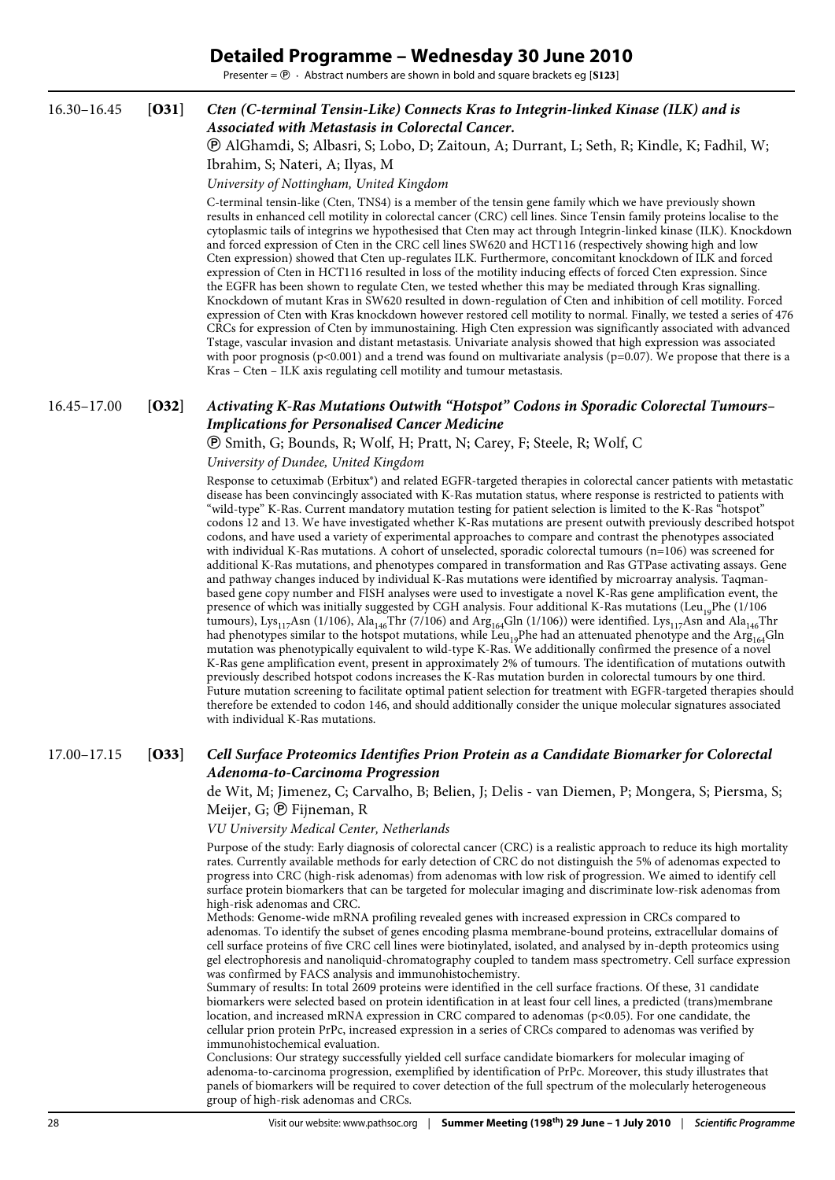# Detailed Programme – Wednesday 30 June 2010

Presenter = Ⓟ · Abstract numbers are shown in bold and square brackets eg [**S123**]

16.30–16.45 [**O31**] ***Cten (C-terminal Tensin-Like) Connects Kras to Integrin-linked Kinase (ILK) and is Associated with Metastasis in Colorectal Cancer.***

Ⓟ AlGhamdi, S; Albasri, S; Lobo, D; Zaitoun, A; Durrant, L; Seth, R; Kindle, K; Fadhil, W; Ibrahim, S; Nateri, A; Ilyas, M

*University of Nottingham, United Kingdom*

C-terminal tensin-like (Cten, TNS4) is a member of the tensin gene family which we have previously shown results in enhanced cell motility in colorectal cancer (CRC) cell lines. Since Tensin family proteins localise to the cytoplasmic tails of integrins we hypothesised that Cten may act through Integrin-linked kinase (ILK). Knockdown and forced expression of Cten in the CRC cell lines SW620 and HCT116 (respectively showing high and low Cten expression) showed that Cten up-regulates ILK. Furthermore, concomitant knockdown of ILK and forced expression of Cten in HCT116 resulted in loss of the motility inducing effects of forced Cten expression. Since the EGFR has been shown to regulate Cten, we tested whether this may be mediated through Kras signalling. Knockdown of mutant Kras in SW620 resulted in down-regulation of Cten and inhibition of cell motility. Forced expression of Cten with Kras knockdown however restored cell motility to normal. Finally, we tested a series of 476 CRCs for expression of Cten by immunostaining. High Cten expression was significantly associated with advanced Tstage, vascular invasion and distant metastasis. Univariate analysis showed that high expression was associated with poor prognosis ($p<0.001$) and a trend was found on multivariate analysis ($p=0.07$). We propose that there is a Kras – Cten – ILK axis regulating cell motility and tumour metastasis.

16.45–17.00 [**O32**] ***Activating K-Ras Mutations Outwith "Hotspot" Codons in Sporadic Colorectal Tumours– Implications for Personalised Cancer Medicine***

Ⓟ Smith, G; Bounds, R; Wolf, H; Pratt, N; Carey, F; Steele, R; Wolf, C

*University of Dundee, United Kingdom*

Response to cetuximab (Erbitux®) and related EGFR-targeted therapies in colorectal cancer patients with metastatic disease has been convincingly associated with K-Ras mutation status, where response is restricted to patients with "wild-type" K-Ras. Current mandatory mutation testing for patient selection is limited to the K-Ras "hotspot" codons 12 and 13. We have investigated whether K-Ras mutations are present outwith previously described hotspot codons, and have used a variety of experimental approaches to compare and contrast the phenotypes associated with individual K-Ras mutations. A cohort of unselected, sporadic colorectal tumours (n=106) was screened for additional K-Ras mutations, and phenotypes compared in transformation and Ras GTPase activating assays. Gene and pathway changes induced by individual K-Ras mutations were identified by microarray analysis. Taqman-based gene copy number and FISH analyses were used to investigate a novel K-Ras gene amplification event, the presence of which was initially suggested by CGH analysis. Four additional K-Ras mutations ($Leu_{19}Phe$ (1/106 tumours), $Lys_{117}Asn$ (1/106), $Ala_{146}Thr$ (7/106) and $Arg_{164}Gln$ (1/106)) were identified. $Lys_{117}Asn$ and $Ala_{146}Thr$ had phenotypes similar to the hotspot mutations, while $Leu_{19}Phe$ had an attenuated phenotype and the $Arg_{164}Gln$ mutation was phenotypically equivalent to wild-type K-Ras. We additionally confirmed the presence of a novel K-Ras gene amplification event, present in approximately 2% of tumours. The identification of mutations outwith previously described hotspot codons increases the K-Ras mutation burden in colorectal tumours by one third. Future mutation screening to facilitate optimal patient selection for treatment with EGFR-targeted therapies should therefore be extended to codon 146, and should additionally consider the unique molecular signatures associated with individual K-Ras mutations.

17.00–17.15 [**O33**] ***Cell Surface Proteomics Identifies Prion Protein as a Candidate Biomarker for Colorectal Adenoma-to-Carcinoma Progression***

de Wit, M; Jimenez, C; Carvalho, B; Belien, J; Delis - van Diemen, P; Mongera, S; Piersma, S; Meijer, G; Ⓟ Fijneman, R

*VU University Medical Center, Netherlands*

Purpose of the study: Early diagnosis of colorectal cancer (CRC) is a realistic approach to reduce its high mortality rates. Currently available methods for early detection of CRC do not distinguish the 5% of adenomas expected to progress into CRC (high-risk adenomas) from adenomas with low risk of progression. We aimed to identify cell surface protein biomarkers that can be targeted for molecular imaging and discriminate low-risk adenomas from high-risk adenomas and CRC.

Methods: Genome-wide mRNA profiling revealed genes with increased expression in CRCs compared to adenomas. To identify the subset of genes encoding plasma membrane-bound proteins, extracellular domains of cell surface proteins of five CRC cell lines were biotinylated, isolated, and analysed by in-depth proteomics using gel electrophoresis and nanoliquid-chromatography coupled to tandem mass spectrometry. Cell surface expression was confirmed by FACS analysis and immunohistochemistry.

Summary of results: In total 2609 proteins were identified in the cell surface fractions. Of these, 31 candidate biomarkers were selected based on protein identification in at least four cell lines, a predicted (trans)membrane location, and increased mRNA expression in CRC compared to adenomas ($p<0.05$). For one candidate, the cellular prion protein PrPc, increased expression in a series of CRCs compared to adenomas was verified by immunohistochemical evaluation.

Conclusions: Our strategy successfully yielded cell surface candidate biomarkers for molecular imaging of adenoma-to-carcinoma progression, exemplified by identification of PrPc. Moreover, this study illustrates that panels of biomarkers will be required to cover detection of the full spectrum of the molecularly heterogeneous group of high-risk adenomas and CRCs.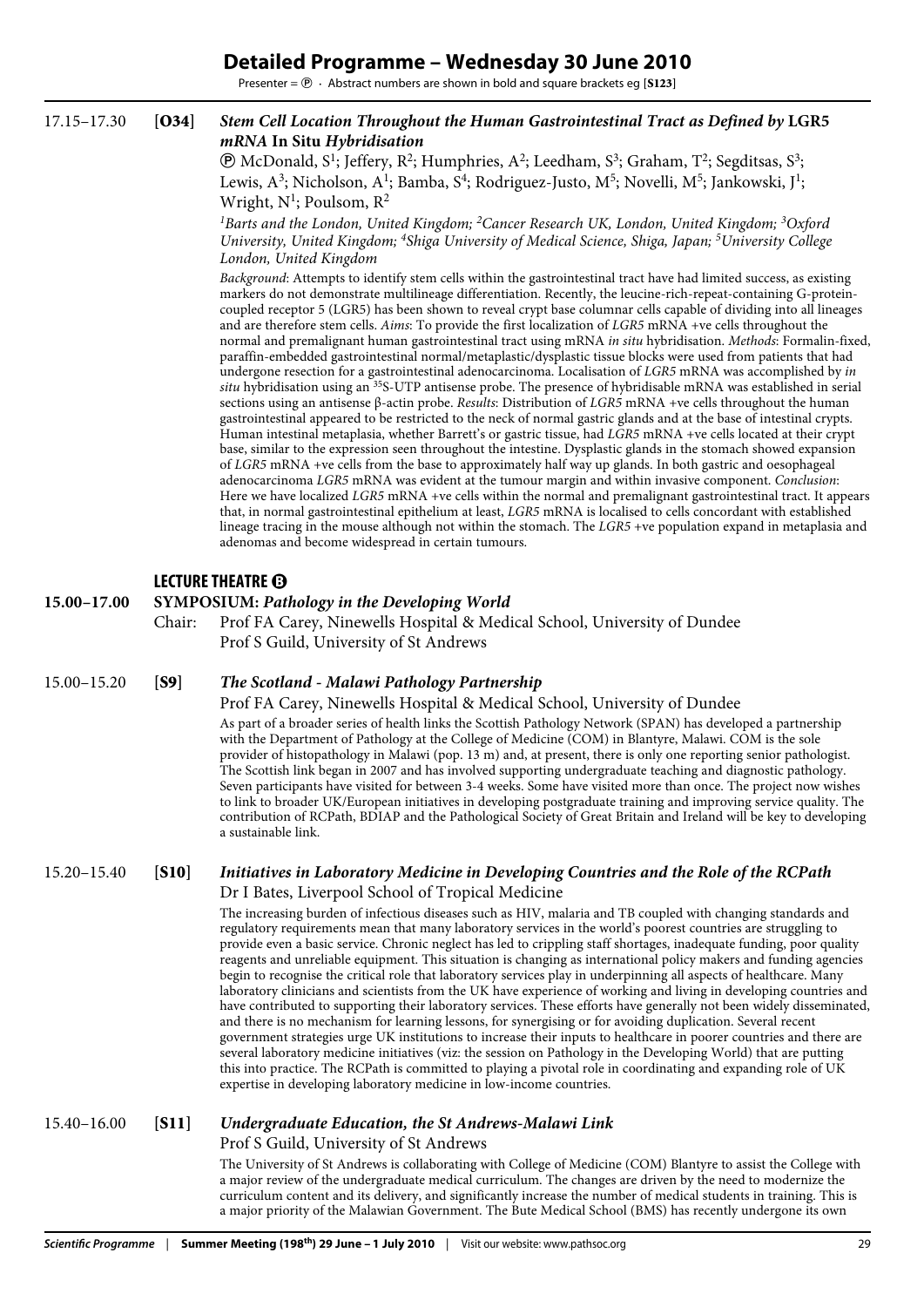# Detailed Programme – Wednesday 30 June 2010

Presenter = Ⓟ · Abstract numbers are shown in bold and square brackets eg [**S123**]

17.15–17.30 **[O34]** ***Stem Cell Location Throughout the Human Gastrointestinal Tract as Defined by* LGR5 *mRNA* In Situ *Hybridisation***

Ⓟ McDonald, S[1]; Jeffery, R[2]; Humphries, A[2]; Leedham, S[3]; Graham, T[2]; Segditsas, S[3]; Lewis, A[3]; Nicholson, A[1]; Bamba, S[4]; Rodriguez-Justo, M[5]; Novelli, M[5]; Jankowski, J[1]; Wright, N[1]; Poulsom, R[2]

*[1]Barts and the London, United Kingdom; [2]Cancer Research UK, London, United Kingdom; [3]Oxford University, United Kingdom; [4]Shiga University of Medical Science, Shiga, Japan; [5]University College London, United Kingdom*

*Background*: Attempts to identify stem cells within the gastrointestinal tract have had limited success, as existing markers do not demonstrate multilineage differentiation. Recently, the leucine-rich-repeat-containing G-protein-coupled receptor 5 (LGR5) has been shown to reveal crypt base columnar cells capable of dividing into all lineages and are therefore stem cells. *Aims*: To provide the first localization of *LGR5* mRNA +ve cells throughout the normal and premalignant human gastrointestinal tract using mRNA *in situ* hybridisation. *Methods*: Formalin-fixed, paraffin-embedded gastrointestinal normal/metaplastic/dysplastic tissue blocks were used from patients that had undergone resection for a gastrointestinal adenocarcinoma. Localisation of *LGR5* mRNA was accomplished by *in situ* hybridisation using an $^{35}$S-UTP antisense probe. The presence of hybridisable mRNA was established in serial sections using an antisense β-actin probe. *Results*: Distribution of *LGR5* mRNA +ve cells throughout the human gastrointestinal appeared to be restricted to the neck of normal gastric glands and at the base of intestinal crypts. Human intestinal metaplasia, whether Barrett's or gastric tissue, had *LGR5* mRNA +ve cells located at their crypt base, similar to the expression seen throughout the intestine. Dysplastic glands in the stomach showed expansion of *LGR5* mRNA +ve cells from the base to approximately half way up glands. In both gastric and oesophageal adenocarcinoma *LGR5* mRNA was evident at the tumour margin and within invasive component. *Conclusion*: Here we have localized *LGR5* mRNA +ve cells within the normal and premalignant gastrointestinal tract. It appears that, in normal gastrointestinal epithelium at least, *LGR5* mRNA is localised to cells concordant with established lineage tracing in the mouse although not within the stomach. The *LGR5* +ve population expand in metaplasia and adenomas and become widespread in certain tumours.

## LECTURE THEATRE Ⓑ

**15.00–17.00 SYMPOSIUM: *Pathology in the Developing World***

Chair: Prof FA Carey, Ninewells Hospital & Medical School, University of Dundee
Prof S Guild, University of St Andrews

15.00–15.20 **[S9]** ***The Scotland - Malawi Pathology Partnership***

Prof FA Carey, Ninewells Hospital & Medical School, University of Dundee

As part of a broader series of health links the Scottish Pathology Network (SPAN) has developed a partnership with the Department of Pathology at the College of Medicine (COM) in Blantyre, Malawi. COM is the sole provider of histopathology in Malawi (pop. 13 m) and, at present, there is only one reporting senior pathologist. The Scottish link began in 2007 and has involved supporting undergraduate teaching and diagnostic pathology. Seven participants have visited for between 3-4 weeks. Some have visited more than once. The project now wishes to link to broader UK/European initiatives in developing postgraduate training and improving service quality. The contribution of RCPath, BDIAP and the Pathological Society of Great Britain and Ireland will be key to developing a sustainable link.

15.20–15.40 **[S10]** ***Initiatives in Laboratory Medicine in Developing Countries and the Role of the RCPath***

Dr I Bates, Liverpool School of Tropical Medicine

The increasing burden of infectious diseases such as HIV, malaria and TB coupled with changing standards and regulatory requirements mean that many laboratory services in the world's poorest countries are struggling to provide even a basic service. Chronic neglect has led to crippling staff shortages, inadequate funding, poor quality reagents and unreliable equipment. This situation is changing as international policy makers and funding agencies begin to recognise the critical role that laboratory services play in underpinning all aspects of healthcare. Many laboratory clinicians and scientists from the UK have experience of working and living in developing countries and have contributed to supporting their laboratory services. These efforts have generally not been widely disseminated, and there is no mechanism for learning lessons, for synergising or for avoiding duplication. Several recent government strategies urge UK institutions to increase their inputs to healthcare in poorer countries and there are several laboratory medicine initiatives (viz: the session on Pathology in the Developing World) that are putting this into practice. The RCPath is committed to playing a pivotal role in coordinating and expanding role of UK expertise in developing laboratory medicine in low-income countries.

15.40–16.00 **[S11]** ***Undergraduate Education, the St Andrews-Malawi Link***

Prof S Guild, University of St Andrews

The University of St Andrews is collaborating with College of Medicine (COM) Blantyre to assist the College with a major review of the undergraduate medical curriculum. The changes are driven by the need to modernize the curriculum content and its delivery, and significantly increase the number of medical students in training. This is a major priority of the Malawian Government. The Bute Medical School (BMS) has recently undergone its own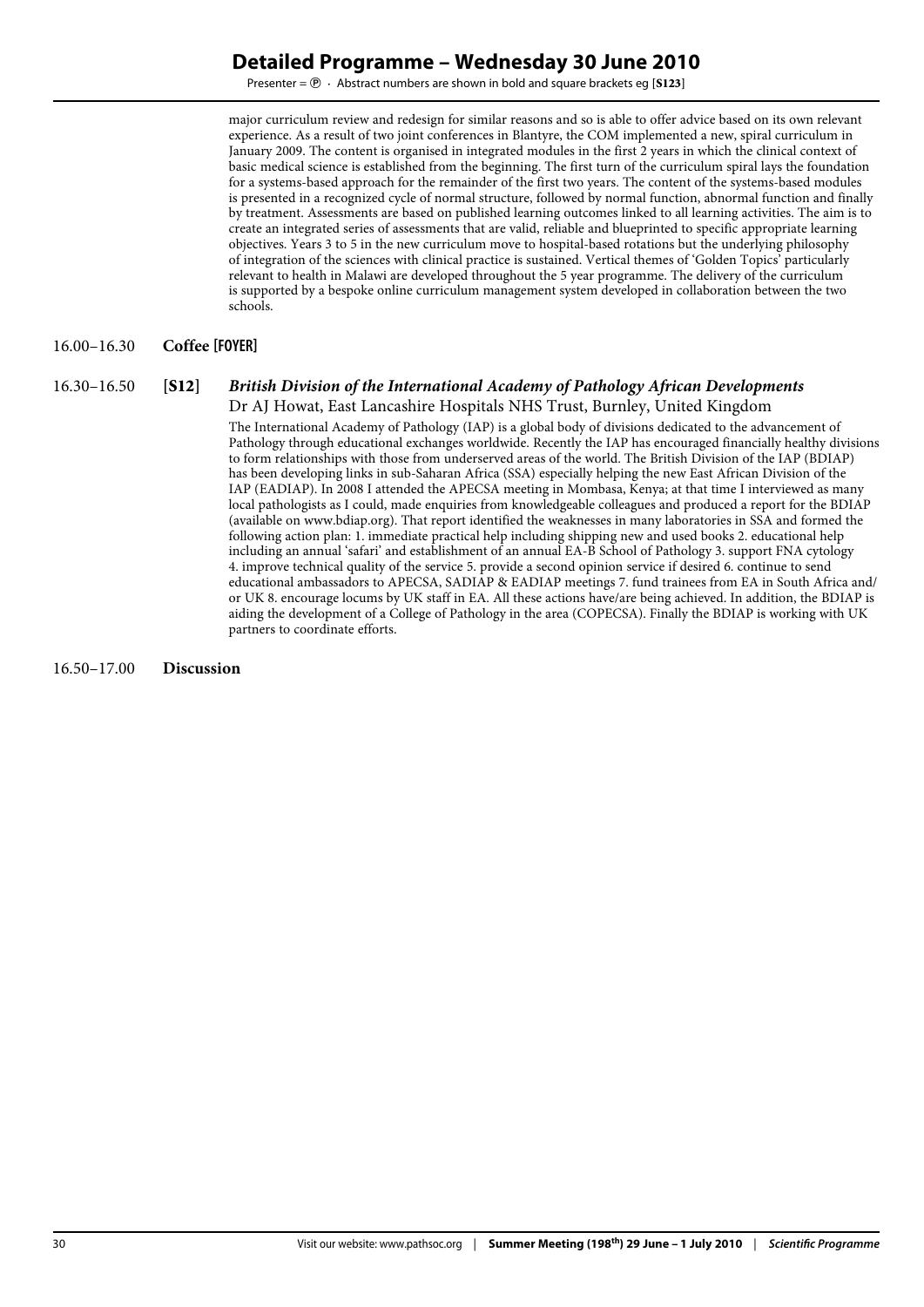major curriculum review and redesign for similar reasons and so is able to offer advice based on its own relevant experience. As a result of two joint conferences in Blantyre, the COM implemented a new, spiral curriculum in January 2009. The content is organised in integrated modules in the first 2 years in which the clinical context of basic medical science is established from the beginning. The first turn of the curriculum spiral lays the foundation for a systems-based approach for the remainder of the first two years. The content of the systems-based modules is presented in a recognized cycle of normal structure, followed by normal function, abnormal function and finally by treatment. Assessments are based on published learning outcomes linked to all learning activities. The aim is to create an integrated series of assessments that are valid, reliable and blueprinted to specific appropriate learning objectives. Years 3 to 5 in the new curriculum move to hospital-based rotations but the underlying philosophy of integration of the sciences with clinical practice is sustained. Vertical themes of 'Golden Topics' particularly relevant to health in Malawi are developed throughout the 5 year programme. The delivery of the curriculum is supported by a bespoke online curriculum management system developed in collaboration between the two schools.

16.00–16.30 **Coffee [FOYER]**

16.30–16.50 **[S12]** ***British Division of the International Academy of Pathology African Developments***

Dr AJ Howat, East Lancashire Hospitals NHS Trust, Burnley, United Kingdom

The International Academy of Pathology (IAP) is a global body of divisions dedicated to the advancement of Pathology through educational exchanges worldwide. Recently the IAP has encouraged financially healthy divisions to form relationships with those from underserved areas of the world. The British Division of the IAP (BDIAP) has been developing links in sub-Saharan Africa (SSA) especially helping the new East African Division of the IAP (EADIAP). In 2008 I attended the APECSA meeting in Mombasa, Kenya; at that time I interviewed as many local pathologists as I could, made enquiries from knowledgeable colleagues and produced a report for the BDIAP (available on www.bdiap.org). That report identified the weaknesses in many laboratories in SSA and formed the following action plan: 1. immediate practical help including shipping new and used books 2. educational help including an annual 'safari' and establishment of an annual EA-B School of Pathology 3. support FNA cytology 4. improve technical quality of the service 5. provide a second opinion service if desired 6. continue to send educational ambassadors to APECSA, SADIAP & EADIAP meetings 7. fund trainees from EA in South Africa and/or UK 8. encourage locums by UK staff in EA. All these actions have/are being achieved. In addition, the BDIAP is aiding the development of a College of Pathology in the area (COPECSA). Finally the BDIAP is working with UK partners to coordinate efforts.

16.50–17.00 **Discussion**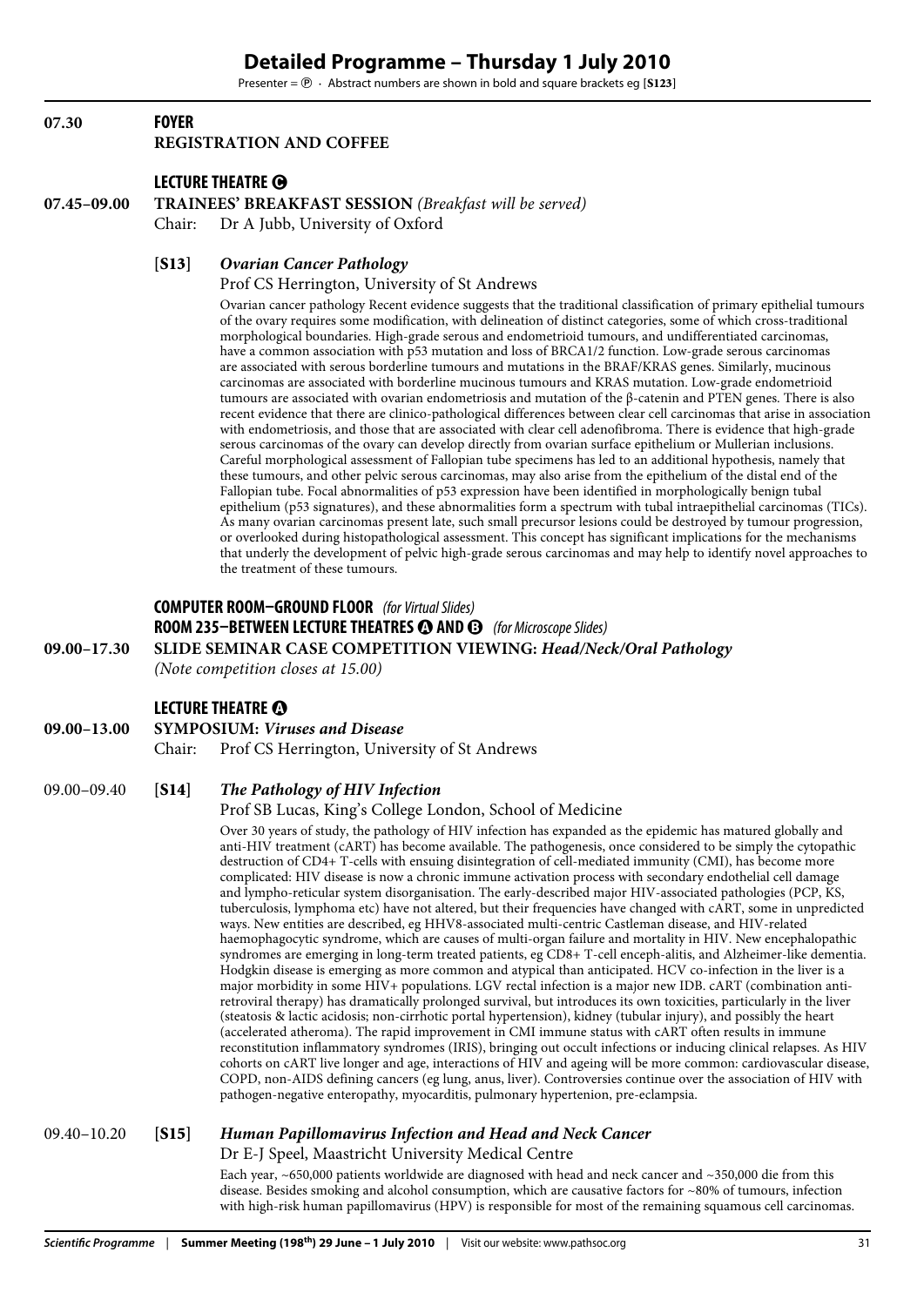# Detailed Programme – Thursday 1 July 2010

Presenter = Ⓟ · Abstract numbers are shown in bold and square brackets eg [**S123**]

**07.30** **FOYER**
**REGISTRATION AND COFFEE**

### LECTURE THEATRE Ⓒ

**07.45–09.00** **TRAINEES' BREAKFAST SESSION** *(Breakfast will be served)*
Chair: Dr A Jubb, University of Oxford

[**S13**] ***Ovarian Cancer Pathology***
Prof CS Herrington, University of St Andrews

Ovarian cancer pathology Recent evidence suggests that the traditional classification of primary epithelial tumours of the ovary requires some modification, with delineation of distinct categories, some of which cross-traditional morphological boundaries. High-grade serous and endometrioid tumours, and undifferentiated carcinomas, have a common association with p53 mutation and loss of BRCA1/2 function. Low-grade serous carcinomas are associated with serous borderline tumours and mutations in the BRAF/KRAS genes. Similarly, mucinous carcinomas are associated with borderline mucinous tumours and KRAS mutation. Low-grade endometrioid tumours are associated with ovarian endometriosis and mutation of the β-catenin and PTEN genes. There is also recent evidence that there are clinico-pathological differences between clear cell carcinomas that arise in association with endometriosis, and those that are associated with clear cell adenofibroma. There is evidence that high-grade serous carcinomas of the ovary can develop directly from ovarian surface epithelium or Mullerian inclusions. Careful morphological assessment of Fallopian tube specimens has led to an additional hypothesis, namely that these tumours, and other pelvic serous carcinomas, may also arise from the epithelium of the distal end of the Fallopian tube. Focal abnormalities of p53 expression have been identified in morphologically benign tubal epithelium (p53 signatures), and these abnormalities form a spectrum with tubal intraepithelial carcinomas (TICs). As many ovarian carcinomas present late, such small precursor lesions could be destroyed by tumour progression, or overlooked during histopathological assessment. This concept has significant implications for the mechanisms that underly the development of pelvic high-grade serous carcinomas and may help to identify novel approaches to the treatment of these tumours.

### COMPUTER ROOM–GROUND FLOOR *(for Virtual Slides)*
### ROOM 235–BETWEEN LECTURE THEATRES Ⓐ AND Ⓑ *(for Microscope Slides)*

**09.00–17.30** **SLIDE SEMINAR CASE COMPETITION VIEWING: *Head/Neck/Oral Pathology***
*(Note competition closes at 15.00)*

### LECTURE THEATRE Ⓐ

**09.00–13.00** **SYMPOSIUM: *Viruses and Disease***
Chair: Prof CS Herrington, University of St Andrews

09.00–09.40 [**S14**] ***The Pathology of HIV Infection***
Prof SB Lucas, King's College London, School of Medicine

Over 30 years of study, the pathology of HIV infection has expanded as the epidemic has matured globally and anti-HIV treatment (cART) has become available. The pathogenesis, once considered to be simply the cytopathic destruction of CD4+ T-cells with ensuing disintegration of cell-mediated immunity (CMI), has become more complicated: HIV disease is now a chronic immune activation process with secondary endothelial cell damage and lympho-reticular system disorganisation. The early-described major HIV-associated pathologies (PCP, KS, tuberculosis, lymphoma etc) have not altered, but their frequencies have changed with cART, some in unpredicted ways. New entities are described, eg HHV8-associated multi-centric Castleman disease, and HIV-related haemophagocytic syndrome, which are causes of multi-organ failure and mortality in HIV. New encephalopathic syndromes are emerging in long-term treated patients, eg CD8+ T-cell enceph-alitis, and Alzheimer-like dementia. Hodgkin disease is emerging as more common and atypical than anticipated. HCV co-infection in the liver is a major morbidity in some HIV+ populations. LGV rectal infection is a major new IDB. cART (combination anti-retroviral therapy) has dramatically prolonged survival, but introduces its own toxicities, particularly in the liver (steatosis & lactic acidosis; non-cirrhotic portal hypertension), kidney (tubular injury), and possibly the heart (accelerated atheroma). The rapid improvement in CMI immune status with cART often results in immune reconstitution inflammatory syndromes (IRIS), bringing out occult infections or inducing clinical relapses. As HIV cohorts on cART live longer and age, interactions of HIV and ageing will be more common: cardiovascular disease, COPD, non-AIDS defining cancers (eg lung, anus, liver). Controversies continue over the association of HIV with pathogen-negative enteropathy, myocarditis, pulmonary hypertenion, pre-eclampsia.

09.40–10.20 [**S15**] ***Human Papillomavirus Infection and Head and Neck Cancer***
Dr E-J Speel, Maastricht University Medical Centre

Each year, ~650,000 patients worldwide are diagnosed with head and neck cancer and ~350,000 die from this disease. Besides smoking and alcohol consumption, which are causative factors for ~80% of tumours, infection with high-risk human papillomavirus (HPV) is responsible for most of the remaining squamous cell carcinomas.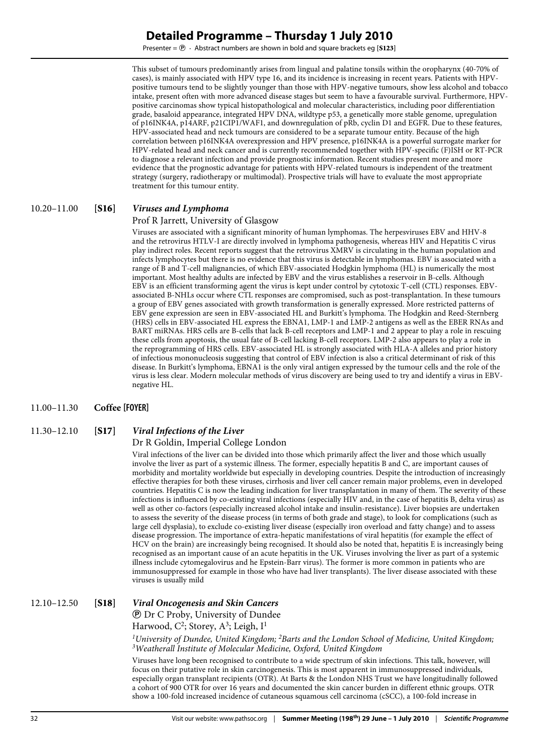This subset of tumours predominantly arises from lingual and palatine tonsils within the oropharynx (40-70% of cases), is mainly associated with HPV type 16, and its incidence is increasing in recent years. Patients with HPV-positive tumours tend to be slightly younger than those with HPV-negative tumours, show less alcohol and tobacco intake, present often with more advanced disease stages but seem to have a favourable survival. Furthermore, HPV-positive carcinomas show typical histopathological and molecular characteristics, including poor differentiation grade, basaloid appearance, integrated HPV DNA, wildtype p53, a genetically more stable genome, upregulation of p16INK4A, p14ARF, p21CIP1/WAF1, and downregulation of pRb, cyclin D1 and EGFR. Due to these features, HPV-associated head and neck tumours are considered to be a separate tumour entity. Because of the high correlation between p16INK4A overexpression and HPV presence, p16INK4A is a powerful surrogate marker for HPV-related head and neck cancer and is currently recommended together with HPV-specific (F)ISH or RT-PCR to diagnose a relevant infection and provide prognostic information. Recent studies present more and more evidence that the prognostic advantage for patients with HPV-related tumours is independent of the treatment strategy (surgery, radiotherapy or multimodal). Prospective trials will have to evaluate the most appropriate treatment for this tumour entity.

10.20–11.00 **[S16]** ***Viruses and Lymphoma***

Prof R Jarrett, University of Glasgow

Viruses are associated with a significant minority of human lymphomas. The herpesviruses EBV and HHV-8 and the retrovirus HTLV-I are directly involved in lymphoma pathogenesis, whereas HIV and Hepatitis C virus play indirect roles. Recent reports suggest that the retrovirus XMRV is circulating in the human population and infects lymphocytes but there is no evidence that this virus is detectable in lymphomas. EBV is associated with a range of B and T-cell malignancies, of which EBV-associated Hodgkin lymphoma (HL) is numerically the most important. Most healthy adults are infected by EBV and the virus establishes a reservoir in B-cells. Although EBV is an efficient transforming agent the virus is kept under control by cytotoxic T-cell (CTL) responses. EBV-associated B-NHLs occur where CTL responses are compromised, such as post-transplantation. In these tumours a group of EBV genes associated with growth transformation is generally expressed. More restricted patterns of EBV gene expression are seen in EBV-associated HL and Burkitt's lymphoma. The Hodgkin and Reed-Sternberg (HRS) cells in EBV-associated HL express the EBNA1, LMP-1 and LMP-2 antigens as well as the EBER RNAs and BART miRNAs. HRS cells are B-cells that lack B-cell receptors and LMP-1 and 2 appear to play a role in rescuing these cells from apoptosis, the usual fate of B-cell lacking B-cell receptors. LMP-2 also appears to play a role in the reprogramming of HRS cells. EBV-associated HL is strongly associated with HLA-A alleles and prior history of infectious mononucleosis suggesting that control of EBV infection is also a critical determinant of risk of this disease. In Burkitt's lymphoma, EBNA1 is the only viral antigen expressed by the tumour cells and the role of the virus is less clear. Modern molecular methods of virus discovery are being used to try and identify a virus in EBV-negative HL.

11.00–11.30 **Coffee [FOYER]**

11.30–12.10 **[S17]** ***Viral Infections of the Liver***

Dr R Goldin, Imperial College London

Viral infections of the liver can be divided into those which primarily affect the liver and those which usually involve the liver as part of a systemic illness. The former, especially hepatitis B and C, are important causes of morbidity and mortality worldwide but especially in developing countries. Despite the introduction of increasingly effective therapies for both these viruses, cirrhosis and liver cell cancer remain major problems, even in developed countries. Hepatitis C is now the leading indication for liver transplantation in many of them. The severity of these infections is influenced by co-existing viral infections (especially HIV and, in the case of hepatitis B, delta virus) as well as other co-factors (especially increased alcohol intake and insulin-resistance). Liver biopsies are undertaken to assess the severity of the disease process (in terms of both grade and stage), to look for complications (such as large cell dysplasia), to exclude co-existing liver disease (especially iron overload and fatty change) and to assess disease progression. The importance of extra-hepatic manifestations of viral hepatitis (for example the effect of HCV on the brain) are increasingly being recognised. It should also be noted that, hepatitis E is increasingly being recognised as an important cause of an acute hepatitis in the UK. Viruses involving the liver as part of a systemic illness include cytomegalovirus and he Epstein-Barr virus). The former is more common in patients who are immunosuppressed for example in those who have had liver transplants). The liver disease associated with these viruses is usually mild

12.10–12.50 **[S18]** ***Viral Oncogenesis and Skin Cancers***

Ⓟ Dr C Proby, University of Dundee

Harwood, C[2]; Storey, A[3]; Leigh, I[1]

*[1]University of Dundee, United Kingdom; [2]Barts and the London School of Medicine, United Kingdom; [3]Weatherall Institute of Molecular Medicine, Oxford, United Kingdom*

Viruses have long been recognised to contribute to a wide spectrum of skin infections. This talk, however, will focus on their putative role in skin carcinogenesis. This is most apparent in immunosuppressed individuals, especially organ transplant recipients (OTR). At Barts & the London NHS Trust we have longitudinally followed a cohort of 900 OTR for over 16 years and documented the skin cancer burden in different ethnic groups. OTR show a 100-fold increased incidence of cutaneous squamous cell carcinoma (cSCC), a 100-fold increase in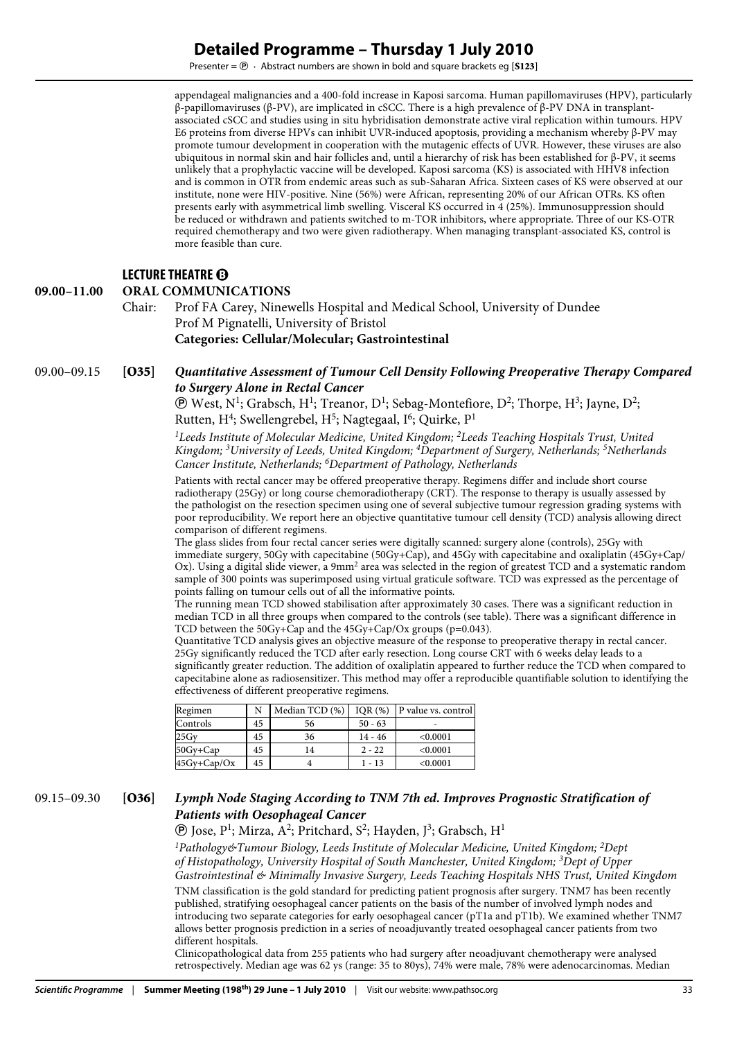appendageal malignancies and a 400-fold increase in Kaposi sarcoma. Human papillomaviruses (HPV), particularly β-papillomaviruses (β-PV), are implicated in cSCC. There is a high prevalence of β-PV DNA in transplant-associated cSCC and studies using in situ hybridisation demonstrate active viral replication within tumours. HPV E6 proteins from diverse HPVs can inhibit UVR-induced apoptosis, providing a mechanism whereby β-PV may promote tumour development in cooperation with the mutagenic effects of UVR. However, these viruses are also ubiquitous in normal skin and hair follicles and, until a hierarchy of risk has been established for β-PV, it seems unlikely that a prophylactic vaccine will be developed. Kaposi sarcoma (KS) is associated with HHV8 infection and is common in OTR from endemic areas such as sub-Saharan Africa. Sixteen cases of KS were observed at our institute, none were HIV-positive. Nine (56%) were African, representing 20% of our African OTRs. KS often presents early with asymmetrical limb swelling. Visceral KS occurred in 4 (25%). Immunosuppression should be reduced or withdrawn and patients switched to m-TOR inhibitors, where appropriate. Three of our KS-OTR required chemotherapy and two were given radiotherapy. When managing transplant-associated KS, control is more feasible than cure.

## LECTURE THEATRE B

### 09.00–11.00 ORAL COMMUNICATIONS

Chair: Prof FA Carey, Ninewells Hospital and Medical School, University of Dundee
Prof M Pignatelli, University of Bristol
**Categories: Cellular/Molecular; Gastrointestinal**

### 09.00–09.15 [O35] *Quantitative Assessment of Tumour Cell Density Following Preoperative Therapy Compared to Surgery Alone in Rectal Cancer*

Ⓟ West, N[1]; Grabsch, H[1]; Treanor, D[1]; Sebag-Montefiore, D[2]; Thorpe, H[3]; Jayne, D[2]; Rutten, H[4]; Swellengrebel, H[5]; Nagtegaal, I[6]; Quirke, P[1]

*[1]Leeds Institute of Molecular Medicine, United Kingdom; [2]Leeds Teaching Hospitals Trust, United Kingdom; [3]University of Leeds, United Kingdom; [4]Department of Surgery, Netherlands; [5]Netherlands Cancer Institute, Netherlands; [6]Department of Pathology, Netherlands*

Patients with rectal cancer may be offered preoperative therapy. Regimens differ and include short course radiotherapy (25Gy) or long course chemoradiotherapy (CRT). The response to therapy is usually assessed by the pathologist on the resection specimen using one of several subjective tumour regression grading systems with poor reproducibility. We report here an objective quantitative tumour cell density (TCD) analysis allowing direct comparison of different regimens.

The glass slides from four rectal cancer series were digitally scanned: surgery alone (controls), 25Gy with immediate surgery, 50Gy with capecitabine (50Gy+Cap), and 45Gy with capecitabine and oxaliplatin (45Gy+Cap/Ox). Using a digital slide viewer, a $9mm^2$ area was selected in the region of greatest TCD and a systematic random sample of 300 points was superimposed using virtual graticule software. TCD was expressed as the percentage of points falling on tumour cells out of all the informative points.

The running mean TCD showed stabilisation after approximately 30 cases. There was a significant reduction in median TCD in all three groups when compared to the controls (see table). There was a significant difference in TCD between the 50Gy+Cap and the 45Gy+Cap/Ox groups (p=0.043).

Quantitative TCD analysis gives an objective measure of the response to preoperative therapy in rectal cancer. 25Gy significantly reduced the TCD after early resection. Long course CRT with 6 weeks delay leads to a significantly greater reduction. The addition of oxaliplatin appeared to further reduce the TCD when compared to capecitabine alone as radiosensitizer. This method may offer a reproducible quantifiable solution to identifying the effectiveness of different preoperative regimens.

| Regimen | N | Median TCD (%) | IQR (%) | P value vs. control |
|---|---|---|---|---|
| Controls | 45 | 56 | 50 - 63 | - |
| 25Gy | 45 | 36 | 14 - 46 | <0.0001 |
| 50Gy+Cap | 45 | 14 | 2 - 22 | <0.0001 |
| 45Gy+Cap/Ox | 45 | 4 | 1 - 13 | <0.0001 |

### 09.15–09.30 [O36] *Lymph Node Staging According to TNM 7th ed. Improves Prognostic Stratification of Patients with Oesophageal Cancer*

Ⓟ Jose, P[1]; Mirza, A[2]; Pritchard, S[2]; Hayden, J[3]; Grabsch, H[1]

*[1]Pathology&Tumour Biology, Leeds Institute of Molecular Medicine, United Kingdom; [2]Dept of Histopathology, University Hospital of South Manchester, United Kingdom; [3]Dept of Upper Gastrointestinal & Minimally Invasive Surgery, Leeds Teaching Hospitals NHS Trust, United Kingdom*

TNM classification is the gold standard for predicting patient prognosis after surgery. TNM7 has been recently published, stratifying oesophageal cancer patients on the basis of the number of involved lymph nodes and introducing two separate categories for early oesophageal cancer (pT1a and pT1b). We examined whether TNM7 allows better prognosis prediction in a series of neoadjuvantly treated oesophageal cancer patients from two different hospitals.

Clinicopathological data from 255 patients who had surgery after neoadjuvant chemotherapy were analysed retrospectively. Median age was 62 ys (range: 35 to 80ys), 74% were male, 78% were adenocarcinomas. Median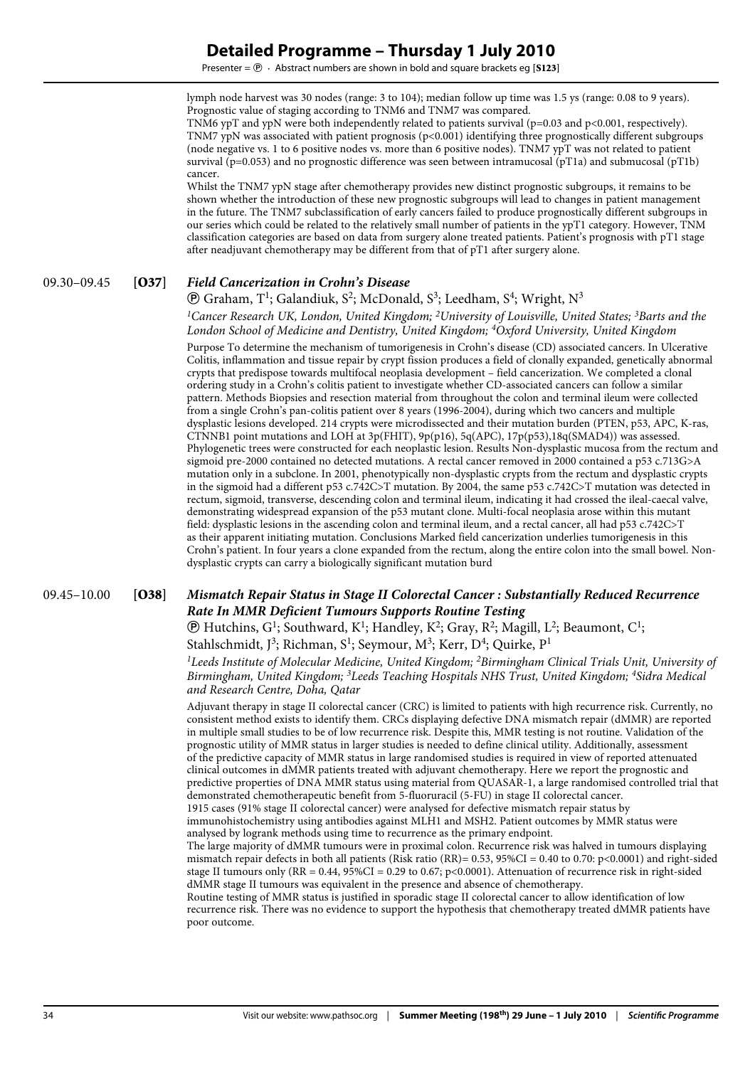lymph node harvest was 30 nodes (range: 3 to 104); median follow up time was 1.5 ys (range: 0.08 to 9 years). Prognostic value of staging according to TNM6 and TNM7 was compared.

TNM6 ypT and ypN were both independently related to patients survival ($p=0.03$ and $p<0.001$, respectively). TNM7 ypN was associated with patient prognosis ($p<0.001$) identifying three prognostically different subgroups (node negative vs. 1 to 6 positive nodes vs. more than 6 positive nodes). TNM7 ypT was not related to patient survival ($p=0.053$) and no prognostic difference was seen between intramucosal (pT1a) and submucosal (pT1b) cancer.

Whilst the TNM7 ypN stage after chemotherapy provides new distinct prognostic subgroups, it remains to be shown whether the introduction of these new prognostic subgroups will lead to changes in patient management in the future. The TNM7 subclassification of early cancers failed to produce prognostically different subgroups in our series which could be related to the relatively small number of patients in the ypT1 category. However, TNM classification categories are based on data from surgery alone treated patients. Patient's prognosis with pT1 stage after neadjuvant chemotherapy may be different from that of pT1 after surgery alone.

## 09.30–09.45 [O37] *Field Cancerization in Crohn's Disease*

Ⓟ Graham, T[1]; Galandiuk, S[2]; McDonald, S[3]; Leedham, S[4]; Wright, N[3]

*[1]Cancer Research UK, London, United Kingdom; [2]University of Louisville, United States; [3]Barts and the London School of Medicine and Dentistry, United Kingdom; [4]Oxford University, United Kingdom*

Purpose To determine the mechanism of tumorigenesis in Crohn's disease (CD) associated cancers. In Ulcerative Colitis, inflammation and tissue repair by crypt fission produces a field of clonally expanded, genetically abnormal crypts that predispose towards multifocal neoplasia development – field cancerization. We completed a clonal ordering study in a Crohn's colitis patient to investigate whether CD-associated cancers can follow a similar pattern. Methods Biopsies and resection material from throughout the colon and terminal ileum were collected from a single Crohn's pan-colitis patient over 8 years (1996-2004), during which two cancers and multiple dysplastic lesions developed. 214 crypts were microdissected and their mutation burden (PTEN, p53, APC, K-ras, CTNNB1 point mutations and LOH at 3p(FHIT), 9p(p16), 5q(APC), 17p(p53),18q(SMAD4)) was assessed. Phylogenetic trees were constructed for each neoplastic lesion. Results Non-dysplastic mucosa from the rectum and sigmoid pre-2000 contained no detected mutations. A rectal cancer removed in 2000 contained a p53 c.713G>A mutation only in a subclone. In 2001, phenotypically non-dysplastic crypts from the rectum and dysplastic crypts in the sigmoid had a different p53 c.742C>T mutation. By 2004, the same p53 c.742C>T mutation was detected in rectum, sigmoid, transverse, descending colon and terminal ileum, indicating it had crossed the ileal-caecal valve, demonstrating widespread expansion of the p53 mutant clone. Multi-focal neoplasia arose within this mutant field: dysplastic lesions in the ascending colon and terminal ileum, and a rectal cancer, all had p53 c.742C>T as their apparent initiating mutation. Conclusions Marked field cancerization underlies tumorigenesis in this Crohn's patient. In four years a clone expanded from the rectum, along the entire colon into the small bowel. Non-dysplastic crypts can carry a biologically significant mutation burd

## 09.45–10.00 [O38] *Mismatch Repair Status in Stage II Colorectal Cancer : Substantially Reduced Recurrence Rate In MMR Deficient Tumours Supports Routine Testing*

Ⓟ Hutchins, G[1]; Southward, K[1]; Handley, K[2]; Gray, R[2]; Magill, L[2]; Beaumont, C[1]; Stahlschmidt, J[3]; Richman, S[1]; Seymour, M[3]; Kerr, D[4]; Quirke, P[1]

*[1]Leeds Institute of Molecular Medicine, United Kingdom; [2]Birmingham Clinical Trials Unit, University of Birmingham, United Kingdom; [3]Leeds Teaching Hospitals NHS Trust, United Kingdom; [4]Sidra Medical and Research Centre, Doha, Qatar*

Adjuvant therapy in stage II colorectal cancer (CRC) is limited to patients with high recurrence risk. Currently, no consistent method exists to identify them. CRCs displaying defective DNA mismatch repair (dMMR) are reported in multiple small studies to be of low recurrence risk. Despite this, MMR testing is not routine. Validation of the prognostic utility of MMR status in larger studies is needed to define clinical utility. Additionally, assessment of the predictive capacity of MMR status in large randomised studies is required in view of reported attenuated clinical outcomes in dMMR patients treated with adjuvant chemotherapy. Here we report the prognostic and predictive properties of DNA MMR status using material from QUASAR-1, a large randomised controlled trial that demonstrated chemotherapeutic benefit from 5-fluoruracil (5-FU) in stage II colorectal cancer.

1915 cases (91% stage II colorectal cancer) were analysed for defective mismatch repair status by immunohistochemistry using antibodies against MLH1 and MSH2. Patient outcomes by MMR status were analysed by logrank methods using time to recurrence as the primary endpoint.

The large majority of dMMR tumours were in proximal colon. Recurrence risk was halved in tumours displaying mismatch repair defects in both all patients (Risk ratio (RR)= 0.53, 95%CI = 0.40 to 0.70: $p<0.0001$) and right-sided stage II tumours only (RR = 0.44, 95%CI = 0.29 to 0.67; $p<0.0001$). Attenuation of recurrence risk in right-sided dMMR stage II tumours was equivalent in the presence and absence of chemotherapy.

Routine testing of MMR status is justified in sporadic stage II colorectal cancer to allow identification of low recurrence risk. There was no evidence to support the hypothesis that chemotherapy treated dMMR patients have poor outcome.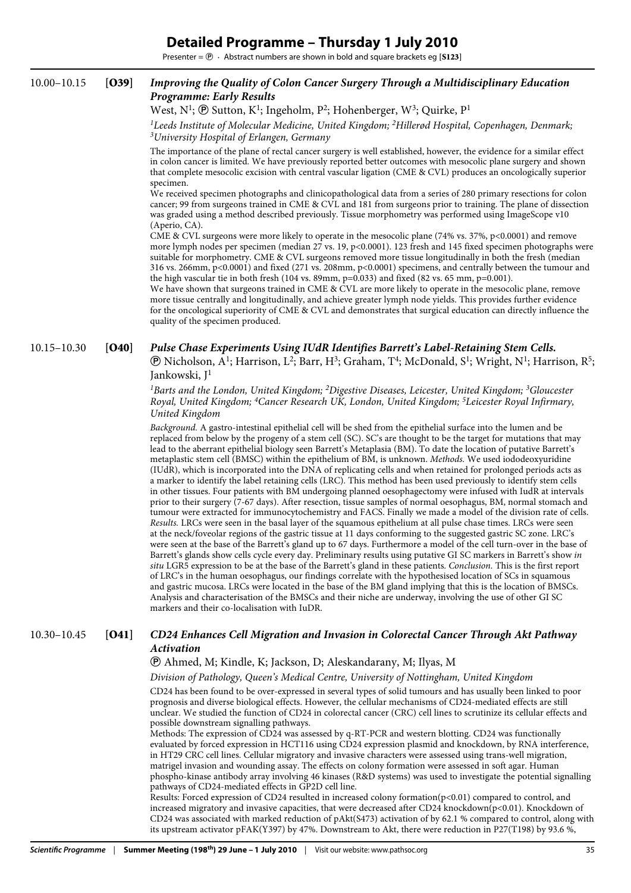# Detailed Programme – Thursday 1 July 2010

Presenter = ⓟ · Abstract numbers are shown in bold and square brackets eg [**S123**]

10.00–10.15 [**O39**] ***Improving the Quality of Colon Cancer Surgery Through a Multidisciplinary Education Programme: Early Results***

West, N[1]; ⓟ Sutton, K[1]; Ingeholm, P[2]; Hohenberger, W[3]; Quirke, P[1]

*[1]Leeds Institute of Molecular Medicine, United Kingdom; [2]Hillerød Hospital, Copenhagen, Denmark; [3]University Hospital of Erlangen, Germany*

The importance of the plane of rectal cancer surgery is well established, however, the evidence for a similar effect in colon cancer is limited. We have previously reported better outcomes with mesocolic plane surgery and shown that complete mesocolic excision with central vascular ligation (CME & CVL) produces an oncologically superior specimen.

We received specimen photographs and clinicopathological data from a series of 280 primary resections for colon cancer; 99 from surgeons trained in CME & CVL and 181 from surgeons prior to training. The plane of dissection was graded using a method described previously. Tissue morphometry was performed using ImageScope v10 (Aperio, CA).

CME & CVL surgeons were more likely to operate in the mesocolic plane (74% vs. 37%, $p<0.0001$) and remove more lymph nodes per specimen (median 27 vs. 19, $p<0.0001$). 123 fresh and 145 fixed specimen photographs were suitable for morphometry. CME & CVL surgeons removed more tissue longitudinally in both the fresh (median 316 vs. 266mm, $p<0.0001$) and fixed (271 vs. 208mm, $p<0.0001$) specimens, and centrally between the tumour and the high vascular tie in both fresh (104 vs. 89mm, $p=0.033$) and fixed (82 vs. 65 mm, $p=0.001$).

We have shown that surgeons trained in CME & CVL are more likely to operate in the mesocolic plane, remove more tissue centrally and longitudinally, and achieve greater lymph node yields. This provides further evidence for the oncological superiority of CME & CVL and demonstrates that surgical education can directly influence the quality of the specimen produced.

10.15–10.30 [**O40**] ***Pulse Chase Experiments Using IUdR Identifies Barrett's Label-Retaining Stem Cells.***

ⓟ Nicholson, A[1]; Harrison, L[2]; Barr, H[3]; Graham, T[4]; McDonald, S[1]; Wright, N[1]; Harrison, R[5]; Jankowski, J[1]

*[1]Barts and the London, United Kingdom; [2]Digestive Diseases, Leicester, United Kingdom; [3]Gloucester Royal, United Kingdom; [4]Cancer Research UK, London, United Kingdom; [5]Leicester Royal Infirmary, United Kingdom*

*Background.* A gastro-intestinal epithelial cell will be shed from the epithelial surface into the lumen and be replaced from below by the progeny of a stem cell (SC). SC's are thought to be the target for mutations that may lead to the aberrant epithelial biology seen Barrett's Metaplasia (BM). To date the location of putative Barrett's metaplastic stem cell (BMSC) within the epithelium of BM, is unknown. *Methods.* We used iododeoxyuridine (IUdR), which is incorporated into the DNA of replicating cells and when retained for prolonged periods acts as a marker to identify the label retaining cells (LRC). This method has been used previously to identify stem cells in other tissues. Four patients with BM undergoing planned oesophagectomy were infused with IudR at intervals prior to their surgery (7-67 days). After resection, tissue samples of normal oesophagus, BM, normal stomach and tumour were extracted for immunocytochemistry and FACS. Finally we made a model of the division rate of cells. *Results.* LRCs were seen in the basal layer of the squamous epithelium at all pulse chase times. LRCs were seen at the neck/foveolar regions of the gastric tissue at 11 days conforming to the suggested gastric SC zone. LRC's were seen at the base of the Barrett's gland up to 67 days. Furthermore a model of the cell turn-over in the base of Barrett's glands show cells cycle every day. Preliminary results using putative GI SC markers in Barrett's show *in situ* LGR5 expression to be at the base of the Barrett's gland in these patients. *Conclusion.* This is the first report of LRC's in the human oesophagus, our findings correlate with the hypothesised location of SCs in squamous and gastric mucosa. LRCs were located in the base of the BM gland implying that this is the location of BMSCs. Analysis and characterisation of the BMSCs and their niche are underway, involving the use of other GI SC markers and their co-localisation with IuDR.

10.30–10.45 [**O41**] ***CD24 Enhances Cell Migration and Invasion in Colorectal Cancer Through Akt Pathway Activation***

ⓟ Ahmed, M; Kindle, K; Jackson, D; Aleskandarany, M; Ilyas, M

*Division of Pathology, Queen's Medical Centre, University of Nottingham, United Kingdom*

CD24 has been found to be over-expressed in several types of solid tumours and has usually been linked to poor prognosis and diverse biological effects. However, the cellular mechanisms of CD24-mediated effects are still unclear. We studied the function of CD24 in colorectal cancer (CRC) cell lines to scrutinize its cellular effects and possible downstream signalling pathways.

Methods: The expression of CD24 was assessed by q-RT-PCR and western blotting. CD24 was functionally evaluated by forced expression in HCT116 using CD24 expression plasmid and knockdown, by RNA interference, in HT29 CRC cell lines. Cellular migratory and invasive characters were assessed using trans-well migration, matrigel invasion and wounding assay. The effects on colony formation were assessed in soft agar. Human phospho-kinase antibody array involving 46 kinases (R&D systems) was used to investigate the potential signalling pathways of CD24-mediated effects in GP2D cell line.

Results: Forced expression of CD24 resulted in increased colony formation($p<0.01$) compared to control, and increased migratory and invasive capacities, that were decreased after CD24 knockdown($p<0.01$). Knockdown of CD24 was associated with marked reduction of pAkt(S473) activation of by 62.1 % compared to control, along with its upstream activator pFAK(Y397) by 47%. Downstream to Akt, there were reduction in P27(T198) by 93.6 %,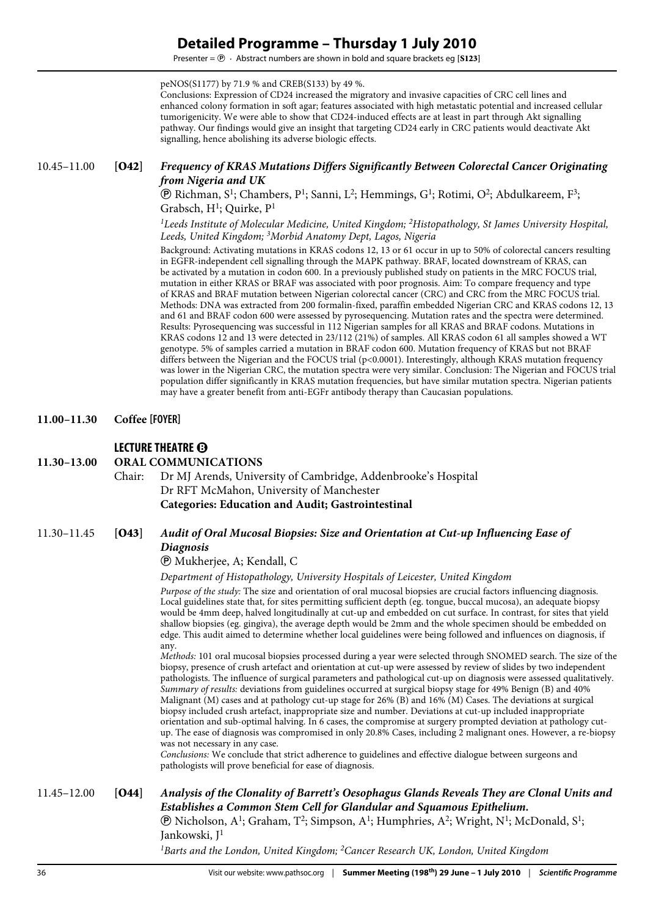peNOS(S1177) by 71.9 % and CREB(S133) by 49 %.
Conclusions: Expression of CD24 increased the migratory and invasive capacities of CRC cell lines and enhanced colony formation in soft agar; features associated with high metastatic potential and increased cellular tumorigenicity. We were able to show that CD24-induced effects are at least in part through Akt signalling pathway. Our findings would give an insight that targeting CD24 early in CRC patients would deactivate Akt signalling, hence abolishing its adverse biologic effects.

10.45–11.00 **[O42]** ***Frequency of KRAS Mutations Differs Significantly Between Colorectal Cancer Originating from Nigeria and UK***

Ⓟ Richman, S[1]; Chambers, P[1]; Sanni, L[2]; Hemmings, G[1]; Rotimi, O[2]; Abdulkareem, F[3]; Grabsch, H[1]; Quirke, P[1]

*[1]Leeds Institute of Molecular Medicine, United Kingdom; [2]Histopathology, St James University Hospital, Leeds, United Kingdom; [3]Morbid Anatomy Dept, Lagos, Nigeria*

Background: Activating mutations in KRAS codons 12, 13 or 61 occur in up to 50% of colorectal cancers resulting in EGFR-independent cell signalling through the MAPK pathway. BRAF, located downstream of KRAS, can be activated by a mutation in codon 600. In a previously published study on patients in the MRC FOCUS trial, mutation in either KRAS or BRAF was associated with poor prognosis. Aim: To compare frequency and type of KRAS and BRAF mutation between Nigerian colorectal cancer (CRC) and CRC from the MRC FOCUS trial. Methods: DNA was extracted from 200 formalin-fixed, paraffin embedded Nigerian CRC and KRAS codons 12, 13 and 61 and BRAF codon 600 were assessed by pyrosequencing. Mutation rates and the spectra were determined. Results: Pyrosequencing was successful in 112 Nigerian samples for all KRAS and BRAF codons. Mutations in KRAS codons 12 and 13 were detected in 23/112 (21%) of samples. All KRAS codon 61 all samples showed a WT genotype. 5% of samples carried a mutation in BRAF codon 600. Mutation frequency of KRAS but not BRAF differs between the Nigerian and the FOCUS trial ($p<0.0001$). Interestingly, although KRAS mutation frequency was lower in the Nigerian CRC, the mutation spectra were very similar. Conclusion: The Nigerian and FOCUS trial population differ significantly in KRAS mutation frequencies, but have similar mutation spectra. Nigerian patients may have a greater benefit from anti-EGFr antibody therapy than Caucasian populations.

**11.00–11.30 Coffee [FOYER]**

## LECTURE THEATRE Ⓑ

**11.30–13.00 ORAL COMMUNICATIONS**

Chair: Dr MJ Arends, University of Cambridge, Addenbrooke's Hospital
Dr RFT McMahon, University of Manchester
**Categories: Education and Audit; Gastrointestinal**

11.30–11.45 **[O43]** ***Audit of Oral Mucosal Biopsies: Size and Orientation at Cut-up Influencing Ease of Diagnosis***

Ⓟ Mukherjee, A; Kendall, C

*Department of Histopathology, University Hospitals of Leicester, United Kingdom*

*Purpose of the study:* The size and orientation of oral mucosal biopsies are crucial factors influencing diagnosis. Local guidelines state that, for sites permitting sufficient depth (eg. tongue, buccal mucosa), an adequate biopsy would be 4mm deep, halved longitudinally at cut-up and embedded on cut surface. In contrast, for sites that yield shallow biopsies (eg. gingiva), the average depth would be 2mm and the whole specimen should be embedded on edge. This audit aimed to determine whether local guidelines were being followed and influences on diagnosis, if any.
*Methods:* 101 oral mucosal biopsies processed during a year were selected through SNOMED search. The size of the biopsy, presence of crush artefact and orientation at cut-up were assessed by review of slides by two independent pathologists. The influence of surgical parameters and pathological cut-up on diagnosis were assessed qualitatively.
*Summary of results:* deviations from guidelines occurred at surgical biopsy stage for 49% Benign (B) and 40% Malignant (M) cases and at pathology cut-up stage for 26% (B) and 16% (M) Cases. The deviations at surgical biopsy included crush artefact, inappropriate size and number. Deviations at cut-up included inappropriate orientation and sub-optimal halving. In 6 cases, the compromise at surgery prompted deviation at pathology cut-up. The ease of diagnosis was compromised in only 20.8% Cases, including 2 malignant ones. However, a re-biopsy was not necessary in any case.
*Conclusions:* We conclude that strict adherence to guidelines and effective dialogue between surgeons and pathologists will prove beneficial for ease of diagnosis.

11.45–12.00 **[O44]** ***Analysis of the Clonality of Barrett's Oesophagus Glands Reveals They are Clonal Units and Establishes a Common Stem Cell for Glandular and Squamous Epithelium.***

Ⓟ Nicholson, A[1]; Graham, T[2]; Simpson, A[1]; Humphries, A[2]; Wright, N[1]; McDonald, S[1]; Jankowski, J[1]

*[1]Barts and the London, United Kingdom; [2]Cancer Research UK, London, United Kingdom*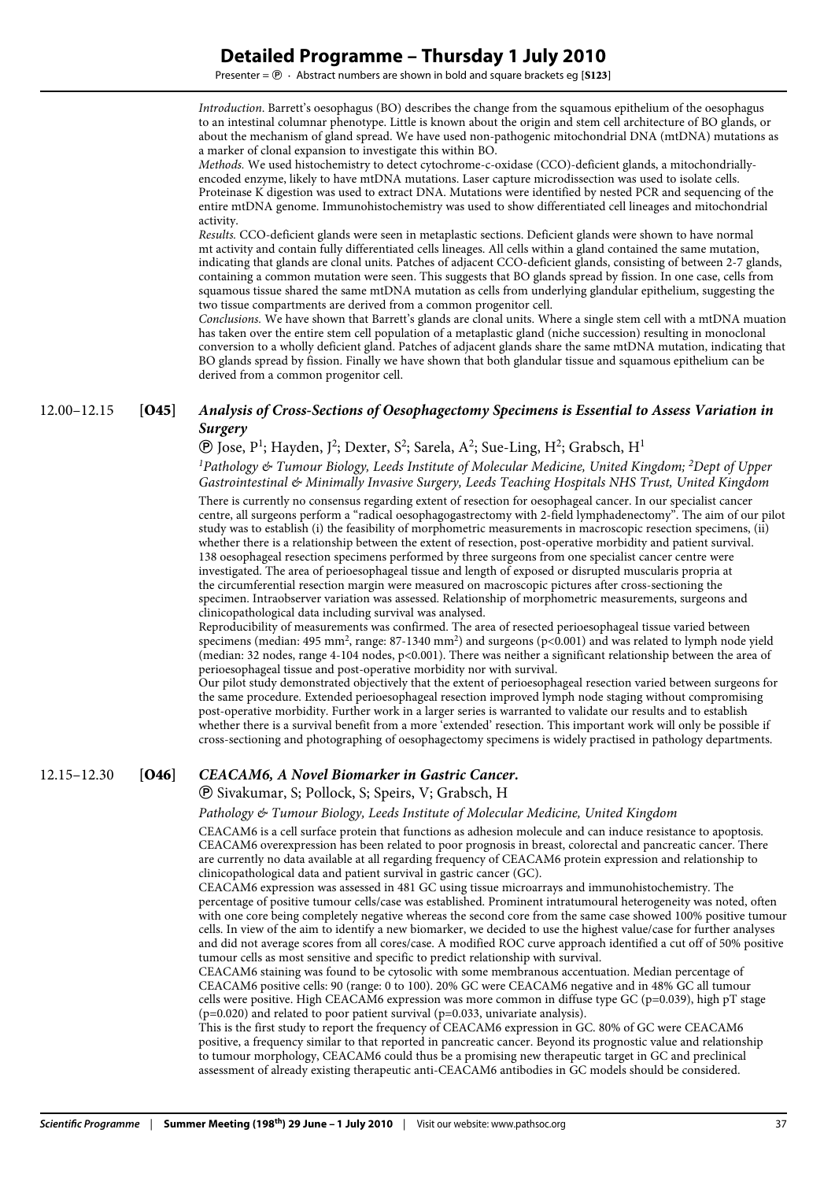*Introduction.* Barrett's oesophagus (BO) describes the change from the squamous epithelium of the oesophagus to an intestinal columnar phenotype. Little is known about the origin and stem cell architecture of BO glands, or about the mechanism of gland spread. We have used non-pathogenic mitochondrial DNA (mtDNA) mutations as a marker of clonal expansion to investigate this within BO.

*Methods.* We used histochemistry to detect cytochrome-c-oxidase (CCO)-deficient glands, a mitochondrially-encoded enzyme, likely to have mtDNA mutations. Laser capture microdissection was used to isolate cells. Proteinase K digestion was used to extract DNA. Mutations were identified by nested PCR and sequencing of the entire mtDNA genome. Immunohistochemistry was used to show differentiated cell lineages and mitochondrial activity.

*Results.* CCO-deficient glands were seen in metaplastic sections. Deficient glands were shown to have normal mt activity and contain fully differentiated cells lineages. All cells within a gland contained the same mutation, indicating that glands are clonal units. Patches of adjacent CCO-deficient glands, consisting of between 2-7 glands, containing a common mutation were seen. This suggests that BO glands spread by fission. In one case, cells from squamous tissue shared the same mtDNA mutation as cells from underlying glandular epithelium, suggesting the two tissue compartments are derived from a common progenitor cell.

*Conclusions.* We have shown that Barrett's glands are clonal units. Where a single stem cell with a mtDNA muation has taken over the entire stem cell population of a metaplastic gland (niche succession) resulting in monoclonal conversion to a wholly deficient gland. Patches of adjacent glands share the same mtDNA mutation, indicating that BO glands spread by fission. Finally we have shown that both glandular tissue and squamous epithelium can be derived from a common progenitor cell.

## 12.00–12.15 [O45] *Analysis of Cross-Sections of Oesophagectomy Specimens is Essential to Assess Variation in Surgery*

Ⓟ Jose, P[1]; Hayden, J[2]; Dexter, S[2]; Sarela, A[2]; Sue-Ling, H[2]; Grabsch, H[1]

*[1]Pathology & Tumour Biology, Leeds Institute of Molecular Medicine, United Kingdom; [2]Dept of Upper Gastrointestinal & Minimally Invasive Surgery, Leeds Teaching Hospitals NHS Trust, United Kingdom*

There is currently no consensus regarding extent of resection for oesophageal cancer. In our specialist cancer centre, all surgeons perform a "radical oesophagogastrectomy with 2-field lymphadenectomy". The aim of our pilot study was to establish (i) the feasibility of morphometric measurements in macroscopic resection specimens, (ii) whether there is a relationship between the extent of resection, post-operative morbidity and patient survival.

138 oesophageal resection specimens performed by three surgeons from one specialist cancer centre were investigated. The area of perioesophageal tissue and length of exposed or disrupted muscularis propria at the circumferential resection margin were measured on macroscopic pictures after cross-sectioning the specimen. Intraobserver variation was assessed. Relationship of morphometric measurements, surgeons and clinicopathological data including survival was analysed.

Reproducibility of measurements was confirmed. The area of resected perioesophageal tissue varied between specimens (median: 495 $mm^2$, range: 87-1340 $mm^2$) and surgeons ($p<0.001$) and was related to lymph node yield (median: 32 nodes, range 4-104 nodes, $p<0.001$). There was neither a significant relationship between the area of perioesophageal tissue and post-operative morbidity nor with survival.

Our pilot study demonstrated objectively that the extent of perioesophageal resection varied between surgeons for the same procedure. Extended perioesophageal resection improved lymph node staging without compromising post-operative morbidity. Further work in a larger series is warranted to validate our results and to establish whether there is a survival benefit from a more 'extended' resection. This important work will only be possible if cross-sectioning and photographing of oesophagectomy specimens is widely practised in pathology departments.

## 12.15–12.30 [O46] *CEACAM6, A Novel Biomarker in Gastric Cancer.*

Ⓟ Sivakumar, S; Pollock, S; Speirs, V; Grabsch, H

*Pathology & Tumour Biology, Leeds Institute of Molecular Medicine, United Kingdom*

CEACAM6 is a cell surface protein that functions as adhesion molecule and can induce resistance to apoptosis. CEACAM6 overexpression has been related to poor prognosis in breast, colorectal and pancreatic cancer. There are currently no data available at all regarding frequency of CEACAM6 protein expression and relationship to clinicopathological data and patient survival in gastric cancer (GC).

CEACAM6 expression was assessed in 481 GC using tissue microarrays and immunohistochemistry. The percentage of positive tumour cells/case was established. Prominent intratumoural heterogeneity was noted, often with one core being completely negative whereas the second core from the same case showed 100% positive tumour cells. In view of the aim to identify a new biomarker, we decided to use the highest value/case for further analyses and did not average scores from all cores/case. A modified ROC curve approach identified a cut off of 50% positive tumour cells as most sensitive and specific to predict relationship with survival.

CEACAM6 staining was found to be cytosolic with some membranous accentuation. Median percentage of CEACAM6 positive cells: 90 (range: 0 to 100). 20% GC were CEACAM6 negative and in 48% GC all tumour cells were positive. High CEACAM6 expression was more common in diffuse type GC ($p=0.039$), high pT stage ($p=0.020$) and related to poor patient survival ($p=0.033$, univariate analysis).

This is the first study to report the frequency of CEACAM6 expression in GC. 80% of GC were CEACAM6 positive, a frequency similar to that reported in pancreatic cancer. Beyond its prognostic value and relationship to tumour morphology, CEACAM6 could thus be a promising new therapeutic target in GC and preclinical assessment of already existing therapeutic anti-CEACAM6 antibodies in GC models should be considered.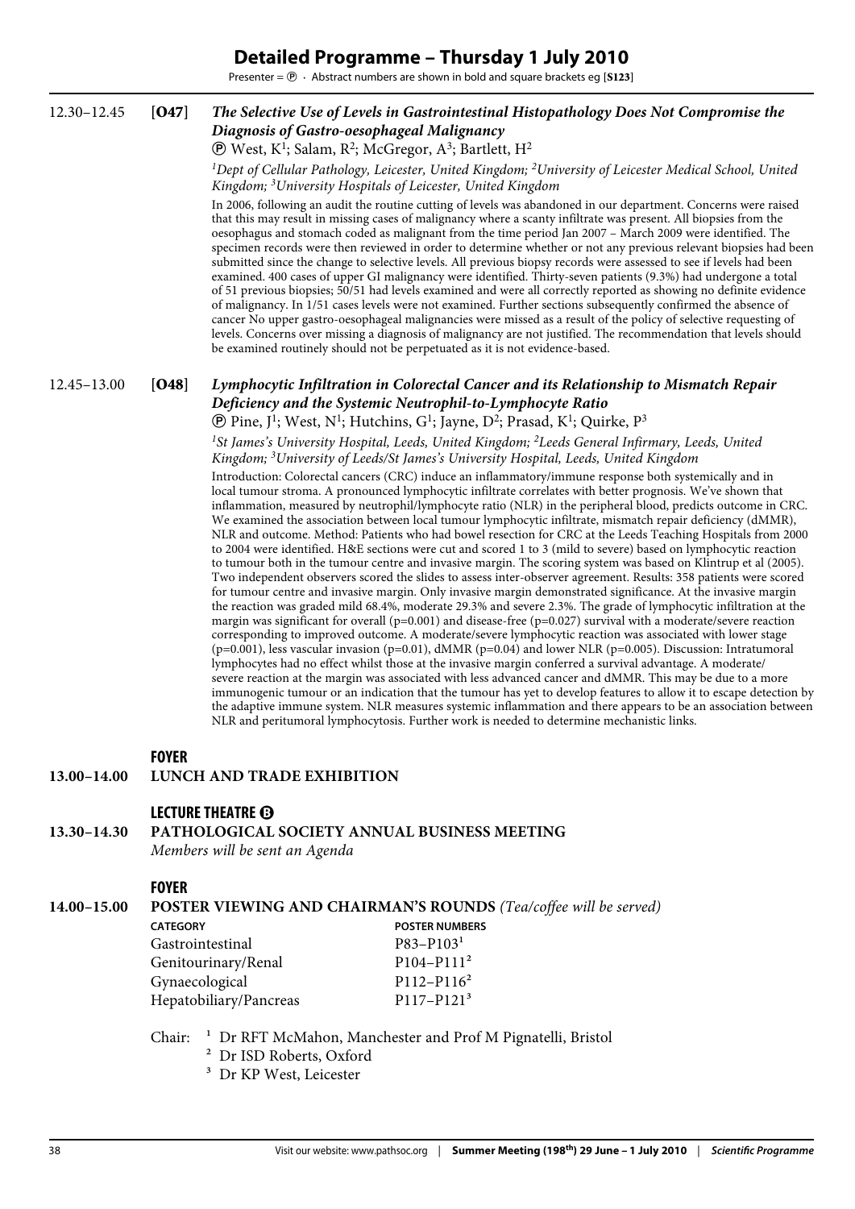# Detailed Programme – Thursday 1 July 2010

Presenter = Ⓟ · Abstract numbers are shown in bold and square brackets eg [**S123**]

12.30–12.45 [**O47**] ***The Selective Use of Levels in Gastrointestinal Histopathology Does Not Compromise the Diagnosis of Gastro-oesophageal Malignancy***

Ⓟ West, K[1]; Salam, R[2]; McGregor, A[3]; Bartlett, H[2]

*[1]Dept of Cellular Pathology, Leicester, United Kingdom; [2]University of Leicester Medical School, United Kingdom; [3]University Hospitals of Leicester, United Kingdom*

In 2006, following an audit the routine cutting of levels was abandoned in our department. Concerns were raised that this may result in missing cases of malignancy where a scanty infiltrate was present. All biopsies from the oesophagus and stomach coded as malignant from the time period Jan 2007 – March 2009 were identified. The specimen records were then reviewed in order to determine whether or not any previous relevant biopsies had been submitted since the change to selective levels. All previous biopsy records were assessed to see if levels had been examined. 400 cases of upper GI malignancy were identified. Thirty-seven patients (9.3%) had undergone a total of 51 previous biopsies; 50/51 had levels examined and were all correctly reported as showing no definite evidence of malignancy. In 1/51 cases levels were not examined. Further sections subsequently confirmed the absence of cancer No upper gastro-oesophageal malignancies were missed as a result of the policy of selective requesting of levels. Concerns over missing a diagnosis of malignancy are not justified. The recommendation that levels should be examined routinely should not be perpetuated as it is not evidence-based.

12.45–13.00 [**O48**] ***Lymphocytic Infiltration in Colorectal Cancer and its Relationship to Mismatch Repair Deficiency and the Systemic Neutrophil-to-Lymphocyte Ratio***

Ⓟ Pine, J[1]; West, N[1]; Hutchins, G[1]; Jayne, D[2]; Prasad, K[1]; Quirke, P[3]

*[1]St James's University Hospital, Leeds, United Kingdom; [2]Leeds General Infirmary, Leeds, United Kingdom; [3]University of Leeds/St James's University Hospital, Leeds, United Kingdom*

Introduction: Colorectal cancers (CRC) induce an inflammatory/immune response both systemically and in local tumour stroma. A pronounced lymphocytic infiltrate correlates with better prognosis. We've shown that inflammation, measured by neutrophil/lymphocyte ratio (NLR) in the peripheral blood, predicts outcome in CRC. We examined the association between local tumour lymphocytic infiltrate, mismatch repair deficiency (dMMR), NLR and outcome. Method: Patients who had bowel resection for CRC at the Leeds Teaching Hospitals from 2000 to 2004 were identified. H&E sections were cut and scored 1 to 3 (mild to severe) based on lymphocytic reaction to tumour both in the tumour centre and invasive margin. The scoring system was based on Klintrup et al (2005). Two independent observers scored the slides to assess inter-observer agreement. Results: 358 patients were scored for tumour centre and invasive margin. Only invasive margin demonstrated significance. At the invasive margin the reaction was graded mild 68.4%, moderate 29.3% and severe 2.3%. The grade of lymphocytic infiltration at the margin was significant for overall ($p=0.001$) and disease-free ($p=0.027$) survival with a moderate/severe reaction corresponding to improved outcome. A moderate/severe lymphocytic reaction was associated with lower stage ($p=0.001$), less vascular invasion ($p=0.01$), dMMR ($p=0.04$) and lower NLR ($p=0.005$). Discussion: Intratumoral lymphocytes had no effect whilst those at the invasive margin conferred a survival advantage. A moderate/severe reaction at the margin was associated with less advanced cancer and dMMR. This may be due to a more immunogenic tumour or an indication that the tumour has yet to develop features to allow it to escape detection by the adaptive immune system. NLR measures systemic inflammation and there appears to be an association between NLR and peritumoral lymphocytosis. Further work is needed to determine mechanistic links.

**FOYER**

**13.00–14.00 LUNCH AND TRADE EXHIBITION**

**LECTURE THEATRE Ⓑ**

**13.30–14.30 PATHOLOGICAL SOCIETY ANNUAL BUSINESS MEETING**

*Members will be sent an Agenda*

**FOYER**

**14.00–15.00 POSTER VIEWING AND CHAIRMAN'S ROUNDS** *(Tea/coffee will be served)*

| CATEGORY | POSTER NUMBERS |
|---|---|
| Gastrointestinal | P83–P103[1] |
| Genitourinary/Renal | P104–P111[2] |
| Gynaecological | P112–P116[2] |
| Hepatobiliary/Pancreas | P117–P121[3] |

Chair:
[1] Dr RFT McMahon, Manchester and Prof M Pignatelli, Bristol
[2] Dr ISD Roberts, Oxford
[3] Dr KP West, Leicester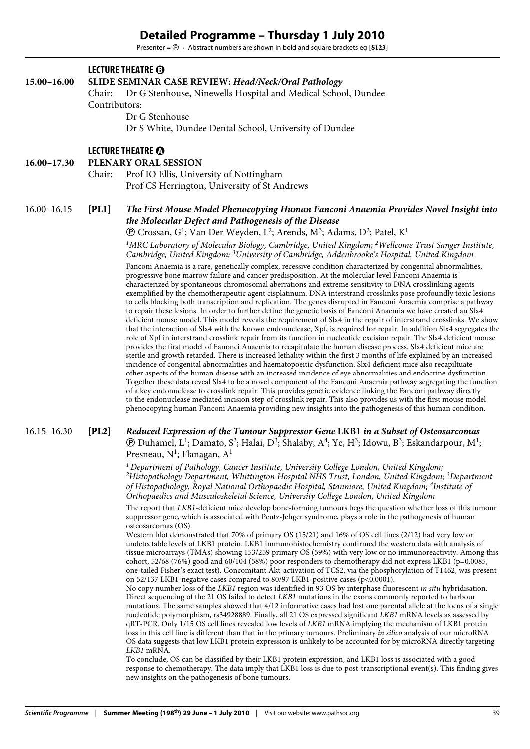# Detailed Programme – Thursday 1 July 2010

Presenter = Ⓟ · Abstract numbers are shown in bold and square brackets eg [**S123**]

## LECTURE THEATRE B

**15.00–16.00** **SLIDE SEMINAR CASE REVIEW: *Head/Neck/Oral Pathology***

Chair: Dr G Stenhouse, Ninewells Hospital and Medical School, Dundee

Contributors:

Dr G Stenhouse

Dr S White, Dundee Dental School, University of Dundee

## LECTURE THEATRE A

**16.00–17.30** **PLENARY ORAL SESSION**

Chair: Prof IO Ellis, University of Nottingham

Prof CS Herrington, University of St Andrews

### 16.00–16.15 [**PL1**] *The First Mouse Model Phenocopying Human Fanconi Anaemia Provides Novel Insight into the Molecular Defect and Pathogenesis of the Disease*

Ⓟ Crossan, G[1]; Van Der Weyden, L[2]; Arends, M[3]; Adams, D[2]; Patel, K[1]

*[1]MRC Laboratory of Molecular Biology, Cambridge, United Kingdom; [2]Wellcome Trust Sanger Institute, Cambridge, United Kingdom; [3]University of Cambridge, Addenbrooke's Hospital, United Kingdom*

Fanconi Anaemia is a rare, genetically complex, recessive condition characterized by congenital abnormalities, progressive bone marrow failure and cancer predisposition. At the molecular level Fanconi Anaemia is characterized by spontaneous chromosomal aberrations and extreme sensitivity to DNA crosslinking agents exemplified by the chemotherapeutic agent cisplatinum. DNA interstrand crosslinks pose profoundly toxic lesions to cells blocking both transcription and replication. The genes disrupted in Fanconi Anaemia comprise a pathway to repair these lesions. In order to further define the genetic basis of Fanconi Anaemia we have created an Slx4 deficient mouse model. This model reveals the requirement of Slx4 in the repair of interstrand crosslinks. We show that the interaction of Slx4 with the known endonuclease, Xpf, is required for repair. In addition Slx4 segregates the role of Xpf in interstrand crosslink repair from its function in nucleotide excision repair. The Slx4 deficient mouse provides the first model of Fanonci Anaemia to recapitulate the human disease process. Slx4 deficient mice are sterile and growth retarded. There is increased lethality within the first 3 months of life explained by an increased incidence of congenital abnormalities and haematopoeitic dysfunction. Slx4 deficient mice also recapitluate other aspects of the human disease with an increased incidence of eye abnormalities and endocrine dysfunction. Together these data reveal Slx4 to be a novel component of the Fanconi Anaemia pathway segregating the function of a key endonuclease to crosslink repair. This provides genetic evidence linking the Fanconi pathway directly to the endonuclease mediated incision step of crosslink repair. This also provides us with the first mouse model phenocopying human Fanconi Anaemia providing new insights into the pathogenesis of this human condition.

### 16.15–16.30 [**PL2**] *Reduced Expression of the Tumour Suppressor Gene* LKB1 *in a Subset of Osteosarcomas*

Ⓟ Duhamel, L[1]; Damato, S[2]; Halai, D[3]; Shalaby, A[4]; Ye, H[3]; Idowu, B[3]; Eskandarpour, M[1]; Presneau, N[1]; Flanagan, A[1]

*[1] Department of Pathology, Cancer Institute, University College London, United Kingdom; [2]Histopathology Department, Whittington Hospital NHS Trust, London, United Kingdom; [3]Department of Histopathology, Royal National Orthopaedic Hospital, Stanmore, United Kingdom; [4]Institute of Orthopaedics and Musculoskeletal Science, University College London, United Kingdom*

The report that *LKB1*-deficient mice develop bone-forming tumours begs the question whether loss of this tumour suppressor gene, which is associated with Peutz-Jehger syndrome, plays a role in the pathogenesis of human osteosarcomas (OS).

Western blot demonstrated that 70% of primary OS (15/21) and 16% of OS cell lines (2/12) had very low or undetectable levels of LKB1 protein. LKB1 immunohistochemistry confirmed the western data with analysis of tissue microarrays (TMAs) showing 153/259 primary OS (59%) with very low or no immunoreactivity. Among this cohort, 52/68 (76%) good and 60/104 (58%) poor responders to chemotherapy did not express LKB1 ($p=0.0085$, one-tailed Fisher's exact test). Concomitant Akt-activation of TCS2, via the phosphorylation of T1462, was present on 52/137 LKB1-negative cases compared to 80/97 LKB1-positive cases ($p<0.0001$).

No copy number loss of the *LKB1* region was identified in 93 OS by interphase fluorescent *in situ* hybridisation. Direct sequencing of the 21 OS failed to detect *LKB1* mutations in the exons commonly reported to harbour mutations. The same samples showed that 4/12 informative cases had lost one parental allele at the locus of a single nucleotide polymorphism, rs34928889. Finally, all 21 OS expressed significant *LKB1* mRNA levels as assessed by qRT-PCR. Only 1/15 OS cell lines revealed low levels of *LKB1* mRNA implying the mechanism of LKB1 protein loss in this cell line is different than that in the primary tumours. Preliminary *in silico* analysis of our microRNA OS data suggests that low LKB1 protein expression is unlikely to be accounted for by microRNA directly targeting *LKB1* mRNA.

To conclude, OS can be classified by their LKB1 protein expression, and LKB1 loss is associated with a good response to chemotherapy. The data imply that LKB1 loss is due to post-transcriptional event(s). This finding gives new insights on the pathogenesis of bone tumours.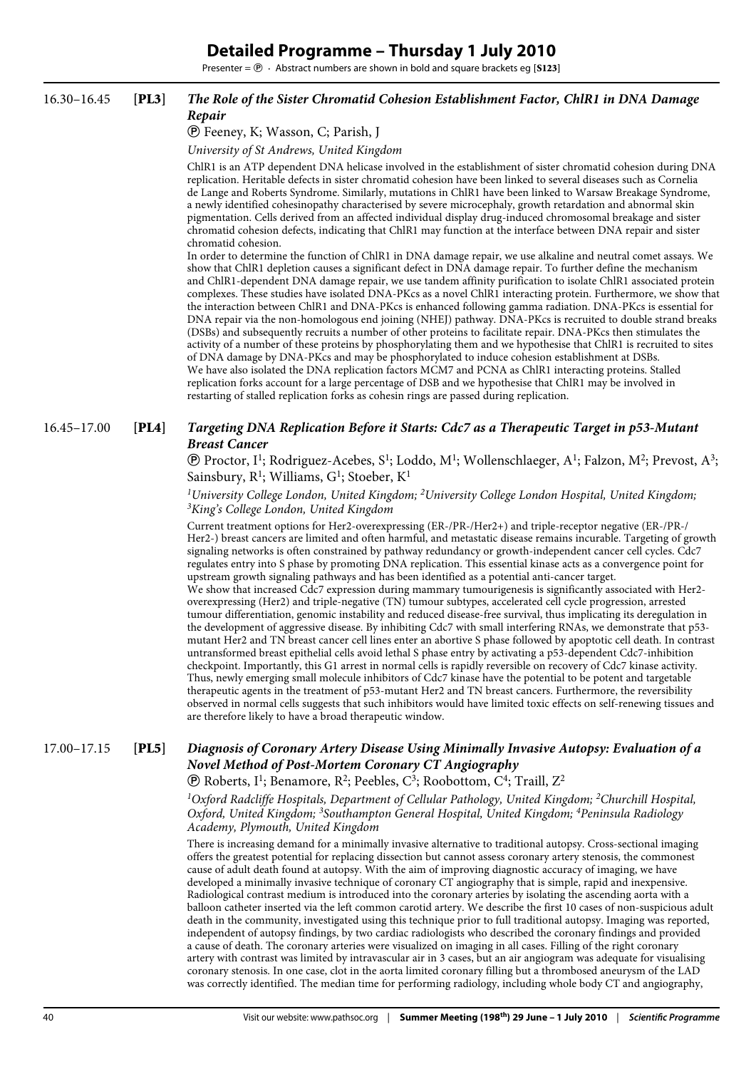# Detailed Programme – Thursday 1 July 2010

Presenter = ⓟ · Abstract numbers are shown in bold and square brackets eg [**S123**]

16.30–16.45 **[PL3]** ***The Role of the Sister Chromatid Cohesion Establishment Factor, ChlR1 in DNA Damage Repair***

ⓟ Feeney, K; Wasson, C; Parish, J

*University of St Andrews, United Kingdom*

ChlR1 is an ATP dependent DNA helicase involved in the establishment of sister chromatid cohesion during DNA replication. Heritable defects in sister chromatid cohesion have been linked to several diseases such as Cornelia de Lange and Roberts Syndrome. Similarly, mutations in ChlR1 have been linked to Warsaw Breakage Syndrome, a newly identified cohesinopathy characterised by severe microcephaly, growth retardation and abnormal skin pigmentation. Cells derived from an affected individual display drug-induced chromosomal breakage and sister chromatid cohesion defects, indicating that ChlR1 may function at the interface between DNA repair and sister chromatid cohesion.

In order to determine the function of ChlR1 in DNA damage repair, we use alkaline and neutral comet assays. We show that ChlR1 depletion causes a significant defect in DNA damage repair. To further define the mechanism and ChlR1-dependent DNA damage repair, we use tandem affinity purification to isolate ChlR1 associated protein complexes. These studies have isolated DNA-PKcs as a novel ChlR1 interacting protein. Furthermore, we show that the interaction between ChlR1 and DNA-PKcs is enhanced following gamma radiation. DNA-PKcs is essential for DNA repair via the non-homologous end joining (NHEJ) pathway. DNA-PKcs is recruited to double strand breaks (DSBs) and subsequently recruits a number of other proteins to facilitate repair. DNA-PKcs then stimulates the activity of a number of these proteins by phosphorylating them and we hypothesise that ChlR1 is recruited to sites of DNA damage by DNA-PKcs and may be phosphorylated to induce cohesion establishment at DSBs.

We have also isolated the DNA replication factors MCM7 and PCNA as ChlR1 interacting proteins. Stalled replication forks account for a large percentage of DSB and we hypothesise that ChlR1 may be involved in restarting of stalled replication forks as cohesin rings are passed during replication.

16.45–17.00 **[PL4]** ***Targeting DNA Replication Before it Starts: Cdc7 as a Therapeutic Target in p53-Mutant Breast Cancer***

ⓟ Proctor, I[1]; Rodriguez-Acebes, S[1]; Loddo, M[1]; Wollenschlaeger, A[1]; Falzon, M[2]; Prevost, A[3]; Sainsbury, R[1]; Williams, G[1]; Stoeber, K[1]

*[1]University College London, United Kingdom; [2]University College London Hospital, United Kingdom; [3]King's College London, United Kingdom*

Current treatment options for Her2-overexpressing (ER-/PR-/Her2+) and triple-receptor negative (ER-/PR-/Her2-) breast cancers are limited and often harmful, and metastatic disease remains incurable. Targeting of growth signaling networks is often constrained by pathway redundancy or growth-independent cancer cell cycles. Cdc7 regulates entry into S phase by promoting DNA replication. This essential kinase acts as a convergence point for upstream growth signaling pathways and has been identified as a potential anti-cancer target.

We show that increased Cdc7 expression during mammary tumourigenesis is significantly associated with Her2-overexpressing (Her2) and triple-negative (TN) tumour subtypes, accelerated cell cycle progression, arrested tumour differentiation, genomic instability and reduced disease-free survival, thus implicating its deregulation in the development of aggressive disease. By inhibiting Cdc7 with small interfering RNAs, we demonstrate that p53-mutant Her2 and TN breast cancer cell lines enter an abortive S phase followed by apoptotic cell death. In contrast untransformed breast epithelial cells avoid lethal S phase entry by activating a p53-dependent Cdc7-inhibition checkpoint. Importantly, this G1 arrest in normal cells is rapidly reversible on recovery of Cdc7 kinase activity. Thus, newly emerging small molecule inhibitors of Cdc7 kinase have the potential to be potent and targetable therapeutic agents in the treatment of p53-mutant Her2 and TN breast cancers. Furthermore, the reversibility observed in normal cells suggests that such inhibitors would have limited toxic effects on self-renewing tissues and are therefore likely to have a broad therapeutic window.

17.00–17.15 **[PL5]** ***Diagnosis of Coronary Artery Disease Using Minimally Invasive Autopsy: Evaluation of a Novel Method of Post-Mortem Coronary CT Angiography***

ⓟ Roberts, I[1]; Benamore, R[2]; Peebles, C[3]; Roobottom, C[4]; Traill, Z[2]

*[1]Oxford Radcliffe Hospitals, Department of Cellular Pathology, United Kingdom; [2]Churchill Hospital, Oxford, United Kingdom; [3]Southampton General Hospital, United Kingdom; [4]Peninsula Radiology Academy, Plymouth, United Kingdom*

There is increasing demand for a minimally invasive alternative to traditional autopsy. Cross-sectional imaging offers the greatest potential for replacing dissection but cannot assess coronary artery stenosis, the commonest cause of adult death found at autopsy. With the aim of improving diagnostic accuracy of imaging, we have developed a minimally invasive technique of coronary CT angiography that is simple, rapid and inexpensive. Radiological contrast medium is introduced into the coronary arteries by isolating the ascending aorta with a balloon catheter inserted via the left common carotid artery. We describe the first 10 cases of non-suspicious adult death in the community, investigated using this technique prior to full traditional autopsy. Imaging was reported, independent of autopsy findings, by two cardiac radiologists who described the coronary findings and provided a cause of death. The coronary arteries were visualized on imaging in all cases. Filling of the right coronary artery with contrast was limited by intravascular air in 3 cases, but an air angiogram was adequate for visualising coronary stenosis. In one case, clot in the aorta limited coronary filling but a thrombosed aneurysm of the LAD was correctly identified. The median time for performing radiology, including whole body CT and angiography,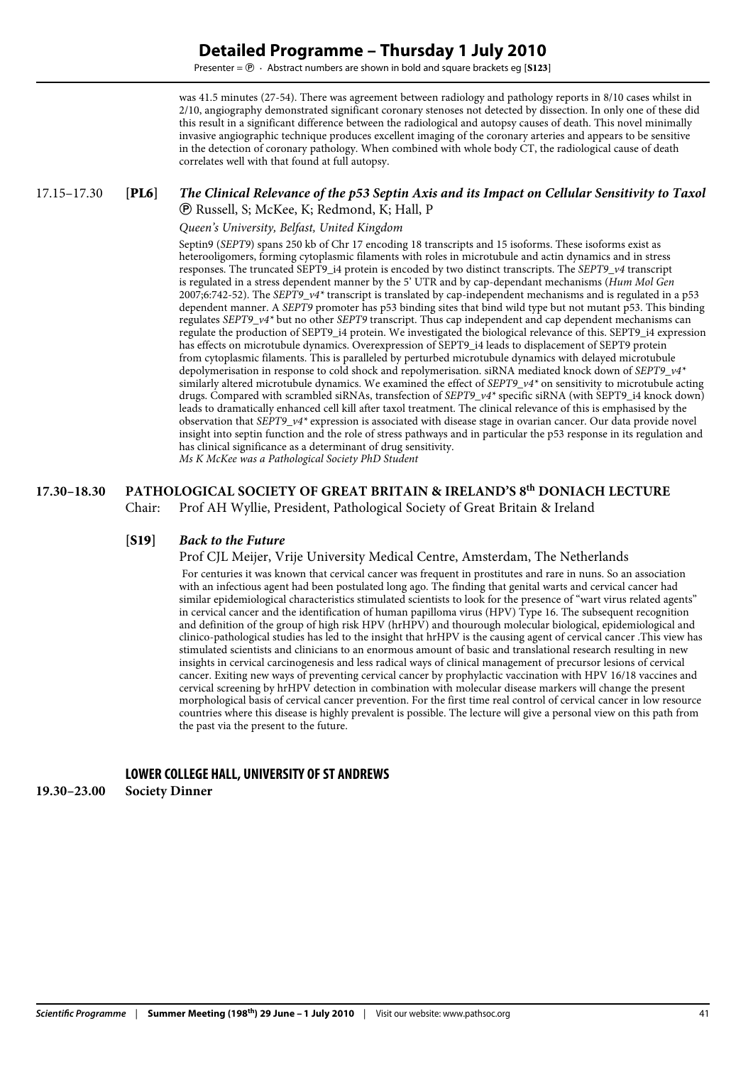was 41.5 minutes (27-54). There was agreement between radiology and pathology reports in 8/10 cases whilst in 2/10, angiography demonstrated significant coronary stenoses not detected by dissection. In only one of these did this result in a significant difference between the radiological and autopsy causes of death. This novel minimally invasive angiographic technique produces excellent imaging of the coronary arteries and appears to be sensitive in the detection of coronary pathology. When combined with whole body CT, the radiological cause of death correlates well with that found at full autopsy.

17.15–17.30 **[PL6]** ***The Clinical Relevance of the p53 Septin Axis and its Impact on Cellular Sensitivity to Taxol***
Ⓟ Russell, S; McKee, K; Redmond, K; Hall, P

*Queen's University, Belfast, United Kingdom*

Septin9 (*SEPT9*) spans 250 kb of Chr 17 encoding 18 transcripts and 15 isoforms. These isoforms exist as heterooligomers, forming cytoplasmic filaments with roles in microtubule and actin dynamics and in stress responses. The truncated SEPT9_i4 protein is encoded by two distinct transcripts. The *SEPT9_v4* transcript is regulated in a stress dependent manner by the 5' UTR and by cap-dependant mechanisms (*Hum Mol Gen* 2007;6:742-52). The *SEPT9_v4\** transcript is translated by cap-independent mechanisms and is regulated in a p53 dependent manner. A *SEPT9* promoter has p53 binding sites that bind wild type but not mutant p53. This binding regulates *SEPT9_v4\** but no other *SEPT9* transcript. Thus cap independent and cap dependent mechanisms can regulate the production of SEPT9_i4 protein. We investigated the biological relevance of this. SEPT9_i4 expression has effects on microtubule dynamics. Overexpression of SEPT9_i4 leads to displacement of SEPT9 protein from cytoplasmic filaments. This is paralleled by perturbed microtubule dynamics with delayed microtubule depolymerisation in response to cold shock and repolymerisation. siRNA mediated knock down of *SEPT9_v4\** similarly altered microtubule dynamics. We examined the effect of *SEPT9_v4\** on sensitivity to microtubule acting drugs. Compared with scrambled siRNAs, transfection of *SEPT9_v4\** specific siRNA (with SEPT9_i4 knock down) leads to dramatically enhanced cell kill after taxol treatment. The clinical relevance of this is emphasised by the observation that *SEPT9_v4\** expression is associated with disease stage in ovarian cancer. Our data provide novel insight into septin function and the role of stress pathways and in particular the p53 response in its regulation and has clinical significance as a determinant of drug sensitivity.
*Ms K McKee was a Pathological Society PhD Student*

## 17.30–18.30 PATHOLOGICAL SOCIETY OF GREAT BRITAIN & IRELAND'S 8th DONIACH LECTURE

Chair: Prof AH Wyllie, President, Pathological Society of Great Britain & Ireland

**[S19]** ***Back to the Future***

Prof CJL Meijer, Vrije University Medical Centre, Amsterdam, The Netherlands

For centuries it was known that cervical cancer was frequent in prostitutes and rare in nuns. So an association with an infectious agent had been postulated long ago. The finding that genital warts and cervical cancer had similar epidemiological characteristics stimulated scientists to look for the presence of "wart virus related agents" in cervical cancer and the identification of human papilloma virus (HPV) Type 16. The subsequent recognition and definition of the group of high risk HPV (hrHPV) and thourough molecular biological, epidemiological and clinico-pathological studies has led to the insight that hrHPV is the causing agent of cervical cancer .This view has stimulated scientists and clinicians to an enormous amount of basic and translational research resulting in new insights in cervical carcinogenesis and less radical ways of clinical management of precursor lesions of cervical cancer. Exiting new ways of preventing cervical cancer by prophylactic vaccination with HPV 16/18 vaccines and cervical screening by hrHPV detection in combination with molecular disease markers will change the present morphological basis of cervical cancer prevention. For the first time real control of cervical cancer in low resource countries where this disease is highly prevalent is possible. The lecture will give a personal view on this path from the past via the present to the future.

## LOWER COLLEGE HALL, UNIVERSITY OF ST ANDREWS

**19.30–23.00 Society Dinner**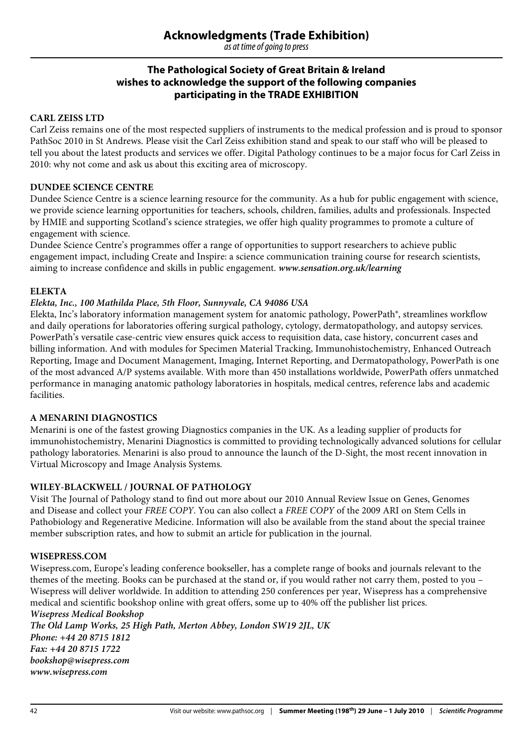# Acknowledgments (Trade Exhibition)

*as at time of going to press*

**The Pathological Society of Great Britain & Ireland wishes to acknowledge the support of the following companies participating in the TRADE EXHIBITION**

**CARL ZEISS LTD**

Carl Zeiss remains one of the most respected suppliers of instruments to the medical profession and is proud to sponsor PathSoc 2010 in St Andrews. Please visit the Carl Zeiss exhibition stand and speak to our staff who will be pleased to tell you about the latest products and services we offer. Digital Pathology continues to be a major focus for Carl Zeiss in 2010: why not come and ask us about this exciting area of microscopy.

**DUNDEE SCIENCE CENTRE**

Dundee Science Centre is a science learning resource for the community. As a hub for public engagement with science, we provide science learning opportunities for teachers, schools, children, families, adults and professionals. Inspected by HMIE and supporting Scotland's science strategies, we offer high quality programmes to promote a culture of engagement with science.

Dundee Science Centre's programmes offer a range of opportunities to support researchers to achieve public engagement impact, including Create and Inspire: a science communication training course for research scientists, aiming to increase confidence and skills in public engagement. ***www.sensation.org.uk/learning***

**ELEKTA**

***Elekta, Inc., 100 Mathilda Place, 5th Floor, Sunnyvale, CA 94086 USA***

Elekta, Inc's laboratory information management system for anatomic pathology, PowerPath®, streamlines workflow and daily operations for laboratories offering surgical pathology, cytology, dermatopathology, and autopsy services. PowerPath's versatile case-centric view ensures quick access to requisition data, case history, concurrent cases and billing information. And with modules for Specimen Material Tracking, Immunohistochemistry, Enhanced Outreach Reporting, Image and Document Management, Imaging, Internet Reporting, and Dermatopathology, PowerPath is one of the most advanced A/P systems available. With more than 450 installations worldwide, PowerPath offers unmatched performance in managing anatomic pathology laboratories in hospitals, medical centres, reference labs and academic facilities.

**A MENARINI DIAGNOSTICS**

Menarini is one of the fastest growing Diagnostics companies in the UK. As a leading supplier of products for immunohistochemistry, Menarini Diagnostics is committed to providing technologically advanced solutions for cellular pathology laboratories. Menarini is also proud to announce the launch of the D-Sight, the most recent innovation in Virtual Microscopy and Image Analysis Systems.

**WILEY-BLACKWELL / JOURNAL OF PATHOLOGY**

Visit The Journal of Pathology stand to find out more about our 2010 Annual Review Issue on Genes, Genomes and Disease and collect your *FREE COPY*. You can also collect a *FREE COPY* of the 2009 ARI on Stem Cells in Pathobiology and Regenerative Medicine. Information will also be available from the stand about the special trainee member subscription rates, and how to submit an article for publication in the journal.

**WISEPRESS.COM**

Wisepress.com, Europe's leading conference bookseller, has a complete range of books and journals relevant to the themes of the meeting. Books can be purchased at the stand or, if you would rather not carry them, posted to you – Wisepress will deliver worldwide. In addition to attending 250 conferences per year, Wisepress has a comprehensive medical and scientific bookshop online with great offers, some up to 40% off the publisher list prices.

***Wisepress Medical Bookshop***
***The Old Lamp Works, 25 High Path, Merton Abbey, London SW19 2JL, UK***
***Phone: +44 20 8715 1812***
***Fax: +44 20 8715 1722***
***bookshop@wisepress.com***
***www.wisepress.com***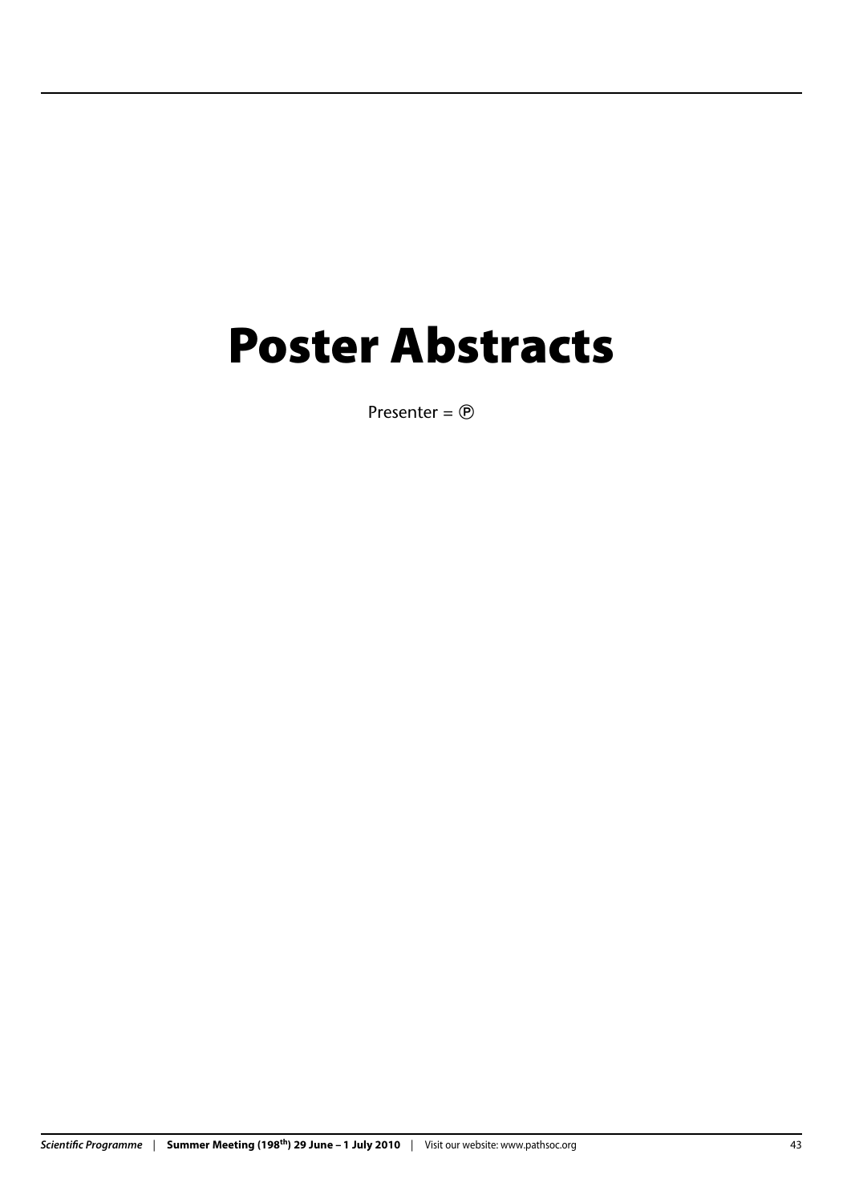# Poster Abstracts

Presenter = Ⓟ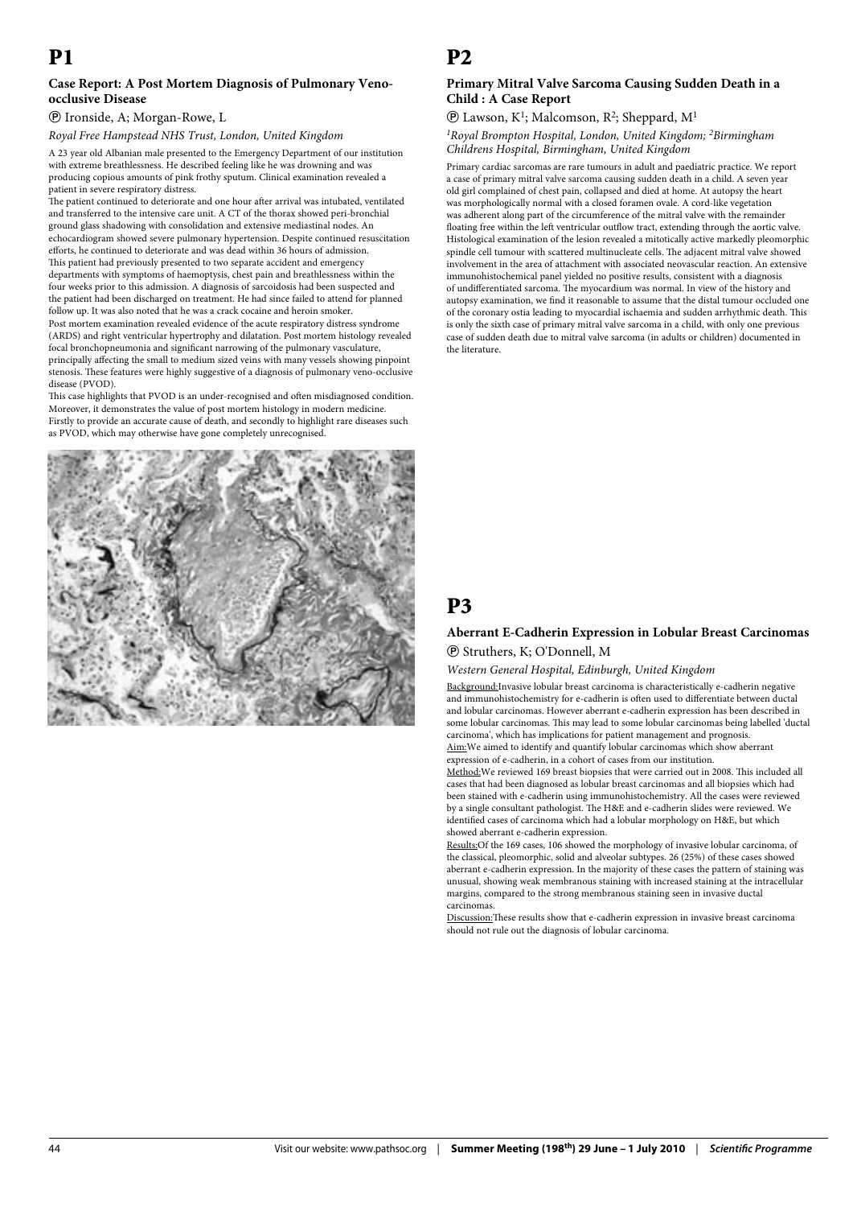# P1

### Case Report: A Post Mortem Diagnosis of Pulmonary Veno-occlusive Disease

Ⓟ Ironside, A; Morgan-Rowe, L

*Royal Free Hampstead NHS Trust, London, United Kingdom*

A 23 year old Albanian male presented to the Emergency Department of our institution with extreme breathlessness. He described feeling like he was drowning and was producing copious amounts of pink frothy sputum. Clinical examination revealed a patient in severe respiratory distress.

The patient continued to deteriorate and one hour after arrival was intubated, ventilated and transferred to the intensive care unit. A CT of the thorax showed peri-bronchial ground glass shadowing with consolidation and extensive mediastinal nodes. An echocardiogram showed severe pulmonary hypertension. Despite continued resuscitation efforts, he continued to deteriorate and was dead within 36 hours of admission.

This patient had previously presented to two separate accident and emergency departments with symptoms of haemoptysis, chest pain and breathlessness within the four weeks prior to this admission. A diagnosis of sarcoidosis had been suspected and the patient had been discharged on treatment. He had since failed to attend for planned follow up. It was also noted that he was a crack cocaine and heroin smoker.

Post mortem examination revealed evidence of the acute respiratory distress syndrome (ARDS) and right ventricular hypertrophy and dilatation. Post mortem histology revealed focal bronchopneumonia and significant narrowing of the pulmonary vasculature, principally affecting the small to medium sized veins with many vessels showing pinpoint stenosis. These features were highly suggestive of a diagnosis of pulmonary veno-occlusive disease (PVOD).

This case highlights that PVOD is an under-recognised and often misdiagnosed condition. Moreover, it demonstrates the value of post mortem histology in modern medicine. Firstly to provide an accurate cause of death, and secondly to highlight rare diseases such as PVOD, which may otherwise have gone completely unrecognised.

# P2

### Primary Mitral Valve Sarcoma Causing Sudden Death in a Child : A Case Report

Ⓟ Lawson, K[1]; Malcomson, R[2]; Sheppard, M[1]

*[1]Royal Brompton Hospital, London, United Kingdom; [2]Birmingham Childrens Hospital, Birmingham, United Kingdom*

Primary cardiac sarcomas are rare tumours in adult and paediatric practice. We report a case of primary mitral valve sarcoma causing sudden death in a child. A seven year old girl complained of chest pain, collapsed and died at home. At autopsy the heart was morphologically normal with a closed foramen ovale. A cord-like vegetation was adherent along part of the circumference of the mitral valve with the remainder floating free within the left ventricular outflow tract, extending through the aortic valve. Histological examination of the lesion revealed a mitotically active markedly pleomorphic spindle cell tumour with scattered multinucleate cells. The adjacent mitral valve showed involvement in the area of attachment with associated neovascular reaction. An extensive immunohistochemical panel yielded no positive results, consistent with a diagnosis of undifferentiated sarcoma. The myocardium was normal. In view of the history and autopsy examination, we find it reasonable to assume that the distal tumour occluded one of the coronary ostia leading to myocardial ischaemia and sudden arrhythmic death. This is only the sixth case of primary mitral valve sarcoma in a child, with only one previous case of sudden death due to mitral valve sarcoma (in adults or children) documented in the literature.

# P3

### Aberrant E-Cadherin Expression in Lobular Breast Carcinomas

Ⓟ Struthers, K; O'Donnell, M

*Western General Hospital, Edinburgh, United Kingdom*

Background:Invasive lobular breast carcinoma is characteristically e-cadherin negative and immunohistochemistry for e-cadherin is often used to differentiate between ductal and lobular carcinomas. However aberrant e-cadherin expression has been described in some lobular carcinomas. This may lead to some lobular carcinomas being labelled 'ductal carcinoma', which has implications for patient management and prognosis.

Aim:We aimed to identify and quantify lobular carcinomas which show aberrant expression of e-cadherin, in a cohort of cases from our institution.

Method:We reviewed 169 breast biopsies that were carried out in 2008. This included all cases that had been diagnosed as lobular breast carcinomas and all biopsies which had been stained with e-cadherin using immunohistochemistry. All the cases were reviewed by a single consultant pathologist. The H&E and e-cadherin slides were reviewed. We identified cases of carcinoma which had a lobular morphology on H&E, but which showed aberrant e-cadherin expression.

Results:Of the 169 cases, 106 showed the morphology of invasive lobular carcinoma, of the classical, pleomorphic, solid and alveolar subtypes. 26 (25%) of these cases showed aberrant e-cadherin expression. In the majority of these cases the pattern of staining was unusual, showing weak membranous staining with increased staining at the intracellular margins, compared to the strong membranous staining seen in invasive ductal carcinomas.

Discussion:These results show that e-cadherin expression in invasive breast carcinoma should not rule out the diagnosis of lobular carcinoma.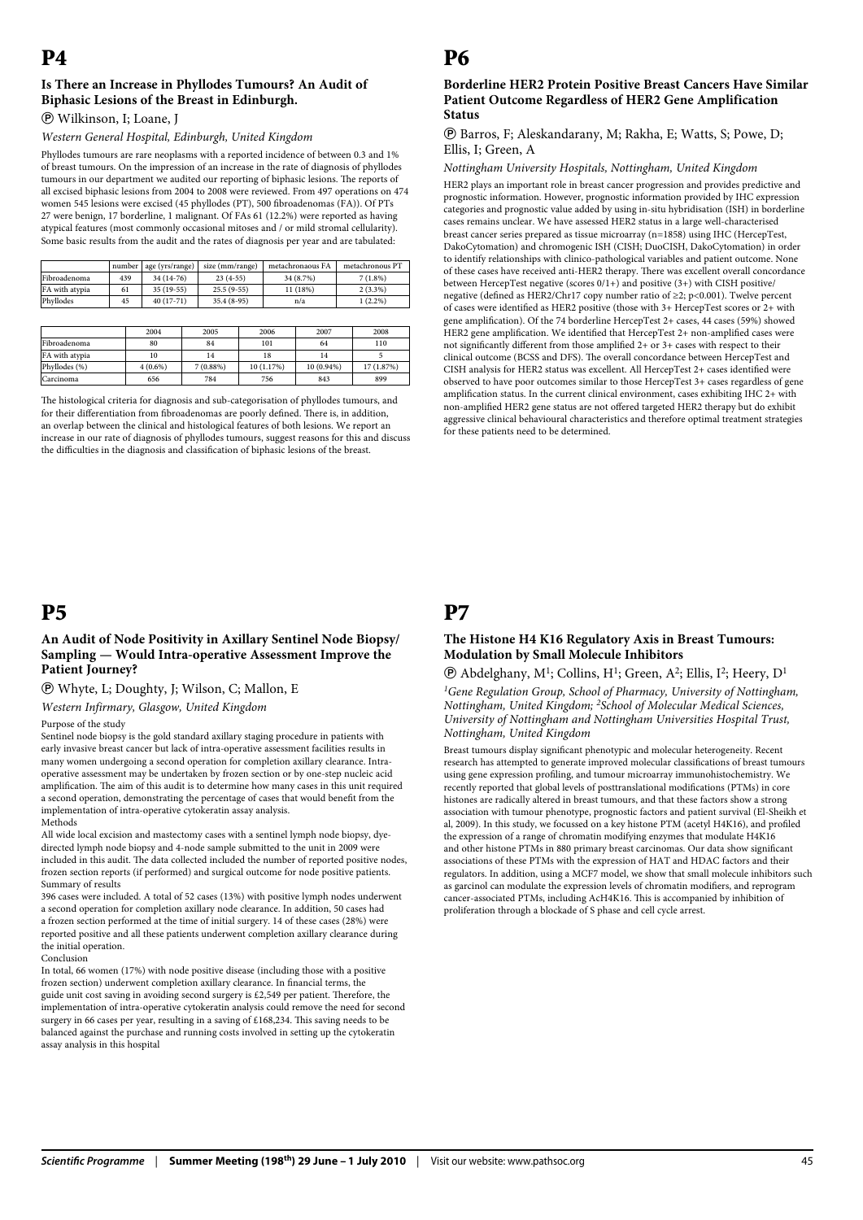# P4

### Is There an Increase in Phyllodes Tumours? An Audit of Biphasic Lesions of the Breast in Edinburgh.

Ⓟ Wilkinson, I; Loane, J

*Western General Hospital, Edinburgh, United Kingdom*

Phyllodes tumours are rare neoplasms with a reported incidence of between 0.3 and 1% of breast tumours. On the impression of an increase in the rate of diagnosis of phyllodes tumours in our department we audited our reporting of biphasic lesions. The reports of all excised biphasic lesions from 2004 to 2008 were reviewed. From 497 operations on 474 women 545 lesions were excised (45 phyllodes (PT), 500 fibroadenomas (FA)). Of PTs 27 were benign, 17 borderline, 1 malignant. Of FAs 61 (12.2%) were reported as having atypical features (most commonly occasional mitoses and / or mild stromal cellularity). Some basic results from the audit and the rates of diagnosis per year and are tabulated:

| | number | age (yrs/range) | size (mm/range) | metachronaous FA | metachronous PT |
|---|---|---|---|---|---|
| Fibroadenoma | 439 | 34 (14-76) | 23 (4-55) | 34 (8.7%) | 7 (1.8%) |
| FA with atypia | 61 | 35 (19-55) | 25.5 (9-55) | 11 (18%) | 2 (3.3%) |
| Phyllodes | 45 | 40 (17-71) | 35.4 (8-95) | n/a | 1 (2.2%) |

| | 2004 | 2005 | 2006 | 2007 | 2008 |
|---|---|---|---|---|---|
| Fibroadenoma | 80 | 84 | 101 | 64 | 110 |
| FA with atypia | 10 | 14 | 18 | 14 | 5 |
| Phyllodes (%) | 4 (0.6%) | 7 (0.88%) | 10 (1.17%) | 10 (0.94%) | 17 (1.87%) |
| Carcinoma | 656 | 784 | 756 | 843 | 899 |

The histological criteria for diagnosis and sub-categorisation of phyllodes tumours, and for their differentiation from fibroadenomas are poorly defined. There is, in addition, an overlap between the clinical and histological features of both lesions. We report an increase in our rate of diagnosis of phyllodes tumours, suggest reasons for this and discuss the difficulties in the diagnosis and classification of biphasic lesions of the breast.

# P5

### An Audit of Node Positivity in Axillary Sentinel Node Biopsy/ Sampling — Would Intra-operative Assessment Improve the Patient Journey?

Ⓟ Whyte, L; Doughty, J; Wilson, C; Mallon, E

*Western Infirmary, Glasgow, United Kingdom*

Purpose of the study

Sentinel node biopsy is the gold standard axillary staging procedure in patients with early invasive breast cancer but lack of intra-operative assessment facilities results in many women undergoing a second operation for completion axillary clearance. Intra-operative assessment may be undertaken by frozen section or by one-step nucleic acid amplification. The aim of this audit is to determine how many cases in this unit required a second operation, demonstrating the percentage of cases that would benefit from the implementation of intra-operative cytokeratin assay analysis.

Methods

All wide local excision and mastectomy cases with a sentinel lymph node biopsy, dye-directed lymph node biopsy and 4-node sample submitted to the unit in 2009 were included in this audit. The data collected included the number of reported positive nodes, frozen section reports (if performed) and surgical outcome for node positive patients.

Summary of results

396 cases were included. A total of 52 cases (13%) with positive lymph nodes underwent a second operation for completion axillary node clearance. In addition, 50 cases had a frozen section performed at the time of initial surgery. 14 of these cases (28%) were reported positive and all these patients underwent completion axillary clearance during the initial operation.

Conclusion

In total, 66 women (17%) with node positive disease (including those with a positive frozen section) underwent completion axillary clearance. In financial terms, the guide unit cost saving in avoiding second surgery is £2,549 per patient. Therefore, the implementation of intra-operative cytokeratin analysis could remove the need for second surgery in 66 cases per year, resulting in a saving of £168,234. This saving needs to be balanced against the purchase and running costs involved in setting up the cytokeratin assay analysis in this hospital

# P6

### Borderline HER2 Protein Positive Breast Cancers Have Similar Patient Outcome Regardless of HER2 Gene Amplification Status

Ⓟ Barros, F; Aleskandarany, M; Rakha, E; Watts, S; Powe, D; Ellis, I; Green, A

*Nottingham University Hospitals, Nottingham, United Kingdom*

HER2 plays an important role in breast cancer progression and provides predictive and prognostic information. However, prognostic information provided by IHC expression categories and prognostic value added by using in-situ hybridisation (ISH) in borderline cases remains unclear. We have assessed HER2 status in a large well-characterised breast cancer series prepared as tissue microarray (n=1858) using IHC (HercepTest, DakoCytomation) and chromogenic ISH (CISH; DuoCISH, DakoCytomation) in order to identify relationships with clinico-pathological variables and patient outcome. None of these cases have received anti-HER2 therapy. There was excellent overall concordance between HercepTest negative (scores 0/1+) and positive (3+) with CISH positive/ negative (defined as HER2/Chr17 copy number ratio of ≥2; p<0.001). Twelve percent of cases were identified as HER2 positive (those with 3+ HercepTest scores or 2+ with gene amplification). Of the 74 borderline HercepTest 2+ cases, 44 cases (59%) showed HER2 gene amplification. We identified that HercepTest 2+ non-amplified cases were not significantly different from those amplified 2+ or 3+ cases with respect to their clinical outcome (BCSS and DFS). The overall concordance between HercepTest and CISH analysis for HER2 status was excellent. All HercepTest 2+ cases identified were observed to have poor outcomes similar to those HercepTest 3+ cases regardless of gene amplification status. In the current clinical environment, cases exhibiting IHC 2+ with non-amplified HER2 gene status are not offered targeted HER2 therapy but do exhibit aggressive clinical behavioural characteristics and therefore optimal treatment strategies for these patients need to be determined.

# P7

### The Histone H4 K16 Regulatory Axis in Breast Tumours: Modulation by Small Molecule Inhibitors

Ⓟ Abdelghany, M[1]; Collins, H[1]; Green, A[2]; Ellis, I[2]; Heery, D[1]

*[1]Gene Regulation Group, School of Pharmacy, University of Nottingham, Nottingham, United Kingdom; [2]School of Molecular Medical Sciences, University of Nottingham and Nottingham Universities Hospital Trust, Nottingham, United Kingdom*

Breast tumours display significant phenotypic and molecular heterogeneity. Recent research has attempted to generate improved molecular classifications of breast tumours using gene expression profiling, and tumour microarray immunohistochemistry. We recently reported that global levels of posttranslational modifications (PTMs) in core histones are radically altered in breast tumours, and that these factors show a strong association with tumour phenotype, prognostic factors and patient survival (El-Sheikh et al, 2009). In this study, we focussed on a key histone PTM (acetyl H4K16), and profiled the expression of a range of chromatin modifying enzymes that modulate H4K16 and other histone PTMs in 880 primary breast carcinomas. Our data show significant associations of these PTMs with the expression of HAT and HDAC factors and their regulators. In addition, using a MCF7 model, we show that small molecule inhibitors such as garcinol can modulate the expression levels of chromatin modifiers, and reprogram cancer-associated PTMs, including AcH4K16. This is accompanied by inhibition of proliferation through a blockade of S phase and cell cycle arrest.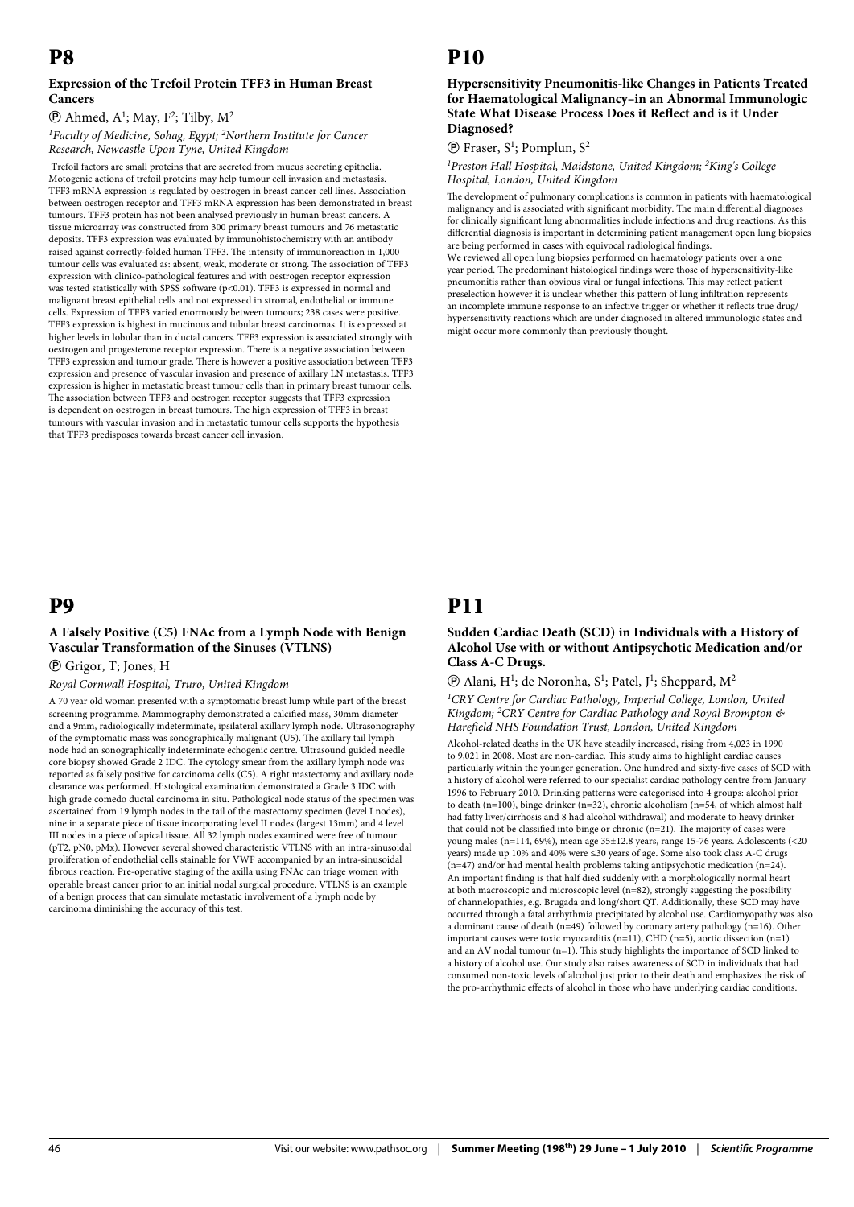# P8

### Expression of the Trefoil Protein TFF3 in Human Breast Cancers

Ⓟ Ahmed, A[1]; May, F[2]; Tilby, M[2]

*[1]Faculty of Medicine, Sohag, Egypt; [2]Northern Institute for Cancer Research, Newcastle Upon Tyne, United Kingdom*

Trefoil factors are small proteins that are secreted from mucus secreting epithelia. Motogenic actions of trefoil proteins may help tumour cell invasion and metastasis. TFF3 mRNA expression is regulated by oestrogen in breast cancer cell lines. Association between oestrogen receptor and TFF3 mRNA expression has been demonstrated in breast tumours. TFF3 protein has not been analysed previously in human breast cancers. A tissue microarray was constructed from 300 primary breast tumours and 76 metastatic deposits. TFF3 expression was evaluated by immunohistochemistry with an antibody raised against correctly-folded human TFF3. The intensity of immunoreaction in 1,000 tumour cells was evaluated as: absent, weak, moderate or strong. The association of TFF3 expression with clinico-pathological features and with oestrogen receptor expression was tested statistically with SPSS software ($p<0.01$). TFF3 is expressed in normal and malignant breast epithelial cells and not expressed in stromal, endothelial or immune cells. Expression of TFF3 varied enormously between tumours; 238 cases were positive. TFF3 expression is highest in mucinous and tubular breast carcinomas. It is expressed at higher levels in lobular than in ductal cancers. TFF3 expression is associated strongly with oestrogen and progesterone receptor expression. There is a negative association between TFF3 expression and tumour grade. There is however a positive association between TFF3 expression and presence of vascular invasion and presence of axillary LN metastasis. TFF3 expression is higher in metastatic breast tumour cells than in primary breast tumour cells. The association between TFF3 and oestrogen receptor suggests that TFF3 expression is dependent on oestrogen in breast tumours. The high expression of TFF3 in breast tumours with vascular invasion and in metastatic tumour cells supports the hypothesis that TFF3 predisposes towards breast cancer cell invasion.

# P9

### A Falsely Positive (C5) FNAc from a Lymph Node with Benign Vascular Transformation of the Sinuses (VTLNS)

Ⓟ Grigor, T; Jones, H

*Royal Cornwall Hospital, Truro, United Kingdom*

A 70 year old woman presented with a symptomatic breast lump while part of the breast screening programme. Mammography demonstrated a calcified mass, 30mm diameter and a 9mm, radiologically indeterminate, ipsilateral axillary lymph node. Ultrasonography of the symptomatic mass was sonographically malignant (U5). The axillary tail lymph node had an sonographically indeterminate echogenic centre. Ultrasound guided needle core biopsy showed Grade 2 IDC. The cytology smear from the axillary lymph node was reported as falsely positive for carcinoma cells (C5). A right mastectomy and axillary node clearance was performed. Histological examination demonstrated a Grade 3 IDC with high grade comedo ductal carcinoma in situ. Pathological node status of the specimen was ascertained from 19 lymph nodes in the tail of the mastectomy specimen (level I nodes), nine in a separate piece of tissue incorporating level II nodes (largest 13mm) and 4 level III nodes in a piece of apical tissue. All 32 lymph nodes examined were free of tumour (pT2, pN0, pMx). However several showed characteristic VTLNS with an intra-sinusoidal proliferation of endothelial cells stainable for VWF accompanied by an intra-sinusoidal fibrous reaction. Pre-operative staging of the axilla using FNAc can triage women with operable breast cancer prior to an initial nodal surgical procedure. VTLNS is an example of a benign process that can simulate metastatic involvement of a lymph node by carcinoma diminishing the accuracy of this test.

# P10

### Hypersensitivity Pneumonitis-like Changes in Patients Treated for Haematological Malignancy–in an Abnormal Immunologic State What Disease Process Does it Reflect and is it Under Diagnosed?

Ⓟ Fraser, S[1]; Pomplun, S[2]

*[1]Preston Hall Hospital, Maidstone, United Kingdom; [2]King's College Hospital, London, United Kingdom*

The development of pulmonary complications is common in patients with haematological malignancy and is associated with significant morbidity. The main differential diagnoses for clinically significant lung abnormalities include infections and drug reactions. As this differential diagnosis is important in determining patient management open lung biopsies are being performed in cases with equivocal radiological findings.

We reviewed all open lung biopsies performed on haematology patients over a one year period. The predominant histological findings were those of hypersensitivity-like pneumonitis rather than obvious viral or fungal infections. This may reflect patient preselection however it is unclear whether this pattern of lung infiltration represents an incomplete immune response to an infective trigger or whether it reflects true drug/hypersensitivity reactions which are under diagnosed in altered immunologic states and might occur more commonly than previously thought.

# P11

### Sudden Cardiac Death (SCD) in Individuals with a History of Alcohol Use with or without Antipsychotic Medication and/or Class A-C Drugs.

Ⓟ Alani, H[1]; de Noronha, S[1]; Patel, J[1]; Sheppard, M[2]

*[1]CRY Centre for Cardiac Pathology, Imperial College, London, United Kingdom; [2]CRY Centre for Cardiac Pathology and Royal Brompton & Harefield NHS Foundation Trust, London, United Kingdom*

Alcohol-related deaths in the UK have steadily increased, rising from 4,023 in 1990 to 9,021 in 2008. Most are non-cardiac. This study aims to highlight cardiac causes particularly within the younger generation. One hundred and sixty-five cases of SCD with a history of alcohol were referred to our specialist cardiac pathology centre from January 1996 to February 2010. Drinking patterns were categorised into 4 groups: alcohol prior to death (n=100), binge drinker (n=32), chronic alcoholism (n=54, of which almost half had fatty liver/cirrhosis and 8 had alcohol withdrawal) and moderate to heavy drinker that could not be classified into binge or chronic (n=21). The majority of cases were young males (n=114, 69%), mean age 35±12.8 years, range 15-76 years. Adolescents (<20 years) made up 10% and 40% were ≤30 years of age. Some also took class A-C drugs (n=47) and/or had mental health problems taking antipsychotic medication (n=24). An important finding is that half died suddenly with a morphologically normal heart at both macroscopic and microscopic level (n=82), strongly suggesting the possibility of channelopathies, e.g. Brugada and long/short QT. Additionally, these SCD may have occurred through a fatal arrhythmia precipitated by alcohol use. Cardiomyopathy was also a dominant cause of death (n=49) followed by coronary artery pathology (n=16). Other important causes were toxic myocarditis (n=11), CHD (n=5), aortic dissection (n=1) and an AV nodal tumour (n=1). This study highlights the importance of SCD linked to a history of alcohol use. Our study also raises awareness of SCD in individuals that had consumed non-toxic levels of alcohol just prior to their death and emphasizes the risk of the pro-arrhythmic effects of alcohol in those who have underlying cardiac conditions.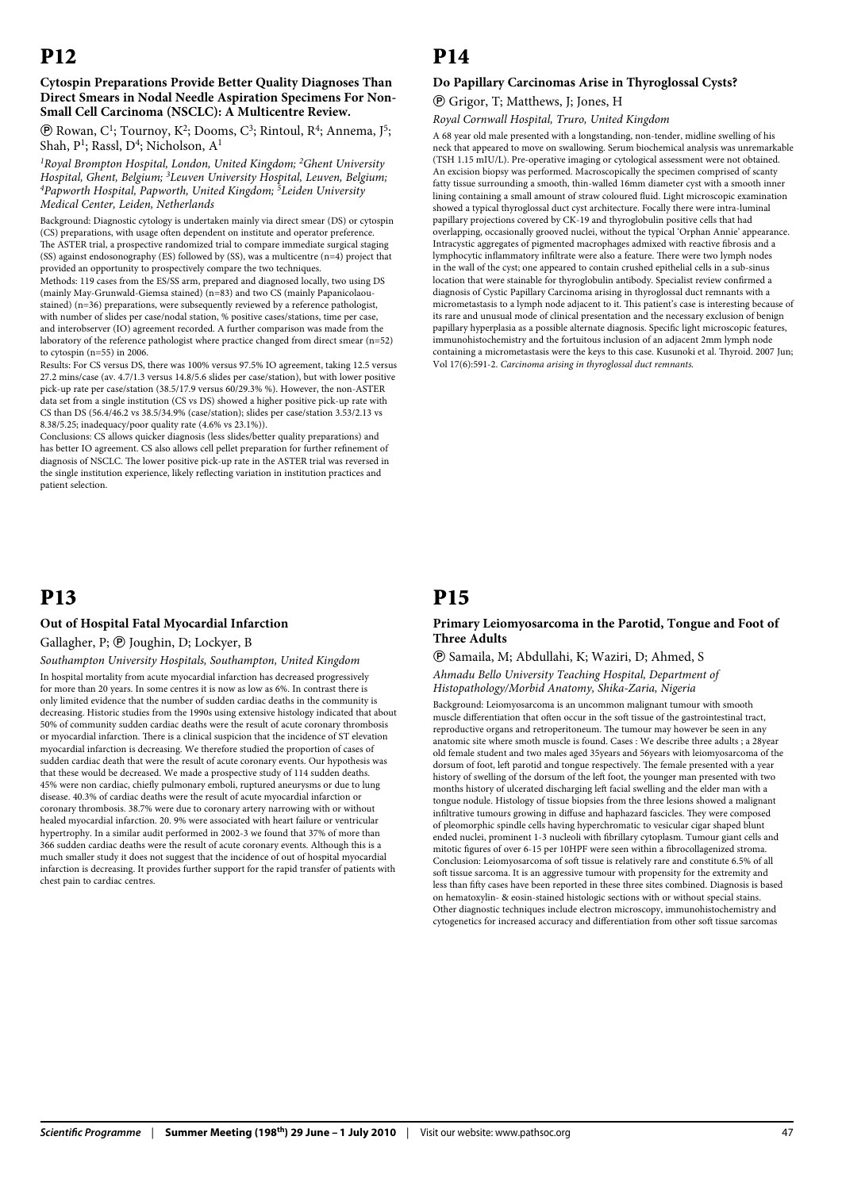# P12

### Cytospin Preparations Provide Better Quality Diagnoses Than Direct Smears in Nodal Needle Aspiration Specimens For Non-Small Cell Carcinoma (NSCLC): A Multicentre Review.

Ⓟ Rowan, C[1]; Tournoy, K[2]; Dooms, C[3]; Rintoul, R[4]; Annema, J[5]; Shah, P[1]; Rassl, D[4]; Nicholson, A[1]

*[1]Royal Brompton Hospital, London, United Kingdom; [2]Ghent University Hospital, Ghent, Belgium; [3]Leuven University Hospital, Leuven, Belgium; [4]Papworth Hospital, Papworth, United Kingdom; [5]Leiden University Medical Center, Leiden, Netherlands*

Background: Diagnostic cytology is undertaken mainly via direct smear (DS) or cytospin (CS) preparations, with usage often dependent on institute and operator preference. The ASTER trial, a prospective randomized trial to compare immediate surgical staging (SS) against endosonography (ES) followed by (SS), was a multicentre (n=4) project that provided an opportunity to prospectively compare the two techniques.

Methods: 119 cases from the ES/SS arm, prepared and diagnosed locally, two using DS (mainly May-Grunwald-Giemsa stained) (n=83) and two CS (mainly Papanicolaou-stained) (n=36) preparations, were subsequently reviewed by a reference pathologist, with number of slides per case/nodal station, % positive cases/stations, time per case, and interobserver (IO) agreement recorded. A further comparison was made from the laboratory of the reference pathologist where practice changed from direct smear (n=52) to cytospin (n=55) in 2006.

Results: For CS versus DS, there was 100% versus 97.5% IO agreement, taking 12.5 versus 27.2 mins/case (av. 4.7/1.3 versus 14.8/5.6 slides per case/station), but with lower positive pick-up rate per case/station (38.5/17.9 versus 60/29.3% %). However, the non-ASTER data set from a single institution (CS vs DS) showed a higher positive pick-up rate with CS than DS (56.4/46.2 vs 38.5/34.9% (case/station); slides per case/station 3.53/2.13 vs 8.38/5.25; inadequacy/poor quality rate (4.6% vs 23.1%)).

Conclusions: CS allows quicker diagnosis (less slides/better quality preparations) and has better IO agreement. CS also allows cell pellet preparation for further refinement of diagnosis of NSCLC. The lower positive pick-up rate in the ASTER trial was reversed in the single institution experience, likely reflecting variation in institution practices and patient selection.

# P13

### Out of Hospital Fatal Myocardial Infarction

Gallagher, P; Ⓟ Joughin, D; Lockyer, B

*Southampton University Hospitals, Southampton, United Kingdom*

In hospital mortality from acute myocardial infarction has decreased progressively for more than 20 years. In some centres it is now as low as 6%. In contrast there is only limited evidence that the number of sudden cardiac deaths in the community is decreasing. Historic studies from the 1990s using extensive histology indicated that about 50% of community sudden cardiac deaths were the result of acute coronary thrombosis or myocardial infarction. There is a clinical suspicion that the incidence of ST elevation myocardial infarction is decreasing. We therefore studied the proportion of cases of sudden cardiac death that were the result of acute coronary events. Our hypothesis was that these would be decreased. We made a prospective study of 114 sudden deaths. 45% were non cardiac, chiefly pulmonary emboli, ruptured aneurysms or due to lung disease. 40.3% of cardiac deaths were the result of acute myocardial infarction or coronary thrombosis. 38.7% were due to coronary artery narrowing with or without healed myocardial infarction. 20. 9% were associated with heart failure or ventricular hypertrophy. In a similar audit performed in 2002-3 we found that 37% of more than 366 sudden cardiac deaths were the result of acute coronary events. Although this is a much smaller study it does not suggest that the incidence of out of hospital myocardial infarction is decreasing. It provides further support for the rapid transfer of patients with chest pain to cardiac centres.

# P14

### Do Papillary Carcinomas Arise in Thyroglossal Cysts?

Ⓟ Grigor, T; Matthews, J; Jones, H

*Royal Cornwall Hospital, Truro, United Kingdom*

A 68 year old male presented with a longstanding, non-tender, midline swelling of his neck that appeared to move on swallowing. Serum biochemical analysis was unremarkable (TSH 1.15 mIU/L). Pre-operative imaging or cytological assessment were not obtained. An excision biopsy was performed. Macroscopically the specimen comprised of scanty fatty tissue surrounding a smooth, thin-walled 16mm diameter cyst with a smooth inner lining containing a small amount of straw coloured fluid. Light microscopic examination showed a typical thyroglossal duct cyst architecture. Focally there were intra-luminal papillary projections covered by CK-19 and thyroglobulin positive cells that had overlapping, occasionally grooved nuclei, without the typical 'Orphan Annie' appearance. Intracystic aggregates of pigmented macrophages admixed with reactive fibrosis and a lymphocytic inflammatory infiltrate were also a feature. There were two lymph nodes in the wall of the cyst; one appeared to contain crushed epithelial cells in a sub-sinus location that were stainable for thyroglobulin antibody. Specialist review confirmed a diagnosis of Cystic Papillary Carcinoma arising in thyroglossal duct remnants with a micrometastasis to a lymph node adjacent to it. This patient's case is interesting because of its rare and unusual mode of clinical presentation and the necessary exclusion of benign papillary hyperplasia as a possible alternate diagnosis. Specific light microscopic features, immunohistochemistry and the fortuitous inclusion of an adjacent 2mm lymph node containing a micrometastasis were the keys to this case. Kusunoki et al. Thyroid. 2007 Jun; Vol 17(6):591-2. *Carcinoma arising in thyroglossal duct remnants.*

# P15

### Primary Leiomyosarcoma in the Parotid, Tongue and Foot of Three Adults

Ⓟ Samaila, M; Abdullahi, K; Waziri, D; Ahmed, S

*Ahmadu Bello University Teaching Hospital, Department of Histopathology/Morbid Anatomy, Shika-Zaria, Nigeria*

Background: Leiomyosarcoma is an uncommon malignant tumour with smooth muscle differentiation that often occur in the soft tissue of the gastrointestinal tract, reproductive organs and retroperitoneum. The tumour may however be seen in any anatomic site where smoth muscle is found. Cases : We describe three adults ; a 28year old female student and two males aged 35years and 56years with leiomyosarcoma of the dorsum of foot, left parotid and tongue respectively. The female presented with a year history of swelling of the dorsum of the left foot, the younger man presented with two months history of ulcerated discharging left facial swelling and the elder man with a tongue nodule. Histology of tissue biopsies from the three lesions showed a malignant infiltrative tumours growing in diffuse and haphazard fascicles. They were composed of pleomorphic spindle cells having hyperchromatic to vesicular cigar shaped blunt ended nuclei, prominent 1-3 nucleoli with fibrillary cytoplasm. Tumour giant cells and mitotic figures of over 6-15 per 10HPF were seen within a fibrocollagenized stroma. Conclusion: Leiomyosarcoma of soft tissue is relatively rare and constitute 6.5% of all soft tissue sarcoma. It is an aggressive tumour with propensity for the extremity and less than fifty cases have been reported in these three sites combined. Diagnosis is based on hematoxylin- & eosin-stained histologic sections with or without special stains. Other diagnostic techniques include electron microscopy, immunohistochemistry and cytogenetics for increased accuracy and differentiation from other soft tissue sarcomas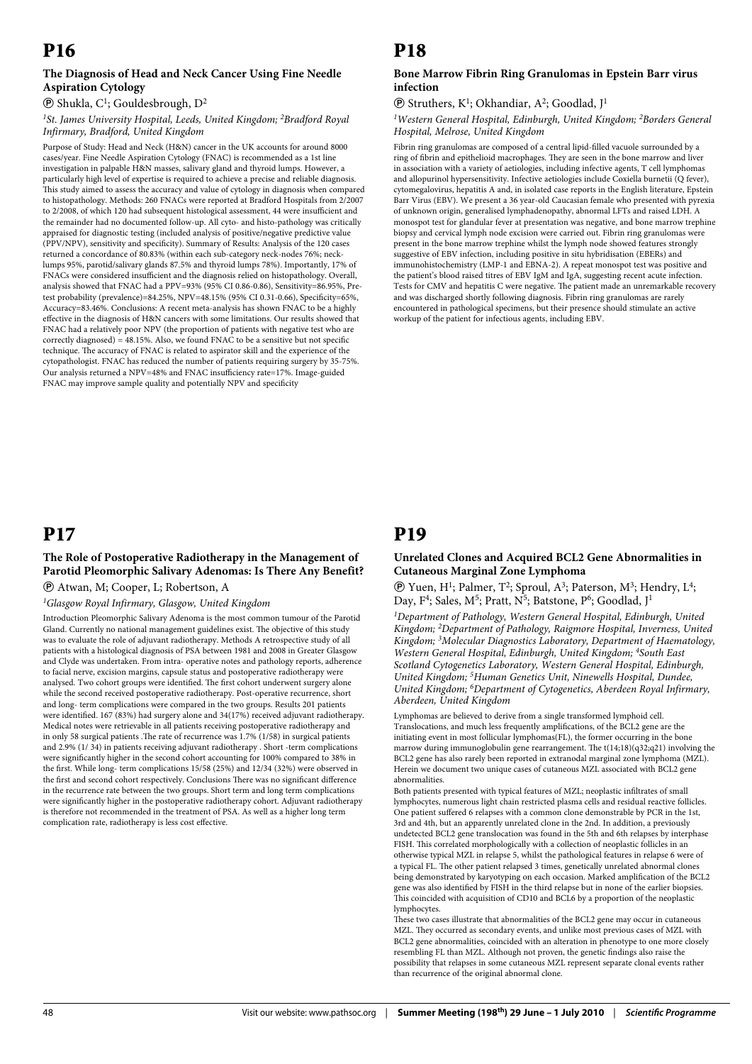# P16

### The Diagnosis of Head and Neck Cancer Using Fine Needle Aspiration Cytology

Ⓟ Shukla, C[1]; Gouldesbrough, D[2]

*[1]St. James University Hospital, Leeds, United Kingdom; [2]Bradford Royal Infirmary, Bradford, United Kingdom*

Purpose of Study: Head and Neck (H&N) cancer in the UK accounts for around 8000 cases/year. Fine Needle Aspiration Cytology (FNAC) is recommended as a 1st line investigation in palpable H&N masses, salivary gland and thyroid lumps. However, a particularly high level of expertise is required to achieve a precise and reliable diagnosis. This study aimed to assess the accuracy and value of cytology in diagnosis when compared to histopathology. Methods: 260 FNACs were reported at Bradford Hospitals from 2/2007 to 2/2008, of which 120 had subsequent histological assessment, 44 were insufficient and the remainder had no documented follow-up. All cyto- and histo-pathology was critically appraised for diagnostic testing (included analysis of positive/negative predictive value (PPV/NPV), sensitivity and specificity). Summary of Results: Analysis of the 120 cases returned a concordance of 80.83% (within each sub-category neck-nodes 76%; neck-lumps 95%, parotid/salivary glands 87.5% and thyroid lumps 78%). Importantly, 17% of FNACs were considered insufficient and the diagnosis relied on histopathology. Overall, analysis showed that FNAC had a PPV=93% (95% CI 0.86-0.86), Sensitivity=86.95%, Pre-test probability (prevalence)=84.25%, NPV=48.15% (95% CI 0.31-0.66), Specificity=65%, Accuracy=83.46%. Conclusions: A recent meta-analysis has shown FNAC to be a highly effective in the diagnosis of H&N cancers with some limitations. Our results showed that FNAC had a relatively poor NPV (the proportion of patients with negative test who are correctly diagnosed) = 48.15%. Also, we found FNAC to be a sensitive but not specific technique. The accuracy of FNAC is related to aspirator skill and the experience of the cytopathologist. FNAC has reduced the number of patients requiring surgery by 35-75%. Our analysis returned a NPV=48% and FNAC insufficiency rate=17%. Image-guided FNAC may improve sample quality and potentially NPV and specificity

# P17

### The Role of Postoperative Radiotherapy in the Management of Parotid Pleomorphic Salivary Adenomas: Is There Any Benefit?

Ⓟ Atwan, M; Cooper, L; Robertson, A

*[1]Glasgow Royal Infirmary, Glasgow, United Kingdom*

Introduction Pleomorphic Salivary Adenoma is the most common tumour of the Parotid Gland. Currently no national management guidelines exist. The objective of this study was to evaluate the role of adjuvant radiotherapy. Methods A retrospective study of all patients with a histological diagnosis of PSA between 1981 and 2008 in Greater Glasgow and Clyde was undertaken. From intra- operative notes and pathology reports, adherence to facial nerve, excision margins, capsule status and postoperative radiotherapy were analysed. Two cohort groups were identified. The first cohort underwent surgery alone while the second received postoperative radiotherapy. Post-operative recurrence, short and long- term complications were compared in the two groups. Results 201 patients were identified. 167 (83%) had surgery alone and 34(17%) received adjuvant radiotherapy. Medical notes were retrievable in all patients receiving postoperative radiotherapy and in only 58 surgical patients .The rate of recurrence was 1.7% (1/58) in surgical patients and 2.9% (1/ 34) in patients receiving adjuvant radiotherapy . Short -term complications were significantly higher in the second cohort accounting for 100% compared to 38% in the first. While long- term complications 15/58 (25%) and 12/34 (32%) were observed in the first and second cohort respectively. Conclusions There was no significant difference in the recurrence rate between the two groups. Short term and long term complications were significantly higher in the postoperative radiotherapy cohort. Adjuvant radiotherapy is therefore not recommended in the treatment of PSA. As well as a higher long term complication rate, radiotherapy is less cost effective.

# P18

### Bone Marrow Fibrin Ring Granulomas in Epstein Barr virus infection

Ⓟ Struthers, K[1]; Okhandiar, A[2]; Goodlad, J[1]

*[1]Western General Hospital, Edinburgh, United Kingdom; [2]Borders General Hospital, Melrose, United Kingdom*

Fibrin ring granulomas are composed of a central lipid-filled vacuole surrounded by a ring of fibrin and epithelioid macrophages. They are seen in the bone marrow and liver in association with a variety of aetiologies, including infective agents, T cell lymphomas and allopurinol hypersensitivity. Infective aetiologies include Coxiella burnetii (Q fever), cytomegalovirus, hepatitis A and, in isolated case reports in the English literature, Epstein Barr Virus (EBV). We present a 36 year-old Caucasian female who presented with pyrexia of unknown origin, generalised lymphadenopathy, abnormal LFTs and raised LDH. A monospot test for glandular fever at presentation was negative, and bone marrow trephine biopsy and cervical lymph node excision were carried out. Fibrin ring granulomas were present in the bone marrow trephine whilst the lymph node showed features strongly suggestive of EBV infection, including positive in situ hybridisation (EBERs) and immunohistochemistry (LMP-1 and EBNA-2). A repeat monospot test was positive and the patient's blood raised titres of EBV IgM and IgA, suggesting recent acute infection. Tests for CMV and hepatitis C were negative. The patient made an unremarkable recovery and was discharged shortly following diagnosis. Fibrin ring granulomas are rarely encountered in pathological specimens, but their presence should stimulate an active workup of the patient for infectious agents, including EBV.

# P19

### Unrelated Clones and Acquired BCL2 Gene Abnormalities in Cutaneous Marginal Zone Lymphoma

Ⓟ Yuen, H[1]; Palmer, T[2]; Sproul, A[3]; Paterson, M[3]; Hendry, L[4]; Day, F[4]; Sales, M[5]; Pratt, N[5]; Batstone, P[6]; Goodlad, J[1]

*[1]Department of Pathology, Western General Hospital, Edinburgh, United Kingdom; [2]Department of Pathology, Raigmore Hospital, Inverness, United Kingdom; [3]Molecular Diagnostics Laboratory, Department of Haematology, Western General Hospital, Edinburgh, United Kingdom; [4]South East Scotland Cytogenetics Laboratory, Western General Hospital, Edinburgh, United Kingdom; [5]Human Genetics Unit, Ninewells Hospital, Dundee, United Kingdom; [6]Department of Cytogenetics, Aberdeen Royal Infirmary, Aberdeen, United Kingdom*

Lymphomas are believed to derive from a single transformed lymphoid cell. Translocations, and much less frequently amplifications, of the BCL2 gene are the initiating event in most follicular lymphomas(FL), the former occurring in the bone marrow during immunoglobulin gene rearrangement. The t(14;18)(q32;q21) involving the BCL2 gene has also rarely been reported in extranodal marginal zone lymphoma (MZL). Herein we document two unique cases of cutaneous MZL associated with BCL2 gene abnormalities.

Both patients presented with typical features of MZL; neoplastic infiltrates of small lymphocytes, numerous light chain restricted plasma cells and residual reactive follicles. One patient suffered 6 relapses with a common clone demonstrable by PCR in the 1st, 3rd and 4th, but an apparently unrelated clone in the 2nd. In addition, a previously undetected BCL2 gene translocation was found in the 5th and 6th relapses by interphase FISH. This correlated morphologically with a collection of neoplastic follicles in an otherwise typical MZL in relapse 5, whilst the pathological features in relapse 6 were of a typical FL. The other patient relapsed 3 times, genetically unrelated abnormal clones being demonstrated by karyotyping on each occasion. Marked amplification of the BCL2 gene was also identified by FISH in the third relapse but in none of the earlier biopsies. This coincided with acquisition of CD10 and BCL6 by a proportion of the neoplastic lymphocytes.

These two cases illustrate that abnormalities of the BCL2 gene may occur in cutaneous MZL. They occurred as secondary events, and unlike most previous cases of MZL with BCL2 gene abnormalities, coincided with an alteration in phenotype to one more closely resembling FL than MZL. Although not proven, the genetic findings also raise the possibility that relapses in some cutaneous MZL represent separate clonal events rather than recurrence of the original abnormal clone.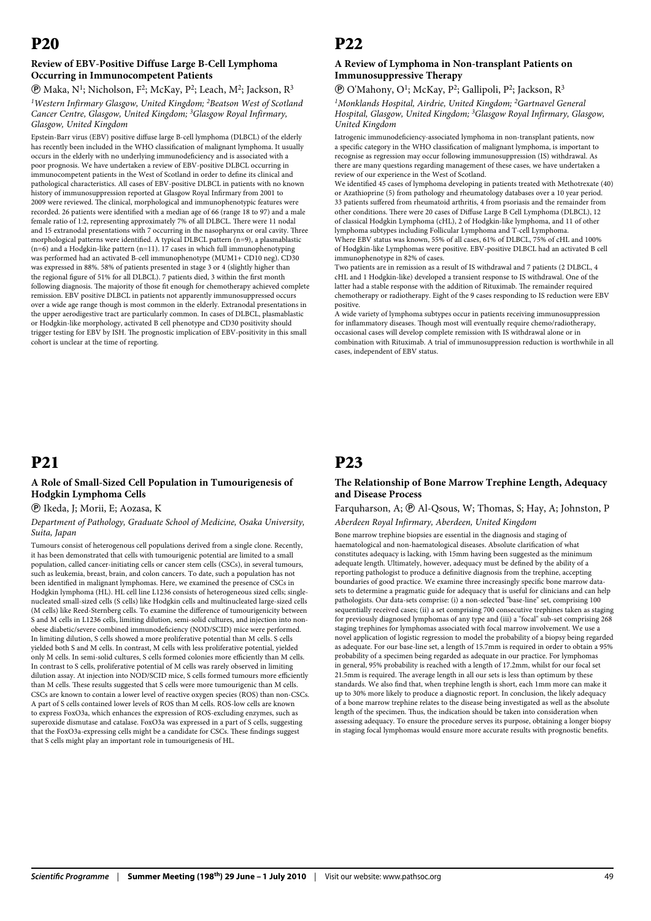# P20

### Review of EBV-Positive Diffuse Large B-Cell Lymphoma Occurring in Immunocompetent Patients

Ⓟ Maka, N[1]; Nicholson, F[2]; McKay, P[2]; Leach, M[2]; Jackson, R[3]

*[1]Western Infirmary Glasgow, United Kingdom; [2]Beatson West of Scotland Cancer Centre, Glasgow, United Kingdom; [3]Glasgow Royal Infirmary, Glasgow, United Kingdom*

Epstein-Barr virus (EBV) positive diffuse large B-cell lymphoma (DLBCL) of the elderly has recently been included in the WHO classification of malignant lymphoma. It usually occurs in the elderly with no underlying immunodeficiency and is associated with a poor prognosis. We have undertaken a review of EBV-positive DLBCL occurring in immunocompetent patients in the West of Scotland in order to define its clinical and pathological characteristics. All cases of EBV-positive DLBCL in patients with no known history of immunosuppression reported at Glasgow Royal Infirmary from 2001 to 2009 were reviewed. The clinical, morphological and immunophenotypic features were recorded. 26 patients were identified with a median age of 66 (range 18 to 97) and a male female ratio of 1:2, representing approximately 7% of all DLBCL. There were 11 nodal and 15 extranodal presentations with 7 occurring in the nasopharynx or oral cavity. Three morphological patterns were identified. A typical DLBCL pattern (n=9), a plasmablastic (n=6) and a Hodgkin-like pattern (n=11). 17 cases in which full immunophenotyping was performed had an activated B-cell immunophenotype (MUM1+ CD10 neg). CD30 was expressed in 88%. 58% of patients presented in stage 3 or 4 (slightly higher than the regional figure of 51% for all DLBCL). 7 patients died, 3 within the first month following diagnosis. The majority of those fit enough for chemotherapy achieved complete remission. EBV positive DLBCL in patients not apparently immunosuppressed occurs over a wide age range though is most common in the elderly. Extranodal presentations in the upper aerodigestive tract are particularly common. In cases of DLBCL, plasmablastic or Hodgkin-like morphology, activated B cell phenotype and CD30 positivity should trigger testing for EBV by ISH. The prognostic implication of EBV-positivity in this small cohort is unclear at the time of reporting.

# P21

### A Role of Small-Sized Cell Population in Tumourigenesis of Hodgkin Lymphoma Cells

Ⓟ Ikeda, J; Morii, E; Aozasa, K

*Department of Pathology, Graduate School of Medicine, Osaka University, Suita, Japan*

Tumours consist of heterogenous cell populations derived from a single clone. Recently, it has been demonstrated that cells with tumourigenic potential are limited to a small population, called cancer-initiating cells or cancer stem cells (CSCs), in several tumours, such as leukemia, breast, brain, and colon cancers. To date, such a population has not been identified in malignant lymphomas. Here, we examined the presence of CSCs in Hodgkin lymphoma (HL). HL cell line L1236 consists of heterogeneous sized cells; single-nucleated small-sized cells (S cells) like Hodgkin cells and multinucleated large-sized cells (M cells) like Reed-Sternberg cells. To examine the difference of tumourigenicity between S and M cells in L1236 cells, limiting dilution, semi-solid cultures, and injection into non-obese diabetic/severe combined immunodeficiency (NOD/SCID) mice were performed. In limiting dilution, S cells showed a more proliferative potential than M cells. S cells yielded both S and M cells. In contrast, M cells with less proliferative potential, yielded only M cells. In semi-solid cultures, S cells formed colonies more efficiently than M cells. In contrast to S cells, proliferative potential of M cells was rarely observed in limiting dilution assay. At injection into NOD/SCID mice, S cells formed tumours more efficiently than M cells. These results suggested that S cells were more tumourigenic than M cells. CSCs are known to contain a lower level of reactive oxygen species (ROS) than non-CSCs. A part of S cells contained lower levels of ROS than M cells. ROS-low cells are known to express FoxO3a, which enhances the expression of ROS-excluding enzymes, such as superoxide dismutase and catalase. FoxO3a was expressed in a part of S cells, suggesting that the FoxO3a-expressing cells might be a candidate for CSCs. These findings suggest that S cells might play an important role in tumourigenesis of HL.

# P22

### A Review of Lymphoma in Non-transplant Patients on Immunosuppressive Therapy

Ⓟ O'Mahony, O[1]; McKay, P[2]; Gallipoli, P[2]; Jackson, R[3]

*[1]Monklands Hospital, Airdrie, United Kingdom; [2]Gartnavel General Hospital, Glasgow, United Kingdom; [3]Glasgow Royal Infirmary, Glasgow, United Kingdom*

Iatrogenic immunodeficiency-associated lymphoma in non-transplant patients, now a specific category in the WHO classification of malignant lymphoma, is important to recognise as regression may occur following immunosuppression (IS) withdrawal. As there are many questions regarding management of these cases, we have undertaken a review of our experience in the West of Scotland.

We identified 45 cases of lymphoma developing in patients treated with Methotrexate (40) or Azathioprine (5) from pathology and rheumatology databases over a 10 year period. 33 patients suffered from rheumatoid arthritis, 4 from psoriasis and the remainder from other conditions. There were 20 cases of Diffuse Large B Cell Lymphoma (DLBCL), 12 of classical Hodgkin Lymphoma (cHL), 2 of Hodgkin-like lymphoma, and 11 of other lymphoma subtypes including Follicular Lymphoma and T-cell Lymphoma.

Where EBV status was known, 55% of all cases, 61% of DLBCL, 75% of cHL and 100% of Hodgkin-like Lymphomas were positive. EBV-positive DLBCL had an activated B cell immunophenotype in 82% of cases.

Two patients are in remission as a result of IS withdrawal and 7 patients (2 DLBCL, 4 cHL and 1 Hodgkin-like) developed a transient response to IS withdrawal. One of the latter had a stable response with the addition of Rituximab. The remainder required chemotherapy or radiotherapy. Eight of the 9 cases responding to IS reduction were EBV positive.

A wide variety of lymphoma subtypes occur in patients receiving immunosuppression for inflammatory diseases. Though most will eventually require chemo/radiotherapy, occasional cases will develop complete remission with IS withdrawal alone or in combination with Rituximab. A trial of immunosuppression reduction is worthwhile in all cases, independent of EBV status.

# P23

### The Relationship of Bone Marrow Trephine Length, Adequacy and Disease Process

Farquharson, A; Ⓟ Al-Qsous, W; Thomas, S; Hay, A; Johnston, P

*Aberdeen Royal Infirmary, Aberdeen, United Kingdom*

Bone marrow trephine biopsies are essential in the diagnosis and staging of haematological and non-haematological diseases. Absolute clarification of what constitutes adequacy is lacking, with 15mm having been suggested as the minimum adequate length. Ultimately, however, adequacy must be defined by the ability of a reporting pathologist to produce a definitive diagnosis from the trephine, accepting boundaries of good practice. We examine three increasingly specific bone marrow data-sets to determine a pragmatic guide for adequacy that is useful for clinicians and can help pathologists. Our data-sets comprise: (i) a non-selected "base-line" set, comprising 100 sequentially received cases; (ii) a set comprising 700 consecutive trephines taken as staging for previously diagnosed lymphomas of any type and (iii) a "focal" sub-set comprising 268 staging trephines for lymphomas associated with focal marrow involvement. We use a novel application of logistic regression to model the probability of a biopsy being regarded as adequate. For our base-line set, a length of 15.7mm is required in order to obtain a 95% probability of a specimen being regarded as adequate in our practice. For lymphomas in general, 95% probability is reached with a length of 17.2mm, whilst for our focal set 21.5mm is required. The average length in all our sets is less than optimum by these standards. We also find that, when trephine length is short, each 1mm more can make it up to 30% more likely to produce a diagnostic report. In conclusion, the likely adequacy of a bone marrow trephine relates to the disease being investigated as well as the absolute length of the specimen. Thus, the indication should be taken into consideration when assessing adequacy. To ensure the procedure serves its purpose, obtaining a longer biopsy in staging focal lymphomas would ensure more accurate results with prognostic benefits.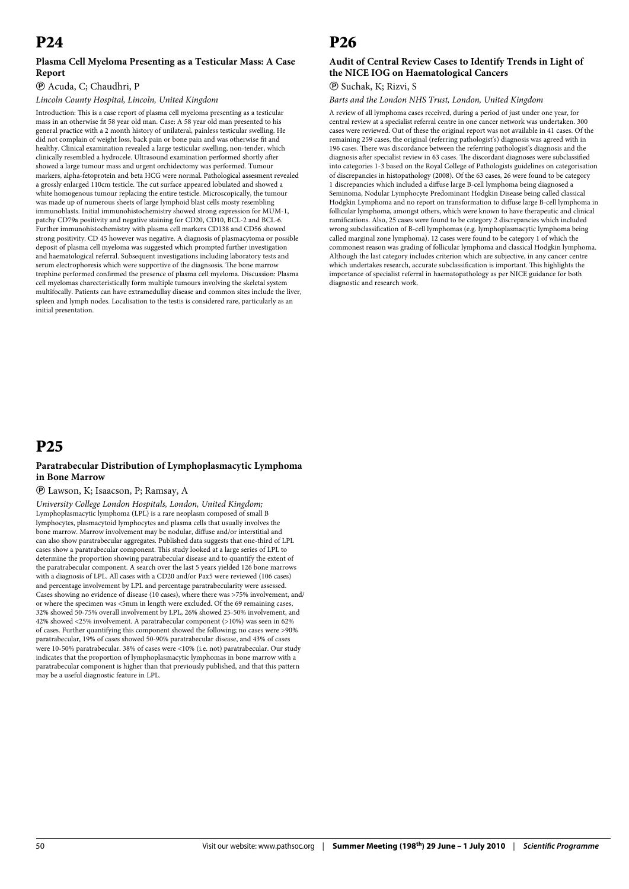# P24

### Plasma Cell Myeloma Presenting as a Testicular Mass: A Case Report

Ⓟ Acuda, C; Chaudhri, P

*Lincoln County Hospital, Lincoln, United Kingdom*

Introduction: This is a case report of plasma cell myeloma presenting as a testicular mass in an otherwise fit 58 year old man. Case: A 58 year old man presented to his general practice with a 2 month history of unilateral, painless testicular swelling. He did not complain of weight loss, back pain or bone pain and was otherwise fit and healthy. Clinical examination revealed a large testicular swelling, non-tender, which clinically resembled a hydrocele. Ultrasound examination performed shortly after showed a large tumour mass and urgent orchidectomy was performed. Tumour markers, alpha-fetoprotein and beta HCG were normal. Pathological assesment revealed a grossly enlarged 110cm testicle. The cut surface appeared lobulated and showed a white homogenous tumour replacing the entire testicle. Microscopically, the tumour was made up of numerous sheets of large lymphoid blast cells mosty resembling immunoblasts. Initial immunohistochemistry showed strong expression for MUM-1, patchy CD79a positivity and negative staining for CD20, CD10, BCL-2 and BCL-6. Further immunohistochemistry with plasma cell markers CD138 and CD56 showed strong positivity. CD 45 however was negative. A diagnosis of plasmacytoma or possible deposit of plasma cell myeloma was suggested which prompted further investigation and haematological referral. Subsequent investigations including laboratory tests and serum electrophoresis which were supportive of the diagnsosis. The bone marrow trephine performed confirmed the presence of plasma cell myeloma. Discussion: Plasma cell myelomas charecteristically form multiple tumours involving the skeletal system multifocally. Patients can have extramedullay disease and common sites include the liver, spleen and lymph nodes. Localisation to the testis is considered rare, particularly as an initial presentation.

# P25

### Paratrabecular Distribution of Lymphoplasmacytic Lymphoma in Bone Marrow

Ⓟ Lawson, K; Isaacson, P; Ramsay, A

*University College London Hospitals, London, United Kingdom;*

Lymphoplasmacytic lymphoma (LPL) is a rare neoplasm composed of small B lymphocytes, plasmacytoid lymphocytes and plasma cells that usually involves the bone marrow. Marrow involvement may be nodular, diffuse and/or interstitial and can also show paratrabecular aggregates. Published data suggests that one-third of LPL cases show a paratrabecular component. This study looked at a large series of LPL to determine the proportion showing paratrabecular disease and to quantify the extent of the paratrabecular component. A search over the last 5 years yielded 126 bone marrows with a diagnosis of LPL. All cases with a CD20 and/or Pax5 were reviewed (106 cases) and percentage involvement by LPL and percentage paratrabecularity were assessed. Cases showing no evidence of disease (10 cases), where there was >75% involvement, and/or where the specimen was <5mm in length were excluded. Of the 69 remaining cases, 32% showed 50-75% overall involvement by LPL, 26% showed 25-50% involvement, and 42% showed <25% involvement. A paratrabecular component (>10%) was seen in 62% of cases. Further quantifying this component showed the following; no cases were >90% paratrabecular, 19% of cases showed 50-90% paratrabecular disease, and 43% of cases were 10-50% paratrabecular. 38% of cases were <10% (i.e. not) paratrabecular. Our study indicates that the proportion of lymphoplasmacytic lymphomas in bone marrow with a paratrabecular component is higher than that previously published, and that this pattern may be a useful diagnostic feature in LPL.

# P26

### Audit of Central Review Cases to Identify Trends in Light of the NICE IOG on Haematological Cancers

Ⓟ Suchak, K; Rizvi, S

*Barts and the London NHS Trust, London, United Kingdom*

A review of all lymphoma cases received, during a period of just under one year, for central review at a specialist referral centre in one cancer network was undertaken. 300 cases were reviewed. Out of these the original report was not available in 41 cases. Of the remaining 259 cases, the original (referring pathologist's) diagnosis was agreed with in 196 cases. There was discordance between the referring pathologist's diagnosis and the diagnosis after specialist review in 63 cases. The discordant diagnoses were subclassified into categories 1-3 based on the Royal College of Pathologists guidelines on categorisation of discrepancies in histopathology (2008). Of the 63 cases, 26 were found to be category 1 discrepancies which included a diffuse large B-cell lymphoma being diagnosed a Seminoma, Nodular Lymphocyte Predominant Hodgkin Disease being called classical Hodgkin Lymphoma and no report on transformation to diffuse large B-cell lymphoma in follicular lymphoma, amongst others, which were known to have therapeutic and clinical ramifications. Also, 25 cases were found to be category 2 discrepancies which included wrong subclassification of B-cell lymphomas (e.g. lymphoplasmacytic lymphoma being called marginal zone lymphoma). 12 cases were found to be category 1 of which the commonest reason was grading of follicular lymphoma and classical Hodgkin lymphoma. Although the last category includes criterion which are subjective, in any cancer centre which undertakes research, accurate subclassification is important. This highlights the importance of specialist referral in haematopathology as per NICE guidance for both diagnostic and research work.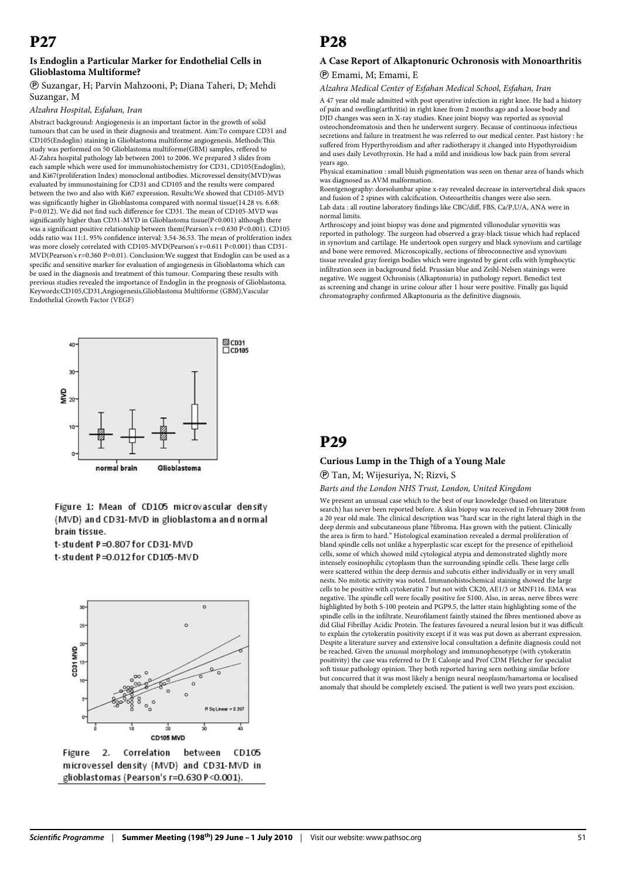# P27

### Is Endoglin a Particular Marker for Endothelial Cells in Glioblastoma Multiforme?

Ⓟ Suzangar, H; Parvin Mahzooni, P; Diana Taheri, D; Mehdi Suzangar, M

*Alzahra Hospital, Esfahan, Iran*

Abstract background: Angiogenesis is an important factor in the growth of solid tumours that can be used in their diagnosis and treatment. Aim:To compare CD31 and CD105(Endoglin) staining in Glioblastoma multiforme angiogenesis. Methods:This study was performed on 50 Glioblastoma multiforme(GBM) samples, reffered to Al-Zahra hospital pathology lab between 2001 to 2006. We prepared 3 slides from each sample which were used for immunohistochemistry for CD31, CD105(Endoglin), and Ki67(proliferation Index) monoclonal antibodies. Microvessel density(MVD)was evaluated by immunostaining for CD31 and CD105 and the results were compared between the two and also with Ki67 expression. Results:We showed that CD105-MVD was significantly higher in Glioblastoma compared with normal tissue(14.28 vs. 6.68: P=0.012). We did not find such difference for CD31. The mean of CD105-MVD was significantly higher than CD31-MVD in Glioblastoma tissue(P<0.001) although there was a significant positive relationship between them(Pearson's r=0.630 P<0.001). CD105 odds ratio was 11:1. 95% confidence interval: 3.54-36.53. The mean of proliferation index was more closely correlated with CD105-MVD(Pearson's r=0.611 P<0.001) than CD31-MVD(Pearson's r=0.360 P=0.01). Conclusion:We suggest that Endoglin can be used as a specific and sensitive marker for evaluation of angiogenesis in Glioblastoma which can be used in the diagnosis and treatment of this tumour. Comparing these results with previous studies revealed the importance of Endoglin in the prognosis of Glioblastoma. Keywords:CD105,CD31,Angiogenesis,Glioblastoma Multiforme (GBM),Vascular Endothelial Growth Factor (VEGF)

Figure 1: Mean of CD105 microvascular density (MVD) and CD31-MVD in glioblastoma and normal brain tissue.
t-student P=0.807 for CD31-MVD
t-student P=0.012 for CD105-MVD

Figure 2. Correlation between CD105 microvessel density (MVD) and CD31-MVD in glioblastomas (Pearson's r=0.630 P<0.001).

# P28

### A Case Report of Alkaptonuric Ochronosis with Monoarthritis

Ⓟ Emami, M; Emami, E

*Alzahra Medical Center of Esfahan Medical School, Esfahan, Iran*

A 47 year old male admitted with post operative infection in right knee. He had a history of pain and swelling(arthritis) in right knee from 2 months ago and a loose body and DJD changes was seen in X-ray studies. Knee joint biopsy was reported as synovial osteochondromatosis and then he underwent surgery. Because of continuous infectious secretions and failure in treatment he was referred to our medical center. Past history : he suffered from Hyperthyroidism and after radiotherapy it changed into Hypothyroidism and uses daily Levothyroxin. He had a mild and insidious low back pain from several years ago.

Physical examination : small bluish pigmentation was seen on thenar area of hands which was diagnosed as AVM malformation.

Roentgenography: dorsolumbar spine x-ray revealed decrease in intervertebral disk spaces and fusion of 2 spines with calcification. Osteoarthritis changes were also seen.

Lab data : all routine laboratory findings like CBC/diff, FBS, Ca/P,U/A, ANA were in normal limits.

Arthroscopy and joint biopsy was done and pigmented villonodular synovitis was reported in pathology. The surgeon had observed a gray-black tissue which had replaced in synovium and cartilage. He undertook open surgery and black synovium and cartilage and bone were removed. Microscopically, sections of fibroconnective and synovium tissue revealed gray foreign bodies which were ingested by gient cells with lymphocytic infiltration seen in background field. Prussian blue and Zeihl-Nelsen stainings were negative. We suggest Ochronisis (Alkaptonuria) in pathology report. Benedict test as screening and change in urine colour after 1 hour were positive. Finally gas liquid chromatography confirmed Alkaptonuria as the definitive diagnosis.

# P29

### Curious Lump in the Thigh of a Young Male

Ⓟ Tan, M; Wijesuriya, N; Rizvi, S

*Barts and the London NHS Trust, London, United Kingdom*

We present an unusual case which to the best of our knowledge (based on literature search) has never been reported before. A skin biopsy was received in February 2008 from a 20 year old male. The clinical description was "hard scar in the right lateral thigh in the deep dermis and subcutaneous plane ?fibroma. Has grown with the patient. Clinically the area is firm to hard." Histological examination revealed a dermal proliferation of bland spindle cells not unlike a hyperplastic scar except for the presence of epithelioid cells, some of which showed mild cytological atypia and demonstrated slightly more intensely eosinophilic cytoplasm than the surrounding spindle cells. These large cells were scattered within the deep dermis and subcutis either individually or in very small nests. No mitotic activity was noted. Immunohistochemical staining showed the large cells to be positive with cytokeratin 7 but not with CK20, AE1/3 or MNF116. EMA was negative. The spindle cell were focally positive for S100. Also, in areas, nerve fibres were highlighted by both S-100 protein and PGP9.5, the latter stain highlighting some of the spindle cells in the infiltrate. Neurofilament faintly stained the fibres mentioned above as did Glial Fibrillay Acidic Protein. The features favoured a neural lesion but it was difficult to explain the cytokeratin positivity except if it was was put down as aberrant expression. Despite a literature survey and extensive local consultation a definite diagnosis could not be reached. Given the unusual morphology and immunophenotype (with cytokeratin positivity) the case was referred to Dr E Calonje and Prof CDM Fletcher for specialist soft tissue pathology opinion. They both reported having seen nothing similar before but concurred that it was most likely a benign neural neoplasm/hamartoma or localised anomaly that should be completely excised. The patient is well two years post excision.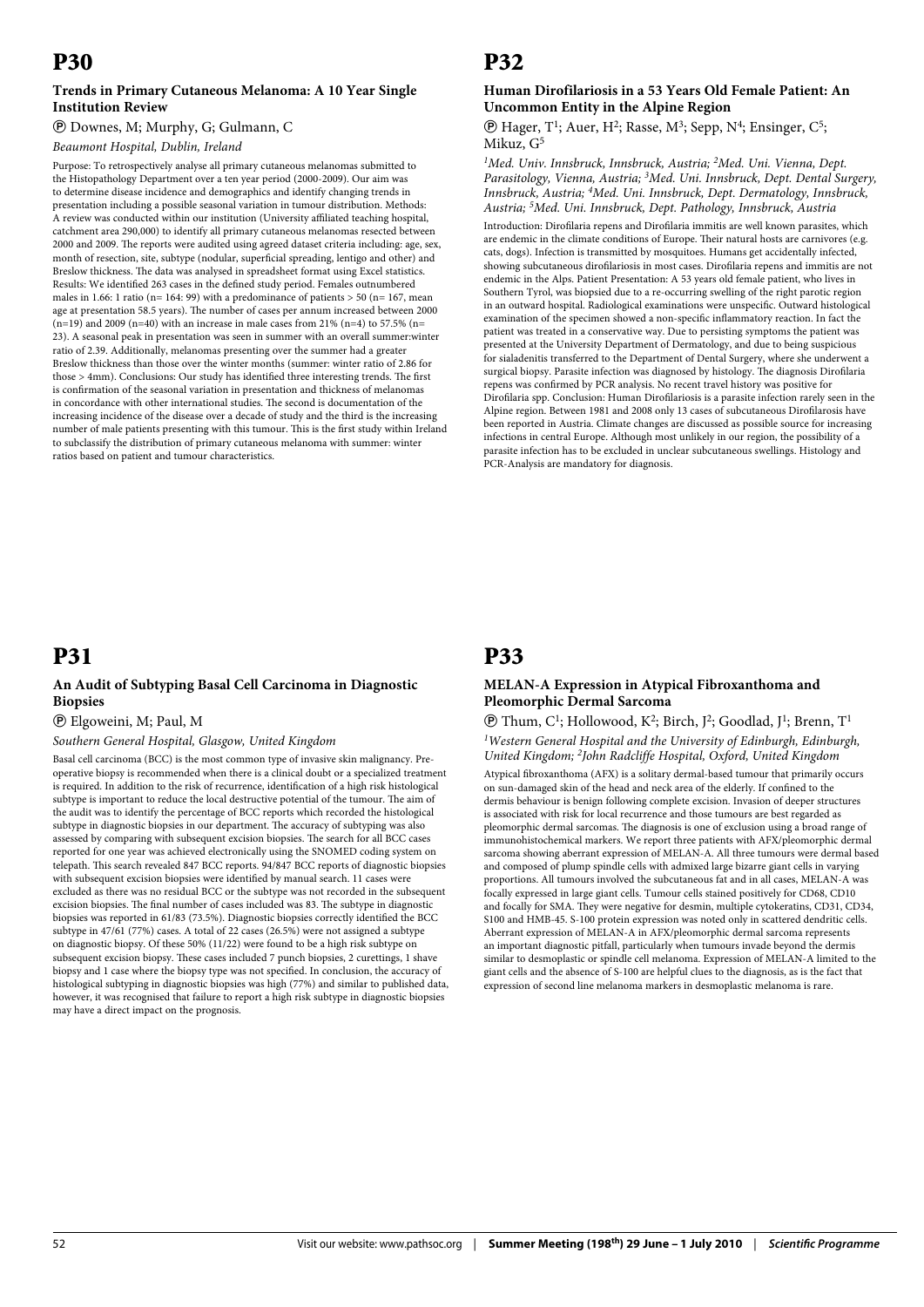# P30

### Trends in Primary Cutaneous Melanoma: A 10 Year Single Institution Review

Ⓟ Downes, M; Murphy, G; Gulmann, C

*Beaumont Hospital, Dublin, Ireland*

Purpose: To retrospectively analyse all primary cutaneous melanomas submitted to the Histopathology Department over a ten year period (2000-2009). Our aim was to determine disease incidence and demographics and identify changing trends in presentation including a possible seasonal variation in tumour distribution. Methods: A review was conducted within our institution (University affiliated teaching hospital, catchment area 290,000) to identify all primary cutaneous melanomas resected between 2000 and 2009. The reports were audited using agreed dataset criteria including: age, sex, month of resection, site, subtype (nodular, superficial spreading, lentigo and other) and Breslow thickness. The data was analysed in spreadsheet format using Excel statistics. Results: We identified 263 cases in the defined study period. Females outnumbered males in 1.66: 1 ratio (n= 164: 99) with a predominance of patients > 50 (n= 167, mean age at presentation 58.5 years). The number of cases per annum increased between 2000 (n=19) and 2009 (n=40) with an increase in male cases from 21% (n=4) to 57.5% (n= 23). A seasonal peak in presentation was seen in summer with an overall summer:winter ratio of 2.39. Additionally, melanomas presenting over the summer had a greater Breslow thickness than those over the winter months (summer: winter ratio of 2.86 for those > 4mm). Conclusions: Our study has identified three interesting trends. The first is confirmation of the seasonal variation in presentation and thickness of melanomas in concordance with other international studies. The second is documentation of the increasing incidence of the disease over a decade of study and the third is the increasing number of male patients presenting with this tumour. This is the first study within Ireland to subclassify the distribution of primary cutaneous melanoma with summer: winter ratios based on patient and tumour characteristics.

# P31

### An Audit of Subtyping Basal Cell Carcinoma in Diagnostic Biopsies

Ⓟ Elgoweini, M; Paul, M

*Southern General Hospital, Glasgow, United Kingdom*

Basal cell carcinoma (BCC) is the most common type of invasive skin malignancy. Pre-operative biopsy is recommended when there is a clinical doubt or a specialized treatment is required. In addition to the risk of recurrence, identification of a high risk histological subtype is important to reduce the local destructive potential of the tumour. The aim of the audit was to identify the percentage of BCC reports which recorded the histological subtype in diagnostic biopsies in our department. The accuracy of subtyping was also assessed by comparing with subsequent excision biopsies. The search for all BCC cases reported for one year was achieved electronically using the SNOMED coding system on telepath. This search revealed 847 BCC reports. 94/847 BCC reports of diagnostic biopsies with subsequent excision biopsies were identified by manual search. 11 cases were excluded as there was no residual BCC or the subtype was not recorded in the subsequent excision biopsies. The final number of cases included was 83. The subtype in diagnostic biopsies was reported in 61/83 (73.5%). Diagnostic biopsies correctly identified the BCC subtype in 47/61 (77%) cases. A total of 22 cases (26.5%) were not assigned a subtype on diagnostic biopsy. Of these 50% (11/22) were found to be a high risk subtype on subsequent excision biopsy. These cases included 7 punch biopsies, 2 curettings, 1 shave biopsy and 1 case where the biopsy type was not specified. In conclusion, the accuracy of histological subtyping in diagnostic biopsies was high (77%) and similar to published data, however, it was recognised that failure to report a high risk subtype in diagnostic biopsies may have a direct impact on the prognosis.

# P32

### Human Dirofilariosis in a 53 Years Old Female Patient: An Uncommon Entity in the Alpine Region

Ⓟ Hager, T[1]; Auer, H[2]; Rasse, M[3]; Sepp, N[4]; Ensinger, C[5]; Mikuz, G[5]

*[1]Med. Univ. Innsbruck, Innsbruck, Austria; [2]Med. Uni. Vienna, Dept. Parasitology, Vienna, Austria; [3]Med. Uni. Innsbruck, Dept. Dental Surgery, Innsbruck, Austria; [4]Med. Uni. Innsbruck, Dept. Dermatology, Innsbruck, Austria; [5]Med. Uni. Innsbruck, Dept. Pathology, Innsbruck, Austria*

Introduction: Dirofilaria repens and Dirofilaria immitis are well known parasites, which are endemic in the climate conditions of Europe. Their natural hosts are carnivores (e.g. cats, dogs). Infection is transmitted by mosquitoes. Humans get accidentally infected, showing subcutaneous dirofilariosis in most cases. Dirofilaria repens and immitis are not endemic in the Alps. Patient Presentation: A 53 years old female patient, who lives in Southern Tyrol, was biopsied due to a re-occurring swelling of the right parotic region in an outward hospital. Radiological examinations were unspecific. Outward histological examination of the specimen showed a non-specific inflammatory reaction. In fact the patient was treated in a conservative way. Due to persisting symptoms the patient was presented at the University Department of Dermatology, and due to being suspicious for sialadenitis transferred to the Department of Dental Surgery, where she underwent a surgical biopsy. Parasite infection was diagnosed by histology. The diagnosis Dirofilaria repens was confirmed by PCR analysis. No recent travel history was positive for Dirofilaria spp. Conclusion: Human Dirofilariosis is a parasite infection rarely seen in the Alpine region. Between 1981 and 2008 only 13 cases of subcutaneous Dirofilarosis have been reported in Austria. Climate changes are discussed as possible source for increasing infections in central Europe. Although most unlikely in our region, the possibility of a parasite infection has to be excluded in unclear subcutaneous swellings. Histology and PCR-Analysis are mandatory for diagnosis.

# P33

### MELAN-A Expression in Atypical Fibroxanthoma and Pleomorphic Dermal Sarcoma

Ⓟ Thum, C[1]; Hollowood, K[2]; Birch, J[2]; Goodlad, J[1]; Brenn, T[1]

*[1]Western General Hospital and the University of Edinburgh, Edinburgh, United Kingdom; [2]John Radcliffe Hospital, Oxford, United Kingdom*

Atypical fibroxanthoma (AFX) is a solitary dermal-based tumour that primarily occurs on sun-damaged skin of the head and neck area of the elderly. If confined to the dermis behaviour is benign following complete excision. Invasion of deeper structures is associated with risk for local recurrence and those tumours are best regarded as pleomorphic dermal sarcomas. The diagnosis is one of exclusion using a broad range of immunohistochemical markers. We report three patients with AFX/pleomorphic dermal sarcoma showing aberrant expression of MELAN-A. All three tumours were dermal based and composed of plump spindle cells with admixed large bizarre giant cells in varying proportions. All tumours involved the subcutaneous fat and in all cases, MELAN-A was focally expressed in large giant cells. Tumour cells stained positively for CD68, CD10 and focally for SMA. They were negative for desmin, multiple cytokeratins, CD31, CD34, S100 and HMB-45. S-100 protein expression was noted only in scattered dendritic cells. Aberrant expression of MELAN-A in AFX/pleomorphic dermal sarcoma represents an important diagnostic pitfall, particularly when tumours invade beyond the dermis similar to desmoplastic or spindle cell melanoma. Expression of MELAN-A limited to the giant cells and the absence of S-100 are helpful clues to the diagnosis, as is the fact that expression of second line melanoma markers in desmoplastic melanoma is rare.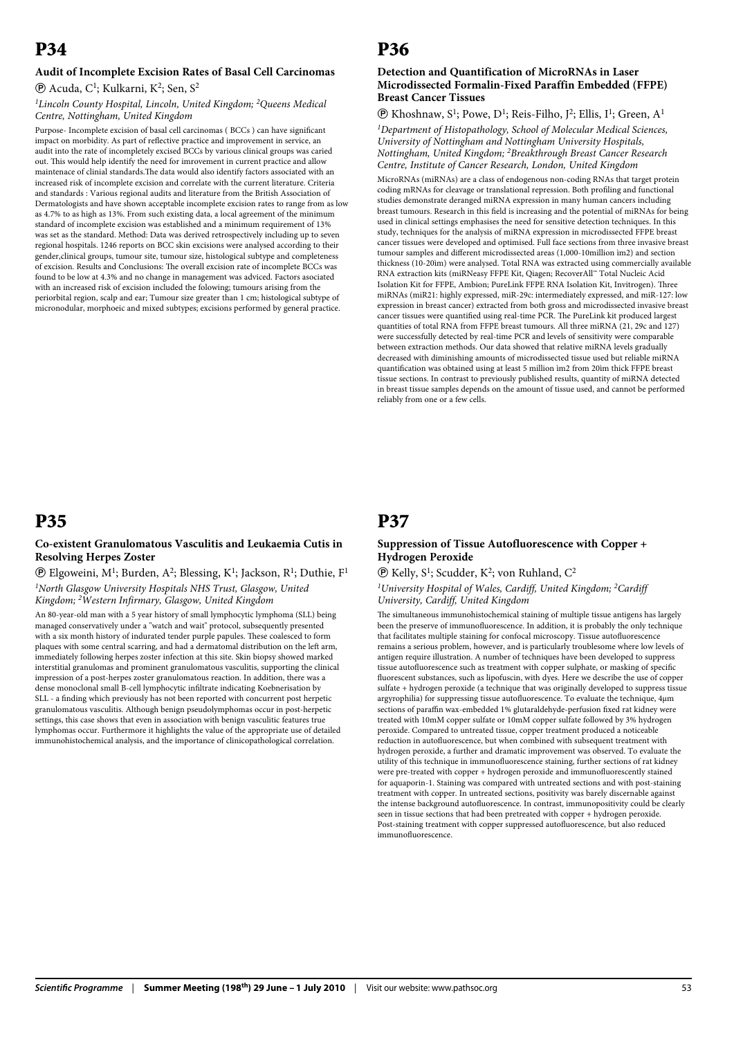# P34

### Audit of Incomplete Excision Rates of Basal Cell Carcinomas

Ⓟ Acuda, C[1]; Kulkarni, K[2]; Sen, S[2]

*[1]Lincoln County Hospital, Lincoln, United Kingdom; [2]Queens Medical Centre, Nottingham, United Kingdom*

Purpose- Incomplete excision of basal cell carcinomas ( BCCs ) can have significant impact on morbidity. As part of reflective practice and improvement in service, an audit into the rate of incompletely excised BCCs by various clinical groups was caried out. This would help identify the need for imrovement in current practice and allow maintenace of clinial standards.The data would also identify factors associated with an increased risk of incomplete excision and correlate with the current literature. Criteria and standards : Various regional audits and literature from the British Association of Dermatologists and have shown acceptable incomplete excision rates to range from as low as 4.7% to as high as 13%. From such existing data, a local agreement of the minimum standard of incomplete excision was established and a minimum requirement of 13% was set as the standard. Method: Data was derived retrospectively including up to seven regional hospitals. 1246 reports on BCC skin excisions were analysed according to their gender,clinical groups, tumour site, tumour size, histological subtype and completeness of excision. Results and Conclusions: The overall excision rate of incomplete BCCs was found to be low at 4.3% and no change in management was adviced. Factors asociated with an increased risk of excision included the folowing; tumours arising from the periorbital region, scalp and ear; Tumour size greater than 1 cm; histological subtype of micronodular, morphoeic and mixed subtypes; excisions performed by general practice.

# P35

### Co-existent Granulomatous Vasculitis and Leukaemia Cutis in Resolving Herpes Zoster

Ⓟ Elgoweini, M[1]; Burden, A[2]; Blessing, K[1]; Jackson, R[1]; Duthie, F[1]

*[1]North Glasgow University Hospitals NHS Trust, Glasgow, United Kingdom; [2]Western Infirmary, Glasgow, United Kingdom*

An 80-year-old man with a 5 year history of small lymphocytic lymphoma (SLL) being managed conservatively under a "watch and wait" protocol, subsequently presented with a six month history of indurated tender purple papules. These coalesced to form plaques with some central scarring, and had a dermatomal distribution on the left arm, immediately following herpes zoster infection at this site. Skin biopsy showed marked interstitial granulomas and prominent granulomatous vasculitis, supporting the clinical impression of a post-herpes zoster granulomatous reaction. In addition, there was a dense monoclonal small B-cell lymphocytic infiltrate indicating Koebnerisation by SLL - a finding which previously has not been reported with concurrent post herpetic granulomatous vasculitis. Although benign pseudolymphomas occur in post-herpetic settings, this case shows that even in association with benign vasculitic features true lymphomas occur. Furthermore it highlights the value of the appropriate use of detailed immunohistochemical analysis, and the importance of clinicopathological correlation.

# P36

### Detection and Quantification of MicroRNAs in Laser Microdissected Formalin-Fixed Paraffin Embedded (FFPE) Breast Cancer Tissues

Ⓟ Khoshnaw, S[1]; Powe, D[1]; Reis-Filho, J[2]; Ellis, I[1]; Green, A[1]

*[1]Department of Histopathology, School of Molecular Medical Sciences, University of Nottingham and Nottingham University Hospitals, Nottingham, United Kingdom; [2]Breakthrough Breast Cancer Research Centre, Institute of Cancer Research, London, United Kingdom*

MicroRNAs (miRNAs) are a class of endogenous non-coding RNAs that target protein coding mRNAs for cleavage or translational repression. Both profiling and functional studies demonstrate deranged miRNA expression in many human cancers including breast tumours. Research in this field is increasing and the potential of miRNAs for being used in clinical settings emphasises the need for sensitive detection techniques. In this study, techniques for the analysis of miRNA expression in microdissected FFPE breast cancer tissues were developed and optimised. Full face sections from three invasive breast tumour samples and different microdissected areas (1,000-10million ìm2) and section thickness (10-20ìm) were analysed. Total RNA was extracted using commercially available RNA extraction kits (miRNeasy FFPE Kit, Qiagen; RecoverAll™ Total Nucleic Acid Isolation Kit for FFPE, Ambion; PureLink FFPE RNA Isolation Kit, Invitrogen). Three miRNAs (miR21: highly expressed, miR-29c: intermediately expressed, and miR-127: low expression in breast cancer) extracted from both gross and microdissected invasive breast cancer tissues were quantified using real-time PCR. The PureLink kit produced largest quantities of total RNA from FFPE breast tumours. All three miRNA (21, 29c and 127) were successfully detected by real-time PCR and levels of sensitivity were comparable between extraction methods. Our data showed that relative miRNA levels gradually decreased with diminishing amounts of microdissected tissue used but reliable miRNA quantification was obtained using at least 5 million ìm2 from 20ìm thick FFPE breast tissue sections. In contrast to previously published results, quantity of miRNA detected in breast tissue samples depends on the amount of tissue used, and cannot be performed reliably from one or a few cells.

# P37

### Suppression of Tissue Autofluorescence with Copper + Hydrogen Peroxide

Ⓟ Kelly, S[1]; Scudder, K[2]; von Ruhland, C[2]

*[1]University Hospital of Wales, Cardiff, United Kingdom; [2]Cardiff University, Cardiff, United Kingdom*

The simultaneous immunohistochemical staining of multiple tissue antigens has largely been the preserve of immunofluorescence. In addition, it is probably the only technique that facilitates multiple staining for confocal microscopy. Tissue autofluorescence remains a serious problem, however, and is particularly troublesome where low levels of antigen require illustration. A number of techniques have been developed to suppress tissue autofluorescence such as treatment with copper sulphate, or masking of specific fluorescent substances, such as lipofuscin, with dyes. Here we describe the use of copper sulfate + hydrogen peroxide (a technique that was originally developed to suppress tissue argyrophilia) for suppressing tissue autofluorescence. To evaluate the technique, 4µm sections of paraffin wax-embedded 1% glutaraldehyde-perfusion fixed rat kidney were treated with 10mM copper sulfate or 10mM copper sulfate followed by 3% hydrogen peroxide. Compared to untreated tissue, copper treatment produced a noticeable reduction in autofluorescence, but when combined with subsequent treatment with hydrogen peroxide, a further and dramatic improvement was observed. To evaluate the utility of this technique in immunofluorescence staining, further sections of rat kidney were pre-treated with copper + hydrogen peroxide and immunofluorescently stained for aquaporin-1. Staining was compared with untreated sections and with post-staining treatment with copper. In untreated sections, positivity was barely discernable against the intense background autofluorescence. In contrast, immunopositivity could be clearly seen in tissue sections that had been pretreated with copper + hydrogen peroxide. Post-staining treatment with copper suppressed autofluorescence, but also reduced immunofluorescence.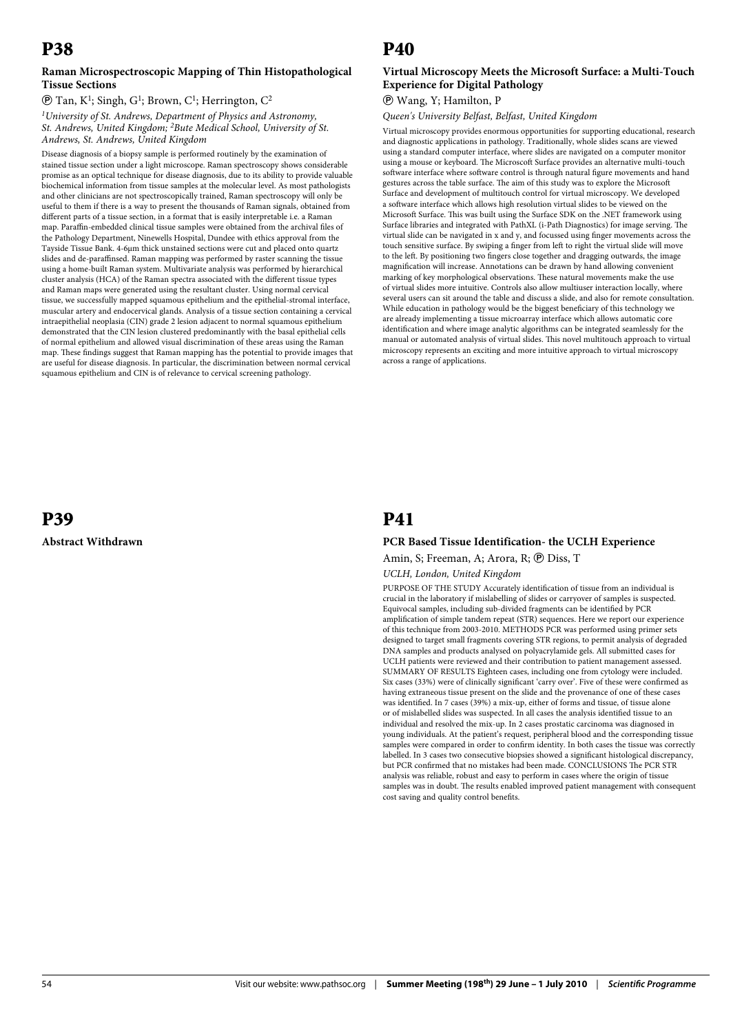# P38

### Raman Microspectroscopic Mapping of Thin Histopathological Tissue Sections

Ⓟ Tan, K[1]; Singh, G[1]; Brown, C[1]; Herrington, C[2]

*[1]University of St. Andrews, Department of Physics and Astronomy, St. Andrews, United Kingdom; [2]Bute Medical School, University of St. Andrews, St. Andrews, United Kingdom*

Disease diagnosis of a biopsy sample is performed routinely by the examination of stained tissue section under a light microscope. Raman spectroscopy shows considerable promise as an optical technique for disease diagnosis, due to its ability to provide valuable biochemical information from tissue samples at the molecular level. As most pathologists and other clinicians are not spectroscopically trained, Raman spectroscopy will only be useful to them if there is a way to present the thousands of Raman signals, obtained from different parts of a tissue section, in a format that is easily interpretable i.e. a Raman map. Paraffin-embedded clinical tissue samples were obtained from the archival files of the Pathology Department, Ninewells Hospital, Dundee with ethics approval from the Tayside Tissue Bank. 4-6μm thick unstained sections were cut and placed onto quartz slides and de-paraffinsed. Raman mapping was performed by raster scanning the tissue using a home-built Raman system. Multivariate analysis was performed by hierarchical cluster analysis (HCA) of the Raman spectra associated with the different tissue types and Raman maps were generated using the resultant cluster. Using normal cervical tissue, we successfully mapped squamous epithelium and the epithelial-stromal interface, muscular artery and endocervical glands. Analysis of a tissue section containing a cervical intraepithelial neoplasia (CIN) grade 2 lesion adjacent to normal squamous epithelium demonstrated that the CIN lesion clustered predominantly with the basal epithelial cells of normal epithelium and allowed visual discrimination of these areas using the Raman map. These findings suggest that Raman mapping has the potential to provide images that are useful for disease diagnosis. In particular, the discrimination between normal cervical squamous epithelium and CIN is of relevance to cervical screening pathology.

# P39

**Abstract Withdrawn**

# P40

### Virtual Microscopy Meets the Microsoft Surface: a Multi-Touch Experience for Digital Pathology

Ⓟ Wang, Y; Hamilton, P

*Queen's University Belfast, Belfast, United Kingdom*

Virtual microscopy provides enormous opportunities for supporting educational, research and diagnostic applications in pathology. Traditionally, whole slides scans are viewed using a standard computer interface, where slides are navigated on a computer monitor using a mouse or keyboard. The Microscoft Surface provides an alternative multi-touch software interface where software control is through natural figure movements and hand gestures across the table surface. The aim of this study was to explore the Microsoft Surface and development of multitouch control for virtual microscopy. We developed a software interface which allows high resolution virtual slides to be viewed on the Microsoft Surface. This was built using the Surface SDK on the .NET framework using Surface libraries and integrated with PathXL (i-Path Diagnostics) for image serving. The virtual slide can be navigated in x and y, and focussed using finger movements across the touch sensitive surface. By swiping a finger from left to right the virtual slide will move to the left. By positioning two fingers close together and dragging outwards, the image magnification will increase. Annotations can be drawn by hand allowing convenient marking of key morphological observations. These natural movements make the use of virtual slides more intuitive. Controls also allow multiuser interaction locally, where several users can sit around the table and discuss a slide, and also for remote consultation. While education in pathology would be the biggest beneficiary of this technology we are already implementing a tissue microarray interface which allows automatic core identification and where image analytic algorithms can be integrated seamlessly for the manual or automated analysis of virtual slides. This novel multitouch approach to virtual microscopy represents an exciting and more intuitive approach to virtual microscopy across a range of applications.

# P41

### PCR Based Tissue Identification- the UCLH Experience

Amin, S; Freeman, A; Arora, R; Ⓟ Diss, T

*UCLH, London, United Kingdom*

PURPOSE OF THE STUDY Accurately identification of tissue from an individual is crucial in the laboratory if mislabelling of slides or carryover of samples is suspected. Equivocal samples, including sub-divided fragments can be identified by PCR amplification of simple tandem repeat (STR) sequences. Here we report our experience of this technique from 2003-2010. METHODS PCR was performed using primer sets designed to target small fragments covering STR regions, to permit analysis of degraded DNA samples and products analysed on polyacrylamide gels. All submitted cases for UCLH patients were reviewed and their contribution to patient management assessed. SUMMARY OF RESULTS Eighteen cases, including one from cytology were included. Six cases (33%) were of clinically significant 'carry over'. Five of these were confirmed as having extraneous tissue present on the slide and the provenance of one of these cases was identified. In 7 cases (39%) a mix-up, either of forms and tissue, of tissue alone or of mislabelled slides was suspected. In all cases the analysis identified tissue to an individual and resolved the mix-up. In 2 cases prostatic carcinoma was diagnosed in young individuals. At the patient's request, peripheral blood and the corresponding tissue samples were compared in order to confirm identity. In both cases the tissue was correctly labelled. In 3 cases two consecutive biopsies showed a significant histological discrepancy, but PCR confirmed that no mistakes had been made. CONCLUSIONS The PCR STR analysis was reliable, robust and easy to perform in cases where the origin of tissue samples was in doubt. The results enabled improved patient management with consequent cost saving and quality control benefits.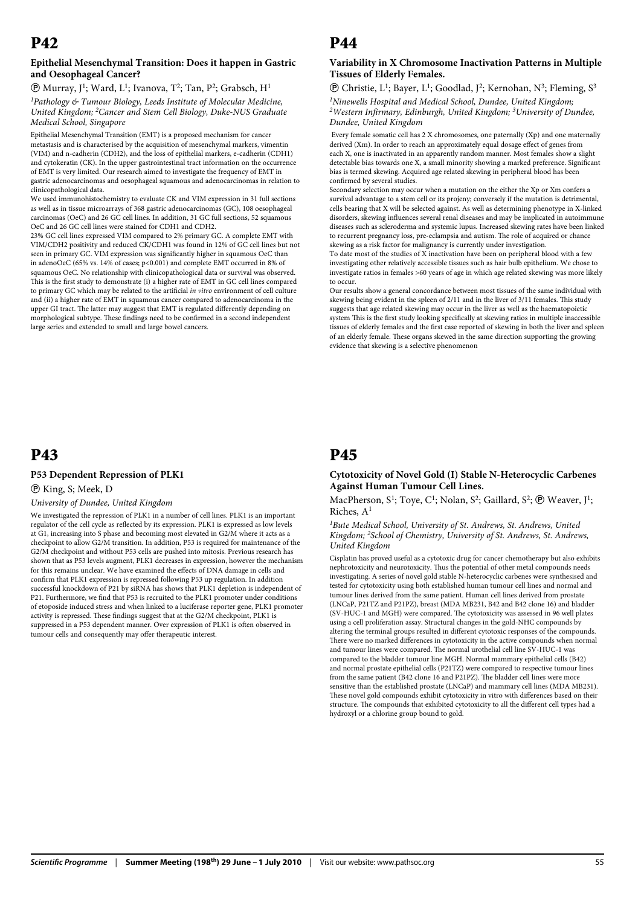# P42

### Epithelial Mesenchymal Transition: Does it happen in Gastric and Oesophageal Cancer?

Ⓟ Murray, J[1]; Ward, L[1]; Ivanova, T[2]; Tan, P[2]; Grabsch, H[1]

*[1]Pathology & Tumour Biology, Leeds Institute of Molecular Medicine, United Kingdom; [2]Cancer and Stem Cell Biology, Duke-NUS Graduate Medical School, Singapore*

Epithelial Mesenchymal Transition (EMT) is a proposed mechanism for cancer metastasis and is characterised by the acquisition of mesenchymal markers, vimentin (VIM) and n-cadherin (CDH2), and the loss of epithelial markers, e-cadherin (CDH1) and cytokeratin (CK). In the upper gastrointestinal tract information on the occurrence of EMT is very limited. Our research aimed to investigate the frequency of EMT in gastric adenocarcinomas and oesophageal squamous and adenocarcinomas in relation to clinicopathological data.

We used immunohistochemistry to evaluate CK and VIM expression in 31 full sections as well as in tissue microarrays of 368 gastric adenocarcinomas (GC), 108 oesophageal carcinomas (OeC) and 26 GC cell lines. In addition, 31 GC full sections, 52 squamous OeC and 26 GC cell lines were stained for CDH1 and CDH2.

23% GC cell lines expressed VIM compared to 2% primary GC. A complete EMT with VIM/CDH2 positivity and reduced CK/CDH1 was found in 12% of GC cell lines but not seen in primary GC. VIM expression was significantly higher in squamous OeC than in adenoOeC (65% vs. 14% of cases; $p<0.001$) and complete EMT occurred in 8% of squamous OeC. No relationship with clinicopathological data or survival was observed. This is the first study to demonstrate (i) a higher rate of EMT in GC cell lines compared to primary GC which may be related to the artificial *in vitro* environment of cell culture and (ii) a higher rate of EMT in squamous cancer compared to adenocarcinoma in the upper GI tract. The latter may suggest that EMT is regulated differently depending on morphological subtype. These findings need to be confirmed in a second independent large series and extended to small and large bowel cancers.

# P43

### P53 Dependent Repression of PLK1

Ⓟ King, S; Meek, D

*University of Dundee, United Kingdom*

We investigated the repression of PLK1 in a number of cell lines. PLK1 is an important regulator of the cell cycle as reflected by its expression. PLK1 is expressed as low levels at G1, increasing into S phase and becoming most elevated in G2/M where it acts as a checkpoint to allow G2/M transition. In addition, P53 is required for maintenance of the G2/M checkpoint and without P53 cells are pushed into mitosis. Previous research has shown that as P53 levels augment, PLK1 decreases in expression, however the mechanism for this remains unclear. We have examined the effects of DNA damage in cells and confirm that PLK1 expression is repressed following P53 up regulation. In addition successful knockdown of P21 by siRNA has shows that PLK1 depletion is independent of P21. Furthermore, we find that P53 is recruited to the PLK1 promoter under conditions of etoposide induced stress and when linked to a luciferase reporter gene, PLK1 promoter activity is repressed. These findings suggest that at the G2/M checkpoint, PLK1 is suppressed in a P53 dependent manner. Over expression of PLK1 is often observed in tumour cells and consequently may offer therapeutic interest.

# P44

### Variability in X Chromosome Inactivation Patterns in Multiple Tissues of Elderly Females.

Ⓟ Christie, L[1]; Bayer, L[1]; Goodlad, J[2]; Kernohan, N[3]; Fleming, S[3]

*[1]Ninewells Hospital and Medical School, Dundee, United Kingdom; [2]Western Infirmary, Edinburgh, United Kingdom; [3]University of Dundee, Dundee, United Kingdom*

Every female somatic cell has 2 X chromosomes, one paternally (Xp) and one maternally derived (Xm). In order to reach an approximately equal dosage effect of genes from each X, one is inactivated in an apparently random manner. Most females show a slight detectable bias towards one X, a small minority showing a marked preference. Significant bias is termed skewing. Acquired age related skewing in peripheral blood has been confirmed by several studies.

Secondary selection may occur when a mutation on the either the Xp or Xm confers a survival advantage to a stem cell or its projeny; conversely if the mutation is detrimental, cells bearing that X will be selected against. As well as determining phenotype in X-linked disorders, skewing influences several renal diseases and may be implicated in autoimmune diseases such as scleroderma and systemic lupus. Increased skewing rates have been linked to recurrent pregnancy loss, pre-eclampsia and autism. The role of acquired or chance skewing as a risk factor for malignancy is currently under investigation.

To date most of the studies of X inactivation have been on peripheral blood with a few investigating other relatively accessible tissues such as hair bulb epithelium. We chose to investigate ratios in females >60 years of age in which age related skewing was more likely to occur.

Our results show a general concordance between most tissues of the same individual with skewing being evident in the spleen of 2/11 and in the liver of 3/11 females. This study suggests that age related skewing may occur in the liver as well as the haematopoietic system This is the first study looking specifically at skewing ratios in multiple inaccessible tissues of elderly females and the first case reported of skewing in both the liver and spleen of an elderly female. These organs skewed in the same direction supporting the growing evidence that skewing is a selective phenomenon

# P45

### Cytotoxicity of Novel Gold (I) Stable N-Heterocyclic Carbenes Against Human Tumour Cell Lines.

MacPherson, S[1]; Toye, C[1]; Nolan, S[2]; Gaillard, S[2]; Ⓟ Weaver, J[1]; Riches, A[1]

*[1]Bute Medical School, University of St. Andrews, St. Andrews, United Kingdom; [2]School of Chemistry, University of St. Andrews, St. Andrews, United Kingdom*

Cisplatin has proved useful as a cytotoxic drug for cancer chemotherapy but also exhibits nephrotoxicity and neurotoxicity. Thus the potential of other metal compounds needs investigating. A series of novel gold stable N-heterocyclic carbenes were synthesised and tested for cytotoxicity using both established human tumour cell lines and normal and tumour lines derived from the same patient. Human cell lines derived from prostate (LNCaP, P21TZ and P21PZ), breast (MDA MB231, B42 and B42 clone 16) and bladder (SV-HUC-1 and MGH) were compared. The cytotoxicity was assessed in 96 well plates using a cell proliferation assay. Structural changes in the gold-NHC compounds by altering the terminal groups resulted in different cytotoxic responses of the compounds. There were no marked differences in cytotoxicity in the active compounds when normal and tumour lines were compared. The normal urothelial cell line SV-HUC-1 was compared to the bladder tumour line MGH. Normal mammary epithelial cells (B42) and normal prostate epithelial cells (P21TZ) were compared to respective tumour lines from the same patient (B42 clone 16 and P21PZ). The bladder cell lines were more sensitive than the established prostate (LNCaP) and mammary cell lines (MDA MB231). These novel gold compounds exhibit cytotoxicity in vitro with differences based on their structure. The compounds that exhibited cytotoxicity to all the different cell types had a hydroxyl or a chlorine group bound to gold.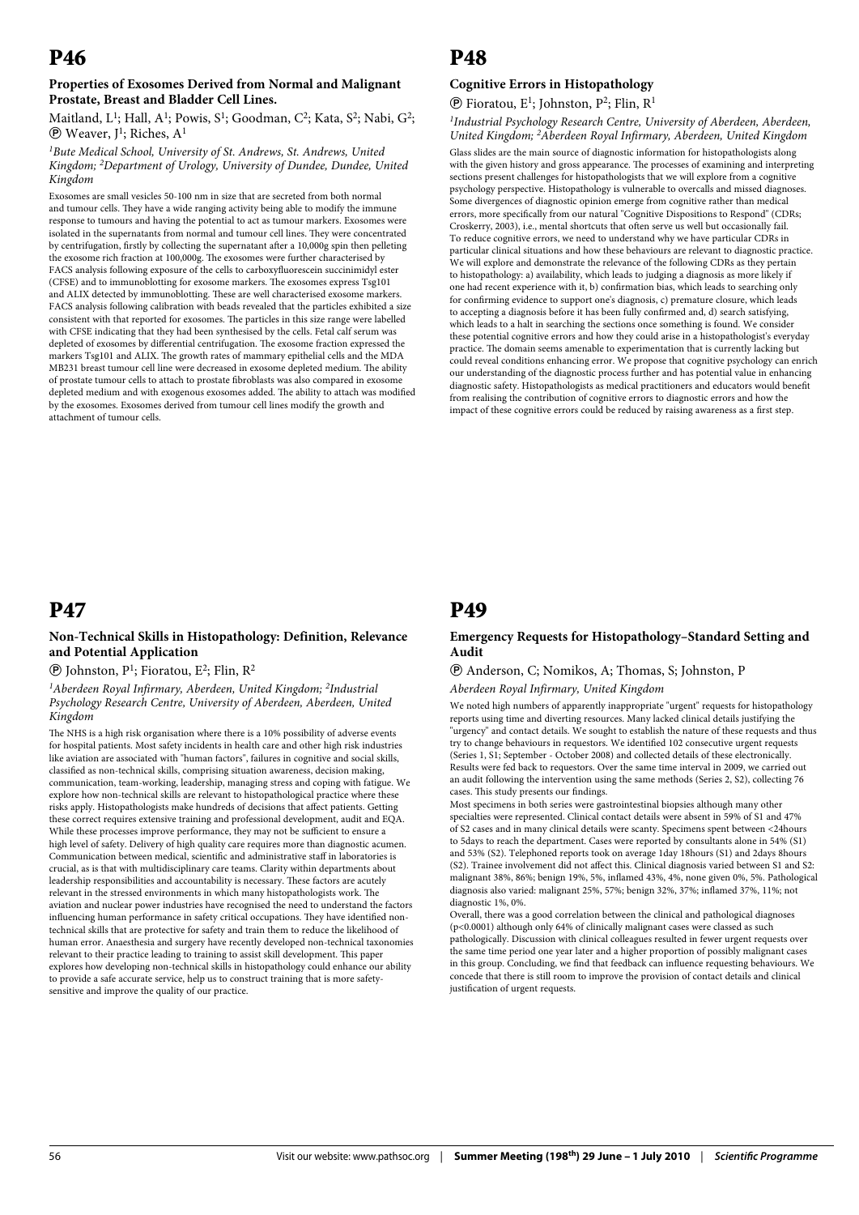# P46

### Properties of Exosomes Derived from Normal and Malignant Prostate, Breast and Bladder Cell Lines.

Maitland, L[1]; Hall, A[1]; Powis, S[1]; Goodman, C[2]; Kata, S[2]; Nabi, G[2]; Ⓟ Weaver, J[1]; Riches, A[1]

*[1]Bute Medical School, University of St. Andrews, St. Andrews, United Kingdom; [2]Department of Urology, University of Dundee, Dundee, United Kingdom*

Exosomes are small vesicles 50-100 nm in size that are secreted from both normal and tumour cells. They have a wide ranging activity being able to modify the immune response to tumours and having the potential to act as tumour markers. Exosomes were isolated in the supernatants from normal and tumour cell lines. They were concentrated by centrifugation, firstly by collecting the supernatant after a 10,000g spin then pelleting the exosome rich fraction at 100,000g. The exosomes were further characterised by FACS analysis following exposure of the cells to carboxyfluorescein succinimidyl ester (CFSE) and to immunoblotting for exosome markers. The exosomes express Tsg101 and ALIX detected by immunoblotting. These are well characterised exosome markers. FACS analysis following calibration with beads revealed that the particles exhibited a size consistent with that reported for exosomes. The particles in this size range were labelled with CFSE indicating that they had been synthesised by the cells. Fetal calf serum was depleted of exosomes by differential centrifugation. The exosome fraction expressed the markers Tsg101 and ALIX. The growth rates of mammary epithelial cells and the MDA MB231 breast tumour cell line were decreased in exosome depleted medium. The ability of prostate tumour cells to attach to prostate fibroblasts was also compared in exosome depleted medium and with exogenous exosomes added. The ability to attach was modified by the exosomes. Exosomes derived from tumour cell lines modify the growth and attachment of tumour cells.

# P47

### Non-Technical Skills in Histopathology: Definition, Relevance and Potential Application

Ⓟ Johnston, P[1]; Fioratou, E[2]; Flin, R[2]

*[1]Aberdeen Royal Infirmary, Aberdeen, United Kingdom; [2]Industrial Psychology Research Centre, University of Aberdeen, Aberdeen, United Kingdom*

The NHS is a high risk organisation where there is a 10% possibility of adverse events for hospital patients. Most safety incidents in health care and other high risk industries like aviation are associated with "human factors", failures in cognitive and social skills, classified as non-technical skills, comprising situation awareness, decision making, communication, team-working, leadership, managing stress and coping with fatigue. We explore how non-technical skills are relevant to histopathological practice where these risks apply. Histopathologists make hundreds of decisions that affect patients. Getting these correct requires extensive training and professional development, audit and EQA. While these processes improve performance, they may not be sufficient to ensure a high level of safety. Delivery of high quality care requires more than diagnostic acumen. Communication between medical, scientific and administrative staff in laboratories is crucial, as is that with multidisciplinary care teams. Clarity within departments about leadership responsibilities and accountability is necessary. These factors are acutely relevant in the stressed environments in which many histopathologists work. The aviation and nuclear power industries have recognised the need to understand the factors influencing human performance in safety critical occupations. They have identified non-technical skills that are protective for safety and train them to reduce the likelihood of human error. Anaesthesia and surgery have recently developed non-technical taxonomies relevant to their practice leading to training to assist skill development. This paper explores how developing non-technical skills in histopathology could enhance our ability to provide a safe accurate service, help us to construct training that is more safety-sensitive and improve the quality of our practice.

# P48

### Cognitive Errors in Histopathology

Ⓟ Fioratou, E[1]; Johnston, P[2]; Flin, R[1]

*[1]Industrial Psychology Research Centre, University of Aberdeen, Aberdeen, United Kingdom; [2]Aberdeen Royal Infirmary, Aberdeen, United Kingdom*

Glass slides are the main source of diagnostic information for histopathologists along with the given history and gross appearance. The processes of examining and interpreting sections present challenges for histopathologists that we will explore from a cognitive psychology perspective. Histopathology is vulnerable to overcalls and missed diagnoses. Some divergences of diagnostic opinion emerge from cognitive rather than medical errors, more specifically from our natural "Cognitive Dispositions to Respond" (CDRs; Croskerry, 2003), i.e., mental shortcuts that often serve us well but occasionally fail. To reduce cognitive errors, we need to understand why we have particular CDRs in particular clinical situations and how these behaviours are relevant to diagnostic practice. We will explore and demonstrate the relevance of the following CDRs as they pertain to histopathology: a) availability, which leads to judging a diagnosis as more likely if one had recent experience with it, b) confirmation bias, which leads to searching only for confirming evidence to support one's diagnosis, c) premature closure, which leads to accepting a diagnosis before it has been fully confirmed and, d) search satisfying, which leads to a halt in searching the sections once something is found. We consider these potential cognitive errors and how they could arise in a histopathologist's everyday practice. The domain seems amenable to experimentation that is currently lacking but could reveal conditions enhancing error. We propose that cognitive psychology can enrich our understanding of the diagnostic process further and has potential value in enhancing diagnostic safety. Histopathologists as medical practitioners and educators would benefit from realising the contribution of cognitive errors to diagnostic errors and how the impact of these cognitive errors could be reduced by raising awareness as a first step.

# P49

### Emergency Requests for Histopathology–Standard Setting and Audit

Ⓟ Anderson, C; Nomikos, A; Thomas, S; Johnston, P

*Aberdeen Royal Infirmary, United Kingdom*

We noted high numbers of apparently inappropriate "urgent" requests for histopathology reports using time and diverting resources. Many lacked clinical details justifying the "urgency" and contact details. We sought to establish the nature of these requests and thus try to change behaviours in requestors. We identified 102 consecutive urgent requests (Series 1, S1; September - October 2008) and collected details of these electronically. Results were fed back to requestors. Over the same time interval in 2009, we carried out an audit following the intervention using the same methods (Series 2, S2), collecting 76 cases. This study presents our findings.

Most specimens in both series were gastrointestinal biopsies although many other specialties were represented. Clinical contact details were absent in 59% of S1 and 47% of S2 cases and in many clinical details were scanty. Specimens spent between <24hours to 5days to reach the department. Cases were reported by consultants alone in 54% (S1) and 53% (S2). Telephoned reports took on average 1day 18hours (S1) and 2days 8hours (S2). Trainee involvement did not affect this. Clinical diagnosis varied between S1 and S2: malignant 38%, 86%; benign 19%, 5%, inflamed 43%, 4%, none given 0%, 5%. Pathological diagnosis also varied: malignant 25%, 57%; benign 32%, 37%; inflamed 37%, 11%; not diagnostic 1%, 0%.

Overall, there was a good correlation between the clinical and pathological diagnoses ($p<0.0001$) although only 64% of clinically malignant cases were classed as such pathologically. Discussion with clinical colleagues resulted in fewer urgent requests over the same time period one year later and a higher proportion of possibly malignant cases in this group. Concluding, we find that feedback can influence requesting behaviours. We concede that there is still room to improve the provision of contact details and clinical justification of urgent requests.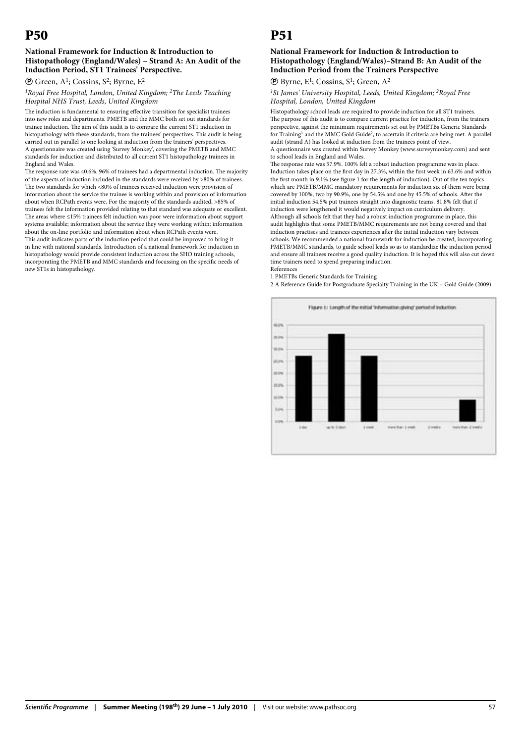# P50

### National Framework for Induction & Introduction to Histopathology (England/Wales) – Strand A: An Audit of the Induction Period, ST1 Trainees' Perspective.

Ⓟ Green, A[1]; Cossins, S[2]; Byrne, E[2]

*[1]Royal Free Hospital, London, United Kingdom; [2]The Leeds Teaching Hospital NHS Trust, Leeds, United Kingdom*

The induction is fundamental to ensuring effective transition for specialist trainees into new roles and departments. PMETB and the MMC both set out standards for trainee induction. The aim of this audit is to compare the current ST1 induction in histopathology with these standards, from the trainees' perspectives. This audit is being carried out in parallel to one looking at induction from the trainers' perspectives.

A questionnaire was created using 'Survey Monkey', covering the PMETB and MMC standards for induction and distributed to all current ST1 histopathology trainees in England and Wales.

The response rate was 40.6%. 96% of trainees had a departmental induction. The majority of the aspects of induction included in the standards were received by >80% of trainees. The two standards for which <80% of trainees received induction were provision of information about the service the trainee is working within and provision of information about when RCPath events were. For the majority of the standards audited, >85% of trainees felt the information provided relating to that standard was adequate or excellent. The areas where ≤15% trainees felt induction was poor were information about support systems available; information about the service they were working within; information about the on-line portfolio and information about when RCPath events were.

This audit indicates parts of the induction period that could be improved to bring it in line with national standards. Introduction of a national framework for induction in histopathology would provide consistent induction across the SHO training schools, incorporating the PMETB and MMC standards and focussing on the specific needs of new ST1s in histopathology.

# P51

### National Framework for Induction & Introduction to Histopathology (England/Wales)–Strand B: An Audit of the Induction Period from the Trainers Perspective

Ⓟ Byrne, E[1]; Cossins, S[1]; Green, A[2]

*[1]St James' University Hospital, Leeds, United Kingdom; [2]Royal Free Hospital, London, United Kingdom*

Histopathology school leads are required to provide induction for all ST1 trainees. The purpose of this audit is to compare current practice for induction, from the trainers perspective, against the minimum requirements set out by PMETBs Generic Standards for Training[1] and the MMC Gold Guide[2], to ascertain if criteria are being met. A parallel audit (strand A) has looked at induction from the trainees point of view.

A questionnaire was created within Survey Monkey (www.surveymonkey.com) and sent to school leads in England and Wales.

The response rate was 57.9%. 100% felt a robust induction programme was in place. Induction takes place on the first day in 27.3%, within the first week in 63.6% and within the first month in 9.1% (see figure 1 for the length of induction). Out of the ten topics which are PMETB/MMC mandatory requirements for induction six of them were being covered by 100%, two by 90.9%, one by 54.5% and one by 45.5% of schools. After the initial induction 54.5% put trainees straight into diagnostic teams. 81.8% felt that if induction were lengthened it would negatively impact on curriculum delivery.

Although all schools felt that they had a robust induction programme in place, this audit highlights that some PMETB/MMC requirements are not being covered and that induction practises and trainees experiences after the initial induction vary between schools. We recommended a national framework for induction be created, incorporating PMETB/MMC standards, to guide school leads so as to standardize the induction period and ensure all trainees receive a good quality induction. It is hoped this will also cut down time trainers need to spend preparing induction.

References

1 PMETBs Generic Standards for Training

2 A Reference Guide for Postgraduate Specialty Training in the UK – Gold Guide (2009)

Figure 1: Length of the initial 'information giving' period of induction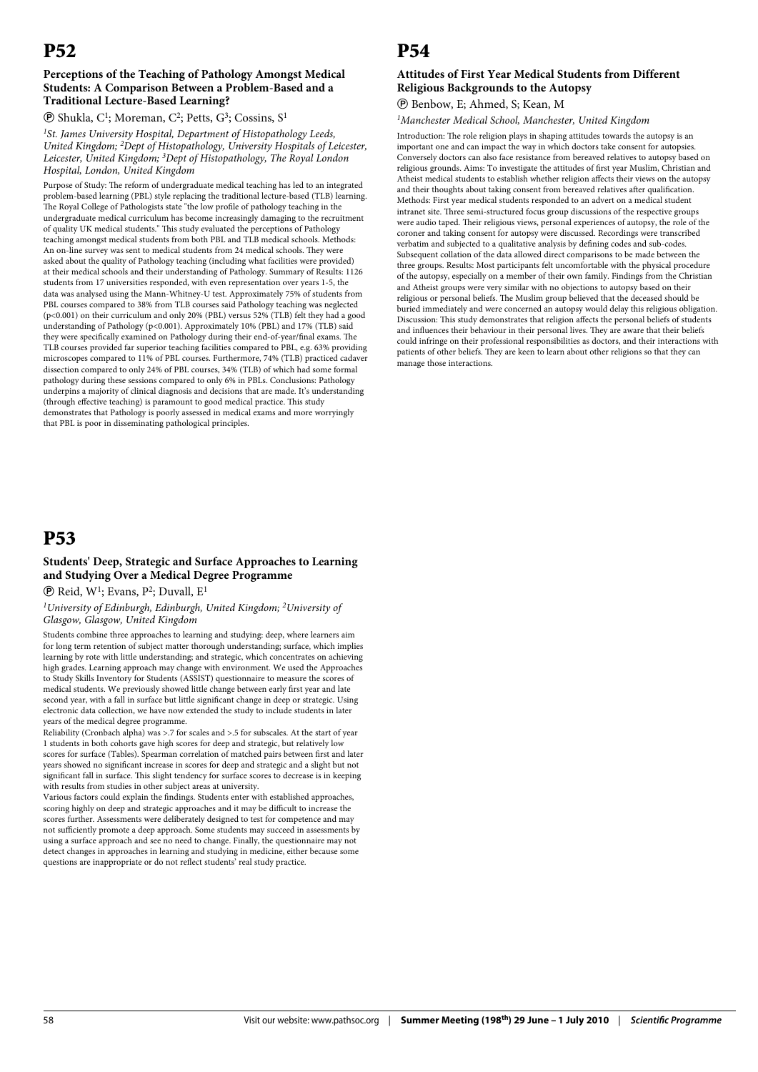# P52

### Perceptions of the Teaching of Pathology Amongst Medical Students: A Comparison Between a Problem-Based and a Traditional Lecture-Based Learning?

Ⓟ Shukla, C[1]; Moreman, C[2]; Petts, G[3]; Cossins, S[1]

*[1]St. James University Hospital, Department of Histopathology Leeds, United Kingdom; [2]Dept of Histopathology, University Hospitals of Leicester, Leicester, United Kingdom; [3]Dept of Histopathology, The Royal London Hospital, London, United Kingdom*

Purpose of Study: The reform of undergraduate medical teaching has led to an integrated problem-based learning (PBL) style replacing the traditional lecture-based (TLB) learning. The Royal College of Pathologists state "the low profile of pathology teaching in the undergraduate medical curriculum has become increasingly damaging to the recruitment of quality UK medical students." This study evaluated the perceptions of Pathology teaching amongst medical students from both PBL and TLB medical schools. Methods: An on-line survey was sent to medical students from 24 medical schools. They were asked about the quality of Pathology teaching (including what facilities were provided) at their medical schools and their understanding of Pathology. Summary of Results: 1126 students from 17 universities responded, with even representation over years 1-5, the data was analysed using the Mann-Whitney-U test. Approximately 75% of students from PBL courses compared to 38% from TLB courses said Pathology teaching was neglected ($p<0.001$) on their curriculum and only 20% (PBL) versus 52% (TLB) felt they had a good understanding of Pathology ($p<0.001$). Approximately 10% (PBL) and 17% (TLB) said they were specifically examined on Pathology during their end-of-year/final exams. The TLB courses provided far superior teaching facilities compared to PBL, e.g. 63% providing microscopes compared to 11% of PBL courses. Furthermore, 74% (TLB) practiced cadaver dissection compared to only 24% of PBL courses, 34% (TLB) of which had some formal pathology during these sessions compared to only 6% in PBLs. Conclusions: Pathology underpins a majority of clinical diagnosis and decisions that are made. It's understanding (through effective teaching) is paramount to good medical practice. This study demonstrates that Pathology is poorly assessed in medical exams and more worryingly that PBL is poor in disseminating pathological principles.

# P53

### Students' Deep, Strategic and Surface Approaches to Learning and Studying Over a Medical Degree Programme

Ⓟ Reid, W[1]; Evans, P[2]; Duvall, E[1]

*[1]University of Edinburgh, Edinburgh, United Kingdom; [2]University of Glasgow, Glasgow, United Kingdom*

Students combine three approaches to learning and studying: deep, where learners aim for long term retention of subject matter thorough understanding; surface, which implies learning by rote with little understanding; and strategic, which concentrates on achieving high grades. Learning approach may change with environment. We used the Approaches to Study Skills Inventory for Students (ASSIST) questionnaire to measure the scores of medical students. We previously showed little change between early first year and late second year, with a fall in surface but little significant change in deep or strategic. Using electronic data collection, we have now extended the study to include students in later years of the medical degree programme.

Reliability (Cronbach alpha) was >.7 for scales and >.5 for subscales. At the start of year 1 students in both cohorts gave high scores for deep and strategic, but relatively low scores for surface (Tables). Spearman correlation of matched pairs between first and later years showed no significant increase in scores for deep and strategic and a slight but not significant fall in surface. This slight tendency for surface scores to decrease is in keeping with results from studies in other subject areas at university.

Various factors could explain the findings. Students enter with established approaches, scoring highly on deep and strategic approaches and it may be difficult to increase the scores further. Assessments were deliberately designed to test for competence and may not sufficiently promote a deep approach. Some students may succeed in assessments by using a surface approach and see no need to change. Finally, the questionnaire may not detect changes in approaches in learning and studying in medicine, either because some questions are inappropriate or do not reflect students' real study practice.

# P54

### Attitudes of First Year Medical Students from Different Religious Backgrounds to the Autopsy

Ⓟ Benbow, E; Ahmed, S; Kean, M

*[1]Manchester Medical School, Manchester, United Kingdom*

Introduction: The role religion plays in shaping attitudes towards the autopsy is an important one and can impact the way in which doctors take consent for autopsies. Conversely doctors can also face resistance from bereaved relatives to autopsy based on religious grounds. Aims: To investigate the attitudes of first year Muslim, Christian and Atheist medical students to establish whether religion affects their views on the autopsy and their thoughts about taking consent from bereaved relatives after qualification. Methods: First year medical students responded to an advert on a medical student intranet site. Three semi-structured focus group discussions of the respective groups were audio taped. Their religious views, personal experiences of autopsy, the role of the coroner and taking consent for autopsy were discussed. Recordings were transcribed verbatim and subjected to a qualitative analysis by defining codes and sub-codes. Subsequent collation of the data allowed direct comparisons to be made between the three groups. Results: Most participants felt uncomfortable with the physical procedure of the autopsy, especially on a member of their own family. Findings from the Christian and Atheist groups were very similar with no objections to autopsy based on their religious or personal beliefs. The Muslim group believed that the deceased should be buried immediately and were concerned an autopsy would delay this religious obligation. Discussion: This study demonstrates that religion affects the personal beliefs of students and influences their behaviour in their personal lives. They are aware that their beliefs could infringe on their professional responsibilities as doctors, and their interactions with patients of other beliefs. They are keen to learn about other religions so that they can manage those interactions.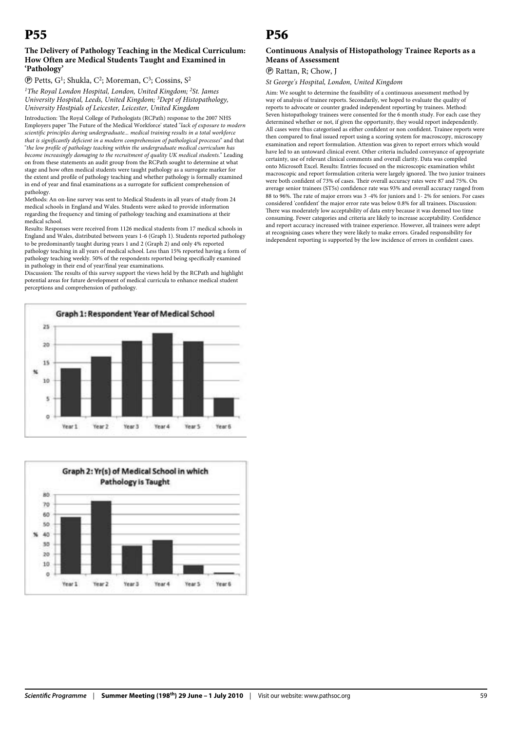# P55

### The Delivery of Pathology Teaching in the Medical Curriculum: How Often are Medical Students Taught and Examined in 'Pathology'

Ⓟ Petts, G[1]; Shukla, C[2]; Moreman, C[3]; Cossins, S[2]

*[1]The Royal London Hospital, London, United Kingdom; [2]St. James University Hospital, Leeds, United Kingdom; [3]Dept of Histopathology, University Hostpials of Leicester, Leicester, United Kingdom*

Introduction: The Royal College of Pathologists (RCPath) response to the 2007 NHS Employers paper 'The Future of the Medical Workforce' stated "*lack of exposure to modern scientific principles during undergraduate... medical training results in a total workforce that is significantly deficient in a modern comprehension of pathological processes*" and that "*the low profile of pathology teaching within the undergraduate medical curriculum has become increasingly damaging to the recruitment of quality UK medical students.*" Leading on from these statements an audit group from the RCPath sought to determine at what stage and how often medical students were taught pathology as a surrogate marker for the extent and profile of pathology teaching and whether pathology is formally examined in end of year and final examinations as a surrogate for sufficient comprehension of pathology.

Methods: An on-line survey was sent to Medical Students in all years of study from 24 medical schools in England and Wales. Students were asked to provide information regarding the frequency and timing of pathology teaching and examinations at their medical school.

Results: Responses were received from 1126 medical students from 17 medical schools in England and Wales, distributed between years 1-6 (Graph 1). Students reported pathology to be predominantly taught during years 1 and 2 (Graph 2) and only 4% reported pathology teaching in all years of medical school. Less than 15% reported having a form of pathology teaching weekly. 50% of the respondents reported being specifically examined in pathology in their end of year/final year examinations.

Discussion: The results of this survey support the views held by the RCPath and highlight potential areas for future development of medical curricula to enhance medical student perceptions and comprehension of pathology.

**Graph 1: Respondent Year of Medical School**

**Graph 2: Yr(s) of Medical School in which Pathology is Taught**

# P56

### Continuous Analysis of Histopathology Trainee Reports as a Means of Assessment

Ⓟ Rattan, R; Chow, J

*St George's Hospital, London, United Kingdom*

Aim: We sought to determine the feasibility of a continuous assessment method by way of analysis of trainee reports. Secondarily, we hoped to evaluate the quality of reports to advocate or counter graded independent reporting by trainees. Method: Seven histopathology trainees were consented for the 6 month study. For each case they determined whether or not, if given the opportunity, they would report independently. All cases were thus categorised as either confident or non confident. Trainee reports were then compared to final issued report using a scoring system for macroscopy, microscopy examination and report formulation. Attention was given to report errors which would have led to an untoward clinical event. Other criteria included conveyance of appropriate certainty, use of relevant clinical comments and overall clarity. Data was compiled onto Microsoft Excel. Results: Entries focused on the microscopic examination whilst macroscopic and report formulation criteria were largely ignored. The two junior trainees were both confident of 73% of cases. Their overall accuracy rates were 87 and 75%. On average senior trainees (ST5s) confidence rate was 93% and overall accuracy ranged from 88 to 96%. The rate of major errors was 3 -4% for juniors and 1- 2% for seniors. For cases considered 'confident' the major error rate was below 0.8% for all trainees. Discussion: There was moderately low acceptability of data entry because it was deemed too time consuming. Fewer categories and criteria are likely to increase acceptability. Confidence and report accuracy increased with trainee experience. However, all trainees were adept at recognising cases where they were likely to make errors. Graded responsibility for independent reporting is supported by the low incidence of errors in confident cases.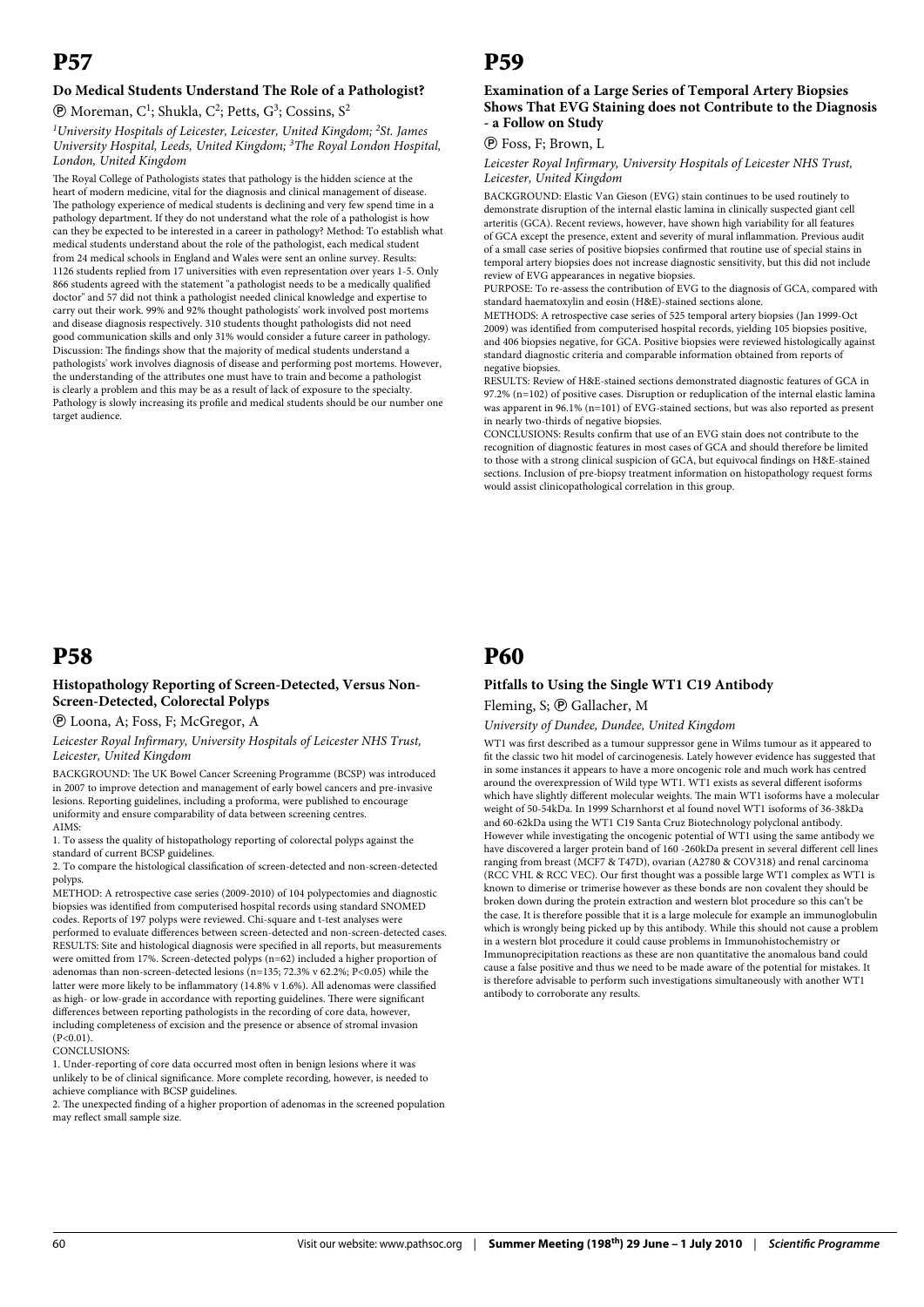# P57

### Do Medical Students Understand The Role of a Pathologist?

Ⓟ Moreman, C[1]; Shukla, C[2]; Petts, G[3]; Cossins, S[2]

*[1]University Hospitals of Leicester, Leicester, United Kingdom; [2]St. James University Hospital, Leeds, United Kingdom; [3]The Royal London Hospital, London, United Kingdom*

The Royal College of Pathologists states that pathology is the hidden science at the heart of modern medicine, vital for the diagnosis and clinical management of disease. The pathology experience of medical students is declining and very few spend time in a pathology department. If they do not understand what the role of a pathologist is how can they be expected to be interested in a career in pathology? Method: To establish what medical students understand about the role of the pathologist, each medical student from 24 medical schools in England and Wales were sent an online survey. Results: 1126 students replied from 17 universities with even representation over years 1-5. Only 866 students agreed with the statement "a pathologist needs to be a medically qualified doctor" and 57 did not think a pathologist needed clinical knowledge and expertise to carry out their work. 99% and 92% thought pathologists' work involved post mortems and disease diagnosis respectively. 310 students thought pathologists did not need good communication skills and only 31% would consider a future career in pathology. Discussion: The findings show that the majority of medical students understand a pathologists' work involves diagnosis of disease and performing post mortems. However, the understanding of the attributes one must have to train and become a pathologist is clearly a problem and this may be as a result of lack of exposure to the specialty. Pathology is slowly increasing its profile and medical students should be our number one target audience.

# P58

### Histopathology Reporting of Screen-Detected, Versus Non-Screen-Detected, Colorectal Polyps

Ⓟ Loona, A; Foss, F; McGregor, A

*Leicester Royal Infirmary, University Hospitals of Leicester NHS Trust, Leicester, United Kingdom*

BACKGROUND: The UK Bowel Cancer Screening Programme (BCSP) was introduced in 2007 to improve detection and management of early bowel cancers and pre-invasive lesions. Reporting guidelines, including a proforma, were published to encourage uniformity and ensure comparability of data between screening centres.

AIMS:

1. To assess the quality of histopathology reporting of colorectal polyps against the standard of current BCSP guidelines.
2. To compare the histological classification of screen-detected and non-screen-detected polyps.

METHOD: A retrospective case series (2009-2010) of 104 polypectomies and diagnostic biopsies was identified from computerised hospital records using standard SNOMED codes. Reports of 197 polyps were reviewed. Chi-square and t-test analyses were performed to evaluate differences between screen-detected and non-screen-detected cases.

RESULTS: Site and histological diagnosis were specified in all reports, but measurements were omitted from 17%. Screen-detected polyps (n=62) included a higher proportion of adenomas than non-screen-detected lesions (n=135; 72.3% v 62.2%; $P<0.05$) while the latter were more likely to be inflammatory (14.8% v 1.6%). All adenomas were classified as high- or low-grade in accordance with reporting guidelines. There were significant differences between reporting pathologists in the recording of core data, however, including completeness of excision and the presence or absence of stromal invasion ($P<0.01$).

CONCLUSIONS:

1. Under-reporting of core data occurred most often in benign lesions where it was unlikely to be of clinical significance. More complete recording, however, is needed to achieve compliance with BCSP guidelines.
2. The unexpected finding of a higher proportion of adenomas in the screened population may reflect small sample size.

# P59

### Examination of a Large Series of Temporal Artery Biopsies Shows That EVG Staining does not Contribute to the Diagnosis - a Follow on Study

Ⓟ Foss, F; Brown, L

*Leicester Royal Infirmary, University Hospitals of Leicester NHS Trust, Leicester, United Kingdom*

BACKGROUND: Elastic Van Gieson (EVG) stain continues to be used routinely to demonstrate disruption of the internal elastic lamina in clinically suspected giant cell arteritis (GCA). Recent reviews, however, have shown high variability for all features of GCA except the presence, extent and severity of mural inflammation. Previous audit of a small case series of positive biopsies confirmed that routine use of special stains in temporal artery biopsies does not increase diagnostic sensitivity, but this did not include review of EVG appearances in negative biopsies.

PURPOSE: To re-assess the contribution of EVG to the diagnosis of GCA, compared with standard haematoxylin and eosin (H&E)-stained sections alone.

METHODS: A retrospective case series of 525 temporal artery biopsies (Jan 1999-Oct 2009) was identified from computerised hospital records, yielding 105 biopsies positive, and 406 biopsies negative, for GCA. Positive biopsies were reviewed histologically against standard diagnostic criteria and comparable information obtained from reports of negative biopsies.

RESULTS: Review of H&E-stained sections demonstrated diagnostic features of GCA in 97.2% (n=102) of positive cases. Disruption or reduplication of the internal elastic lamina was apparent in 96.1% (n=101) of EVG-stained sections, but was also reported as present in nearly two-thirds of negative biopsies.

CONCLUSIONS: Results confirm that use of an EVG stain does not contribute to the recognition of diagnostic features in most cases of GCA and should therefore be limited to those with a strong clinical suspicion of GCA, but equivocal findings on H&E-stained sections. Inclusion of pre-biopsy treatment information on histopathology request forms would assist clinicopathological correlation in this group.

# P60

### Pitfalls to Using the Single WT1 C19 Antibody

Fleming, S; Ⓟ Gallacher, M

*University of Dundee, Dundee, United Kingdom*

WT1 was first described as a tumour suppressor gene in Wilms tumour as it appeared to fit the classic two hit model of carcinogenesis. Lately however evidence has suggested that in some instances it appears to have a more oncogenic role and much work has centred around the overexpression of Wild type WT1. WT1 exists as several different isoforms which have slightly different molecular weights. The main WT1 isoforms have a molecular weight of 50-54kDa. In 1999 Scharnhorst et al found novel WT1 isoforms of 36-38kDa and 60-62kDa using the WT1 C19 Santa Cruz Biotechnology polyclonal antibody. However while investigating the oncogenic potential of WT1 using the same antibody we have discovered a larger protein band of 160 -260kDa present in several different cell lines ranging from breast (MCF7 & T47D), ovarian (A2780 & COV318) and renal carcinoma (RCC VHL & RCC VEC). Our first thought was a possible large WT1 complex as WT1 is known to dimerise or trimerise however as these bonds are non covalent they should be broken down during the protein extraction and western blot procedure so this can't be the case. It is therefore possible that it is a large molecule for example an immunoglobulin which is wrongly being picked up by this antibody. While this should not cause a problem in a western blot procedure it could cause problems in Immunohistochemistry or Immunoprecipitation reactions as these are non quantitative the anomalous band could cause a false positive and thus we need to be made aware of the potential for mistakes. It is therefore advisable to perform such investigations simultaneously with another WT1 antibody to corroborate any results.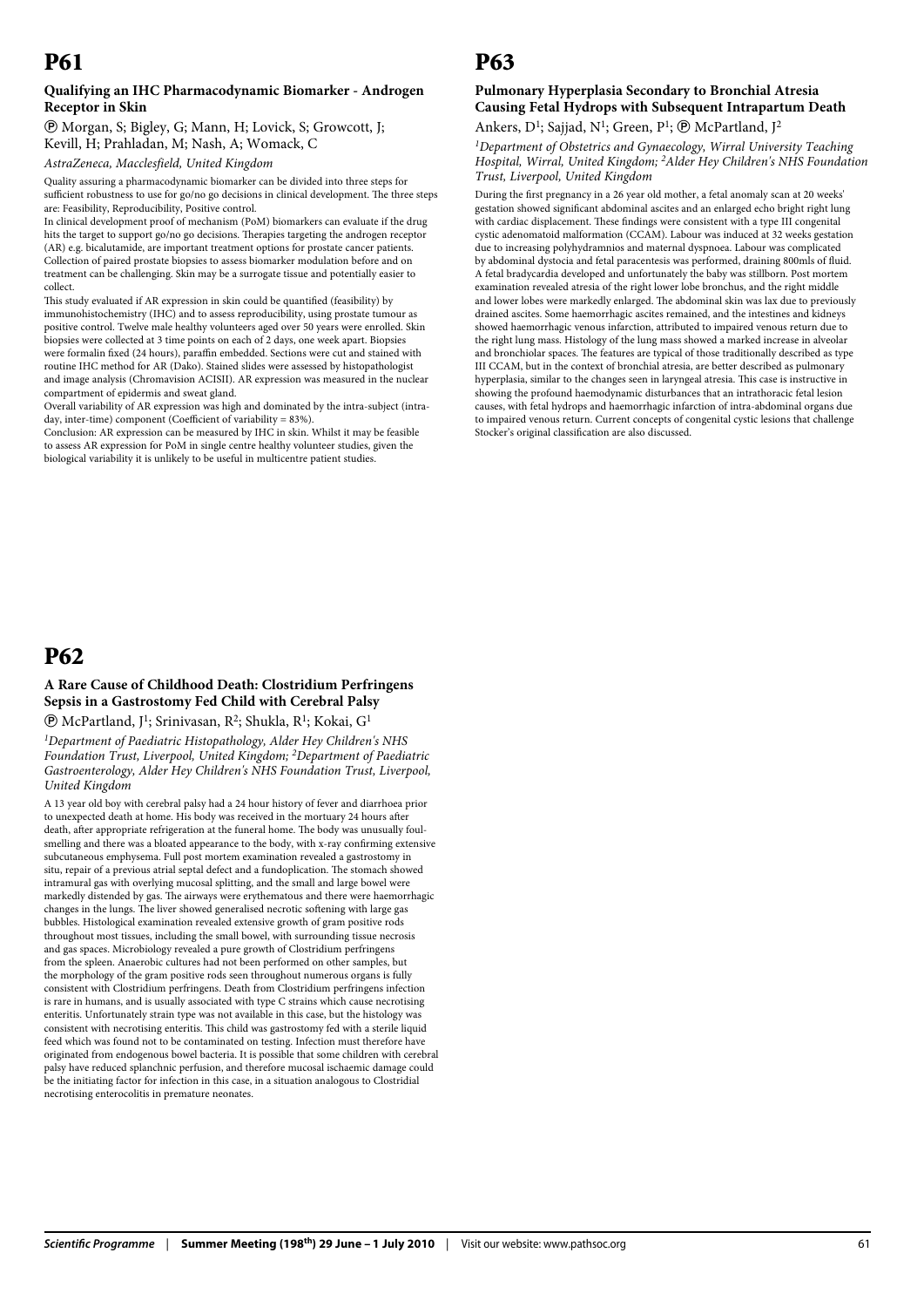# P61

### Qualifying an IHC Pharmacodynamic Biomarker - Androgen Receptor in Skin

Ⓟ Morgan, S; Bigley, G; Mann, H; Lovick, S; Growcott, J; Kevill, H; Prahladan, M; Nash, A; Womack, C

*AstraZeneca, Macclesfield, United Kingdom*

Quality assuring a pharmacodynamic biomarker can be divided into three steps for sufficient robustness to use for go/no go decisions in clinical development. The three steps are: Feasibility, Reproducibility, Positive control.

In clinical development proof of mechanism (PoM) biomarkers can evaluate if the drug hits the target to support go/no go decisions. Therapies targeting the androgen receptor (AR) e.g. bicalutamide, are important treatment options for prostate cancer patients. Collection of paired prostate biopsies to assess biomarker modulation before and on treatment can be challenging. Skin may be a surrogate tissue and potentially easier to collect.

This study evaluated if AR expression in skin could be quantified (feasibility) by immunohistochemistry (IHC) and to assess reproducibility, using prostate tumour as positive control. Twelve male healthy volunteers aged over 50 years were enrolled. Skin biopsies were collected at 3 time points on each of 2 days, one week apart. Biopsies were formalin fixed (24 hours), paraffin embedded. Sections were cut and stained with routine IHC method for AR (Dako). Stained slides were assessed by histopathologist and image analysis (Chromavision ACISII). AR expression was measured in the nuclear compartment of epidermis and sweat gland.

Overall variability of AR expression was high and dominated by the intra-subject (intra-day, inter-time) component (Coefficient of variability = 83%).

Conclusion: AR expression can be measured by IHC in skin. Whilst it may be feasible to assess AR expression for PoM in single centre healthy volunteer studies, given the biological variability it is unlikely to be useful in multicentre patient studies.

# P62

### A Rare Cause of Childhood Death: Clostridium Perfringens Sepsis in a Gastrostomy Fed Child with Cerebral Palsy

Ⓟ McPartland, J[1]; Srinivasan, R[2]; Shukla, R[1]; Kokai, G[1]

*[1]Department of Paediatric Histopathology, Alder Hey Children's NHS Foundation Trust, Liverpool, United Kingdom; [2]Department of Paediatric Gastroenterology, Alder Hey Children's NHS Foundation Trust, Liverpool, United Kingdom*

A 13 year old boy with cerebral palsy had a 24 hour history of fever and diarrhoea prior to unexpected death at home. His body was received in the mortuary 24 hours after death, after appropriate refrigeration at the funeral home. The body was unusually foul-smelling and there was a bloated appearance to the body, with x-ray confirming extensive subcutaneous emphysema. Full post mortem examination revealed a gastrostomy in situ, repair of a previous atrial septal defect and a fundoplication. The stomach showed intramural gas with overlying mucosal splitting, and the small and large bowel were markedly distended by gas. The airways were erythematous and there were haemorrhagic changes in the lungs. The liver showed generalised necrotic softening with large gas bubbles. Histological examination revealed extensive growth of gram positive rods throughout most tissues, including the small bowel, with surrounding tissue necrosis and gas spaces. Microbiology revealed a pure growth of Clostridium perfringens from the spleen. Anaerobic cultures had not been performed on other samples, but the morphology of the gram positive rods seen throughout numerous organs is fully consistent with Clostridium perfringens. Death from Clostridium perfringens infection is rare in humans, and is usually associated with type C strains which cause necrotising enteritis. Unfortunately strain type was not available in this case, but the histology was consistent with necrotising enteritis. This child was gastrostomy fed with a sterile liquid feed which was found not to be contaminated on testing. Infection must therefore have originated from endogenous bowel bacteria. It is possible that some children with cerebral palsy have reduced splanchnic perfusion, and therefore mucosal ischaemic damage could be the initiating factor for infection in this case, in a situation analogous to Clostridial necrotising enterocolitis in premature neonates.

# P63

### Pulmonary Hyperplasia Secondary to Bronchial Atresia Causing Fetal Hydrops with Subsequent Intrapartum Death

Ankers, D[1]; Sajjad, N[1]; Green, P[1]; Ⓟ McPartland, J[2]

*[1]Department of Obstetrics and Gynaecology, Wirral University Teaching Hospital, Wirral, United Kingdom; [2]Alder Hey Children's NHS Foundation Trust, Liverpool, United Kingdom*

During the first pregnancy in a 26 year old mother, a fetal anomaly scan at 20 weeks' gestation showed significant abdominal ascites and an enlarged echo bright right lung with cardiac displacement. These findings were consistent with a type III congenital cystic adenomatoid malformation (CCAM). Labour was induced at 32 weeks gestation due to increasing polyhydramnios and maternal dyspnoea. Labour was complicated by abdominal dystocia and fetal paracentesis was performed, draining 800mls of fluid. A fetal bradycardia developed and unfortunately the baby was stillborn. Post mortem examination revealed atresia of the right lower lobe bronchus, and the right middle and lower lobes were markedly enlarged. The abdominal skin was lax due to previously drained ascites. Some haemorrhagic ascites remained, and the intestines and kidneys showed haemorrhagic venous infarction, attributed to impaired venous return due to the right lung mass. Histology of the lung mass showed a marked increase in alveolar and bronchiolar spaces. The features are typical of those traditionally described as type III CCAM, but in the context of bronchial atresia, are better described as pulmonary hyperplasia, similar to the changes seen in laryngeal atresia. This case is instructive in showing the profound haemodynamic disturbances that an intrathoracic fetal lesion causes, with fetal hydrops and haemorrhagic infarction of intra-abdominal organs due to impaired venous return. Current concepts of congenital cystic lesions that challenge Stocker's original classification are also discussed.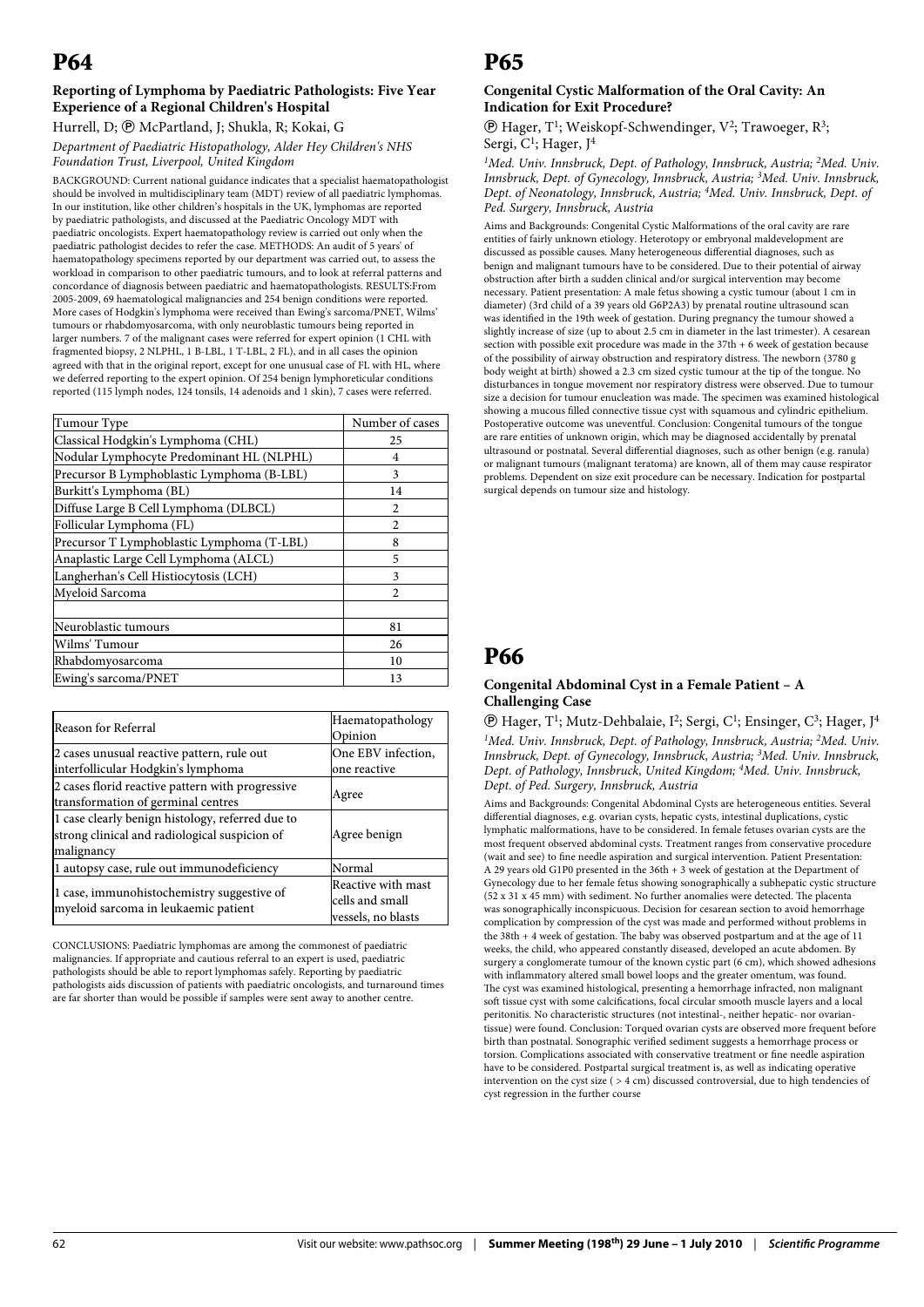# P64

### Reporting of Lymphoma by Paediatric Pathologists: Five Year Experience of a Regional Children's Hospital

Hurrell, D; Ⓟ McPartland, J; Shukla, R; Kokai, G

*Department of Paediatric Histopathology, Alder Hey Children's NHS Foundation Trust, Liverpool, United Kingdom*

BACKGROUND: Current national guidance indicates that a specialist haematopathologist should be involved in multidisciplinary team (MDT) review of all paediatric lymphomas. In our institution, like other children's hospitals in the UK, lymphomas are reported by paediatric pathologists, and discussed at the Paediatric Oncology MDT with paediatric oncologists. Expert haematopathology review is carried out only when the paediatric pathologist decides to refer the case. METHODS: An audit of 5 years' of haematopathology specimens reported by our department was carried out, to assess the workload in comparison to other paediatric tumours, and to look at referral patterns and concordance of diagnosis between paediatric and haematopathologists. RESULTS:From 2005-2009, 69 haematological malignancies and 254 benign conditions were reported. More cases of Hodgkin's lymphoma were received than Ewing's sarcoma/PNET, Wilms' tumours or rhabdomyosarcoma, with only neuroblastic tumours being reported in larger numbers. 7 of the malignant cases were referred for expert opinion (1 CHL with fragmented biopsy, 2 NLPHL, 1 B-LBL, 1 T-LBL, 2 FL), and in all cases the opinion agreed with that in the original report, except for one unusual case of FL with HL, where we deferred reporting to the expert opinion. Of 254 benign lymphoreticular conditions reported (115 lymph nodes, 124 tonsils, 14 adenoids and 1 skin), 7 cases were referred.

| Tumour Type | Number of cases |
|---|---|
| Classical Hodgkin's Lymphoma (CHL) | 25 |
| Nodular Lymphocyte Predominant HL (NLPHL) | 4 |
| Precursor B Lymphoblastic Lymphoma (B-LBL) | 3 |
| Burkitt's Lymphoma (BL) | 14 |
| Diffuse Large B Cell Lymphoma (DLBCL) | 2 |
| Follicular Lymphoma (FL) | 2 |
| Precursor T Lymphoblastic Lymphoma (T-LBL) | 8 |
| Anaplastic Large Cell Lymphoma (ALCL) | 5 |
| Langherhan's Cell Histiocytosis (LCH) | 3 |
| Myeloid Sarcoma | 2 |
| | |
| Neuroblastic tumours | 81 |
| Wilms' Tumour | 26 |
| Rhabdomyosarcoma | 10 |
| Ewing's sarcoma/PNET | 13 |

| Reason for Referral | Haematopathology Opinion |
|---|---|
| 2 cases unusual reactive pattern, rule out interfollicular Hodgkin's lymphoma | One EBV infection, one reactive |
| 2 cases florid reactive pattern with progressive transformation of germinal centres | Agree |
| 1 case clearly benign histology, referred due to strong clinical and radiological suspicion of malignancy | Agree benign |
| 1 autopsy case, rule out immunodeficiency | Normal |
| 1 case, immunohistochemistry suggestive of myeloid sarcoma in leukaemic patient | Reactive with mast cells and small vessels, no blasts |

CONCLUSIONS: Paediatric lymphomas are among the commonest of paediatric malignancies. If appropriate and cautious referral to an expert is used, paediatric pathologists should be able to report lymphomas safely. Reporting by paediatric pathologists aids discussion of patients with paediatric oncologists, and turnaround times are far shorter than would be possible if samples were sent away to another centre.

# P65

### Congenital Cystic Malformation of the Oral Cavity: An Indication for Exit Procedure?

Ⓟ Hager, T[1]; Weiskopf-Schwendinger, V[2]; Trawoeger, R[3]; Sergi, C[1]; Hager, J[4]

*[1]Med. Univ. Innsbruck, Dept. of Pathology, Innsbruck, Austria; [2]Med. Univ. Innsbruck, Dept. of Gynecology, Innsbruck, Austria; [3]Med. Univ. Innsbruck, Dept. of Neonatology, Innsbruck, Austria; [4]Med. Univ. Innsbruck, Dept. of Ped. Surgery, Innsbruck, Austria*

Aims and Backgrounds: Congenital Cystic Malformations of the oral cavity are rare entities of fairly unknown etiology. Heterotopy or embryonal maldevelopment are discussed as possible causes. Many heterogeneous differential diagnoses, such as benign and malignant tumours have to be considered. Due to their potential of airway obstruction after birth a sudden clinical and/or surgical intervention may become necessary. Patient presentation: A male fetus showing a cystic tumour (about 1 cm in diameter) (3rd child of a 39 years old G6P2A3) by prenatal routine ultrasound scan was identified in the 19th week of gestation. During pregnancy the tumour showed a slightly increase of size (up to about 2.5 cm in diameter in the last trimester). A cesarean section with possible exit procedure was made in the 37th + 6 week of gestation because of the possibility of airway obstruction and respiratory distress. The newborn (3780 g body weight at birth) showed a 2.3 cm sized cystic tumour at the tip of the tongue. No disturbances in tongue movement nor respiratory distress were observed. Due to tumour size a decision for tumour enucleation was made. The specimen was examined histological showing a mucous filled connective tissue cyst with squamous and cylindric epithelium. Postoperative outcome was uneventful. Conclusion: Congenital tumours of the tongue are rare entities of unknown origin, which may be diagnosed accidentally by prenatal ultrasound or postnatal. Several differential diagnoses, such as other benign (e.g. ranula) or malignant tumours (malignant teratoma) are known, all of them may cause respirator problems. Dependent on size exit procedure can be necessary. Indication for postpartal surgical depends on tumour size and histology.

# P66

### Congenital Abdominal Cyst in a Female Patient – A Challenging Case

Ⓟ Hager, T[1]; Mutz-Dehbalaie, I[2]; Sergi, C[1]; Ensinger, C[3]; Hager, J[4]

*[1]Med. Univ. Innsbruck, Dept. of Pathology, Innsbruck, Austria; [2]Med. Univ. Innsbruck, Dept. of Gynecology, Innsbruck, Austria; [3]Med. Univ. Innsbruck, Dept. of Pathology, Innsbruck, United Kingdom; [4]Med. Univ. Innsbruck, Dept. of Ped. Surgery, Innsbruck, Austria*

Aims and Backgrounds: Congenital Abdominal Cysts are heterogeneous entities. Several differential diagnoses, e.g. ovarian cysts, hepatic cysts, intestinal duplications, cystic lymphatic malformations, have to be considered. In female fetuses ovarian cysts are the most frequent observed abdominal cysts. Treatment ranges from conservative procedure (wait and see) to fine needle aspiration and surgical intervention. Patient Presentation: A 29 years old G1P0 presented in the 36th + 3 week of gestation at the Department of Gynecology due to her female fetus showing sonographically a subhepatic cystic structure (52 x 31 x 45 mm) with sediment. No further anomalies were detected. The placenta was sonographically inconspicuous. Decision for cesarean section to avoid hemorrhage complication by compression of the cyst was made and performed without problems in the 38th + 4 week of gestation. The baby was observed postpartum and at the age of 11 weeks, the child, who appeared constantly diseased, developed an acute abdomen. By surgery a conglomerate tumour of the known cystic part (6 cm), which showed adhesions with inflammatory altered small bowel loops and the greater omentum, was found. The cyst was examined histological, presenting a hemorrhage infracted, non malignant soft tissue cyst with some calcifications, focal circular smooth muscle layers and a local peritonitis. No characteristic structures (not intestinal-, neither hepatic- nor ovarian-tissue) were found. Conclusion: Torqued ovarian cysts are observed more frequent before birth than postnatal. Sonographic verified sediment suggests a hemorrhage process or torsion. Complications associated with conservative treatment or fine needle aspiration have to be considered. Postpartal surgical treatment is, as well as indicating operative intervention on the cyst size ( > 4 cm) discussed controversial, due to high tendencies of cyst regression in the further course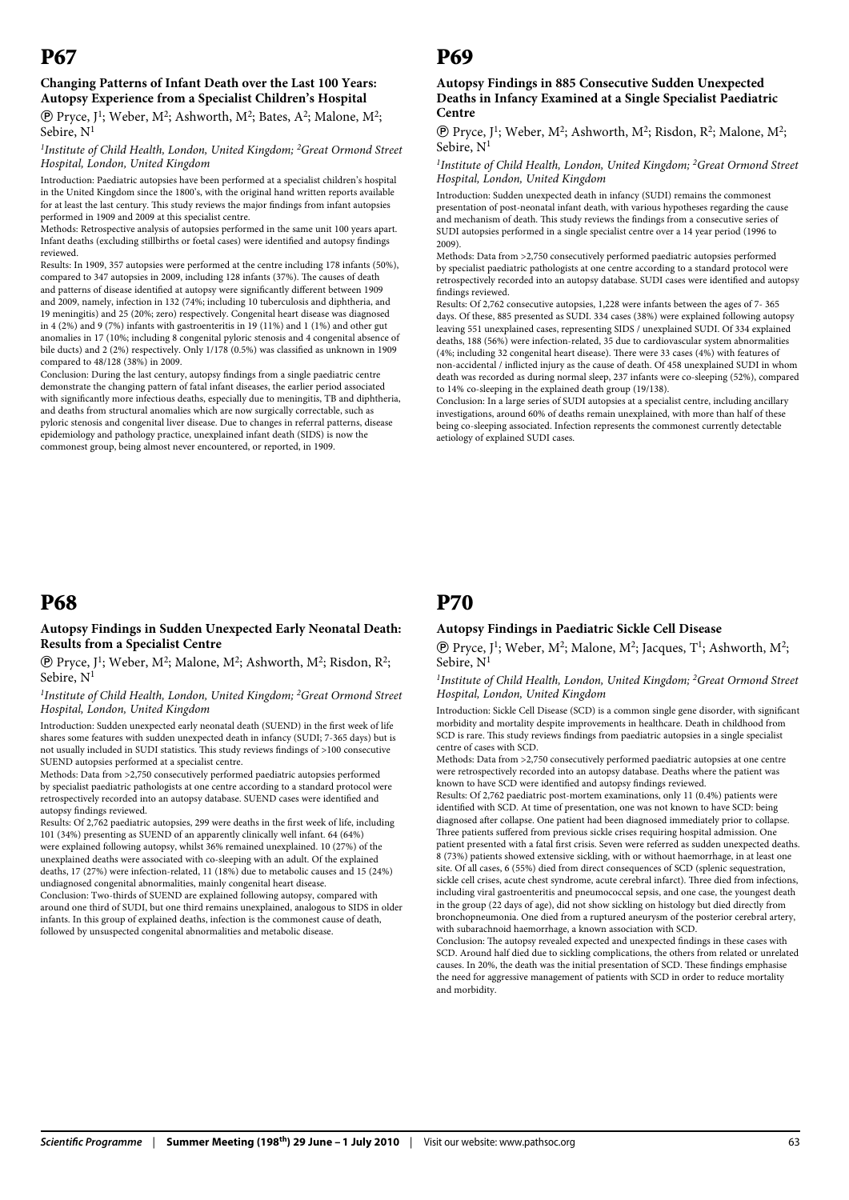# P67

### Changing Patterns of Infant Death over the Last 100 Years: Autopsy Experience from a Specialist Children's Hospital

Ⓟ Pryce, J[1]; Weber, M[2]; Ashworth, M[2]; Bates, A[2]; Malone, M[2]; Sebire, N[1]

*[1]Institute of Child Health, London, United Kingdom; [2]Great Ormond Street Hospital, London, United Kingdom*

Introduction: Paediatric autopsies have been performed at a specialist children's hospital in the United Kingdom since the 1800's, with the original hand written reports available for at least the last century. This study reviews the major findings from infant autopsies performed in 1909 and 2009 at this specialist centre.

Methods: Retrospective analysis of autopsies performed in the same unit 100 years apart. Infant deaths (excluding stillbirths or foetal cases) were identified and autopsy findings reviewed.

Results: In 1909, 357 autopsies were performed at the centre including 178 infants (50%), compared to 347 autopsies in 2009, including 128 infants (37%). The causes of death and patterns of disease identified at autopsy were significantly different between 1909 and 2009, namely, infection in 132 (74%; including 10 tuberculosis and diphtheria, and 19 meningitis) and 25 (20%; zero) respectively. Congenital heart disease was diagnosed in 4 (2%) and 9 (7%) infants with gastroenteritis in 19 (11%) and 1 (1%) and other gut anomalies in 17 (10%; including 8 congenital pyloric stenosis and 4 congenital absence of bile ducts) and 2 (2%) respectively. Only 1/178 (0.5%) was classified as unknown in 1909 compared to 48/128 (38%) in 2009.

Conclusion: During the last century, autopsy findings from a single paediatric centre demonstrate the changing pattern of fatal infant diseases, the earlier period associated with significantly more infectious deaths, especially due to meningitis, TB and diphtheria, and deaths from structural anomalies which are now surgically correctable, such as pyloric stenosis and congenital liver disease. Due to changes in referral patterns, disease epidemiology and pathology practice, unexplained infant death (SIDS) is now the commonest group, being almost never encountered, or reported, in 1909.

# P68

### Autopsy Findings in Sudden Unexpected Early Neonatal Death: Results from a Specialist Centre

Ⓟ Pryce, J[1]; Weber, M[2]; Malone, M[2]; Ashworth, M[2]; Risdon, R[2]; Sebire, N[1]

*[1]Institute of Child Health, London, United Kingdom; [2]Great Ormond Street Hospital, London, United Kingdom*

Introduction: Sudden unexpected early neonatal death (SUEND) in the first week of life shares some features with sudden unexpected death in infancy (SUDI; 7-365 days) but is not usually included in SUDI statistics. This study reviews findings of >100 consecutive SUEND autopsies performed at a specialist centre.

Methods: Data from >2,750 consecutively performed paediatric autopsies performed by specialist paediatric pathologists at one centre according to a standard protocol were retrospectively recorded into an autopsy database. SUEND cases were identified and autopsy findings reviewed.

Results: Of 2,762 paediatric autopsies, 299 were deaths in the first week of life, including 101 (34%) presenting as SUEND of an apparently clinically well infant. 64 (64%) were explained following autopsy, whilst 36% remained unexplained. 10 (27%) of the unexplained deaths were associated with co-sleeping with an adult. Of the explained deaths, 17 (27%) were infection-related, 11 (18%) due to metabolic causes and 15 (24%) undiagnosed congenital abnormalities, mainly congenital heart disease.

Conclusion: Two-thirds of SUEND are explained following autopsy, compared with around one third of SUDI, but one third remains unexplained, analogous to SIDS in older infants. In this group of explained deaths, infection is the commonest cause of death, followed by unsuspected congenital abnormalities and metabolic disease.

# P69

### Autopsy Findings in 885 Consecutive Sudden Unexpected Deaths in Infancy Examined at a Single Specialist Paediatric Centre

Ⓟ Pryce, J[1]; Weber, M[2]; Ashworth, M[2]; Risdon, R[2]; Malone, M[2]; Sebire, N[1]

*[1]Institute of Child Health, London, United Kingdom; [2]Great Ormond Street Hospital, London, United Kingdom*

Introduction: Sudden unexpected death in infancy (SUDI) remains the commonest presentation of post-neonatal infant death, with various hypotheses regarding the cause and mechanism of death. This study reviews the findings from a consecutive series of SUDI autopsies performed in a single specialist centre over a 14 year period (1996 to 2009).

Methods: Data from >2,750 consecutively performed paediatric autopsies performed by specialist paediatric pathologists at one centre according to a standard protocol were retrospectively recorded into an autopsy database. SUDI cases were identified and autopsy findings reviewed.

Results: Of 2,762 consecutive autopsies, 1,228 were infants between the ages of 7- 365 days. Of these, 885 presented as SUDI. 334 cases (38%) were explained following autopsy leaving 551 unexplained cases, representing SIDS / unexplained SUDI. Of 334 explained deaths, 188 (56%) were infection-related, 35 due to cardiovascular system abnormalities (4%; including 32 congenital heart disease). There were 33 cases (4%) with features of non-accidental / inflicted injury as the cause of death. Of 458 unexplained SUDI in whom death was recorded as during normal sleep, 237 infants were co-sleeping (52%), compared to 14% co-sleeping in the explained death group (19/138).

Conclusion: In a large series of SUDI autopsies at a specialist centre, including ancillary investigations, around 60% of deaths remain unexplained, with more than half of these being co-sleeping associated. Infection represents the commonest currently detectable aetiology of explained SUDI cases.

# P70

### Autopsy Findings in Paediatric Sickle Cell Disease

Ⓟ Pryce, J[1]; Weber, M[2]; Malone, M[2]; Jacques, T[1]; Ashworth, M[2]; Sebire, N[1]

*[1]Institute of Child Health, London, United Kingdom; [2]Great Ormond Street Hospital, London, United Kingdom*

Introduction: Sickle Cell Disease (SCD) is a common single gene disorder, with significant morbidity and mortality despite improvements in healthcare. Death in childhood from SCD is rare. This study reviews findings from paediatric autopsies in a single specialist centre of cases with SCD.

Methods: Data from >2,750 consecutively performed paediatric autopsies at one centre were retrospectively recorded into an autopsy database. Deaths where the patient was known to have SCD were identified and autopsy findings reviewed.

Results: Of 2,762 paediatric post-mortem examinations, only 11 (0.4%) patients were identified with SCD. At time of presentation, one was not known to have SCD: being diagnosed after collapse. One patient had been diagnosed immediately prior to collapse. Three patients suffered from previous sickle crises requiring hospital admission. One patient presented with a fatal first crisis. Seven were referred as sudden unexpected deaths. 8 (73%) patients showed extensive sickling, with or without haemorrhage, in at least one site. Of all cases, 6 (55%) died from direct consequences of SCD (splenic sequestration, sickle cell crises, acute chest syndrome, acute cerebral infarct). Three died from infections, including viral gastroenteritis and pneumococcal sepsis, and one case, the youngest death in the group (22 days of age), did not show sickling on histology but died directly from bronchopneumonia. One died from a ruptured aneurysm of the posterior cerebral artery, with subarachnoid haemorrhage, a known association with SCD.

Conclusion: The autopsy revealed expected and unexpected findings in these cases with SCD. Around half died due to sickling complications, the others from related or unrelated causes. In 20%, the death was the initial presentation of SCD. These findings emphasise the need for aggressive management of patients with SCD in order to reduce mortality and morbidity.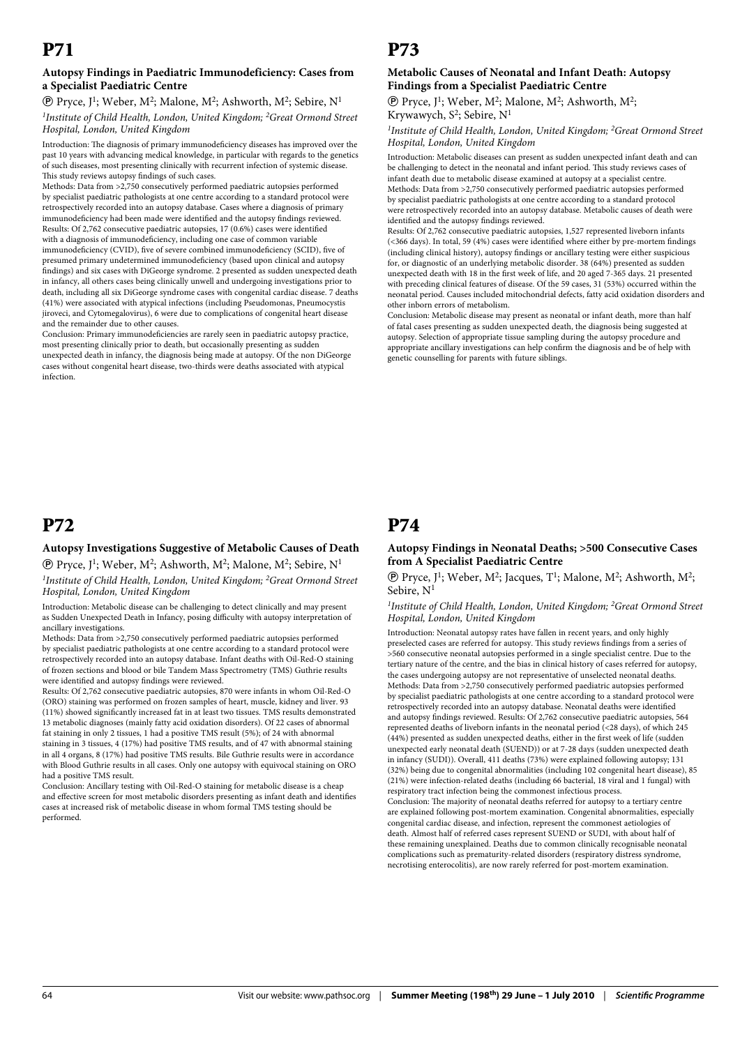# P71

### Autopsy Findings in Paediatric Immunodeficiency: Cases from a Specialist Paediatric Centre

Ⓟ Pryce, J[1]; Weber, M[2]; Malone, M[2]; Ashworth, M[2]; Sebire, N[1]

*[1]Institute of Child Health, London, United Kingdom; [2]Great Ormond Street Hospital, London, United Kingdom*

Introduction: The diagnosis of primary immunodeficiency diseases has improved over the past 10 years with advancing medical knowledge, in particular with regards to the genetics of such diseases, most presenting clinically with recurrent infection of systemic disease. This study reviews autopsy findings of such cases.

Methods: Data from >2,750 consecutively performed paediatric autopsies performed by specialist paediatric pathologists at one centre according to a standard protocol were retrospectively recorded into an autopsy database. Cases where a diagnosis of primary immunodeficiency had been made were identified and the autopsy findings reviewed.

Results: Of 2,762 consecutive paediatric autopsies, 17 (0.6%) cases were identified with a diagnosis of immunodeficiency, including one case of common variable immunodeficiency (CVID), five of severe combined immunodeficiency (SCID), five of presumed primary undetermined immunodeficiency (based upon clinical and autopsy findings) and six cases with DiGeorge syndrome. 2 presented as sudden unexpected death in infancy, all others cases being clinically unwell and undergoing investigations prior to death, including all six DiGeorge syndrome cases with congenital cardiac disease. 7 deaths (41%) were associated with atypical infections (including Pseudomonas, Pneumocystis jiroveci, and Cytomegalovirus), 6 were due to complications of congenital heart disease and the remainder due to other causes.

Conclusion: Primary immunodeficiencies are rarely seen in paediatric autopsy practice, most presenting clinically prior to death, but occasionally presenting as sudden unexpected death in infancy, the diagnosis being made at autopsy. Of the non DiGeorge cases without congenital heart disease, two-thirds were deaths associated with atypical infection.

# P72

### Autopsy Investigations Suggestive of Metabolic Causes of Death

Ⓟ Pryce, J[1]; Weber, M[2]; Ashworth, M[2]; Malone, M[2]; Sebire, N[1]

*[1]Institute of Child Health, London, United Kingdom; [2]Great Ormond Street Hospital, London, United Kingdom*

Introduction: Metabolic disease can be challenging to detect clinically and may present as Sudden Unexpected Death in Infancy, posing difficulty with autopsy interpretation of ancillary investigations.

Methods: Data from >2,750 consecutively performed paediatric autopsies performed by specialist paediatric pathologists at one centre according to a standard protocol were retrospectively recorded into an autopsy database. Infant deaths with Oil-Red-O staining of frozen sections and blood or bile Tandem Mass Spectrometry (TMS) Guthrie results were identified and autopsy findings were reviewed.

Results: Of 2,762 consecutive paediatric autopsies, 870 were infants in whom Oil-Red-O (ORO) staining was performed on frozen samples of heart, muscle, kidney and liver. 93 (11%) showed significantly increased fat in at least two tissues. TMS results demonstrated 13 metabolic diagnoses (mainly fatty acid oxidation disorders). Of 22 cases of abnormal fat staining in only 2 tissues, 1 had a positive TMS result (5%); of 24 with abnormal staining in 3 tissues, 4 (17%) had positive TMS results, and of 47 with abnormal staining in all 4 organs, 8 (17%) had positive TMS results. Bile Guthrie results were in accordance with Blood Guthrie results in all cases. Only one autopsy with equivocal staining on ORO had a positive TMS result.

Conclusion: Ancillary testing with Oil-Red-O staining for metabolic disease is a cheap and effective screen for most metabolic disorders presenting as infant death and identifies cases at increased risk of metabolic disease in whom formal TMS testing should be performed.

# P73

### Metabolic Causes of Neonatal and Infant Death: Autopsy Findings from a Specialist Paediatric Centre

Ⓟ Pryce, J[1]; Weber, M[2]; Malone, M[2]; Ashworth, M[2]; Krywawych, S[2]; Sebire, N[1]

*[1]Institute of Child Health, London, United Kingdom; [2]Great Ormond Street Hospital, London, United Kingdom*

Introduction: Metabolic diseases can present as sudden unexpected infant death and can be challenging to detect in the neonatal and infant period. This study reviews cases of infant death due to metabolic disease examined at autopsy at a specialist centre.

Methods: Data from >2,750 consecutively performed paediatric autopsies performed by specialist paediatric pathologists at one centre according to a standard protocol were retrospectively recorded into an autopsy database. Metabolic causes of death were identified and the autopsy findings reviewed.

Results: Of 2,762 consecutive paediatric autopsies, 1,527 represented liveborn infants (<366 days). In total, 59 (4%) cases were identified where either by pre-mortem findings (including clinical history), autopsy findings or ancillary testing were either suspicious for, or diagnostic of an underlying metabolic disorder. 38 (64%) presented as sudden unexpected death with 18 in the first week of life, and 20 aged 7-365 days. 21 presented with preceding clinical features of disease. Of the 59 cases, 31 (53%) occurred within the neonatal period. Causes included mitochondrial defects, fatty acid oxidation disorders and other inborn errors of metabolism.

Conclusion: Metabolic disease may present as neonatal or infant death, more than half of fatal cases presenting as sudden unexpected death, the diagnosis being suggested at autopsy. Selection of appropriate tissue sampling during the autopsy procedure and appropriate ancillary investigations can help confirm the diagnosis and be of help with genetic counselling for parents with future siblings.

# P74

### Autopsy Findings in Neonatal Deaths; >500 Consecutive Cases from A Specialist Paediatric Centre

Ⓟ Pryce, J[1]; Weber, M[2]; Jacques, T[1]; Malone, M[2]; Ashworth, M[2]; Sebire, N[1]

*[1]Institute of Child Health, London, United Kingdom; [2]Great Ormond Street Hospital, London, United Kingdom*

Introduction: Neonatal autopsy rates have fallen in recent years, and only highly preselected cases are referred for autopsy. This study reviews findings from a series of >560 consecutive neonatal autopsies performed in a single specialist centre. Due to the tertiary nature of the centre, and the bias in clinical history of cases referred for autopsy, the cases undergoing autopsy are not representative of unselected neonatal deaths.

Methods: Data from >2,750 consecutively performed paediatric autopsies performed by specialist paediatric pathologists at one centre according to a standard protocol were retrospectively recorded into an autopsy database. Neonatal deaths were identified and autopsy findings reviewed. Results: Of 2,762 consecutive paediatric autopsies, 564 represented deaths of liveborn infants in the neonatal period (<28 days), of which 245 (44%) presented as sudden unexpected deaths, either in the first week of life (sudden unexpected early neonatal death (SUEND)) or at 7-28 days (sudden unexpected death in infancy (SUDI)). Overall, 411 deaths (73%) were explained following autopsy; 131 (32%) being due to congenital abnormalities (including 102 congenital heart disease), 85 (21%) were infection-related deaths (including 66 bacterial, 18 viral and 1 fungal) with respiratory tract infection being the commonest infectious process.

Conclusion: The majority of neonatal deaths referred for autopsy to a tertiary centre are explained following post-mortem examination. Congenital abnormalities, especially congenital cardiac disease, and infection, represent the commonest aetiologies of death. Almost half of referred cases represent SUEND or SUDI, with about half of these remaining unexplained. Deaths due to common clinically recognisable neonatal complications such as prematurity-related disorders (respiratory distress syndrome, necrotising enterocolitis), are now rarely referred for post-mortem examination.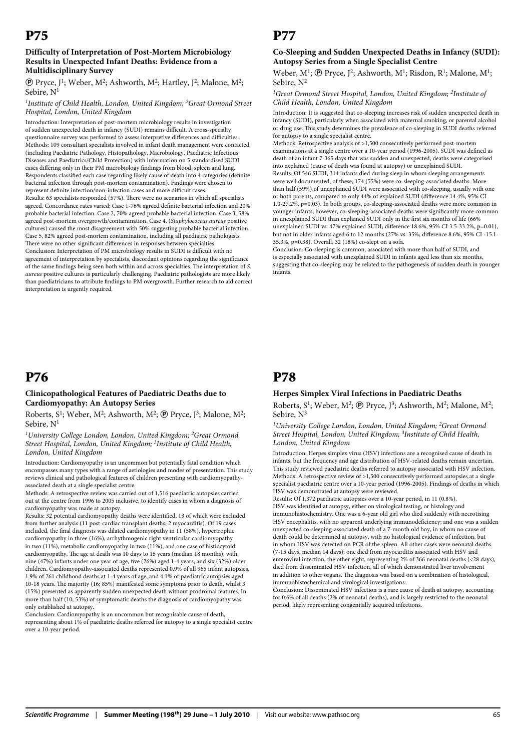# P75

### Difficulty of Interpretation of Post-Mortem Microbiology Results in Unexpected Infant Deaths: Evidence from a Multidisciplinary Survey

Ⓟ Pryce, J[1]; Weber, M[2]; Ashworth, M[2]; Hartley, J[2]; Malone, M[2]; Sebire, N[1]

*[1]Institute of Child Health, London, United Kingdom; [2]Great Ormond Street Hospital, London, United Kingdom*

Introduction: Interpretation of post-mortem microbiology results in investigation of sudden unexpected death in infancy (SUDI) remains difficult. A cross-specialty questionnaire survey was performed to assess interpretive differences and difficulties.
Methods: 109 consultant specialists involved in infant death management were contacted (including Paediatric Pathology, Histopathology, Microbiology, Paediatric Infectious Diseases and Paediatrics/Child Protection) with information on 5 standardised SUDI cases differing only in their PM microbiology findings from blood, spleen and lung. Respondents classified each case regarding likely cause of death into 4 categories (definite bacterial infection through post-mortem contamination). Findings were chosen to represent definite infection/non-infection cases and more difficult cases.
Results: 63 specialists responded (57%). There were no scenarios in which all specialists agreed. Concordance rates varied; Case 1-76% agreed definite bacterial infection and 20% probable bacterial infection. Case 2, 70% agreed probable bacterial infection. Case 3, 58% agreed post-mortem overgrowth/contamination. Case 4, (*Staphylococcus aureus* positive cultures) caused the most disagreement with 50% suggesting probable bacterial infection. Case 5, 82% agreed post-mortem contamination, including all paediatric pathologists. There were no other significant differences in responses between specialties.
Conclusion: Interpretation of PM microbiology results in SUDI is difficult with no agreement of interpretation by specialists, discordant opinions regarding the significance of the same findings being seen both within and across specialties. The interpretation of *S. aureus* positive cultures is particularly challenging. Paediatric pathologists are more likely than paediatricians to attribute findings to PM overgrowth. Further research to aid correct interpretation is urgently required.

# P76

### Clinicopathological Features of Paediatric Deaths due to Cardiomyopathy: An Autopsy Series

Roberts, S[1]; Weber, M[2]; Ashworth, M[2]; Ⓟ Pryce, J[3]; Malone, M[2]; Sebire, N[1]

*[1]University College London, London, United Kingdom; [2]Great Ormond Street Hospital, London, United Kingdom; [3]Institute of Child Health, London, United Kingdom*

Introduction: Cardiomyopathy is an uncommon but potentially fatal condition which encompasses many types with a range of aetiologies and modes of presentation. This study reviews clinical and pathological features of children presenting with cardiomyopathy-associated death at a single specialist centre.
Methods: A retrospective review was carried out of 1,516 paediatric autopsies carried out at the centre from 1996 to 2005 inclusive, to identify cases in whom a diagnosis of cardiomyopathy was made at autopsy.
Results: 32 potential cardiomyopathy deaths were identified, 13 of which were excluded from further analysis (11 post-cardiac transplant deaths; 2 myocarditis). Of 19 cases included, the final diagnosis was dilated cardiomyopathy in 11 (58%), hypertrophic cardiomyopathy in three (16%), arrhythmogenic right ventricular cardiomyopathy in two (11%), metabolic cardiomyopathy in two (11%), and one case of histiocytoid cardiomyopathy. The age at death was 10 days to 15 years (median 18 months), with nine (47%) infants under one year of age, five (26%) aged 1-4 years, and six (32%) older children. Cardiomyopathy-associated deaths represented 0.9% of all 965 infant autopsies, 1.9% of 261 childhood deaths at 1-4 years of age, and 4.1% of paediatric autopsies aged 10-18 years. The majority (16; 85%) manifested some symptoms prior to death, whilst 3 (15%) presented as apparently sudden unexpected death without prodromal features. In more than half (10; 53%) of symptomatic deaths the diagnosis of cardiomyopathy was only established at autopsy.
Conclusion: Cardiomyopathy is an uncommon but recognisable cause of death, representing about 1% of paediatric deaths referred for autopsy to a single specialist centre over a 10-year period.

# P77

### Co-Sleeping and Sudden Unexpected Deaths in Infancy (SUDI): Autopsy Series from a Single Specialist Centre

Weber, M[1]; Ⓟ Pryce, J[2]; Ashworth, M[1]; Risdon, R[1]; Malone, M[1]; Sebire, N[2]

*[1]Great Ormond Street Hospital, London, United Kingdom; [2]Institute of Child Health, London, United Kingdom*

Introduction: It is suggested that co-sleeping increases risk of sudden unexpected death in infancy (SUDI), particularly when associated with maternal smoking, or parental alcohol or drug use. This study determines the prevalence of co-sleeping in SUDI deaths referred for autopsy to a single specialist centre.
Methods: Retrospective analysis of >1,500 consecutively performed post-mortem examinations at a single centre over a 10-year period (1996-2005). SUDI was defined as death of an infant 7-365 days that was sudden and unexpected; deaths were categorised into explained (cause of death was found at autopsy) or unexplained SUDI.
Results: Of 546 SUDI, 314 infants died during sleep in whom sleeping arrangements were well documented; of these, 174 (55%) were co-sleeping-associated deaths. More than half (59%) of unexplained SUDI were associated with co-sleeping, usually with one or both parents, compared to only 44% of explained SUDI (difference 14.4%, 95% CI 1.0-27.2%, p=0.03). In both groups, co-sleeping-associated deaths were more common in younger infants; however, co-sleeping-associated deaths were significantly more common in unexplained SUDI than explained SUDI only in the first six months of life (66% unexplained SUDI vs. 47% explained SUDI; difference 18.6%, 95% CI 3.5-33.2%, p=0.01), but not in older infants aged 6 to 12 months (27% vs. 35%; difference 8.6%, 95% CI -15.1-35.3%, p=0.38). Overall, 32 (18%) co-slept on a sofa.
Conclusion: Co-sleeping is common, associated with more than half of SUDI, and is especially associated with unexplained SUDI in infants aged less than six months, suggesting that co-sleeping may be related to the pathogenesis of sudden death in younger infants.

# P78

### Herpes Simplex Viral Infections in Paediatric Deaths

Roberts, S[1]; Weber, M[2]; Ⓟ Pryce, J[3]; Ashworth, M[2]; Malone, M[2]; Sebire, N[3]

*[1]University College London, London, United Kingdom; [2]Great Ormond Street Hospital, London, United Kingdom; [3]Institute of Child Health, London, United Kingdom*

Introduction: Herpes simplex virus (HSV) infections are a recognised cause of death in infants, but the frequency and age distribution of HSV-related deaths remain uncertain. This study reviewed paediatric deaths referred to autopsy associated with HSV infection.
Methods: A retrospective review of >1,500 consecutively performed autopsies at a single specialist paediatric centre over a 10-year period (1996-2005). Findings of deaths in which HSV was demonstrated at autopsy were reviewed.
Results: Of 1,372 paediatric autopsies over a 10-year period, in 11 (0.8%), HSV was identified at autopsy, either on virological testing, or histology and immunohistochemistry. One was a 6-year old girl who died suddenly with necrotising HSV encephalitis, with no apparent underlying immunodeficiency; and one was a sudden unexpected co-sleeping-associated death of a 7-month old boy, in whom no cause of death could be determined at autopsy, with no histological evidence of infection, but in whom HSV was detected on PCR of the spleen. All other cases were neonatal deaths (7-15 days, median 14 days); one died from myocarditis associated with HSV and enteroviral infection, the other eight, representing 2% of 366 neonatal deaths (<28 days), died from disseminated HSV infection, all of which demonstrated liver involvement in addition to other organs. The diagnosis was based on a combination of histological, immunohistochemical and virological investigations.
Conclusion: Disseminated HSV infection is a rare cause of death at autopsy, accounting for 0.6% of all deaths (2% of neonatal deaths), and is largely restricted to the neonatal period, likely representing congenitally acquired infections.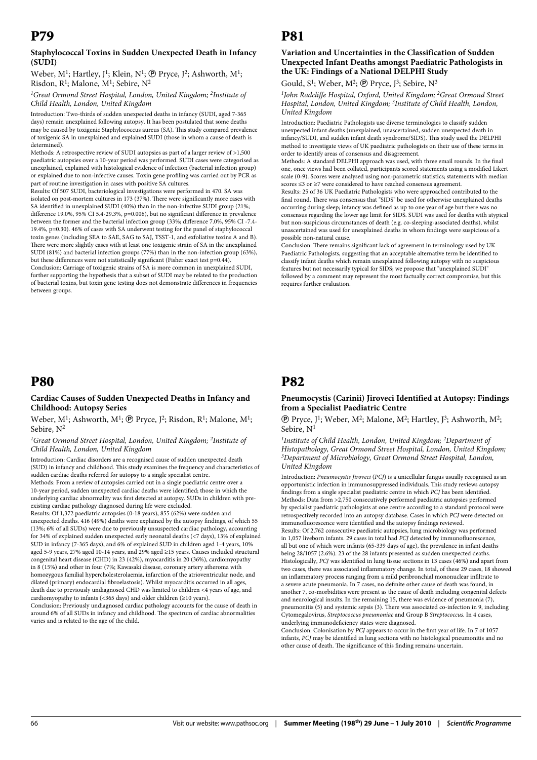# P79

### Staphylococcal Toxins in Sudden Unexpected Death in Infancy (SUDI)

Weber, M[1]; Hartley, J[1]; Klein, N[1]; Ⓟ Pryce, J[2]; Ashworth, M[1]; Risdon, R[1]; Malone, M[1]; Sebire, N[2]

*[1]Great Ormond Street Hospital, London, United Kingdom; [2]Institute of Child Health, London, United Kingdom*

Introduction: Two-thirds of sudden unexpected deaths in infancy (SUDI, aged 7-365 days) remain unexplained following autopsy. It has been postulated that some deaths may be caused by toxigenic Staphylococcus aureus (SA). This study compared prevalence of toxigenic SA in unexplained and explained SUDI (those in whom a cause of death is determined).

Methods: A retrospective review of SUDI autopsies as part of a larger review of >1,500 paediatric autopsies over a 10-year period was performed. SUDI cases were categorised as unexplained, explained with histological evidence of infection (bacterial infection group) or explained due to non-infective causes. Toxin gene profiling was carried out by PCR as part of routine investigation in cases with positive SA cultures.

Results: Of 507 SUDI, bacteriological investigations were performed in 470. SA was isolated on post-mortem cultures in 173 (37%). There were significantly more cases with SA identified in unexplained SUDI (40%) than in the non-infective SUDI group (21%; difference 19.0%, 95% CI 5.4-29.3%, p=0.006), but no significant difference in prevalence between the former and the bacterial infection group (33%; difference 7.0%, 95% CI -7.4-19.4%, p=0.30). 46% of cases with SA underwent testing for the panel of staphylococcal toxin genes (including SEA to SAE, SAG to SAJ, TSST-1, and exfoliative toxins A and B). There were more slightly cases with at least one toxigenic strain of SA in the unexplained SUDI (81%) and bacterial infection groups (77%) than in the non-infection group (63%), but these differences were not statistically significant (Fisher exact test p=0.44).

Conclusion: Carriage of toxigenic strains of SA is more common in unexplained SUDI, further supporting the hypothesis that a subset of SUDI may be related to the production of bacterial toxins, but toxin gene testing does not demonstrate differences in frequencies between groups.

# P80

### Cardiac Causes of Sudden Unexpected Deaths in Infancy and Childhood: Autopsy Series

Weber, M[1]; Ashworth, M[1]; Ⓟ Pryce, J[2]; Risdon, R[1]; Malone, M[1]; Sebire, N[2]

*[1]Great Ormond Street Hospital, London, United Kingdom; [2]Institute of Child Health, London, United Kingdom*

Introduction: Cardiac disorders are a recognised cause of sudden unexpected death (SUD) in infancy and childhood. This study examines the frequency and characteristics of sudden cardiac deaths referred for autopsy to a single specialist centre.

Methods: From a review of autopsies carried out in a single paediatric centre over a 10-year period, sudden unexpected cardiac deaths were identified; those in which the underlying cardiac abnormality was first detected at autopsy. SUDs in children with pre-existing cardiac pathology diagnosed during life were excluded.

Results: Of 1,372 paediatric autopsies (0-18 years), 855 (62%) were sudden and unexpected deaths. 416 (49%) deaths were explained by the autopsy findings, of which 55 (13%; 6% of all SUDs) were due to previously unsuspected cardiac pathology, accounting for 34% of explained sudden unexpected early neonatal deaths (<7 days), 13% of explained SUD in infancy (7-365 days), and 6% of explained SUD in children aged 1-4 years, 10% aged 5-9 years, 27% aged 10-14 years, and 29% aged ≥15 years. Causes included structural congenital heart disease (CHD) in 23 (42%), myocarditis in 20 (36%), cardiomyopathy in 8 (15%) and other in four (7%; Kawasaki disease, coronary artery atheroma with homozygous familial hypercholesterolaemia, infarction of the atrioventricular node, and dilated (primary) endocardial fibroelastosis). Whilst myocarditis occurred in all ages, death due to previously undiagnosed CHD was limited to children <4 years of age, and cardiomyopathy to infants (<365 days) and older children (≥10 years).

Conclusion: Previously undiagnosed cardiac pathology accounts for the cause of death in around 6% of all SUDs in infancy and childhood. The spectrum of cardiac abnormalities varies and is related to the age of the child.

# P81

### Variation and Uncertainties in the Classification of Sudden Unexpected Infant Deaths amongst Paediatric Pathologists in the UK: Findings of a National DELPHI Study

Gould, S[1]; Weber, M[2]; Ⓟ Pryce, J[3]; Sebire, N[3]

*[1]John Radcliffe Hospital, Oxford, United Kingdom; [2]Great Ormond Street Hospital, London, United Kingdom; [3]Institute of Child Health, London, United Kingdom*

Introduction: Paediatric Pathologists use diverse terminologies to classify sudden unexpected infant deaths (unexplained, unascertained, sudden unexpected death in infancy/SUDI, and sudden infant death syndrome/SIDS). This study used the DELPHI method to investigate views of UK paediatric pathologists on their use of these terms in order to identify areas of consensus and disagreement.

Methods: A standard DELPHI approach was used, with three email rounds. In the final one, once views had been collated, participants scored statements using a modified Likert scale (0-9). Scores were analysed using non-parametric statistics; statements with median scores ≤3 or ≥7 were considered to have reached consensus agreement.

Results: 25 of 36 UK Paediatric Pathologists who were approached contributed to the final round. There was consensus that "SIDS" be used for otherwise unexplained deaths occurring during sleep; infancy was defined as up to one year of age but there was no consensus regarding the lower age limit for SIDS. SUDI was used for deaths with atypical but non-suspicious circumstances of death (e.g. co-sleeping-associated deaths), whilst unascertained was used for unexplained deaths in whom findings were suspicious of a possible non-natural cause.

Conclusion: There remains significant lack of agreement in terminology used by UK Paediatric Pathologists, suggesting that an acceptable alternative term be identified to classify infant deaths which remain unexplained following autopsy with no suspicious features but not necessarily typical for SIDS; we propose that "unexplained SUDI" followed by a comment may represent the most factually correct compromise, but this requires further evaluation.

# P82

### Pneumocystis (Carinii) Jiroveci Identified at Autopsy: Findings from a Specialist Paediatric Centre

Ⓟ Pryce, J[1]; Weber, M[2]; Malone, M[2]; Hartley, J[3]; Ashworth, M[2]; Sebire, N[1]

*[1]Institute of Child Health, London, United Kingdom; [2]Department of Histopathology, Great Ormond Street Hospital, London, United Kingdom; [3]Department of Microbiology, Great Ormond Street Hospital, London, United Kingdom*

Introduction: *Pneumocystis Jiroveci* (*PCJ*) is a unicellular fungus usually recognised as an opportunistic infection in immunosuppressed individuals. This study reviews autopsy findings from a single specialist paediatric centre in which *PCJ* has been identified.

Methods: Data from >2,750 consecutively performed paediatric autopsies performed by specialist paediatric pathologists at one centre according to a standard protocol were retrospectively recorded into an autopsy database. Cases in which *PCJ* were detected on immunofluorescence were identified and the autopsy findings reviewed.

Results: Of 2,762 consecutive paediatric autopsies, lung microbiology was performed in 1,057 liveborn infants. 29 cases in total had *PCJ* detected by immunofluorescence, all but one of which were infants (65-339 days of age), the prevalence in infant deaths being 28/1057 (2.6%). 23 of the 28 infants presented as sudden unexpected deaths. Histologically, *PCJ* was identified in lung tissue sections in 13 cases (46%) and apart from two cases, there was associated inflammatory change. In total, of these 29 cases, 18 showed an inflammatory process ranging from a mild peribronchial mononuclear infiltrate to a severe acute pneumonia. In 7 cases, no definite other cause of death was found, in another 7, co-morbidities were present as the cause of death including congenital defects and neurological insults. In the remaining 15, there was evidence of pneumonia (7), pneumonitis (5) and systemic sepsis (3). There was associated co-infection in 9, including Cytomegalovirus, *Streptococcus pneumoniae* and Group B *Streptococcus*. In 4 cases, underlying immunodeficiency states were diagnosed.

Conclusion: Colonisation by *PCJ* appears to occur in the first year of life. In 7 of 1057 infants, *PCJ* may be identified in lung sections with no histological pneumonitis and no other cause of death. The significance of this finding remains uncertain.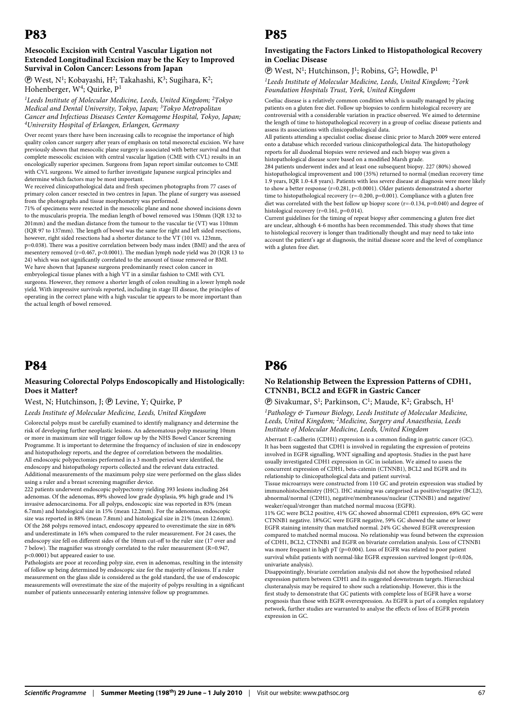# P83

### Mesocolic Excision with Central Vascular Ligation not Extended Longitudinal Excision may be the Key to Improved Survival in Colon Cancer: Lessons from Japan

Ⓟ West, N[1]; Kobayashi, H[2]; Takahashi, K[3]; Sugihara, K[2]; Hohenberger, W[4]; Quirke, P[1]

*[1]Leeds Institute of Molecular Medicine, Leeds, United Kingdom; [2]Tokyo Medical and Dental University, Tokyo, Japan; [3]Tokyo Metropolitan Cancer and Infectious Diseases Center Komagome Hospital, Tokyo, Japan; [4]University Hospital of Erlangen, Erlangen, Germany*

Over recent years there have been increasing calls to recognise the importance of high quality colon cancer surgery after years of emphasis on total mesorectal excision. We have previously shown that mesocolic plane surgery is associated with better survival and that complete mesocolic excision with central vascular ligation (CME with CVL) results in an oncologically superior specimen. Surgeons from Japan report similar outcomes to CME with CVL surgeons. We aimed to further investigate Japanese surgical principles and determine which factors may be most important.

We received clinicopathological data and fresh specimen photographs from 77 cases of primary colon cancer resected in two centres in Japan. The plane of surgery was assessed from the photographs and tissue morphometry was performed.

71% of specimens were resected in the mesocolic plane and none showed incisions down to the muscularis propria. The median length of bowel removed was 150mm (IQR 132 to 201mm) and the median distance from the tumour to the vascular tie (VT) was 110mm (IQR 97 to 137mm). The length of bowel was the same for right and left sided resections, however, right sided resections had a shorter distance to the VT (101 vs. 123mm, $p=0.038$). There was a positive correlation between body mass index (BMI) and the area of mesentery removed ($r=0.467$, $p<0.0001$). The median lymph node yield was 20 (IQR 13 to 24) which was not significantly correlated to the amount of tissue removed or BMI.

We have shown that Japanese surgeons predominantly resect colon cancer in embryological tissue planes with a high VT in a similar fashion to CME with CVL surgeons. However, they remove a shorter length of colon resulting in a lower lymph node yield. With impressive survivals reported, including in stage III disease, the principles of operating in the correct plane with a high vascular tie appears to be more important than the actual length of bowel removed.

# P84

### Measuring Colorectal Polyps Endoscopically and Histologically: Does it Matter?

West, N; Hutchinson, J; Ⓟ Levine, Y; Quirke, P

*Leeds Institute of Molecular Medicine, Leeds, United Kingdom*

Colorectal polyps must be carefully examined to identify malignancy and determine the risk of developing further neoplastic lesions. An adenomatous polyp measuring 10mm or more in maximum size will trigger follow up by the NHS Bowel Cancer Screening Programme. It is important to determine the frequency of inclusion of size in endoscopy and histopathology reports, and the degree of correlation between the modalities.

All endoscopic polypectomies performed in a 3 month period were identified, the endoscopy and histopathology reports collected and the relevant data extracted. Additional measurements of the maximum polyp size were performed on the glass slides using a ruler and a breast screening magnifier device.

222 patients underwent endoscopic polypectomy yielding 393 lesions including 264 adenomas. Of the adenomas, 89% showed low grade dysplasia, 9% high grade and 1% invasive adenocarcinoma. For all polyps, endoscopic size was reported in 83% (mean 6.7mm) and histological size in 15% (mean 12.2mm). For the adenomas, endoscopic size was reported in 88% (mean 7.8mm) and histological size in 21% (mean 12.6mm). Of the 268 polyps removed intact, endoscopy appeared to overestimate the size in 68% and underestimate in 16% when compared to the ruler measurement. For 24 cases, the endoscopy size fell on different sides of the 10mm cut-off to the ruler size (17 over and 7 below). The magnifier was strongly correlated to the ruler measurement ($R=0.947$, $p<0.0001$) but appeared easier to use.

Pathologists are poor at recording polyp size, even in adenomas, resulting in the intensity of follow up being determined by endoscopic size for the majority of lesions. If a ruler measurement on the glass slide is considered as the gold standard, the use of endoscopic measurements will overestimate the size of the majority of polyps resulting in a significant number of patients unnecessarily entering intensive follow up programmes.

# P85

### Investigating the Factors Linked to Histopathological Recovery in Coeliac Disease

Ⓟ West, N[1]; Hutchinson, J[1]; Robins, G[2]; Howdle, P[1]

*[1]Leeds Institute of Molecular Medicine, Leeds, United Kingdom; [2]York Foundation Hospitals Trust, York, United Kingdom*

Coeliac disease is a relatively common condition which is usually managed by placing patients on a gluten free diet. Follow up biopsies to confirm histological recovery are controversial with a considerable variation in practice observed. We aimed to determine the length of time to histopathological recovery in a group of coeliac disease patients and assess its associations with clinicopathological data.

All patients attending a specialist coeliac disease clinic prior to March 2009 were entered onto a database which recorded various clinicopathological data. The histopathology reports for all duodenal biopsies were reviewed and each biopsy was given a histopathological disease score based on a modified Marsh grade.

284 patients underwent index and at least one subsequent biopsy. 227 (80%) showed histopathological improvement and 100 (35%) returned to normal (median recovery time 1.9 years, IQR 1.0-4.8 years). Patients with less severe disease at diagnosis were more likely to show a better response ($r=0.281$, $p<0.0001$). Older patients demonstrated a shorter time to histopathological recovery ($r=-0.200$, $p=0.001$). Compliance with a gluten free diet was correlated with the best follow up biopsy score ($r=-0.134$, $p=0.040$) and degree of histological recovery ($r=0.161$, $p=0.014$).

Current guidelines for the timing of repeat biopsy after commencing a gluten free diet are unclear, although 4-6 months has been recommended. This study shows that time to histological recovery is longer than traditionally thought and may need to take into account the patient's age at diagnosis, the initial disease score and the level of compliance with a gluten free diet.

# P86

### No Relationship Between the Expression Patterns of CDH1, CTNNB1, BCL2 and EGFR in Gastric Cancer

Ⓟ Sivakumar, S[1]; Parkinson, C[1]; Maude, K[2]; Grabsch, H[1]

*[1]Pathology & Tumour Biology, Leeds Institute of Molecular Medicine, Leeds, United Kingdom; [2]Medicine, Surgery and Anaesthesia, Leeds Institute of Molecular Medicine, Leeds, United Kingdom*

Aberrant E-cadherin (CDH1) expression is a common finding in gastric cancer (GC). It has been suggested that CDH1 is involved in regulating the expression of proteins involved in EGFR signalling, WNT signalling and apoptosis. Studies in the past have usually investigated CDH1 expression in GC in isolation. We aimed to assess the concurrent expression of CDH1, beta-catenin (CTNNB1), BCL2 and EGFR and its relationship to clinicopathological data and patient survival.

Tissue microarrays were constructed from 110 GC and protein expression was studied by immunohistochemistry (IHC). IHC staining was categorised as positive/negative (BCL2), abnormal/normal (CDH1), negative/membranous/nuclear (CTNNB1) and negative/weaker/equal/stronger than matched normal mucosa (EGFR).

11% GC were BCL2 positive, 41% GC showed abnormal CDH1 expression, 69% GC were CTNNB1 negative. 18%GC were EGFR negative, 59% GC showed the same or lower EGFR staining intensity than matched normal. 24% GC showed EGFR overexpression compared to matched normal mucosa. No relationship was found between the expression of CDH1, BCL2, CTNNB1 and EGFR on bivariate correlation analysis. Loss of CTNNB1 was more frequent in high pT ($p=0.004$). Loss of EGFR was related to poor patient survival whilst patients with normal-like EGFR expression survived longest ($p=0.026$, univariate analysis).

Disappointingly, bivariate correlation analysis did not show the hypothesised related expression pattern between CDH1 and its suggested downstream targets. Hierarchical clusteranalysis may be required to show such a relationship. However, this is the first study to demonstrate that GC patients with complete loss of EGFR have a worse prognosis than those with EGFR overexpression. As EGFR is part of a complex regulatory network, further studies are warranted to analyse the effects of loss of EGFR protein expression in GC.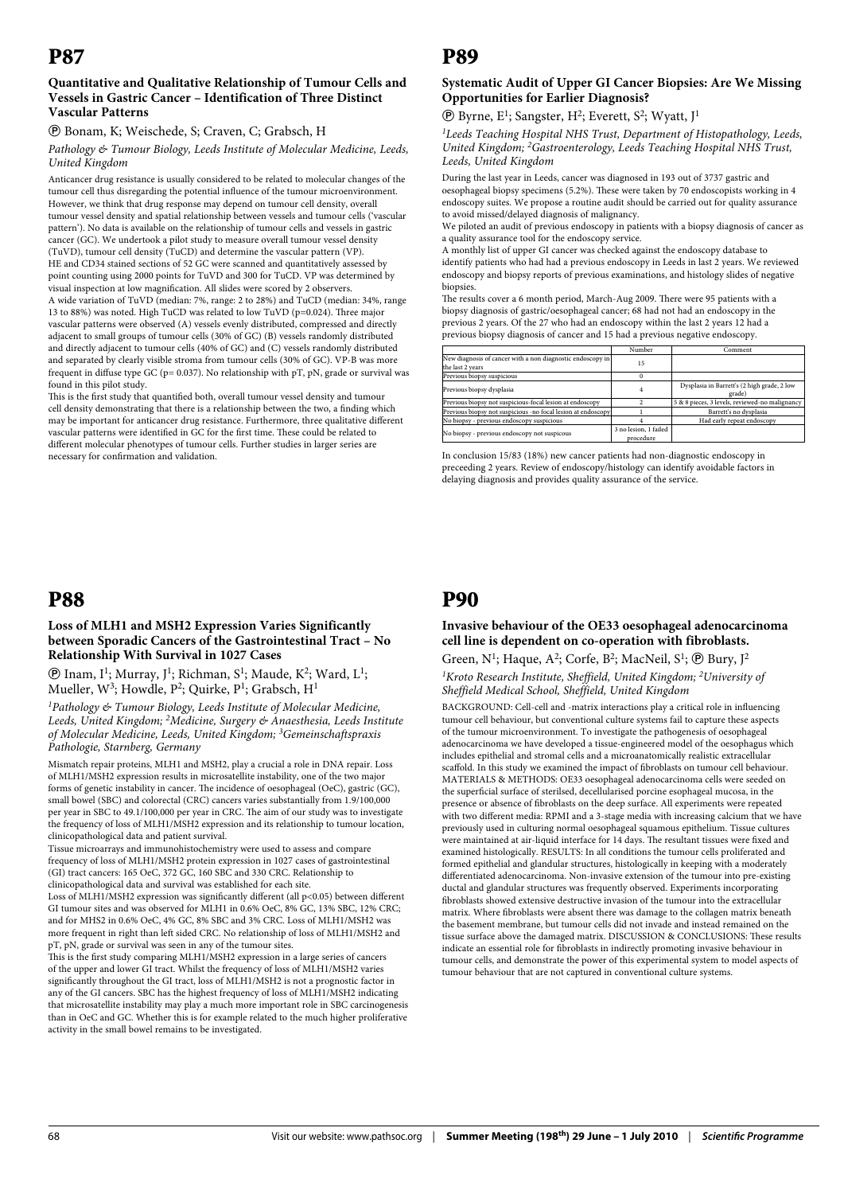# P87

### Quantitative and Qualitative Relationship of Tumour Cells and Vessels in Gastric Cancer – Identification of Three Distinct Vascular Patterns

Ⓟ Bonam, K; Weischede, S; Craven, C; Grabsch, H

*Pathology & Tumour Biology, Leeds Institute of Molecular Medicine, Leeds, United Kingdom*

Anticancer drug resistance is usually considered to be related to molecular changes of the tumour cell thus disregarding the potential influence of the tumour microenvironment. However, we think that drug response may depend on tumour cell density, overall tumour vessel density and spatial relationship between vessels and tumour cells ('vascular pattern'). No data is available on the relationship of tumour cells and vessels in gastric cancer (GC). We undertook a pilot study to measure overall tumour vessel density (TuVD), tumour cell density (TuCD) and determine the vascular pattern (VP).

HE and CD34 stained sections of 52 GC were scanned and quantitatively assessed by point counting using 2000 points for TuVD and 300 for TuCD. VP was determined by visual inspection at low magnification. All slides were scored by 2 observers.

A wide variation of TuVD (median: 7%, range: 2 to 28%) and TuCD (median: 34%, range 13 to 88%) was noted. High TuCD was related to low TuVD ($p=0.024$). Three major vascular patterns were observed (A) vessels evenly distributed, compressed and directly adjacent to small groups of tumour cells (30% of GC) (B) vessels randomly distributed and directly adjacent to tumour cells (40% of GC) and (C) vessels randomly distributed and separated by clearly visible stroma from tumour cells (30% of GC). VP-B was more frequent in diffuse type GC ($p= 0.037$). No relationship with pT, pN, grade or survival was found in this pilot study.

This is the first study that quantified both, overall tumour vessel density and tumour cell density demonstrating that there is a relationship between the two, a finding which may be important for anticancer drug resistance. Furthermore, three qualitative different vascular patterns were identified in GC for the first time. These could be related to different molecular phenotypes of tumour cells. Further studies in larger series are necessary for confirmation and validation.

# P88

### Loss of MLH1 and MSH2 Expression Varies Significantly between Sporadic Cancers of the Gastrointestinal Tract – No Relationship With Survival in 1027 Cases

Ⓟ Inam, I[1]; Murray, J[1]; Richman, S[1]; Maude, K[2]; Ward, L[1]; Mueller, W[3]; Howdle, P[2]; Quirke, P[1]; Grabsch, H[1]

*[1]Pathology & Tumour Biology, Leeds Institute of Molecular Medicine, Leeds, United Kingdom; [2]Medicine, Surgery & Anaesthesia, Leeds Institute of Molecular Medicine, Leeds, United Kingdom; [3]Gemeinschaftspraxis Pathologie, Starnberg, Germany*

Mismatch repair proteins, MLH1 and MSH2, play a crucial a role in DNA repair. Loss of MLH1/MSH2 expression results in microsatellite instability, one of the two major forms of genetic instability in cancer. The incidence of oesophageal (OeC), gastric (GC), small bowel (SBC) and colorectal (CRC) cancers varies substantially from 1.9/100,000 per year in SBC to 49.1/100,000 per year in CRC. The aim of our study was to investigate the frequency of loss of MLH1/MSH2 expression and its relationship to tumour location, clinicopathological data and patient survival.

Tissue microarrays and immunohistochemistry were used to assess and compare frequency of loss of MLH1/MSH2 protein expression in 1027 cases of gastrointestinal (GI) tract cancers: 165 OeC, 372 GC, 160 SBC and 330 CRC. Relationship to clinicopathological data and survival was established for each site.

Loss of MLH1/MSH2 expression was significantly different (all $p<0.05$) between different GI tumour sites and was observed for MLH1 in 0.6% OeC, 8% GC, 13% SBC, 12% CRC; and for MHS2 in 0.6% OeC, 4% GC, 8% SBC and 3% CRC. Loss of MLH1/MSH2 was more frequent in right than left sided CRC. No relationship of loss of MLH1/MSH2 and pT, pN, grade or survival was seen in any of the tumour sites.

This is the first study comparing MLH1/MSH2 expression in a large series of cancers of the upper and lower GI tract. Whilst the frequency of loss of MLH1/MSH2 varies significantly throughout the GI tract, loss of MLH1/MSH2 is not a prognostic factor in any of the GI cancers. SBC has the highest frequency of loss of MLH1/MSH2 indicating that microsatellite instability may play a much more important role in SBC carcinogenesis than in OeC and GC. Whether this is for example related to the much higher proliferative activity in the small bowel remains to be investigated.

# P89

### Systematic Audit of Upper GI Cancer Biopsies: Are We Missing Opportunities for Earlier Diagnosis?

Ⓟ Byrne, E[1]; Sangster, H[2]; Everett, S[2]; Wyatt, J[1]

*[1]Leeds Teaching Hospital NHS Trust, Department of Histopathology, Leeds, United Kingdom; [2]Gastroenterology, Leeds Teaching Hospital NHS Trust, Leeds, United Kingdom*

During the last year in Leeds, cancer was diagnosed in 193 out of 3737 gastric and oesophageal biopsy specimens (5.2%). These were taken by 70 endoscopists working in 4 endoscopy suites. We propose a routine audit should be carried out for quality assurance to avoid missed/delayed diagnosis of malignancy.

We piloted an audit of previous endoscopy in patients with a biopsy diagnosis of cancer as a quality assurance tool for the endoscopy service.

A monthly list of upper GI cancer was checked against the endoscopy database to identify patients who had had a previous endoscopy in Leeds in last 2 years. We reviewed endoscopy and biopsy reports of previous examinations, and histology slides of negative biopsies.

The results cover a 6 month period, March-Aug 2009. There were 95 patients with a biopsy diagnosis of gastric/oesophageal cancer; 68 had not had an endoscopy in the previous 2 years. Of the 27 who had an endoscopy within the last 2 years 12 had a previous biopsy diagnosis of cancer and 15 had a previous negative endoscopy.

| | Number | Comment |
|---|---|---|
| New diagnosis of cancer with a non diagnostic endoscopy in the last 2 years | 15 | |
| Previous biopsy suspicious | 0 | |
| Previous biopsy dysplasia | 4 | Dysplasia in Barrett's (2 high grade, 2 low grade) |
| Previous biopsy not suspicious-focal lesion at endoscopy | 2 | 5 & 8 pieces, 3 levels, reviewed-no malignancy |
| Previous biopsy not suspicious -no focal lesion at endoscopy | 1 | Barrett's no dysplasia |
| No biopsy - previous endoscopy suspicious | 4 | Had early repeat endoscopy |
| No biopsy - previous endoscopy not suspicous | 3 no lesion, 1 failed procedure | |

In conclusion 15/83 (18%) new cancer patients had non-diagnostic endoscopy in preceeding 2 years. Review of endoscopy/histology can identify avoidable factors in delaying diagnosis and provides quality assurance of the service.

# P90

### Invasive behaviour of the OE33 oesophageal adenocarcinoma cell line is dependent on co-operation with fibroblasts.

Green, N[1]; Haque, A[2]; Corfe, B[2]; MacNeil, S[1]; Ⓟ Bury, J[2]

*[1]Kroto Research Institute, Sheffield, United Kingdom; [2]University of Sheffield Medical School, Sheffield, United Kingdom*

BACKGROUND: Cell-cell and -matrix interactions play a critical role in influencing tumour cell behaviour, but conventional culture systems fail to capture these aspects of the tumour microenvironment. To investigate the pathogenesis of oesophageal adenocarcinoma we have developed a tissue-engineered model of the oesophagus which includes epithelial and stromal cells and a microanatomically realistic extracellular scaffold. In this study we examined the impact of fibroblasts on tumour cell behaviour. MATERIALS & METHODS: OE33 oesophageal adenocarcinoma cells were seeded on the superficial surface of sterilsed, decellularised porcine esophageal mucosa, in the presence or absence of fibroblasts on the deep surface. All experiments were repeated with two different media: RPMI and a 3-stage media with increasing calcium that we have previously used in culturing normal oesophageal squamous epithelium. Tissue cultures were maintained at air-liquid interface for 14 days. The resultant tissues were fixed and examined histologically. RESULTS: In all conditions the tumour cells proliferated and formed epithelial and glandular structures, histologically in keeping with a moderately differentiated adenocarcinoma. Non-invasive extension of the tumour into pre-existing ductal and glandular structures was frequently observed. Experiments incorporating fibroblasts showed extensive destructive invasion of the tumour into the extracellular matrix. Where fibroblasts were absent there was damage to the collagen matrix beneath the basement membrane, but tumour cells did not invade and instead remained on the tissue surface above the damaged matrix. DISCUSSION & CONCLUSIONS: These results indicate an essential role for fibroblasts in indirectly promoting invasive behaviour in tumour cells, and demonstrate the power of this experimental system to model aspects of tumour behaviour that are not captured in conventional culture systems.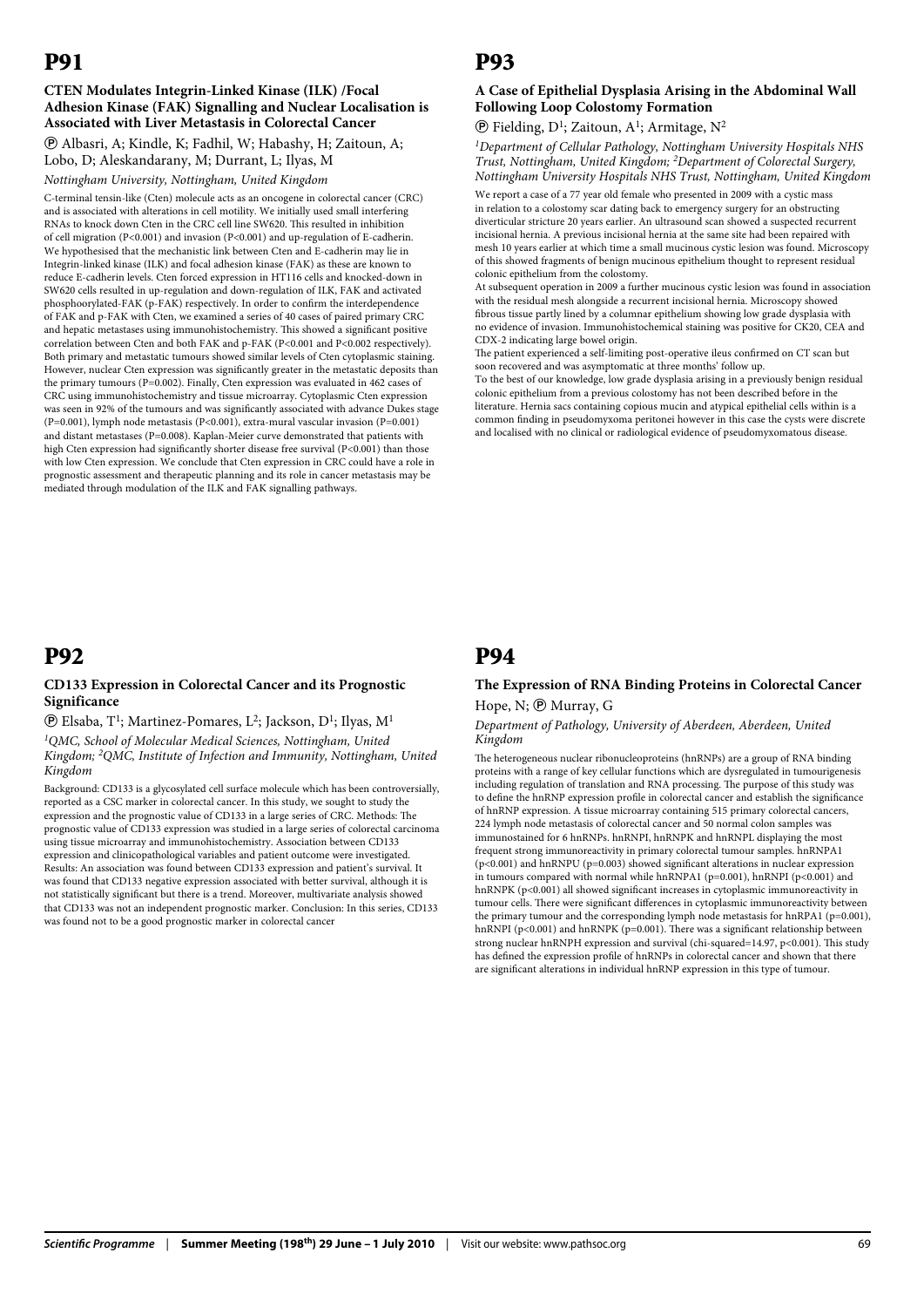# P91

### CTEN Modulates Integrin-Linked Kinase (ILK) /Focal Adhesion Kinase (FAK) Signalling and Nuclear Localisation is Associated with Liver Metastasis in Colorectal Cancer

Ⓟ Albasri, A; Kindle, K; Fadhil, W; Habashy, H; Zaitoun, A; Lobo, D; Aleskandarany, M; Durrant, L; Ilyas, M

*Nottingham University, Nottingham, United Kingdom*

C-terminal tensin-like (Cten) molecule acts as an oncogene in colorectal cancer (CRC) and is associated with alterations in cell motility. We initially used small interfering RNAs to knock down Cten in the CRC cell line SW620. This resulted in inhibition of cell migration (P<0.001) and invasion (P<0.001) and up-regulation of E-cadherin. We hypothesised that the mechanistic link between Cten and E-cadherin may lie in Integrin-linked kinase (ILK) and focal adhesion kinase (FAK) as these are known to reduce E-cadherin levels. Cten forced expression in HT116 cells and knocked-down in SW620 cells resulted in up-regulation and down-regulation of ILK, FAK and activated phosphoorylated-FAK (p-FAK) respectively. In order to confirm the interdependence of FAK and p-FAK with Cten, we examined a series of 40 cases of paired primary CRC and hepatic metastases using immunohistochemistry. This showed a significant positive correlation between Cten and both FAK and p-FAK (P<0.001 and P<0.002 respectively). Both primary and metastatic tumours showed similar levels of Cten cytoplasmic staining. However, nuclear Cten expression was significantly greater in the metastatic deposits than the primary tumours (P=0.002). Finally, Cten expression was evaluated in 462 cases of CRC using immunohistochemistry and tissue microarray. Cytoplasmic Cten expression was seen in 92% of the tumours and was significantly associated with advance Dukes stage (P=0.001), lymph node metastasis (P<0.001), extra-mural vascular invasion (P=0.001) and distant metastases (P=0.008). Kaplan-Meier curve demonstrated that patients with high Cten expression had significantly shorter disease free survival (P<0.001) than those with low Cten expression. We conclude that Cten expression in CRC could have a role in prognostic assessment and therapeutic planning and its role in cancer metastasis may be mediated through modulation of the ILK and FAK signalling pathways.

# P92

### CD133 Expression in Colorectal Cancer and its Prognostic Significance

Ⓟ Elsaba, T[1]; Martinez-Pomares, L[2]; Jackson, D[1]; Ilyas, M[1]

*[1]QMC, School of Molecular Medical Sciences, Nottingham, United Kingdom; [2]QMC, Institute of Infection and Immunity, Nottingham, United Kingdom*

Background: CD133 is a glycosylated cell surface molecule which has been controversially, reported as a CSC marker in colorectal cancer. In this study, we sought to study the expression and the prognostic value of CD133 in a large series of CRC. Methods: The prognostic value of CD133 expression was studied in a large series of colorectal carcinoma using tissue microarray and immunohistochemistry. Association between CD133 expression and clinicopathological variables and patient outcome were investigated. Results: An association was found between CD133 expression and patient's survival. It was found that CD133 negative expression associated with better survival, although it is not statistically significant but there is a trend. Moreover, multivariate analysis showed that CD133 was not an independent prognostic marker. Conclusion: In this series, CD133 was found not to be a good prognostic marker in colorectal cancer

# P93

### A Case of Epithelial Dysplasia Arising in the Abdominal Wall Following Loop Colostomy Formation

Ⓟ Fielding, D[1]; Zaitoun, A[1]; Armitage, N[2]

*[1]Department of Cellular Pathology, Nottingham University Hospitals NHS Trust, Nottingham, United Kingdom; [2]Department of Colorectal Surgery, Nottingham University Hospitals NHS Trust, Nottingham, United Kingdom*

We report a case of a 77 year old female who presented in 2009 with a cystic mass in relation to a colostomy scar dating back to emergency surgery for an obstructing diverticular stricture 20 years earlier. An ultrasound scan showed a suspected recurrent incisional hernia. A previous incisional hernia at the same site had been repaired with mesh 10 years earlier at which time a small mucinous cystic lesion was found. Microscopy of this showed fragments of benign mucinous epithelium thought to represent residual colonic epithelium from the colostomy.

At subsequent operation in 2009 a further mucinous cystic lesion was found in association with the residual mesh alongside a recurrent incisional hernia. Microscopy showed fibrous tissue partly lined by a columnar epithelium showing low grade dysplasia with no evidence of invasion. Immunohistochemical staining was positive for CK20, CEA and CDX-2 indicating large bowel origin.

The patient experienced a self-limiting post-operative ileus confirmed on CT scan but soon recovered and was asymptomatic at three months' follow up.

To the best of our knowledge, low grade dysplasia arising in a previously benign residual colonic epithelium from a previous colostomy has not been described before in the literature. Hernia sacs containing copious mucin and atypical epithelial cells within is a common finding in pseudomyxoma peritonei however in this case the cysts were discrete and localised with no clinical or radiological evidence of pseudomyxomatous disease.

# P94

### The Expression of RNA Binding Proteins in Colorectal Cancer

Hope, N; Ⓟ Murray, G

*Department of Pathology, University of Aberdeen, Aberdeen, United Kingdom*

The heterogeneous nuclear ribonucleoproteins (hnRNPs) are a group of RNA binding proteins with a range of key cellular functions which are dysregulated in tumourigenesis including regulation of translation and RNA processing. The purpose of this study was to define the hnRNP expression profile in colorectal cancer and establish the significance of hnRNP expression. A tissue microarray containing 515 primary colorectal cancers, 224 lymph node metastasis of colorectal cancer and 50 normal colon samples was immunostained for 6 hnRNPs. hnRNPI, hnRNPK and hnRNPL displaying the most frequent strong immunoreactivity in primary colorectal tumour samples. hnRNPA1 (p<0.001) and hnRNPU (p=0.003) showed significant alterations in nuclear expression in tumours compared with normal while hnRNPA1 (p=0.001), hnRNPI (p<0.001) and hnRNPK (p<0.001) all showed significant increases in cytoplasmic immunoreactivity in tumour cells. There were significant differences in cytoplasmic immunoreactivity between the primary tumour and the corresponding lymph node metastasis for hnRPA1 (p=0.001), hnRNPI (p<0.001) and hnRNPK (p=0.001). There was a significant relationship between strong nuclear hnRNPH expression and survival (chi-squared=14.97, p<0.001). This study has defined the expression profile of hnRNPs in colorectal cancer and shown that there are significant alterations in individual hnRNP expression in this type of tumour.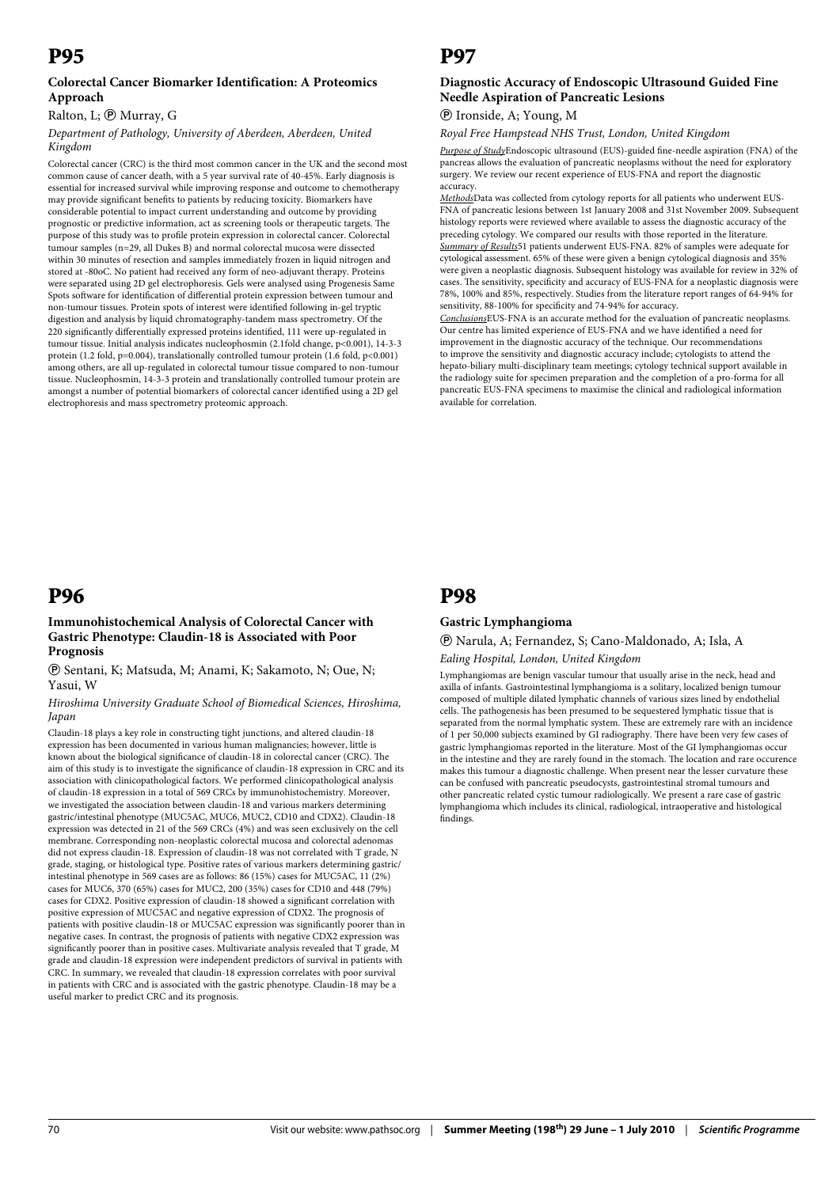# P95

### Colorectal Cancer Biomarker Identification: A Proteomics Approach

Ralton, L; Ⓟ Murray, G

*Department of Pathology, University of Aberdeen, Aberdeen, United Kingdom*

Colorectal cancer (CRC) is the third most common cancer in the UK and the second most common cause of cancer death, with a 5 year survival rate of 40-45%. Early diagnosis is essential for increased survival while improving response and outcome to chemotherapy may provide significant benefits to patients by reducing toxicity. Biomarkers have considerable potential to impact current understanding and outcome by providing prognostic or predictive information, act as screening tools or therapeutic targets. The purpose of this study was to profile protein expression in colorectal cancer. Colorectal tumour samples (n=29, all Dukes B) and normal colorectal mucosa were dissected within 30 minutes of resection and samples immediately frozen in liquid nitrogen and stored at -80oC. No patient had received any form of neo-adjuvant therapy. Proteins were separated using 2D gel electrophoresis. Gels were analysed using Progenesis Same Spots software for identification of differential protein expression between tumour and non-tumour tissues. Protein spots of interest were identified following in-gel tryptic digestion and analysis by liquid chromatography-tandem mass spectrometry. Of the 220 significantly differentially expressed proteins identified, 111 were up-regulated in tumour tissue. Initial analysis indicates nucleophosmin (2.1fold change, $p<0.001$), 14-3-3 protein (1.2 fold, $p=0.004$), translationally controlled tumour protein (1.6 fold, $p<0.001$) among others, are all up-regulated in colorectal tumour tissue compared to non-tumour tissue. Nucleophosmin, 14-3-3 protein and translationally controlled tumour protein are amongst a number of potential biomarkers of colorectal cancer identified using a 2D gel electrophoresis and mass spectrometry proteomic approach.

# P96

### Immunohistochemical Analysis of Colorectal Cancer with Gastric Phenotype: Claudin-18 is Associated with Poor Prognosis

Ⓟ Sentani, K; Matsuda, M; Anami, K; Sakamoto, N; Oue, N; Yasui, W

*Hiroshima University Graduate School of Biomedical Sciences, Hiroshima, Japan*

Claudin-18 plays a key role in constructing tight junctions, and altered claudin-18 expression has been documented in various human malignancies; however, little is known about the biological significance of claudin-18 in colorectal cancer (CRC). The aim of this study is to investigate the significance of claudin-18 expression in CRC and its association with clinicopathological factors. We performed clinicopathological analysis of claudin-18 expression in a total of 569 CRCs by immunohistochemistry. Moreover, we investigated the association between claudin-18 and various markers determining gastric/intestinal phenotype (MUC5AC, MUC6, MUC2, CD10 and CDX2). Claudin-18 expression was detected in 21 of the 569 CRCs (4%) and was seen exclusively on the cell membrane. Corresponding non-neoplastic colorectal mucosa and colorectal adenomas did not express claudin-18. Expression of claudin-18 was not correlated with T grade, N grade, staging, or histological type. Positive rates of various markers determining gastric/intestinal phenotype in 569 cases are as follows: 86 (15%) cases for MUC5AC, 11 (2%) cases for MUC6, 370 (65%) cases for MUC2, 200 (35%) cases for CD10 and 448 (79%) cases for CDX2. Positive expression of claudin-18 showed a significant correlation with positive expression of MUC5AC and negative expression of CDX2. The prognosis of patients with positive claudin-18 or MUC5AC expression was significantly poorer than in negative cases. In contrast, the prognosis of patients with negative CDX2 expression was significantly poorer than in positive cases. Multivariate analysis revealed that T grade, M grade and claudin-18 expression were independent predictors of survival in patients with CRC. In summary, we revealed that claudin-18 expression correlates with poor survival in patients with CRC and is associated with the gastric phenotype. Claudin-18 may be a useful marker to predict CRC and its prognosis.

# P97

### Diagnostic Accuracy of Endoscopic Ultrasound Guided Fine Needle Aspiration of Pancreatic Lesions

Ⓟ Ironside, A; Young, M

*Royal Free Hampstead NHS Trust, London, United Kingdom*

*Purpose of Study*Endoscopic ultrasound (EUS)-guided fine-needle aspiration (FNA) of the pancreas allows the evaluation of pancreatic neoplasms without the need for exploratory surgery. We review our recent experience of EUS-FNA and report the diagnostic accuracy.

*Methods*Data was collected from cytology reports for all patients who underwent EUS-FNA of pancreatic lesions between 1st January 2008 and 31st November 2009. Subsequent histology reports were reviewed where available to assess the diagnostic accuracy of the preceding cytology. We compared our results with those reported in the literature.

*Summary of Results*51 patients underwent EUS-FNA. 82% of samples were adequate for cytological assessment. 65% of these were given a benign cytological diagnosis and 35% were given a neoplastic diagnosis. Subsequent histology was available for review in 32% of cases. The sensitivity, specificity and accuracy of EUS-FNA for a neoplastic diagnosis were 78%, 100% and 85%, respectively. Studies from the literature report ranges of 64-94% for sensitivity, 88-100% for specificity and 74-94% for accuracy.

*Conclusions*EUS-FNA is an accurate method for the evaluation of pancreatic neoplasms. Our centre has limited experience of EUS-FNA and we have identified a need for improvement in the diagnostic accuracy of the technique. Our recommendations to improve the sensitivity and diagnostic accuracy include; cytologists to attend the hepato-biliary multi-disciplinary team meetings; cytology technical support available in the radiology suite for specimen preparation and the completion of a pro-forma for all pancreatic EUS-FNA specimens to maximise the clinical and radiological information available for correlation.

# P98

### Gastric Lymphangioma

Ⓟ Narula, A; Fernandez, S; Cano-Maldonado, A; Isla, A

*Ealing Hospital, London, United Kingdom*

Lymphangiomas are benign vascular tumour that usually arise in the neck, head and axilla of infants. Gastrointestinal lymphangioma is a solitary, localized benign tumour composed of multiple dilated lymphatic channels of various sizes lined by endothelial cells. The pathogenesis has been presumed to be sequestered lymphatic tissue that is separated from the normal lymphatic system. These are extremely rare with an incidence of 1 per 50,000 subjects examined by GI radiography. There have been very few cases of gastric lymphangiomas reported in the literature. Most of the GI lymphangiomas occur in the intestine and they are rarely found in the stomach. The location and rare occurence makes this tumour a diagnostic challenge. When present near the lesser curvature these can be confused with pancreatic pseudocysts, gastrointestinal stromal tumours and other pancreatic related cystic tumour radiologically. We present a rare case of gastric lymphangioma which includes its clinical, radiological, intraoperative and histological findings.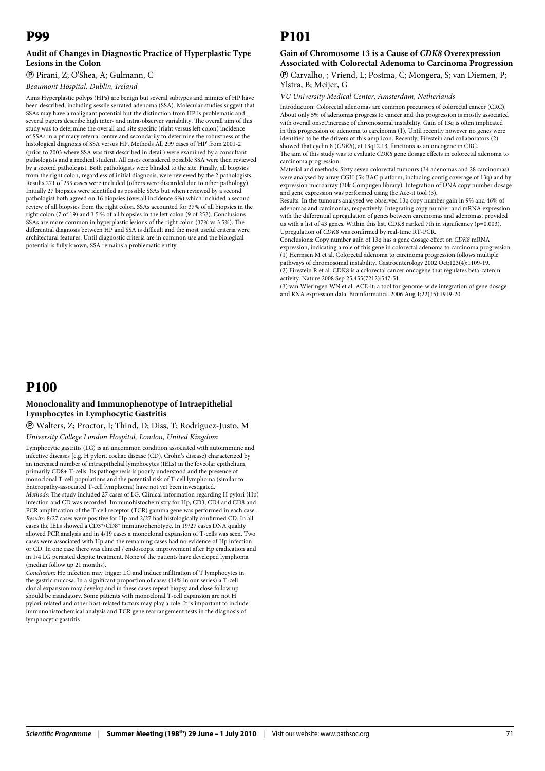# P99

### Audit of Changes in Diagnostic Practice of Hyperplastic Type Lesions in the Colon

Ⓟ Pirani, Z; O'Shea, A; Gulmann, C

*Beaumont Hospital, Dublin, Ireland*

Aims Hyperplastic polyps (HPs) are benign but several subtypes and mimics of HP have been described, including sessile serrated adenoma (SSA). Molecular studies suggest that SSAs may have a malignant potential but the distinction from HP is problematic and several papers describe high inter- and intra-observer variability. The overall aim of this study was to determine the overall and site specific (right versus left colon) incidence of SSAs in a primary referral centre and secondarily to determine the robustness of the histological diagnosis of SSA versus HP. Methods All 299 cases of 'HP' from 2001-2 (prior to 2003 where SSA was first described in detail) were examined by a consultant pathologists and a medical student. All cases considered possible SSA were then reviewed by a second pathologist. Both pathologists were blinded to the site. Finally, all biopsies from the right colon, regardless of initial diagnosis, were reviewed by the 2 pathologists. Results 271 of 299 cases were included (others were discarded due to other pathology). Initially 27 biopsies were identified as possible SSAs but when reviewed by a second pathologist both agreed on 16 biopsies (overall incidence 6%) which included a second review of all biopsies from the right colon. SSAs accounted for 37% of all biopsies in the right colon (7 of 19) and 3.5 % of all biopsies in the left colon (9 of 252). Conclusions SSAs are more common in hyperplastic lesions of the right colon (37% vs 3.5%). The differential diagnosis between HP and SSA is difficult and the most useful criteria were architectural features. Until diagnostic criteria are in common use and the biological potential is fully known, SSA remains a problematic entity.

# P100

### Monoclonality and Immunophenotype of Intraepithelial Lymphocytes in Lymphocytic Gastritis

Ⓟ Walters, Z; Proctor, I; Thind, D; Diss, T; Rodriguez-Justo, M

*University College London Hospital, London, United Kingdom*

Lymphocytic gastritis (LG) is an uncommon condition associated with autoimmune and infective diseases [e.g. H pylori, coeliac disease (CD), Crohn's disease) characterized by an increased number of intraepithelial lymphocytes (IELs) in the foveolar epithelium, primarily CD8+ T-cells. Its pathogenesis is poorly understood and the presence of monoclonal T-cell populations and the potential risk of T-cell lymphoma (similar to Enteropathy-associated T-cell lymphoma) have not yet been investigated.

*Methods:* The study included 27 cases of LG. Clinical information regarding H pylori (Hp) infection and CD was recorded. Immunohistochemistry for Hp, CD3, CD4 and CD8 and PCR amplification of the T-cell receptor (TCR) gamma gene was performed in each case.

*Results*: 8/27 cases were positive for Hp and 2/27 had histologically confirmed CD. In all cases the IELs showed a $CD3^{+}/CD8^{+}$ immunophenotype. In 19/27 cases DNA quality allowed PCR analysis and in 4/19 cases a monoclonal expansion of T-cells was seen. Two cases were associated with Hp and the remaining cases had no evidence of Hp infection or CD. In one case there was clinical / endoscopic improvement after Hp eradication and in 1/4 LG persisted despite treatment. None of the patients have developed lymphoma (median follow up 21 months).

*Conclusion:* Hp infection may trigger LG and induce infiltration of T lymphocytes in the gastric mucosa. In a significant proportion of cases (14% in our series) a T-cell clonal expansion may develop and in these cases repeat biopsy and close follow up should be mandatory. Some patients with monoclonal T-cell expansion are not H pylori-related and other host-related factors may play a role. It is important to include immunohistochemical analysis and TCR gene rearrangement tests in the diagnosis of lymphocytic gastritis

# P101

### Gain of Chromosome 13 is a Cause of *CDK8* Overexpression Associated with Colorectal Adenoma to Carcinoma Progression

Ⓟ Carvalho, ; Vriend, L; Postma, C; Mongera, S; van Diemen, P; Ylstra, B; Meijer, G

*VU University Medical Center, Amsterdam, Netherlands*

Introduction: Colorectal adenomas are common precursors of colorectal cancer (CRC). About only 5% of adenomas progress to cancer and this progression is mostly associated with overall onset/increase of chromosomal instability. Gain of 13q is often implicated in this progression of adenoma to carcinoma (1). Until recently however no genes were identified to be the drivers of this amplicon. Recently, Firestein and collaborators (2) showed that cyclin 8 (*CDK8*), at 13q12.13, functions as an oncogene in CRC.

The aim of this study was to evaluate *CDK8* gene dosage effects in colorectal adenoma to carcinoma progression.

Material and methods: Sixty seven colorectal tumours (34 adenomas and 28 carcinomas) were analysed by array CGH (5k BAC platform, including contig coverage of 13q) and by expression microarray (30k Compugen library). Integration of DNA copy number dosage and gene expression was performed using the Ace-it tool (3).

Results: In the tumours analysed we observed 13q copy number gain in 9% and 46% of adenomas and carcinomas, respectively. Integrating copy number and mRNA expression with the differential upregulation of genes between carcinomas and adenomas, provided us with a list of 43 genes. Within this list, CDK8 ranked 7th in significancy (p=0.003). Upregulation of *CDK8* was confirmed by real-time RT-PCR.

Conclusions: Copy number gain of 13q has a gene dosage effect on *CDK8* mRNA expression, indicating a role of this gene in colorectal adenoma to carcinoma progression.

(1) Hermsen M et al. Colorectal adenoma to carcinoma progression follows multiple pathways of chromosomal instability. Gastroenterology 2002 Oct;123(4):1109-19.

(2) Firestein R et al. CDK8 is a colorectal cancer oncogene that regulates beta-catenin activity. Nature 2008 Sep 25;455(7212):547-51.

(3) van Wieringen WN et al. ACE-it: a tool for genome-wide integration of gene dosage and RNA expression data. Bioinformatics. 2006 Aug 1;22(15):1919-20.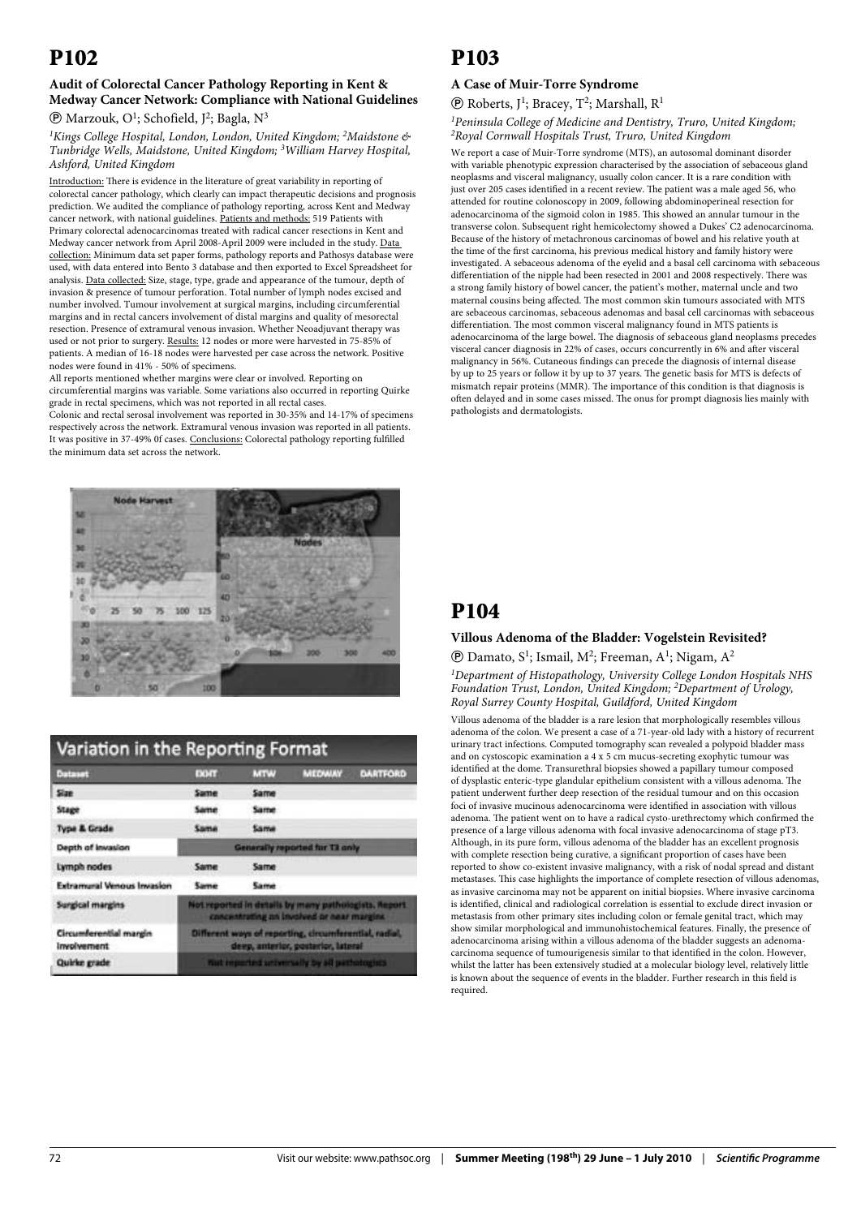# P102

### Audit of Colorectal Cancer Pathology Reporting in Kent & Medway Cancer Network: Compliance with National Guidelines

Ⓟ Marzouk, O[1]; Schofield, J[2]; Bagla, N[3]

*[1]Kings College Hospital, London, London, United Kingdom; [2]Maidstone & Tunbridge Wells, Maidstone, United Kingdom; [3]William Harvey Hospital, Ashford, United Kingdom*

Introduction: There is evidence in the literature of great variability in reporting of colorectal cancer pathology, which clearly can impact therapeutic decisions and prognosis prediction. We audited the compliance of pathology reporting, across Kent and Medway cancer network, with national guidelines. Patients and methods: 519 Patients with Primary colorectal adenocarcinomas treated with radical cancer resections in Kent and Medway cancer network from April 2008-April 2009 were included in the study. Data collection: Minimum data set paper forms, pathology reports and Pathosys database were used, with data entered into Bento 3 database and then exported to Excel Spreadsheet for analysis. Data collected: Size, stage, type, grade and appearance of the tumour, depth of invasion & presence of tumour perforation. Total number of lymph nodes excised and number involved. Tumour involvement at surgical margins, including circumferential margins and in rectal cancers involvement of distal margins and quality of mesorectal resection. Presence of extramural venous invasion. Whether Neoadjuvant therapy was used or not prior to surgery. Results: 12 nodes or more were harvested in 75-85% of patients. A median of 16-18 nodes were harvested per case across the network. Positive nodes were found in 41% - 50% of specimens.

All reports mentioned whether margins were clear or involved. Reporting on circumferential margins was variable. Some variations also occurred in reporting Quirke grade in rectal specimens, which was not reported in all rectal cases.

Colonic and rectal serosal involvement was reported in 30-35% and 14-17% of specimens respectively across the network. Extramural venous invasion was reported in all patients. It was positive in 37-49% 0f cases. Conclusions: Colorectal pathology reporting fulfilled the minimum data set across the network.

**Variation in the Reporting Format**

| Dataset | EKHT | MTW | MEDWAY | DARTFORD |
|---|---|---|---|---|
| Size | Same | Same | | |
| Stage | Same | Same | | |
| Type & Grade | Same | Same | | |
| Depth of invasion | Generally reported for T3 only | | | |
| Lymph nodes | Same | Same | | |
| Extramural Venous Invasion | Same | Same | | |
| Surgical margins | Not reported in details by many pathologists. Report concentrating on involved or near margins | | | |
| Circumferential margin involvement | Different ways of reporting, circumferential, radial, deep, anterior, posterior, lateral | | | |
| Quirke grade | Not reported universally by all pathologists | | | |

# P103

### A Case of Muir-Torre Syndrome

Ⓟ Roberts, J[1]; Bracey, T[2]; Marshall, R[1]

*[1]Peninsula College of Medicine and Dentistry, Truro, United Kingdom; [2]Royal Cornwall Hospitals Trust, Truro, United Kingdom*

We report a case of Muir-Torre syndrome (MTS), an autosomal dominant disorder with variable phenotypic expression characterised by the association of sebaceous gland neoplasms and visceral malignancy, usually colon cancer. It is a rare condition with just over 205 cases identified in a recent review. The patient was a male aged 56, who attended for routine colonoscopy in 2009, following abdominoperineal resection for adenocarcinoma of the sigmoid colon in 1985. This showed an annular tumour in the transverse colon. Subsequent right hemicolectomy showed a Dukes' C2 adenocarcinoma. Because of the history of metachronous carcinomas of bowel and his relative youth at the time of the first carcinoma, his previous medical history and family history were investigated. A sebaceous adenoma of the eyelid and a basal cell carcinoma with sebaceous differentiation of the nipple had been resected in 2001 and 2008 respectively. There was a strong family history of bowel cancer, the patient's mother, maternal uncle and two maternal cousins being affected. The most common skin tumours associated with MTS are sebaceous carcinomas, sebaceous adenomas and basal cell carcinomas with sebaceous differentiation. The most common visceral malignancy found in MTS patients is adenocarcinoma of the large bowel. The diagnosis of sebaceous gland neoplasms precedes visceral cancer diagnosis in 22% of cases, occurs concurrently in 6% and after visceral malignancy in 56%. Cutaneous findings can precede the diagnosis of internal disease by up to 25 years or follow it by up to 37 years. The genetic basis for MTS is defects of mismatch repair proteins (MMR). The importance of this condition is that diagnosis is often delayed and in some cases missed. The onus for prompt diagnosis lies mainly with pathologists and dermatologists.

# P104

### Villous Adenoma of the Bladder: Vogelstein Revisited?

Ⓟ Damato, S[1]; Ismail, M[2]; Freeman, A[1]; Nigam, A[2]

*[1]Department of Histopathology, University College London Hospitals NHS Foundation Trust, London, United Kingdom; [2]Department of Urology, Royal Surrey County Hospital, Guildford, United Kingdom*

Villous adenoma of the bladder is a rare lesion that morphologically resembles villous adenoma of the colon. We present a case of a 71-year-old lady with a history of recurrent urinary tract infections. Computed tomography scan revealed a polypoid bladder mass and on cystoscopic examination a 4 x 5 cm mucus-secreting exophytic tumour was identified at the dome. Transurethral biopsies showed a papillary tumour composed of dysplastic enteric-type glandular epithelium consistent with a villous adenoma. The patient underwent further deep resection of the residual tumour and on this occasion foci of invasive mucinous adenocarcinoma were identified in association with villous adenoma. The patient went on to have a radical cysto-urethrectomy which confirmed the presence of a large villous adenoma with focal invasive adenocarcinoma of stage pT3. Although, in its pure form, villous adenoma of the bladder has an excellent prognosis with complete resection being curative, a significant proportion of cases have been reported to show co-existent invasive malignancy, with a risk of nodal spread and distant metastases. This case highlights the importance of complete resection of villous adenomas, as invasive carcinoma may not be apparent on initial biopsies. Where invasive carcinoma is identified, clinical and radiological correlation is essential to exclude direct invasion or metastasis from other primary sites including colon or female genital tract, which may show similar morphological and immunohistochemical features. Finally, the presence of adenocarcinoma arising within a villous adenoma of the bladder suggests an adenoma-carcinoma sequence of tumourigenesis similar to that identified in the colon. However, whilst the latter has been extensively studied at a molecular biology level, relatively little is known about the sequence of events in the bladder. Further research in this field is required.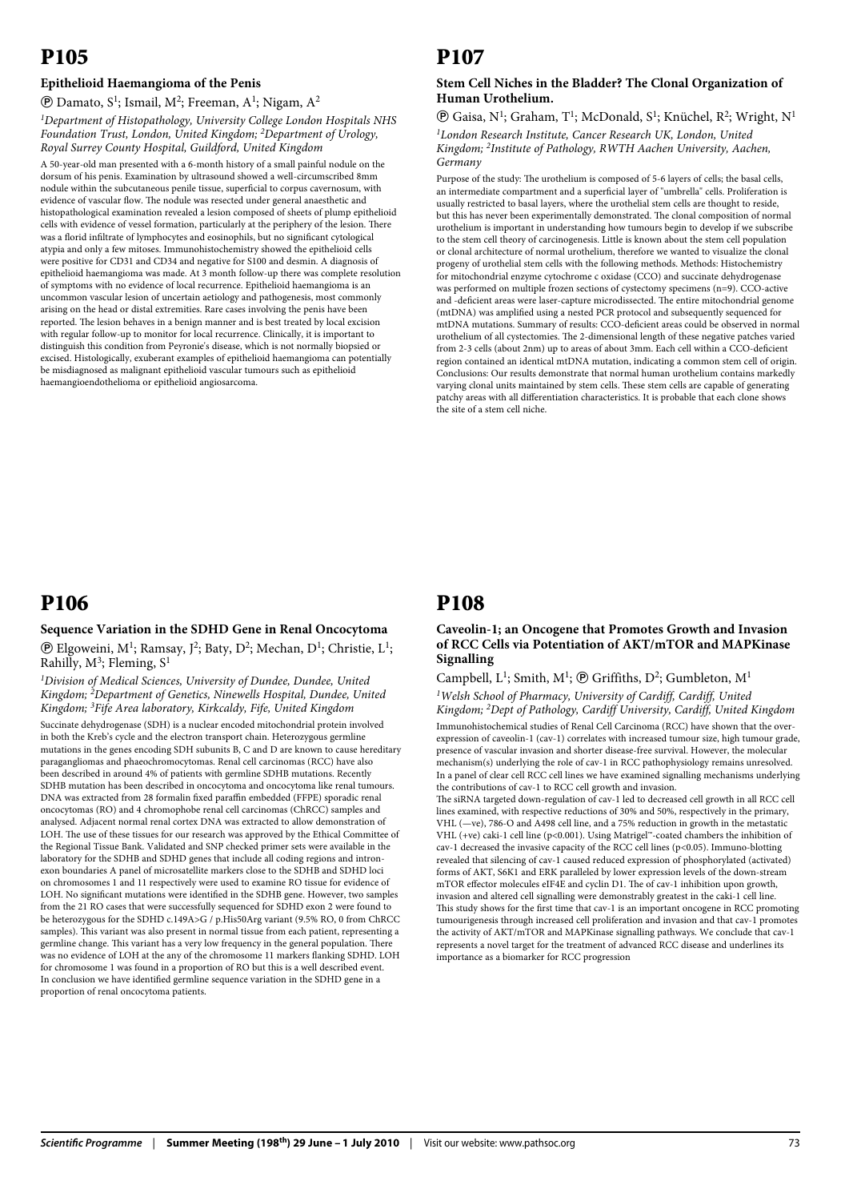# P105

### Epithelioid Haemangioma of the Penis

Ⓟ Damato, S[1]; Ismail, M[2]; Freeman, A[1]; Nigam, A[2]

*[1]Department of Histopathology, University College London Hospitals NHS Foundation Trust, London, United Kingdom; [2]Department of Urology, Royal Surrey County Hospital, Guildford, United Kingdom*

A 50-year-old man presented with a 6-month history of a small painful nodule on the dorsum of his penis. Examination by ultrasound showed a well-circumscribed 8mm nodule within the subcutaneous penile tissue, superficial to corpus cavernosum, with evidence of vascular flow. The nodule was resected under general anaesthetic and histopathological examination revealed a lesion composed of sheets of plump epithelioid cells with evidence of vessel formation, particularly at the periphery of the lesion. There was a florid infiltrate of lymphocytes and eosinophils, but no significant cytological atypia and only a few mitoses. Immunohistochemistry showed the epithelioid cells were positive for CD31 and CD34 and negative for S100 and desmin. A diagnosis of epithelioid haemangioma was made. At 3 month follow-up there was complete resolution of symptoms with no evidence of local recurrence. Epithelioid haemangioma is an uncommon vascular lesion of uncertain aetiology and pathogenesis, most commonly arising on the head or distal extremities. Rare cases involving the penis have been reported. The lesion behaves in a benign manner and is best treated by local excision with regular follow-up to monitor for local recurrence. Clinically, it is important to distinguish this condition from Peyronie's disease, which is not normally biopsied or excised. Histologically, exuberant examples of epithelioid haemangioma can potentially be misdiagnosed as malignant epithelioid vascular tumours such as epithelioid haemangioendothelioma or epithelioid angiosarcoma.

# P106

### Sequence Variation in the SDHD Gene in Renal Oncocytoma

Ⓟ Elgoweini, M[1]; Ramsay, J[2]; Baty, D[2]; Mechan, D[1]; Christie, L[1]; Rahilly, M[3]; Fleming, S[1]

*[1]Division of Medical Sciences, University of Dundee, Dundee, United Kingdom; [2]Department of Genetics, Ninewells Hospital, Dundee, United Kingdom; [3]Fife Area laboratory, Kirkcaldy, Fife, United Kingdom*

Succinate dehydrogenase (SDH) is a nuclear encoded mitochondrial protein involved in both the Kreb's cycle and the electron transport chain. Heterozygous germline mutations in the genes encoding SDH subunits B, C and D are known to cause hereditary paragangliomas and phaeochromocytomas. Renal cell carcinomas (RCC) have also been described in around 4% of patients with germline SDHB mutations. Recently SDHB mutation has been described in oncocytoma and oncocytoma like renal tumours. DNA was extracted from 28 formalin fixed paraffin embedded (FFPE) sporadic renal oncocytomas (RO) and 4 chromophobe renal cell carcinomas (ChRCC) samples and analysed. Adjacent normal renal cortex DNA was extracted to allow demonstration of LOH. The use of these tissues for our research was approved by the Ethical Committee of the Regional Tissue Bank. Validated and SNP checked primer sets were available in the laboratory for the SDHB and SDHD genes that include all coding regions and intron-exon boundaries A panel of microsatellite markers close to the SDHB and SDHD loci on chromosomes 1 and 11 respectively were used to examine RO tissue for evidence of LOH. No significant mutations were identified in the SDHB gene. However, two samples from the 21 RO cases that were successfully sequenced for SDHD exon 2 were found to be heterozygous for the SDHD c.149A>G / p.His50Arg variant (9.5% RO, 0 from ChRCC samples). This variant was also present in normal tissue from each patient, representing a germline change. This variant has a very low frequency in the general population. There was no evidence of LOH at the any of the chromosome 11 markers flanking SDHD. LOH for chromosome 1 was found in a proportion of RO but this is a well described event. In conclusion we have identified germline sequence variation in the SDHD gene in a proportion of renal oncocytoma patients.

# P107

### Stem Cell Niches in the Bladder? The Clonal Organization of Human Urothelium.

Ⓟ Gaisa, N[1]; Graham, T[1]; McDonald, S[1]; Knüchel, R[2]; Wright, N[1]

*[1]London Research Institute, Cancer Research UK, London, United Kingdom; [2]Institute of Pathology, RWTH Aachen University, Aachen, Germany*

Purpose of the study: The urothelium is composed of 5-6 layers of cells; the basal cells, an intermediate compartment and a superficial layer of "umbrella" cells. Proliferation is usually restricted to basal layers, where the urothelial stem cells are thought to reside, but this has never been experimentally demonstrated. The clonal composition of normal urothelium is important in understanding how tumours begin to develop if we subscribe to the stem cell theory of carcinogenesis. Little is known about the stem cell population or clonal architecture of normal urothelium, therefore we wanted to visualize the clonal progeny of urothelial stem cells with the following methods. Methods: Histochemistry for mitochondrial enzyme cytochrome c oxidase (CCO) and succinate dehydrogenase was performed on multiple frozen sections of cystectomy specimens (n=9). CCO-active and -deficient areas were laser-capture microdissected. The entire mitochondrial genome (mtDNA) was amplified using a nested PCR protocol and subsequently sequenced for mtDNA mutations. Summary of results: CCO-deficient areas could be observed in normal urothelium of all cystectomies. The 2-dimensional length of these negative patches varied from 2-3 cells (about 2nm) up to areas of about 3mm. Each cell within a CCO-deficient region contained an identical mtDNA mutation, indicating a common stem cell of origin. Conclusions: Our results demonstrate that normal human urothelium contains markedly varying clonal units maintained by stem cells. These stem cells are capable of generating patchy areas with all differentiation characteristics. It is probable that each clone shows the site of a stem cell niche.

# P108

### Caveolin-1; an Oncogene that Promotes Growth and Invasion of RCC Cells via Potentiation of AKT/mTOR and MAPKinase Signalling

Campbell, L[1]; Smith, M[1]; Ⓟ Griffiths, D[2]; Gumbleton, M[1]

*[1]Welsh School of Pharmacy, University of Cardiff, Cardiff, United Kingdom; [2]Dept of Pathology, Cardiff University, Cardiff, United Kingdom*

Immunohistochemical studies of Renal Cell Carcinoma (RCC) have shown that the over-expression of caveolin-1 (cav-1) correlates with increased tumour size, high tumour grade, presence of vascular invasion and shorter disease-free survival. However, the molecular mechanism(s) underlying the role of cav-1 in RCC pathophysiology remains unresolved. In a panel of clear cell RCC cell lines we have examined signalling mechanisms underlying the contributions of cav-1 to RCC cell growth and invasion.

The siRNA targeted down-regulation of cav-1 led to decreased cell growth in all RCC cell lines examined, with respective reductions of 30% and 50%, respectively in the primary, VHL (—ve), 786-O and A498 cell line, and a 75% reduction in growth in the metastatic VHL (+ve) caki-1 cell line ($p<0.001$). Using Matrigel™-coated chambers the inhibition of cav-1 decreased the invasive capacity of the RCC cell lines ($p<0.05$). Immuno-blotting revealed that silencing of cav-1 caused reduced expression of phosphorylated (activated) forms of AKT, S6K1 and ERK paralleled by lower expression levels of the down-stream mTOR effector molecules eIF4E and cyclin D1. The of cav-1 inhibition upon growth, invasion and altered cell signalling were demonstrably greatest in the caki-1 cell line. This study shows for the first time that cav-1 is an important oncogene in RCC promoting tumourigenesis through increased cell proliferation and invasion and that cav-1 promotes the activity of AKT/mTOR and MAPKinase signalling pathways. We conclude that cav-1 represents a novel target for the treatment of advanced RCC disease and underlines its importance as a biomarker for RCC progression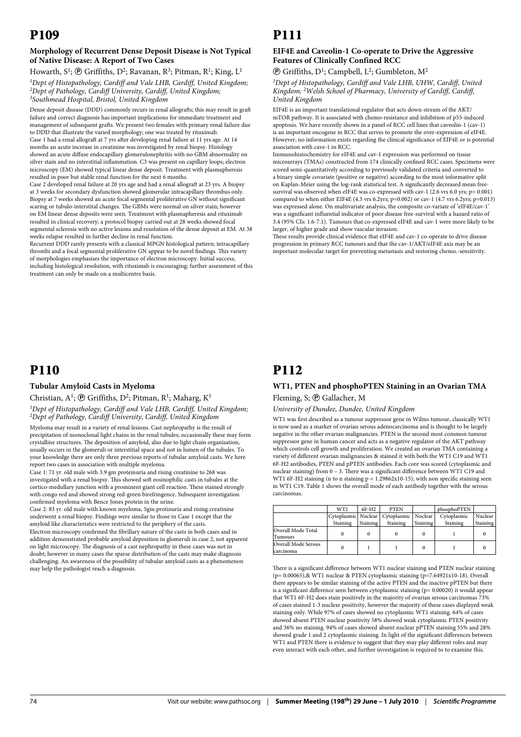# P109

### Morphology of Recurrent Dense Deposit Disease is Not Typical of Native Disease: A Report of Two Cases

Howarth, S[1]; ⓟ Griffiths, D[2]; Ravanan, R[3]; Pitman, R[1]; King, L[1]

*[1]Dept of Histopathology, Cardiff and Vale LHB, Cardiff, United Kingdom; [2]Dept of Pathology, Cardiff University, Cardiff, United Kingdom; [3]Southmead Hospital, Bristol, United Kingdom*

Dense deposit disease (DDD) commonly recurs in renal allografts; this may result in graft failure and correct diagnosis has important implications for immediate treatment and management of subsequent grafts. We present two females with primary renal failure due to DDD that illustrate the varied morphology; one was treated by rituximab.

Case 1 had a renal allograft at 7 yrs after developing renal failure at 11 yrs age. At 14 months an acute increase in creatinine was investigated by renal biopsy. Histology showed an acute diffuse endocapillary glomerulonephritis with no GBM abnormality on silver stain and no interstitial inflammation. C3 was present on capillary loops; electron microscopy (EM) showed typical linear dense deposit. Treatment with plasmapheresis resulted in poor but stable renal function for the next 6 months.

Case 2 developed renal failure at 20 yrs age and had a renal allograft at 23 yrs. A biopsy at 3 weeks for secondary dysfunction showed glomerular intracapillary thrombus only. Biopsy at 7 weeks showed an acute focal segmental proliferative GN without significant scaring or tubulo-interstitial changes. The GBMs were normal on silver stain; however on EM linear dense deposits were seen. Treatment with plasmapheresis and rituximab resulted in clinical recovery; a protocol biopsy carried out at 28 weeks showed focal segmental sclerosis with no active lesions and resolution of the dense deposit at EM. At 38 weeks relapse resulted in further decline in renal function.

Recurrent DDD rarely presents with a classical MPGN histological pattern; intracapillary thrombi and a focal segmental proliferative GN appear to be novel findings. This variety of morphologies emphasises the importance of electron microscopy. Initial success, including histological resolution, with rituximab is encouraging; further assessment of this treatment can only be made on a multicentre basis.

# P110

### Tubular Amyloid Casts in Myeloma

Christian, A[1]; ⓟ Griffiths, D[2]; Pitman, R[1]; Maharg, K[1]

*[1]Dept of Histopathology, Cardiff and Vale LHB, Cardiff, United Kingdom; [2]Dept of Pathology, Cardiff University, Cardiff, United Kingdom*

Myeloma may result in a variety of renal lesions. Cast nephropathy is the result of precipitation of monoclonal light chains in the renal tubules; occasionally these may form crystalline structures. The deposition of amyloid, also due to light chain organisation, usually occurs in the glomeruli or interstitial space and not in lumen of the tubules. To your knowledge there are only three previous reports of tubular amyloid casts. We here report two cases in association with multiple myeloma.

Case 1: 71 yr. old male with 3.9 gm proteinuria and rising creatinine to 268 was investigated with a renal biopsy. This showed soft eosinophilic casts in tubules at the cortico-medullary junction with a prominent giant cell reaction. These stained strongly with congo red and showed strong red-green birefringence. Subsequent investigation confirmed myeloma with Bence Jones protein in the urine.

Case 2: 83 yr. old male with known myeloma, 5gm protinuria and rising creatinine underwent a renal biopsy. Findings were similar to those in Case 1 except that the amyloid like characteristics were restricted to the periphery of the casts.

Electron microscopy confirmed the fibrillary nature of the casts in both cases and in addition demonstrated probable amyloid deposition in glomeruli in case 2, not apparent on light microscopy. The diagnosis of a cast nephropathy in these cases was not in doubt; however in many cases the sparse distribution of the casts may make diagnosis challenging. An awareness of the possibility of tubular amyloid casts as a phenomenon may help the pathologist reach a diagnosis.

# P111

### EIF4E and Caveolin-1 Co-operate to Drive the Aggressive Features of Clinically Confined RCC

ⓟ Griffiths, D[1]; Campbell, L[2]; Gumbleton, M[2]

*[1]Dept of Histopathology, Cardiff and Vale LHB, UHW, Cardiff, United Kingdom; [2]Welsh School of Pharmacy, University of Cardiff, Cardiff, United Kingdom*

EIF4E is an important translational regulator that acts down-stream of the AKT/mTOR pathway. It is associated with chemo-resistance and inhibition of p53-induced apoptosis. We have recently shown in a panel of RCC cell lines that caveolin-1 (cav-1) is an important oncogene in RCC that serves to promote the over-expression of eIF4E. However, no information exists regarding the clinical significance of EIF4E or is potential association with cave-1 in RCC.

Immunohistochemistry for eIF4E and cav-1 expression was performed on tissue microarrays (TMAs) constructed from 174 clinically confined RCC cases. Specimens were scored semi-quantitatively according to previously validated criteria and converted to a binary simple covariate (positive or negative) according to the most informative split on Kaplan-Meier using the log-rank statistical test. A significantly decreased mean free-survival was observed when eIF4E was co-expressed with cav-1 (2.6 vrs 6.0 yrs; p= 0.001) compared to when either EIF4E (4.3 vrs 6.2yrs; p=0.002) or cav-1 (4.7 vrs 6.2yrs; p=0.013) was expressed alone. On multivariate analysis, the composite co-variate of 'eIF4E/cav-1' was a significant influential indicator of poor disease free-survival with a hazard ratio of 3.4 (95% CIs: 1.6-7.1). Tumours that co-expressed eIF4E and cav-1 were more likely to be larger, of higher grade and show vascular invasion.

These results provide clinical evidence that eIF4E and cav-1 co-operate to drive disease progression in primary RCC tumours and that the cav-1/AKT/eIF4E axis may be an important molecular target for preventing metastasis and restoring chemo.-sensitivity.

# P112

### WT1, PTEN and phosphoPTEN Staining in an Ovarian TMA

Fleming, S; ⓟ Gallacher, M

*University of Dundee, Dundee, United Kingdom*

WT1 was first described as a tumour suppressor gene in Wilms tumour, classically WT1 is now used as a marker of ovarian serous adenocarcinoma and is thought to be largely negative in the other ovarian malignancies. PTEN is the second most common tumour suppressor gene in human cancer and acts as a negative regulator of the AKT pathway which controls cell growth and proliferation. We created an ovarian TMA containing a variety of different ovarian malignancies & stained it with both the WT1 C19 and WT1 6F-H2 antibodies, PTEN and pPTEN antibodies. Each core was scored (cytoplasmic and nuclear staining) from 0 – 3. There was a significant difference between WT1 C19 and WT1 6F-H2 staining (n to n staining p = 1.29862x10-15), with non specific staining seen in WT1 C19. Table 1 shows the overall mode of each antibody together with the serous carcinomas.

| | WT1 | 6F-H2 | PTEN | | phosphoPTEN | |
|---|---|---|---|---|---|---|
| | Cytoplasmic Staining | Nuclear Staining | Cytoplasmic Staining | Nuclear Staining | Cytoplasmic Staining | Nuclear Staining |
| Overall Mode Total Tumours | 0 | 0 | 0 | 0 | 1 | 0 |
| Overall Mode Serous carcinoma | 0 | 1 | 1 | 0 | 1 | 0 |

There is a significant difference between WT1 nuclear staining and PTEN nuclear staining (p= 0.00065),& WT1 nuclear & PTEN cytoplasmic staining (p=7.64921x10-18). Overall there appears to be similar staining of the active PTEN and the inactive pPTEN but there is a significant difference seen between cytoplasmic staining (p= 0.00020) it would appear that WT1 6F-H2 does stain positively in the majority of ovarian serous carcinomas 73% of cases stained 1-3 nuclear positivity, however the majority of these cases displayed weak staining only. While 97% of cases showed no cytoplasmic WT1 staining. 64% of cases showed absent PTEN nuclear positivity 58% showed weak cytoplasmic PTEN positivity and 36% no staining. 94% of cases showed absent nuclear pPTEN staining 55% and 28% showed grade 1 and 2 cytoplasmic staining. In light of the significant differences between WT1 and PTEN there is evidence to suggest that they may play different roles and may even interact with each other, and further investigation is required to to examine this.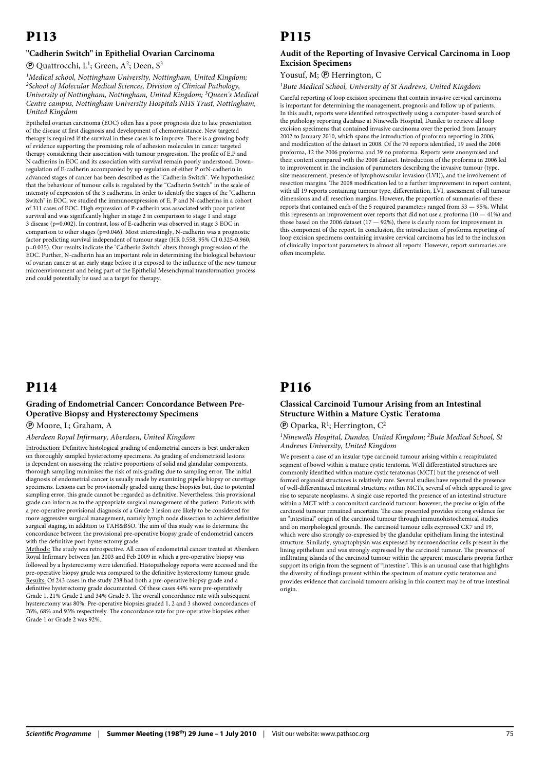# P113

### "Cadherin Switch" in Epithelial Ovarian Carcinoma

Ⓟ Quattrocchi, L[1]; Green, A[2]; Deen, S[3]

*[1]Medical school, Nottingham University, Nottingham, United Kingdom; [2]School of Molecular Medical Sciences, Division of Clinical Pathology, University of Nottingham, Nottingham, United Kingdom; [3]Queen's Medical Centre campus, Nottingham University Hospitals NHS Trust, Nottingham, United Kingdom*

Epithelial ovarian carcinoma (EOC) often has a poor prognosis due to late presentation of the disease at first diagnosis and development of chemoresistance. New targeted therapy is required if the survival in these cases is to improve. There is a growing body of evidence supporting the promising role of adhesion molecules in cancer targeted therapy considering their association with tumour progression. The profile of E,P and N cadherins in EOC and its association with survival remain poorly understood. Down-regulation of E-cadherin accompanied by up-regulation of either P orN-cadherin in advanced stages of cancer has been described as the "Cadherin Switch". We hypothesised that the behaviour of tumour cells is regulated by the "Cadherin Switch" in the scale of intensity of expression of the 3 cadherins. In order to identify the stages of the "Cadherin Switch" in EOC, we studied the immunoexpression of E, P and N-cadherins in a cohort of 311 cases of EOC. High expression of P-cadherin was associated with poor patient survival and was significantly higher in stage 2 in comparison to stage 1 and stage 3 disease (p=0.002). In contrast, loss of E-cadherin was observed in stage 3 EOC in comparison to other stages (p=0.046). Most interestingly, N-cadherin was a prognostic factor predicting survival independent of tumour stage (HR 0.558, 95% CI 0.325-0.960, p=0.035). Our results indicate the "Cadherin Switch" alters through progression of the EOC. Further, N-cadherin has an important role in determining the biological behaviour of ovarian cancer at an early stage before it is exposed to the influence of the new tumour microenvironment and being part of the Epithelial Mesenchymal transformation process and could potentially be used as a target for therapy.

# P114

### Grading of Endometrial Cancer: Concordance Between Pre-Operative Biopsy and Hysterectomy Specimens

Ⓟ Moore, L; Graham, A

*Aberdeen Royal Infirmary, Aberdeen, United Kingdom*

Introduction: Definitive histological grading of endometrial cancers is best undertaken on thoroughly sampled hysterectomy specimens. As grading of endometrioid lesions is dependent on assessing the relative proportions of solid and glandular components, thorough sampling minimises the risk of mis-grading due to sampling error. The initial diagnosis of endometrial cancer is usually made by examining pipelle biopsy or curettage specimens. Lesions can be provisionally graded using these biopsies but, due to potential sampling error, this grade cannot be regarded as definitive. Nevertheless, this provisional grade can inform as to the appropriate surgical management of the patient. Patients with a pre-operative provisional diagnosis of a Grade 3 lesion are likely to be considered for more aggressive surgical management, namely lymph node dissection to achieve definitive surgical staging, in addition to TAH&BSO. The aim of this study was to determine the concordance between the provisional pre-operative biopsy grade of endometrial cancers with the definitive post-hysterectomy grade.

Methods: The study was retrospective. All cases of endometrial cancer treated at Aberdeen Royal Infirmary between Jan 2003 and Feb 2009 in which a pre-operative biopsy was followed by a hysterectomy were identified. Histopathology reports were accessed and the pre-operative biopsy grade was compared to the definitive hysterectomy tumour grade.

Results: Of 243 cases in the study 238 had both a pre-operative biopsy grade and a definitive hysterectomy grade documented. Of these cases 44% were pre-operatively Grade 1, 21% Grade 2 and 34% Grade 3. The overall concordance rate with subsequent hysterectomy was 80%. Pre-operative biopsies graded 1, 2 and 3 showed concordances of 76%, 68% and 93% respectively. The concordance rate for pre-operative biopsies either Grade 1 or Grade 2 was 92%.

# P115

### Audit of the Reporting of Invasive Cervical Carcinoma in Loop Excision Specimens

Yousuf, M; Ⓟ Herrington, C

*[1]Bute Medical School, University of St Andrews, United Kingdom*

Careful reporting of loop excision specimens that contain invasive cervical carcinoma is important for determining the management, prognosis and follow up of patients. In this audit, reports were identified retrospectively using a computer-based search of the pathology reporting database at Ninewells Hospital, Dundee to retrieve all loop excision specimens that contained invasive carcinoma over the period from January 2002 to January 2010, which spans the introduction of proforma reporting in 2006, and modification of the dataset in 2008. Of the 70 reports identified, 19 used the 2008 proforma, 12 the 2006 proforma and 39 no proforma. Reports were anonymised and their content compared with the 2008 dataset. Introduction of the proforma in 2006 led to improvement in the inclusion of parameters describing the invasive tumour (type, size measurement, presence of lymphovascular invasion (LVI)), and the involvement of resection margins. The 2008 modification led to a further improvement in report content, with all 19 reports containing tumour type, differentiation, LVI, assessment of all tumour dimensions and all resection margins. However, the proportion of summaries of these reports that contained each of the 5 required parameters ranged from 53 — 95%. Whilst this represents an improvement over reports that did not use a proforma (10 — 41%) and those based on the 2006 dataset (17 — 92%), there is clearly room for improvement in this component of the report. In conclusion, the introduction of proforma reporting of loop excision specimens containing invasive cervical carcinoma has led to the inclusion of clinically important parameters in almost all reports. However, report summaries are often incomplete.

# P116

### Classical Carcinoid Tumour Arising from an Intestinal Structure Within a Mature Cystic Teratoma

Ⓟ Oparka, R[1]; Herrington, C[2]

*[1]Ninewells Hospital, Dundee, United Kingdom; [2]Bute Medical School, St Andrews University, United Kingdom*

We present a case of an insular type carcinoid tumour arising within a recapitulated segment of bowel within a mature cystic teratoma. Well differentiated structures are commonly identified within mature cystic teratomas (MCT) but the presence of well formed organoid structures is relatively rare. Several studies have reported the presence of well-differentiated intestinal structures within MCTs, several of which appeared to give rise to separate neoplasms. A single case reported the presence of an intestinal structure within a MCT with a concomitant carcinoid tumour: however, the precise origin of the carcinoid tumour remained uncertain. The case presented provides strong evidence for an "intestinal" origin of the carcinoid tumour through immunohistochemical studies and on morphological grounds. The carcinoid tumour cells expressed CK7 and 19, which were also strongly co-expressed by the glandular epithelium lining the intestinal structure. Similarly, synaptophysin was expressed by neuroendocrine cells present in the lining epithelium and was strongly expressed by the carcinoid tumour. The presence of infiltrating islands of the carcinoid tumour within the apparent muscularis propria further support its origin from the segment of "intestine". This is an unusual case that highlights the diversity of findings present within the spectrum of mature cystic teratomas and provides evidence that carcinoid tumours arising in this context may be of true intestinal origin.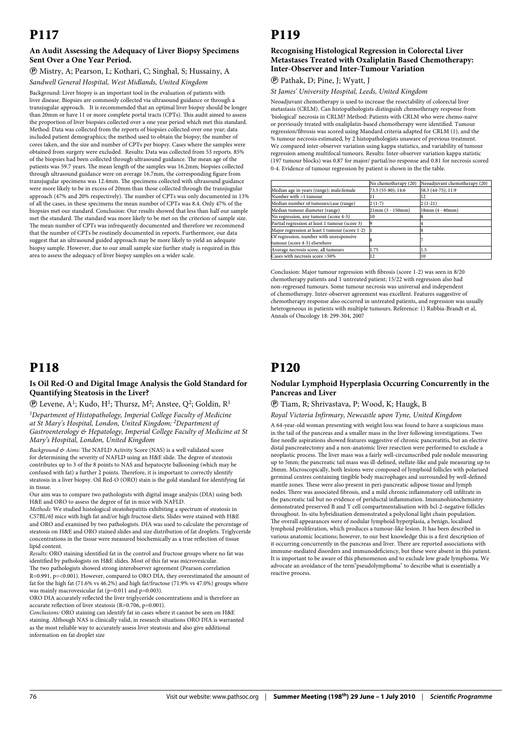# P117

### An Audit Assessing the Adequacy of Liver Biopsy Specimens Sent Over a One Year Period.

Ⓟ Mistry, A; Pearson, L; Kothari, C; Singhal, S; Hussainy, A

*Sandwell General Hospital, West Midlands, United Kingdom*

Background: Liver biopsy is an important tool in the evaluation of patients with liver disease. Biopsies are commonly collected via ultrasound guidance or through a transjugular approach. It is recommended that an optimal liver biopsy should be longer than 20mm or have 11 or more complete portal tracts (CPTs). This audit aimed to assess the proportion of liver biopsies collected over a one year period which met this standard. Method: Data was collected from the reports of biopsies collected over one year; data included patient demographics; the method used to obtain the biopsy; the number of cores taken, and the size and number of CPTs per biopsy. Cases where the samples were obtained from surgery were excluded. Results: Data was collected from 53 reports. 85% of the biopsies had been collected through ultrasound guidance. The mean age of the patients was 59.7 years. The mean length of the samples was 16.2mm; biopsies collected through ultrasound guidance were on average 16.7mm, the corresponding figure from transjugular specimens was 12.4mm. The specimens collected with ultrasound guidance were more likely to be in excess of 20mm than those collected through the transjugular approach (47% and 20% respectively). The number of CPTs was only documented in 13% of all the cases, in these specimens the mean number of CPTs was 8.4. Only 47% of the biopsies met our standard. Conclusion: Our results showed that less than half our sample met the standard. The standard was more likely to be met on the criterion of sample size. The mean number of CPTs was infrequently documented and therefore we recommend that the number of CPTs be routinely documented in reports. Furthermore, our data suggest that an ultrasound guided approach may be more likely to yield an adequate biopsy sample. However, due to our small sample size further study is required in this area to assess the adequacy of liver biopsy samples on a wider scale.

# P118

### Is Oil Red-O and Digital Image Analysis the Gold Standard for Quantifying Steatosis in the Liver?

Ⓟ Levene, A[1]; Kudo, H[1]; Thursz, M[2]; Anstee, Q[2]; Goldin, R[1]

*[1]Department of Histopathology, Imperial College Faculty of Medicine at St Mary's Hospital, London, United Kingdom; [2]Department of Gastroenterology & Hepatology, Imperial College Faculty of Medicine at St Mary's Hospital, London, United Kingdom*

*Background & Aims:* The NAFLD Activity Score (NAS) is a well validated score for determining the severity of NAFLD using an H&E slide. The degree of steatosis contributes up to 3 of the 8 points to NAS and hepatocyte ballooning (which may be confused with fat) a further 2 points. Therefore, it is important to correctly identify steatosis in a liver biopsy. Oil Red-O (ORO) stain is the gold standard for identifying fat in tissue.

Our aim was to compare two pathologists with digital image analysis (DIA) using both H&E and ORO to assess the degree of fat in mice with NAFLD.

*Methods:* We studied histological steatohepatitis exhibiting a spectrum of steatosis in C57BL/6J mice with high fat and/or high fructose diets. Slides were stained with H&E and ORO and examined by two pathologists. DIA was used to calculate the percentage of steatosis on H&E and ORO stained slides and size distribution of fat droplets. Triglyceride concentrations in the tissue were measured biochemically as a true reflection of tissue lipid content.

*Results:* ORO staining identified fat in the control and fructose groups where no fat was identified by pathologists on H&E slides. Most of this fat was microvesicular.

The two pathologists showed strong interobserver agreement (Pearson correlation R=0.991, p=<0.001). However, compared to ORO DIA, they overestimated the amount of fat for the high fat (71.6% vs 46.2%) and high fat/fructose (71.9% vs 47.0%) groups where was mainly macrovesicular fat (p=0.011 and p=0.003).

ORO DIA accurately reflected the liver triglyceride concentrations and is therefore an accurate reflection of liver steatosis (R=0.706, p=0.001).

*Conclusions:* ORO staining can identify fat in cases where it cannot be seen on H&E staining. Although NAS is clinically valid, in research situations ORO DIA is warranted as the most reliable way to accurately assess liver steatosis and also give additional information on fat droplet size

# P119

### Recognising Histological Regression in Colorectal Liver Metastases Treated with Oxaliplatin Based Chemotherapy: Inter-Observer and Inter-Tumour Variation

Ⓟ Pathak, D; Pine, J; Wyatt, J

*St James' University Hospital, Leeds, United Kingdom*

Neoadjuvant chemotherapy is used to increase the resectability of colorectal liver metastasis (CRLM). Can histopathologists distinguish chemotherapy response from 'biological' necrosis in CRLM? Method: Patients with CRLM who were chemo-naive or previously treated with oxaliplatin-based chemotherapy were identified. Tumour regression/fibrosis was scored using Mandard criteria adapted for CRLM (1), and the % tumour necrosis estimated, by 2 histopathologists unaware of previous treatment. We compared inter-observer variation using kappa statistics, and variability of tumour regression among multifocal tumours. Results: Inter-observer variation kappa statistic (197 tumour blocks) was 0.87 for major/ partial/no response and 0.81 for necrosis scored 0-4. Evidence of tumour regression by patient is shown in the the table.

| | No chemotherapy (20) | Neoadjuvant chemotherapy (20) |
|---|---|---|
| Median age in years (range); male:female | 73.5 (55-80); 14:6 | 58.5 (44-75); 11:9 |
| Number with >1 tumour | 11 | 12 |
| Median number of tumours/case (range) | 2 (1-7) | 2 (1-21) |
| Median tumour diameter (range) | 21mm (3 - 150mm) | 18mm (4 - 80mm) |
| No regression, any tumour (score 4-5) | 10 | 8 |
| Partial regression at least 1 tumour (score 3) | 9 | 4 |
| Major regression at least 1 tumour (score 1-2) | 1 | 8 |
| Of regression, number with unresponsive tumour (score 4-5) elsewhere | 8 | 7 |
| Average necrosis score, all tumours | 1.75 | 1.5 |
| Cases with necrosis score >50% | 12 | 10 |

Conclusion: Major tumour regression with fibrosis (score 1-2) was seen in 8/20 chemotherapy patients and 1 untreated patient; 15/22 with regression also had non-regressed tumours. Some tumour necrosis was universal and independent of chemotherapy. Inter-observer agreement was excellent. Features suggestive of chemotherapy response also occurred in untreated patients, and regression was usually heterogeneous in patients with multiple tumours. Reference: 1) Rubbia-Brandt et al, Annals of Oncology 18: 299-304, 2007

# P120

### Nodular Lymphoid Hyperplasia Occurring Concurrently in the Pancreas and Liver

Ⓟ Tiam, R; Shrivastava, P; Wood, K; Haugk, B

*Royal Victoria Infirmary, Newcastle upon Tyne, United Kingdom*

A 64-year-old woman presenting with weight loss was found to have a suspicious mass in the tail of the pancreas and a smaller mass in the liver following investigations. Two fine needle aspirations showed features suggestive of chronic pancreatitis, but an elective distal pancreatectomy and a non-anatomic liver resection were performed to exclude a neoplastic process. The liver mass was a fairly well-circumscribed pale nodule measuring up to 5mm; the pancreatic tail mass was ill-defined, stellate-like and pale measuring up to 26mm. Microscopically, both lesions were composed of lymphoid follicles with polarised germinal centres containing tingible body macrophages and surrounded by well-defined mantle zones. These were also present in peri-pancreatic adipose tissue and lymph nodes. There was associated fibrosis, and a mild chronic inflammatory cell infiltrate in the pancreatic tail but no evidence of periductal inflammation. Immunohistochemistry demonstrated preserved B and T cell compartmentalisation with bcl-2-negative follicles throughout. In-situ hybridisation demonstrated a polyclonal light chain population. The overall appearances were of nodular lymphoid hyperplasia, a benign, localised lymphoid proliferation, which produces a tumour-like lesion. It has been described in various anatomic locations; however, to our best knowledge this is a first description of it occurring concurrently in the pancreas and liver. There are reported associations with immune-mediated disorders and immunodeficiency, but these were absent in this patient. It is important to be aware of this phenomenon and to exclude low grade lymphoma. We advocate an avoidance of the term"pseudolymphoma" to describe what is essentially a reactive process.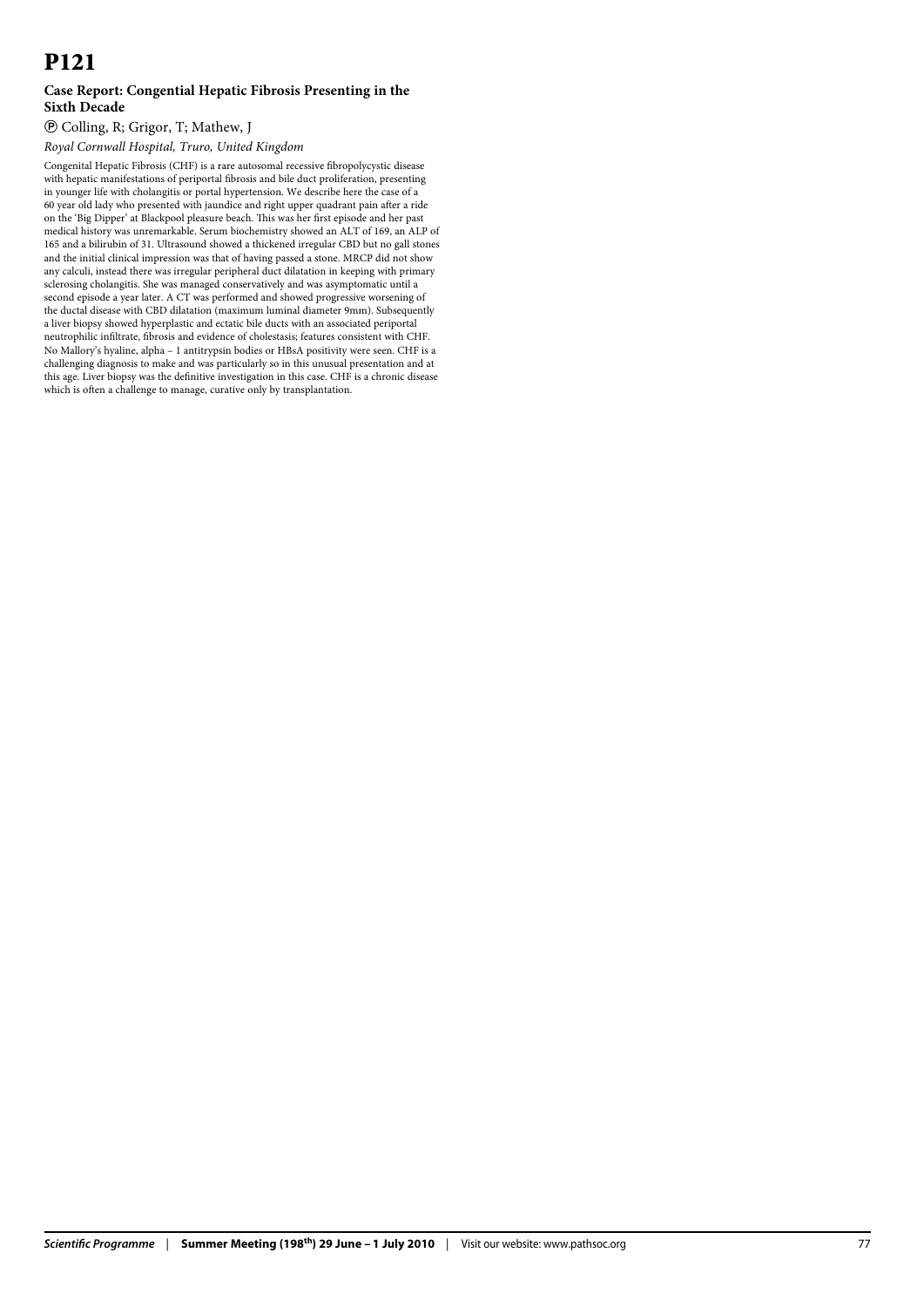# P121

### Case Report: Congential Hepatic Fibrosis Presenting in the Sixth Decade

Ⓟ Colling, R; Grigor, T; Mathew, J

*Royal Cornwall Hospital, Truro, United Kingdom*

Congenital Hepatic Fibrosis (CHF) is a rare autosomal recessive fibropolycystic disease with hepatic manifestations of periportal fibrosis and bile duct proliferation, presenting in younger life with cholangitis or portal hypertension. We describe here the case of a 60 year old lady who presented with jaundice and right upper quadrant pain after a ride on the 'Big Dipper' at Blackpool pleasure beach. This was her first episode and her past medical history was unremarkable. Serum biochemistry showed an ALT of 169, an ALP of 165 and a bilirubin of 31. Ultrasound showed a thickened irregular CBD but no gall stones and the initial clinical impression was that of having passed a stone. MRCP did not show any calculi, instead there was irregular peripheral duct dilatation in keeping with primary sclerosing cholangitis. She was managed conservatively and was asymptomatic until a second episode a year later. A CT was performed and showed progressive worsening of the ductal disease with CBD dilatation (maximum luminal diameter 9mm). Subsequently a liver biopsy showed hyperplastic and ectatic bile ducts with an associated periportal neutrophilic infiltrate, fibrosis and evidence of cholestasis; features consistent with CHF. No Mallory's hyaline, alpha – 1 antitrypsin bodies or HBsA positivity were seen. CHF is a challenging diagnosis to make and was particularly so in this unusual presentation and at this age. Liver biopsy was the definitive investigation in this case. CHF is a chronic disease which is often a challenge to manage, curative only by transplantation.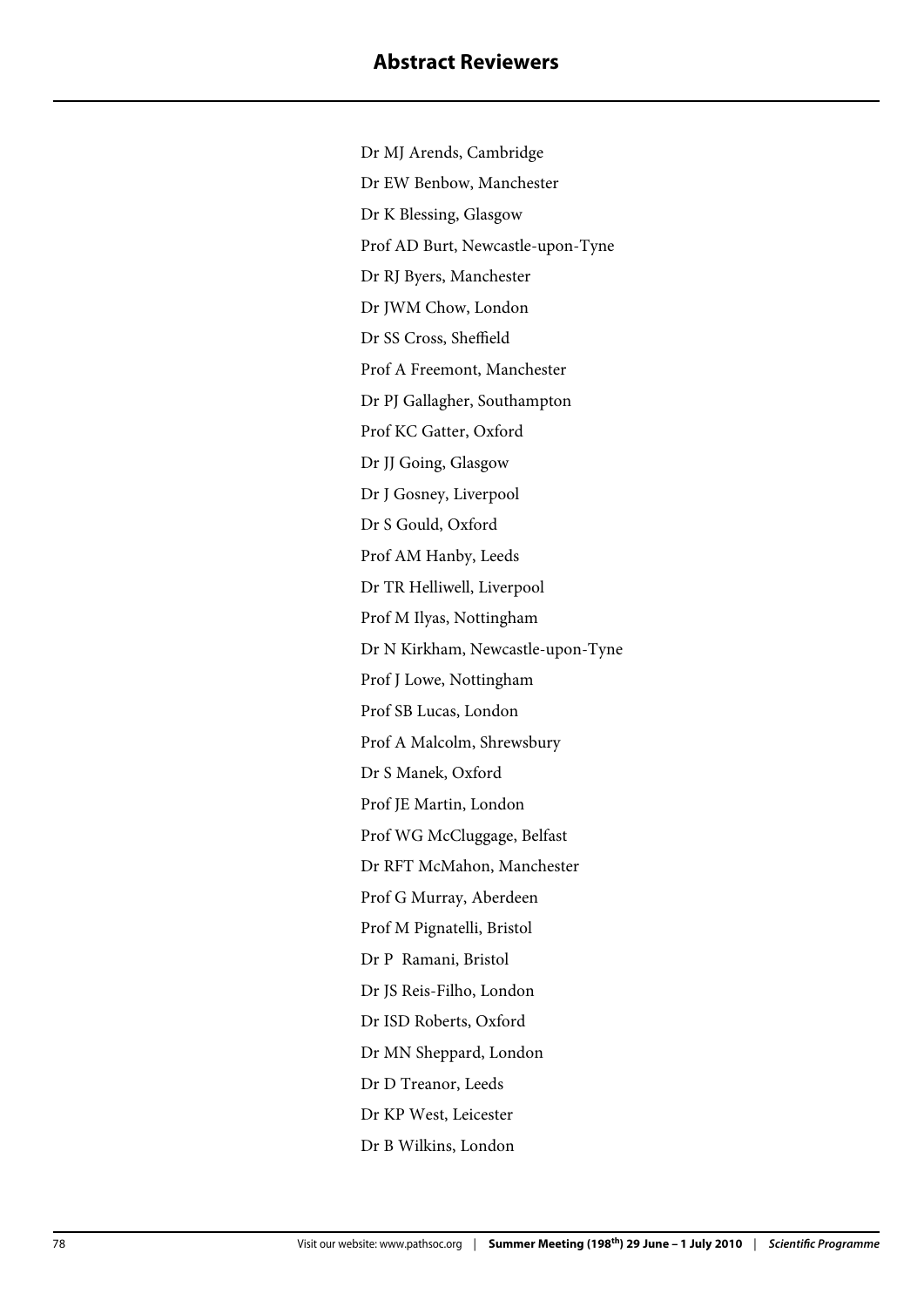# Abstract Reviewers

Dr MJ Arends, Cambridge

Dr EW Benbow, Manchester

Dr K Blessing, Glasgow

Prof AD Burt, Newcastle-upon-Tyne

Dr RJ Byers, Manchester

Dr JWM Chow, London

Dr SS Cross, Sheffield

Prof A Freemont, Manchester

Dr PJ Gallagher, Southampton

Prof KC Gatter, Oxford

Dr JJ Going, Glasgow

Dr J Gosney, Liverpool

Dr S Gould, Oxford

Prof AM Hanby, Leeds

Dr TR Helliwell, Liverpool

Prof M Ilyas, Nottingham

Dr N Kirkham, Newcastle-upon-Tyne

Prof J Lowe, Nottingham

Prof SB Lucas, London

Prof A Malcolm, Shrewsbury

Dr S Manek, Oxford

Prof JE Martin, London

Prof WG McCluggage, Belfast

Dr RFT McMahon, Manchester

Prof G Murray, Aberdeen

Prof M Pignatelli, Bristol

Dr P Ramani, Bristol

Dr JS Reis-Filho, London

Dr ISD Roberts, Oxford

Dr MN Sheppard, London

Dr D Treanor, Leeds

Dr KP West, Leicester

Dr B Wilkins, London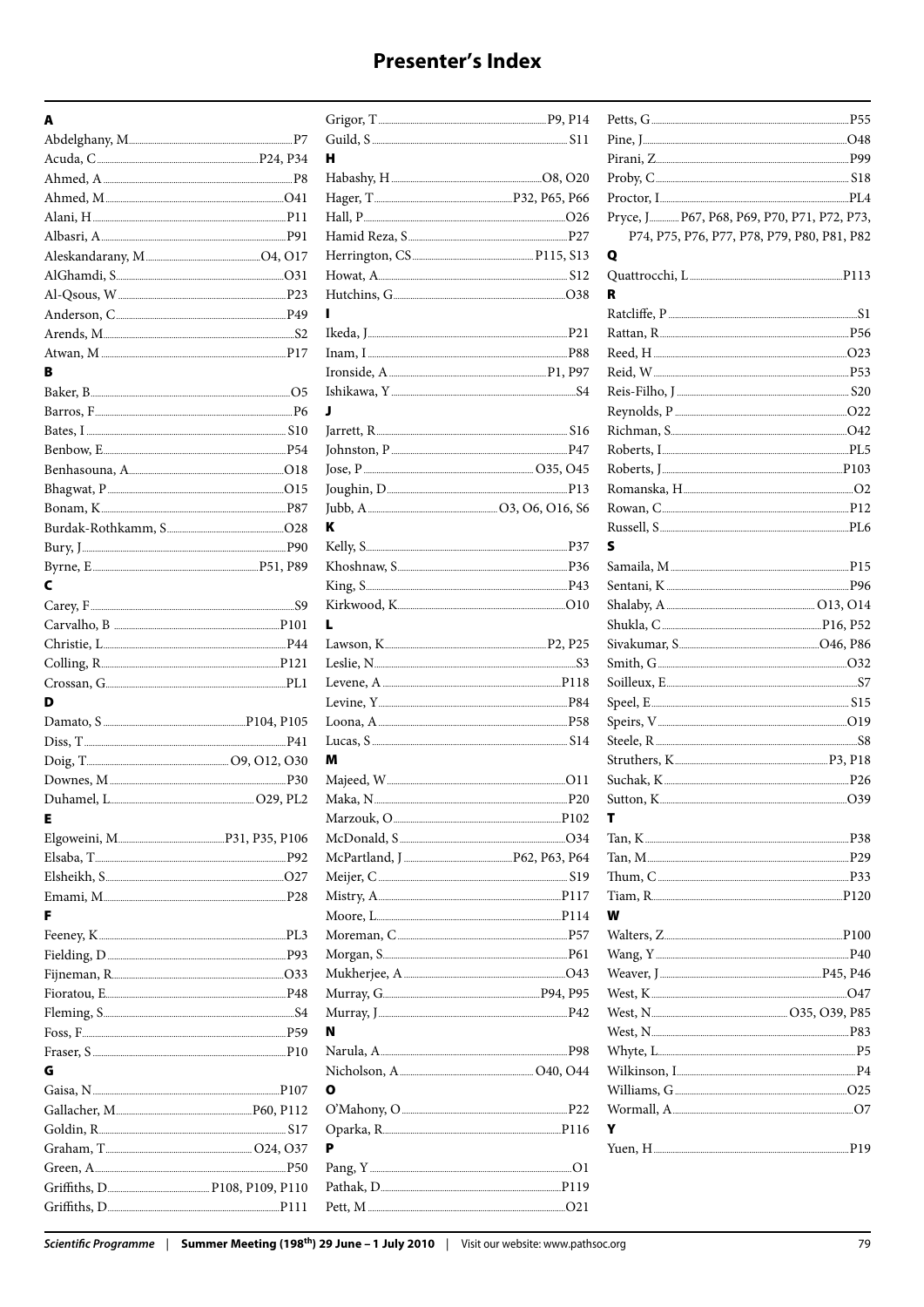# Presenter's Index

**A**

Abdelghany, M .......... P7
Acuda, C .......... P24, P34
Ahmed, A .......... P8
Ahmed, M .......... O41
Alani, H .......... P11
Albasri, A .......... P91
Aleskandarany, M .......... O4, O17
AlGhamdi, S .......... O31
Al-Qsous, W .......... P23
Anderson, C .......... P49
Arends, M .......... S2
Atwan, M .......... P17

**B**

Baker, B .......... O5
Barros, F .......... P6
Bates, I .......... S10
Benbow, E .......... P54
Benhasouna, A .......... O18
Bhagwat, P .......... O15
Bonam, K .......... P87
Burdak-Rothkamm, S .......... O28
Bury, J .......... P90
Byrne, E .......... P51, P89

**C**

Carey, F .......... S9
Carvalho, B .......... P101
Christie, L .......... P44
Colling, R .......... P121
Crossan, G .......... PL1

**D**

Damato, S .......... P104, P105
Diss, T .......... P41
Doig, T .......... O9, O12, O30
Downes, M .......... P30
Duhamel, L .......... O29, PL2

**E**

Elgoweini, M .......... P31, P35, P106
Elsaba, T .......... P92
Elsheikh, S .......... O27
Emami, M .......... P28

**F**

Feeney, K .......... PL3
Fielding, D .......... P93
Fijneman, R .......... O33
Fioratou, E .......... P48
Fleming, S .......... S4
Foss, F .......... P59
Fraser, S .......... P10

**G**

Gaisa, N .......... P107
Gallacher, M .......... P60, P112
Goldin, R .......... S17
Graham, T .......... O24, O37
Green, A .......... P50
Griffiths, D .......... P108, P109, P110
Griffiths, D .......... P111
Grigor, T .......... P9, P14
Guild, S .......... S11

**H**

Habashy, H .......... O8, O20
Hager, T .......... P32, P65, P66
Hall, P .......... O26
Hamid Reza, S .......... P27
Herrington, CS .......... P115, S13
Howat, A .......... S12
Hutchins, G .......... O38

**I**

Ikeda, J .......... P21
Inam, I .......... P88
Ironside, A .......... P1, P97
Ishikawa, Y .......... S4

**J**

Jarrett, R .......... S16
Johnston, P .......... P47
Jose, P .......... O35, O45
Joughin, D .......... P13
Jubb, A .......... O3, O6, O16, S6

**K**

Kelly, S .......... P37
Khoshnaw, S .......... P36
King, S .......... P43
Kirkwood, K .......... O10

**L**

Lawson, K .......... P2, P25
Leslie, N .......... S3
Levene, A .......... P118
Levine, Y .......... P84
Loona, A .......... P58
Lucas, S .......... S14

**M**

Majeed, W .......... O11
Maka, N .......... P20
Marzouk, O .......... P102
McDonald, S .......... O34
McPartland, J .......... P62, P63, P64
Meijer, C .......... S19
Mistry, A .......... P117
Moore, L .......... P114
Moreman, C .......... P57
Morgan, S .......... P61
Mukherjee, A .......... O43
Murray, G .......... P94, P95
Murray, J .......... P42

**N**

Narula, A .......... P98
Nicholson, A .......... O40, O44

**O**

O'Mahony, O .......... P22
Oparka, R .......... P116

**P**

Pang, Y .......... O1
Pathak, D .......... P119
Pett, M .......... O21
Petts, G .......... P55
Pine, J .......... O48
Pirani, Z .......... P99
Proby, C .......... S18
Proctor, I .......... PL4
Pryce, J .......... P67, P68, P69, P70, P71, P72, P73, P74, P75, P76, P77, P78, P79, P80, P81, P82

**Q**

Quattrocchi, L .......... P113

**R**

Ratcliffe, P .......... S1
Rattan, R .......... P56
Reed, H .......... O23
Reid, W .......... P53
Reis-Filho, J .......... S20
Reynolds, P .......... O22
Richman, S .......... O42
Roberts, I .......... PL5
Roberts, J .......... P103
Romanska, H .......... O2
Rowan, C .......... P12
Russell, S .......... PL6

**S**

Samaila, M .......... P15
Sentani, K .......... P96
Shalaby, A .......... O13, O14
Shukla, C .......... P16, P52
Sivakumar, S .......... O46, P86
Smith, G .......... O32
Soilleux, E .......... S7
Speel, E .......... S15
Speirs, V .......... O19
Steele, R .......... S8
Struthers, K .......... P3, P18
Suchak, K .......... P26
Sutton, K .......... O39

**T**

Tan, K .......... P38
Tan, M .......... P29
Thum, C .......... P33
Tiam, R .......... P120

**W**

Walters, Z .......... P100
Wang, Y .......... P40
Weaver, J .......... P45, P46
West, K .......... O47
West, N .......... O35, O39, P85
West, N .......... P83
Whyte, L .......... P5
Wilkinson, I .......... P4
Williams, G .......... O25
Wormall, A .......... O7

**Y**

Yuen, H .......... P19